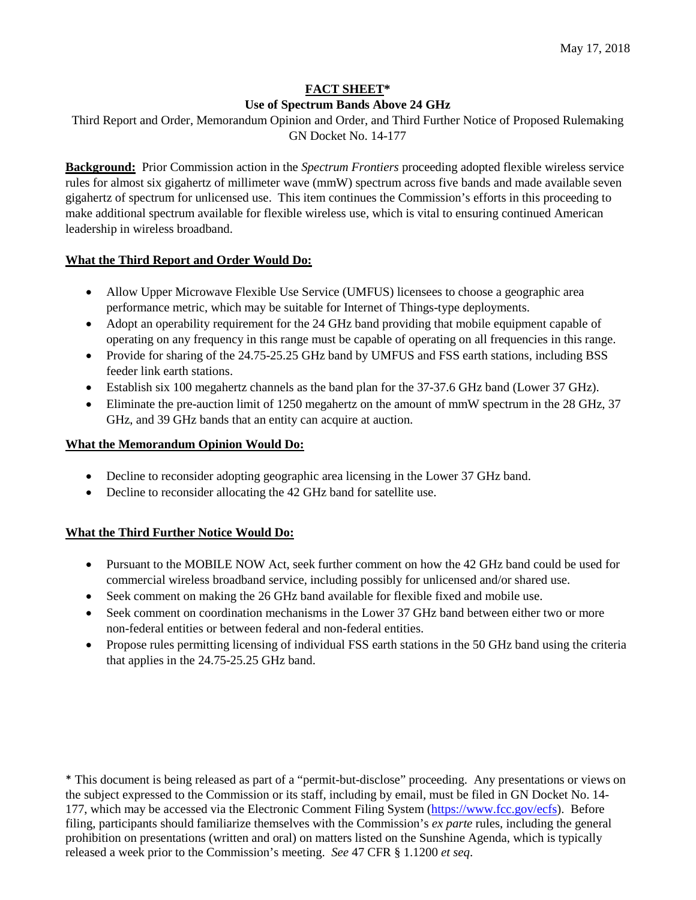May 17, 2018

# FACT SHEET*

## Use of Spectrum Bands Above 24 GHz

Third Report and Order, Memorandum Opinion and Order, and Third Further Notice of Proposed Rulemaking
GN Docket No. 14-177

**Background:** Prior Commission action in the *Spectrum Frontiers* proceeding adopted flexible wireless service rules for almost six gigahertz of millimeter wave (mmW) spectrum across five bands and made available seven gigahertz of spectrum for unlicensed use. This item continues the Commission's efforts in this proceeding to make additional spectrum available for flexible wireless use, which is vital to ensuring continued American leadership in wireless broadband.

**What the Third Report and Order Would Do:**

- Allow Upper Microwave Flexible Use Service (UMFUS) licensees to choose a geographic area performance metric, which may be suitable for Internet of Things-type deployments.
- Adopt an operability requirement for the 24 GHz band providing that mobile equipment capable of operating on any frequency in this range must be capable of operating on all frequencies in this range.
- Provide for sharing of the 24.75-25.25 GHz band by UMFUS and FSS earth stations, including BSS feeder link earth stations.
- Establish six 100 megahertz channels as the band plan for the 37-37.6 GHz band (Lower 37 GHz).
- Eliminate the pre-auction limit of 1250 megahertz on the amount of mmW spectrum in the 28 GHz, 37 GHz, and 39 GHz bands that an entity can acquire at auction.

**What the Memorandum Opinion Would Do:**

- Decline to reconsider adopting geographic area licensing in the Lower 37 GHz band.
- Decline to reconsider allocating the 42 GHz band for satellite use.

**What the Third Further Notice Would Do:**

- Pursuant to the MOBILE NOW Act, seek further comment on how the 42 GHz band could be used for commercial wireless broadband service, including possibly for unlicensed and/or shared use.
- Seek comment on making the 26 GHz band available for flexible fixed and mobile use.
- Seek comment on coordination mechanisms in the Lower 37 GHz band between either two or more non-federal entities or between federal and non-federal entities.
- Propose rules permitting licensing of individual FSS earth stations in the 50 GHz band using the criteria that applies in the 24.75-25.25 GHz band.

* This document is being released as part of a "permit-but-disclose" proceeding. Any presentations or views on the subject expressed to the Commission or its staff, including by email, must be filed in GN Docket No. 14-177, which may be accessed via the Electronic Comment Filing System (https://www.fcc.gov/ecfs). Before filing, participants should familiarize themselves with the Commission's *ex parte* rules, including the general prohibition on presentations (written and oral) on matters listed on the Sunshine Agenda, which is typically released a week prior to the Commission's meeting. *See* 47 CFR § 1.1200 *et seq*.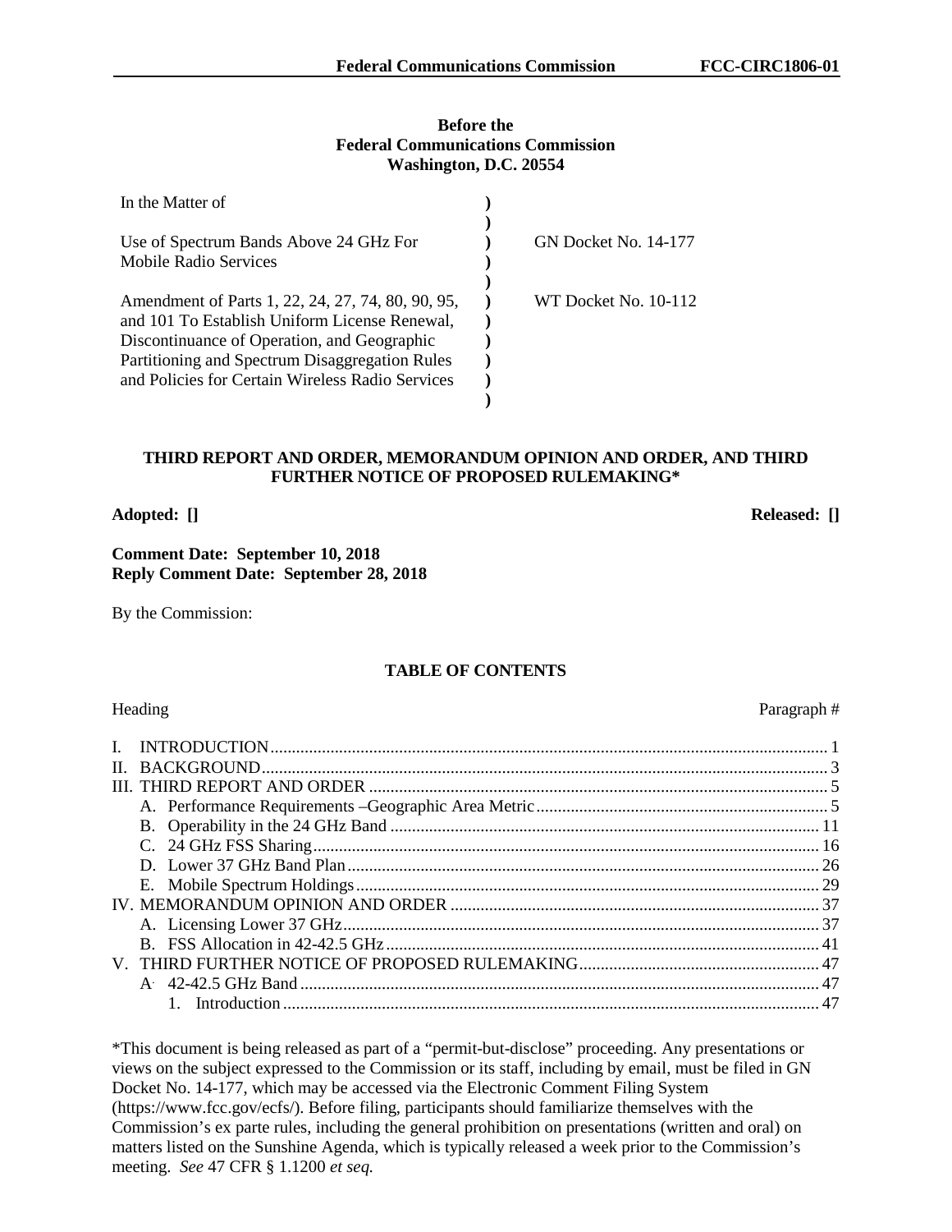**Before the**
**Federal Communications Commission**
**Washington, D.C. 20554**

| | | |
|---|---|---|
| In the Matter of | ) | |
| | ) | |
| Use of Spectrum Bands Above 24 GHz For Mobile Radio Services | ) | GN Docket No. 14-177 |
| | ) | |
| Amendment of Parts 1, 22, 24, 27, 74, 80, 90, 95, and 101 To Establish Uniform License Renewal, Discontinuance of Operation, and Geographic Partitioning and Spectrum Disaggregation Rules and Policies for Certain Wireless Radio Services | ) | WT Docket No. 10-112 |

## THIRD REPORT AND ORDER, MEMORANDUM OPINION AND ORDER, AND THIRD FURTHER NOTICE OF PROPOSED RULEMAKING*

**Adopted: []** **Released: []**

**Comment Date: September 10, 2018**
**Reply Comment Date: September 28, 2018**

By the Commission:

### TABLE OF CONTENTS

| Heading | Paragraph # |
|---|---|
| I. INTRODUCTION | 1 |
| II. BACKGROUND | 3 |
| III. THIRD REPORT AND ORDER | 5 |
| A. Performance Requirements –Geographic Area Metric | 5 |
| B. Operability in the 24 GHz Band | 11 |
| C. 24 GHz FSS Sharing | 16 |
| D. Lower 37 GHz Band Plan | 26 |
| E. Mobile Spectrum Holdings | 29 |
| IV. MEMORANDUM OPINION AND ORDER | 37 |
| A. Licensing Lower 37 GHz | 37 |
| B. FSS Allocation in 42-42.5 GHz | 41 |
| V. THIRD FURTHER NOTICE OF PROPOSED RULEMAKING | 47 |
| A. 42-42.5 GHz Band | 47 |
| 1. Introduction | 47 |

*This document is being released as part of a "permit-but-disclose" proceeding. Any presentations or views on the subject expressed to the Commission or its staff, including by email, must be filed in GN Docket No. 14-177, which may be accessed via the Electronic Comment Filing System (https://www.fcc.gov/ecfs/). Before filing, participants should familiarize themselves with the Commission's ex parte rules, including the general prohibition on presentations (written and oral) on matters listed on the Sunshine Agenda, which is typically released a week prior to the Commission's meeting. *See* 47 CFR § 1.1200 *et seq.*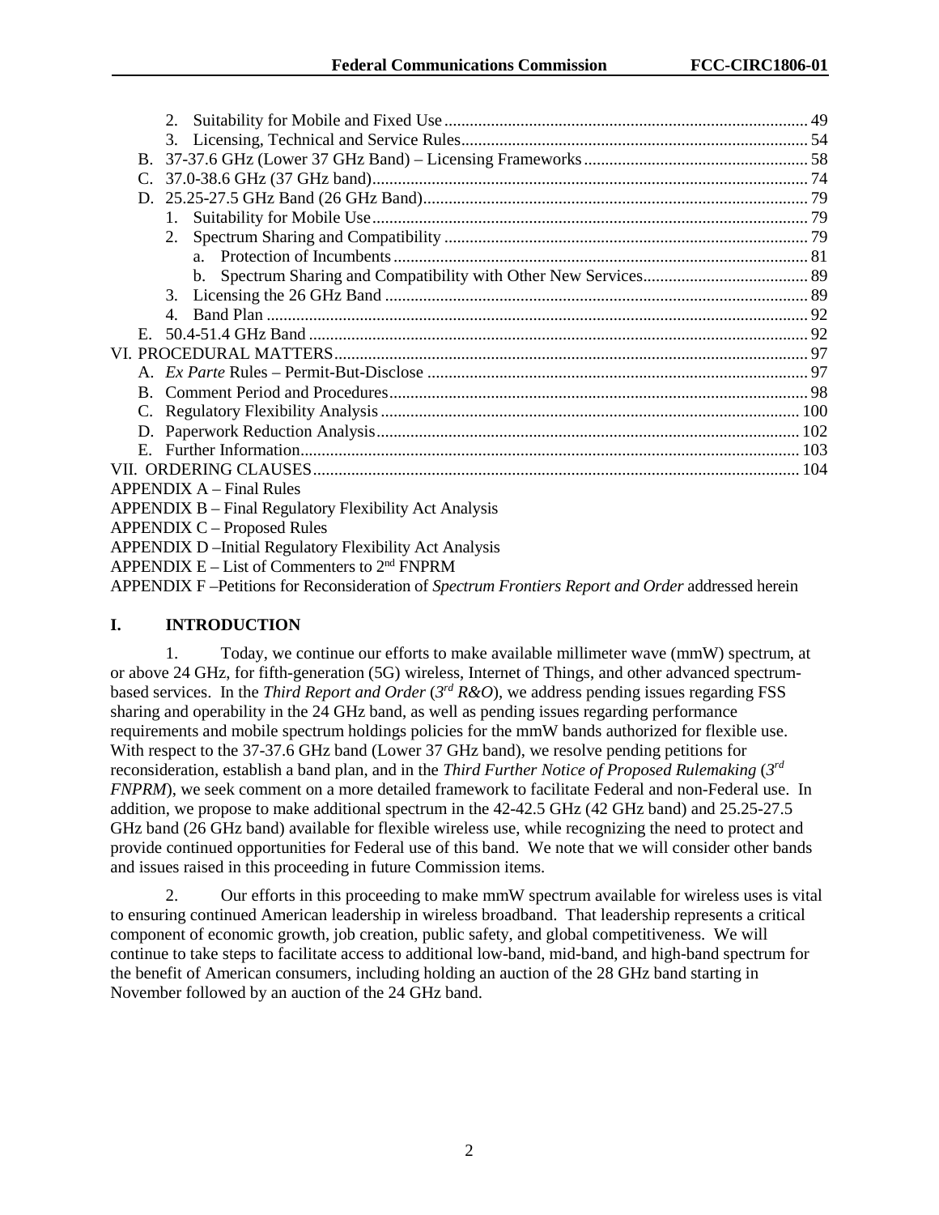2. Suitability for Mobile and Fixed Use ..... 49
3. Licensing, Technical and Service Rules ..... 54

B. 37-37.6 GHz (Lower 37 GHz Band) – Licensing Frameworks ..... 58

C. 37.0-38.6 GHz (37 GHz band) ..... 74

D. 25.25-27.5 GHz Band (26 GHz Band) ..... 79

1. Suitability for Mobile Use ..... 79
2. Spectrum Sharing and Compatibility ..... 79
   a. Protection of Incumbents ..... 81
   b. Spectrum Sharing and Compatibility with Other New Services ..... 89
3. Licensing the 26 GHz Band ..... 89
4. Band Plan ..... 92

E. 50.4-51.4 GHz Band ..... 92

VI. PROCEDURAL MATTERS ..... 97

A. *Ex Parte* Rules – Permit-But-Disclose ..... 97

B. Comment Period and Procedures ..... 98

C. Regulatory Flexibility Analysis ..... 100

D. Paperwork Reduction Analysis ..... 102

E. Further Information ..... 103

VII. ORDERING CLAUSES ..... 104

APPENDIX A – Final Rules

APPENDIX B – Final Regulatory Flexibility Act Analysis

APPENDIX C – Proposed Rules

APPENDIX D –Initial Regulatory Flexibility Act Analysis

APPENDIX E – List of Commenters to 2nd FNPRM

APPENDIX F –Petitions for Reconsideration of *Spectrum Frontiers Report and Order* addressed herein

# I. INTRODUCTION

1. Today, we continue our efforts to make available millimeter wave (mmW) spectrum, at or above 24 GHz, for fifth-generation (5G) wireless, Internet of Things, and other advanced spectrum-based services. In the *Third Report and Order* (*3rd R&O*), we address pending issues regarding FSS sharing and operability in the 24 GHz band, as well as pending issues regarding performance requirements and mobile spectrum holdings policies for the mmW bands authorized for flexible use. With respect to the 37-37.6 GHz band (Lower 37 GHz band), we resolve pending petitions for reconsideration, establish a band plan, and in the *Third Further Notice of Proposed Rulemaking* (*3rd FNPRM*), we seek comment on a more detailed framework to facilitate Federal and non-Federal use. In addition, we propose to make additional spectrum in the 42-42.5 GHz (42 GHz band) and 25.25-27.5 GHz band (26 GHz band) available for flexible wireless use, while recognizing the need to protect and provide continued opportunities for Federal use of this band. We note that we will consider other bands and issues raised in this proceeding in future Commission items.

2. Our efforts in this proceeding to make mmW spectrum available for wireless uses is vital to ensuring continued American leadership in wireless broadband. That leadership represents a critical component of economic growth, job creation, public safety, and global competitiveness. We will continue to take steps to facilitate access to additional low-band, mid-band, and high-band spectrum for the benefit of American consumers, including holding an auction of the 28 GHz band starting in November followed by an auction of the 24 GHz band.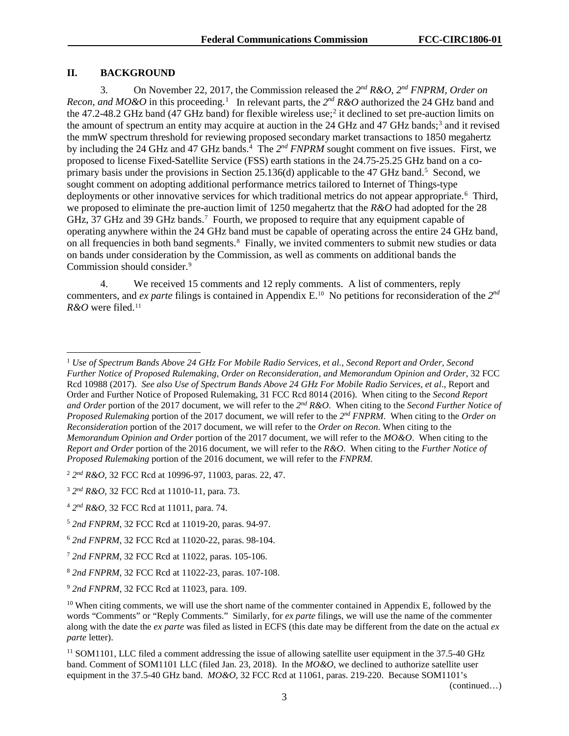## II. BACKGROUND

3. On November 22, 2017, the Commission released the *2nd R&O, 2nd FNPRM, Order on Recon, and MO&O* in this proceeding.[1] In relevant parts, the *2nd R&O* authorized the 24 GHz band and the 47.2-48.2 GHz band (47 GHz band) for flexible wireless use;[2] it declined to set pre-auction limits on the amount of spectrum an entity may acquire at auction in the 24 GHz and 47 GHz bands;[3] and it revised the mmW spectrum threshold for reviewing proposed secondary market transactions to 1850 megahertz by including the 24 GHz and 47 GHz bands.[4] The *2nd FNPRM* sought comment on five issues. First, we proposed to license Fixed-Satellite Service (FSS) earth stations in the 24.75-25.25 GHz band on a co-primary basis under the provisions in Section 25.136(d) applicable to the 47 GHz band.[5] Second, we sought comment on adopting additional performance metrics tailored to Internet of Things-type deployments or other innovative services for which traditional metrics do not appear appropriate.[6] Third, we proposed to eliminate the pre-auction limit of 1250 megahertz that the *R&O* had adopted for the 28 GHz, 37 GHz and 39 GHz bands.[7] Fourth, we proposed to require that any equipment capable of operating anywhere within the 24 GHz band must be capable of operating across the entire 24 GHz band, on all frequencies in both band segments.[8] Finally, we invited commenters to submit new studies or data on bands under consideration by the Commission, as well as comments on additional bands the Commission should consider.[9]

4. We received 15 comments and 12 reply comments. A list of commenters, reply commenters, and *ex parte* filings is contained in Appendix E.[10] No petitions for reconsideration of the *2nd R&O* were filed.[11]

---

[1] *Use of Spectrum Bands Above 24 GHz For Mobile Radio Services, et al., Second Report and Order, Second Further Notice of Proposed Rulemaking, Order on Reconsideration, and Memorandum Opinion and Order*, 32 FCC Rcd 10988 (2017). *See also Use of Spectrum Bands Above 24 GHz For Mobile Radio Services, et al*., Report and Order and Further Notice of Proposed Rulemaking, 31 FCC Rcd 8014 (2016). When citing to the *Second Report and Order* portion of the 2017 document, we will refer to the *2nd R&O*. When citing to the *Second Further Notice of Proposed Rulemaking* portion of the 2017 document, we will refer to the *2nd FNPRM*. When citing to the *Order on Reconsideration* portion of the 2017 document, we will refer to the *Order on Recon*. When citing to the *Memorandum Opinion and Order* portion of the 2017 document, we will refer to the *MO&O*. When citing to the *Report and Order* portion of the 2016 document, we will refer to the *R&O*. When citing to the *Further Notice of Proposed Rulemaking* portion of the 2016 document, we will refer to the *FNPRM*.

[2] *2nd R&O*, 32 FCC Rcd at 10996-97, 11003, paras. 22, 47.

[3] *2nd R&O*, 32 FCC Rcd at 11010-11, para. 73.

[4] *2nd R&O*, 32 FCC Rcd at 11011, para. 74.

[5] *2nd FNPRM*, 32 FCC Rcd at 11019-20, paras. 94-97.

[6] *2nd FNPRM*, 32 FCC Rcd at 11020-22, paras. 98-104.

[7] *2nd FNPRM*, 32 FCC Rcd at 11022, paras. 105-106.

[8] *2nd FNPRM*, 32 FCC Rcd at 11022-23, paras. 107-108.

[9] *2nd FNPRM*, 32 FCC Rcd at 11023, para. 109.

[10] When citing comments, we will use the short name of the commenter contained in Appendix E, followed by the words "Comments" or "Reply Comments." Similarly, for *ex parte* filings, we will use the name of the commenter along with the date the *ex parte* was filed as listed in ECFS (this date may be different from the date on the actual *ex parte* letter).

[11] SOM1101, LLC filed a comment addressing the issue of allowing satellite user equipment in the 37.5-40 GHz band. Comment of SOM1101 LLC (filed Jan. 23, 2018). In the *MO&O*, we declined to authorize satellite user equipment in the 37.5-40 GHz band. *MO&O*, 32 FCC Rcd at 11061, paras. 219-220. Because SOM1101's

(continued…)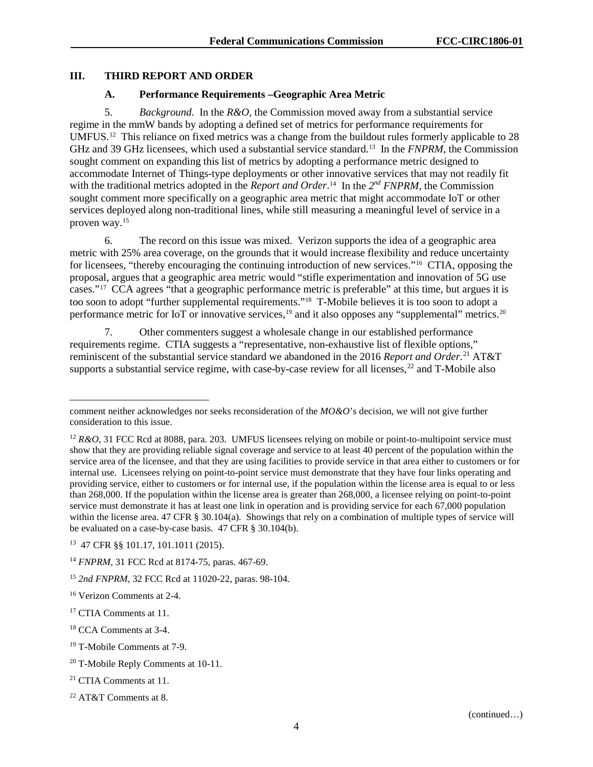## III. THIRD REPORT AND ORDER

### A. Performance Requirements –Geographic Area Metric

5. *Background*. In the *R&O*, the Commission moved away from a substantial service regime in the mmW bands by adopting a defined set of metrics for performance requirements for UMFUS.[12] This reliance on fixed metrics was a change from the buildout rules formerly applicable to 28 GHz and 39 GHz licensees, which used a substantial service standard.[13] In the *FNPRM*, the Commission sought comment on expanding this list of metrics by adopting a performance metric designed to accommodate Internet of Things-type deployments or other innovative services that may not readily fit with the traditional metrics adopted in the *Report and Order*.[14] In the *2nd FNPRM*, the Commission sought comment more specifically on a geographic area metric that might accommodate IoT or other services deployed along non-traditional lines, while still measuring a meaningful level of service in a proven way.[15]

6. The record on this issue was mixed. Verizon supports the idea of a geographic area metric with 25% area coverage, on the grounds that it would increase flexibility and reduce uncertainty for licensees, "thereby encouraging the continuing introduction of new services."[16] CTIA, opposing the proposal, argues that a geographic area metric would "stifle experimentation and innovation of 5G use cases."[17] CCA agrees "that a geographic performance metric is preferable" at this time, but argues it is too soon to adopt "further supplemental requirements."[18] T-Mobile believes it is too soon to adopt a performance metric for IoT or innovative services,[19] and it also opposes any "supplemental" metrics.[20]

7. Other commenters suggest a wholesale change in our established performance requirements regime. CTIA suggests a "representative, non-exhaustive list of flexible options," reminiscent of the substantial service standard we abandoned in the 2016 *Report and Order*.[21] AT&T supports a substantial service regime, with case-by-case review for all licenses,[22] and T-Mobile also

---

comment neither acknowledges nor seeks reconsideration of the *MO&O*'s decision, we will not give further consideration to this issue.

[12] *R&O*, 31 FCC Rcd at 8088, para. 203. UMFUS licensees relying on mobile or point-to-multipoint service must show that they are providing reliable signal coverage and service to at least 40 percent of the population within the service area of the licensee, and that they are using facilities to provide service in that area either to customers or for internal use. Licensees relying on point-to-point service must demonstrate that they have four links operating and providing service, either to customers or for internal use, if the population within the license area is equal to or less than 268,000. If the population within the license area is greater than 268,000, a licensee relying on point-to-point service must demonstrate it has at least one link in operation and is providing service for each 67,000 population within the license area. 47 CFR § 30.104(a). Showings that rely on a combination of multiple types of service will be evaluated on a case-by-case basis. 47 CFR § 30.104(b).

[13] 47 CFR §§ 101.17, 101.1011 (2015).

[14] *FNPRM*, 31 FCC Rcd at 8174-75, paras. 467-69.

[15] *2nd FNPRM*, 32 FCC Rcd at 11020-22, paras. 98-104.

[16] Verizon Comments at 2-4.

[17] CTIA Comments at 11.

[18] CCA Comments at 3-4.

[19] T-Mobile Comments at 7-9.

[20] T-Mobile Reply Comments at 10-11.

[21] CTIA Comments at 11.

[22] AT&T Comments at 8.

(continued…)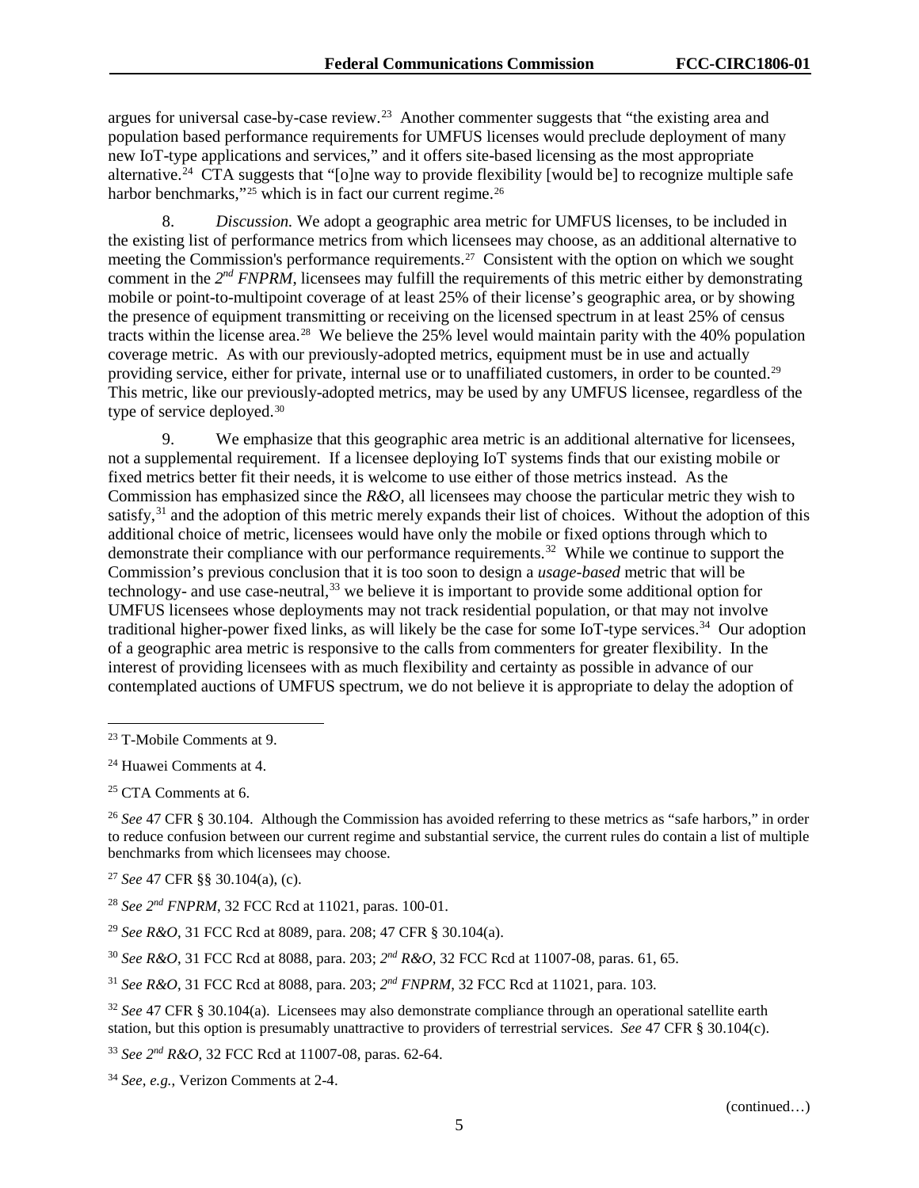argues for universal case-by-case review.[23] Another commenter suggests that "the existing area and population based performance requirements for UMFUS licenses would preclude deployment of many new IoT-type applications and services," and it offers site-based licensing as the most appropriate alternative.[24] CTA suggests that "[o]ne way to provide flexibility [would be] to recognize multiple safe harbor benchmarks,"[25] which is in fact our current regime.[26]

8. *Discussion.* We adopt a geographic area metric for UMFUS licenses, to be included in the existing list of performance metrics from which licensees may choose, as an additional alternative to meeting the Commission's performance requirements.[27] Consistent with the option on which we sought comment in the *2nd FNPRM*, licensees may fulfill the requirements of this metric either by demonstrating mobile or point-to-multipoint coverage of at least 25% of their license's geographic area, or by showing the presence of equipment transmitting or receiving on the licensed spectrum in at least 25% of census tracts within the license area.[28] We believe the 25% level would maintain parity with the 40% population coverage metric. As with our previously-adopted metrics, equipment must be in use and actually providing service, either for private, internal use or to unaffiliated customers, in order to be counted.[29] This metric, like our previously-adopted metrics, may be used by any UMFUS licensee, regardless of the type of service deployed.[30]

9. We emphasize that this geographic area metric is an additional alternative for licensees, not a supplemental requirement. If a licensee deploying IoT systems finds that our existing mobile or fixed metrics better fit their needs, it is welcome to use either of those metrics instead. As the Commission has emphasized since the *R&O*, all licensees may choose the particular metric they wish to satisfy,[31] and the adoption of this metric merely expands their list of choices. Without the adoption of this additional choice of metric, licensees would have only the mobile or fixed options through which to demonstrate their compliance with our performance requirements.[32] While we continue to support the Commission's previous conclusion that it is too soon to design a *usage-based* metric that will be technology- and use case-neutral,[33] we believe it is important to provide some additional option for UMFUS licensees whose deployments may not track residential population, or that may not involve traditional higher-power fixed links, as will likely be the case for some IoT-type services.[34] Our adoption of a geographic area metric is responsive to the calls from commenters for greater flexibility. In the interest of providing licensees with as much flexibility and certainty as possible in advance of our contemplated auctions of UMFUS spectrum, we do not believe it is appropriate to delay the adoption of

---

[23] T-Mobile Comments at 9.

[24] Huawei Comments at 4.

[25] CTA Comments at 6.

[26] *See* 47 CFR § 30.104. Although the Commission has avoided referring to these metrics as "safe harbors," in order to reduce confusion between our current regime and substantial service, the current rules do contain a list of multiple benchmarks from which licensees may choose.

[27] *See* 47 CFR §§ 30.104(a), (c).

[28] *See 2nd FNPRM*, 32 FCC Rcd at 11021, paras. 100-01.

[29] *See R&O*, 31 FCC Rcd at 8089, para. 208; 47 CFR § 30.104(a).

[30] *See R&O*, 31 FCC Rcd at 8088, para. 203; *2nd R&O*, 32 FCC Rcd at 11007-08, paras. 61, 65.

[31] *See R&O*, 31 FCC Rcd at 8088, para. 203; *2nd FNPRM*, 32 FCC Rcd at 11021, para. 103.

[32] *See* 47 CFR § 30.104(a). Licensees may also demonstrate compliance through an operational satellite earth station, but this option is presumably unattractive to providers of terrestrial services. *See* 47 CFR § 30.104(c).

[33] *See 2nd R&O*, 32 FCC Rcd at 11007-08, paras. 62-64.

[34] *See, e.g.*, Verizon Comments at 2-4.

(continued…)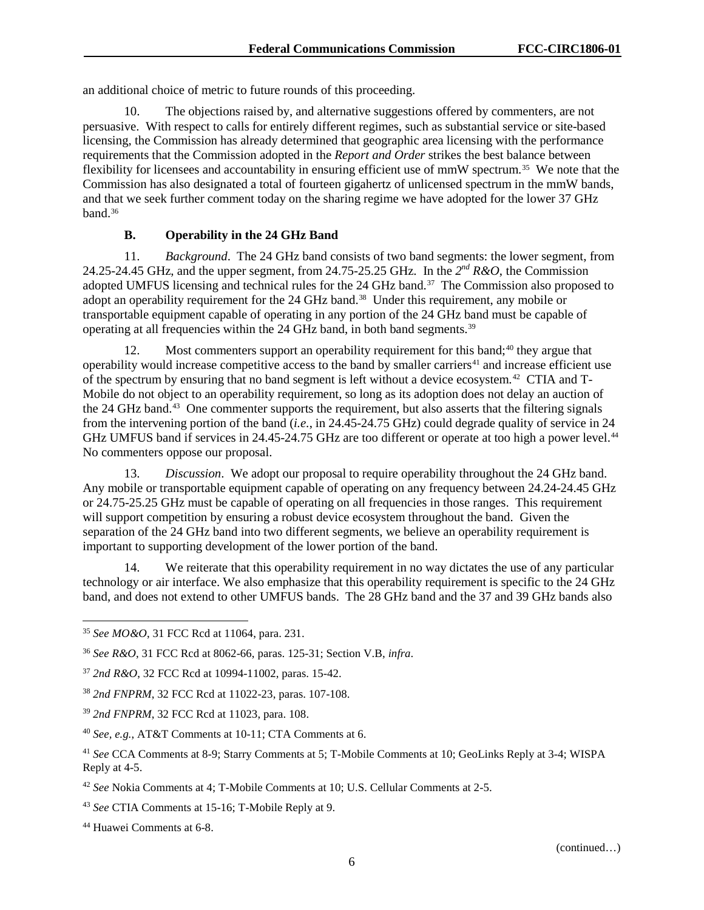an additional choice of metric to future rounds of this proceeding.

10. The objections raised by, and alternative suggestions offered by commenters, are not persuasive. With respect to calls for entirely different regimes, such as substantial service or site-based licensing, the Commission has already determined that geographic area licensing with the performance requirements that the Commission adopted in the *Report and Order* strikes the best balance between flexibility for licensees and accountability in ensuring efficient use of mmW spectrum.[35] We note that the Commission has also designated a total of fourteen gigahertz of unlicensed spectrum in the mmW bands, and that we seek further comment today on the sharing regime we have adopted for the lower 37 GHz band.[36]

### B. Operability in the 24 GHz Band

11. *Background*. The 24 GHz band consists of two band segments: the lower segment, from 24.25-24.45 GHz, and the upper segment, from 24.75-25.25 GHz. In the *2nd R&O*, the Commission adopted UMFUS licensing and technical rules for the 24 GHz band.[37] The Commission also proposed to adopt an operability requirement for the 24 GHz band.[38] Under this requirement, any mobile or transportable equipment capable of operating in any portion of the 24 GHz band must be capable of operating at all frequencies within the 24 GHz band, in both band segments.[39]

12. Most commenters support an operability requirement for this band;[40] they argue that operability would increase competitive access to the band by smaller carriers[41] and increase efficient use of the spectrum by ensuring that no band segment is left without a device ecosystem.[42] CTIA and T-Mobile do not object to an operability requirement, so long as its adoption does not delay an auction of the 24 GHz band.[43] One commenter supports the requirement, but also asserts that the filtering signals from the intervening portion of the band (*i.e.*, in 24.45-24.75 GHz) could degrade quality of service in 24 GHz UMFUS band if services in 24.45-24.75 GHz are too different or operate at too high a power level.[44] No commenters oppose our proposal.

13. *Discussion*. We adopt our proposal to require operability throughout the 24 GHz band. Any mobile or transportable equipment capable of operating on any frequency between 24.24-24.45 GHz or 24.75-25.25 GHz must be capable of operating on all frequencies in those ranges. This requirement will support competition by ensuring a robust device ecosystem throughout the band. Given the separation of the 24 GHz band into two different segments, we believe an operability requirement is important to supporting development of the lower portion of the band.

14. We reiterate that this operability requirement in no way dictates the use of any particular technology or air interface. We also emphasize that this operability requirement is specific to the 24 GHz band, and does not extend to other UMFUS bands. The 28 GHz band and the 37 and 39 GHz bands also

---

[35] *See MO&O*, 31 FCC Rcd at 11064, para. 231.

[36] *See R&O*, 31 FCC Rcd at 8062-66, paras. 125-31; Section V.B, *infra*.

[37] *2nd R&O*, 32 FCC Rcd at 10994-11002, paras. 15-42.

[38] *2nd FNPRM*, 32 FCC Rcd at 11022-23, paras. 107-108.

[39] *2nd FNPRM*, 32 FCC Rcd at 11023, para. 108.

[40] *See, e.g.*, AT&T Comments at 10-11; CTA Comments at 6.

[41] *See* CCA Comments at 8-9; Starry Comments at 5; T-Mobile Comments at 10; GeoLinks Reply at 3-4; WISPA Reply at 4-5.

[42] *See* Nokia Comments at 4; T-Mobile Comments at 10; U.S. Cellular Comments at 2-5.

[43] *See* CTIA Comments at 15-16; T-Mobile Reply at 9.

[44] Huawei Comments at 6-8.

(continued…)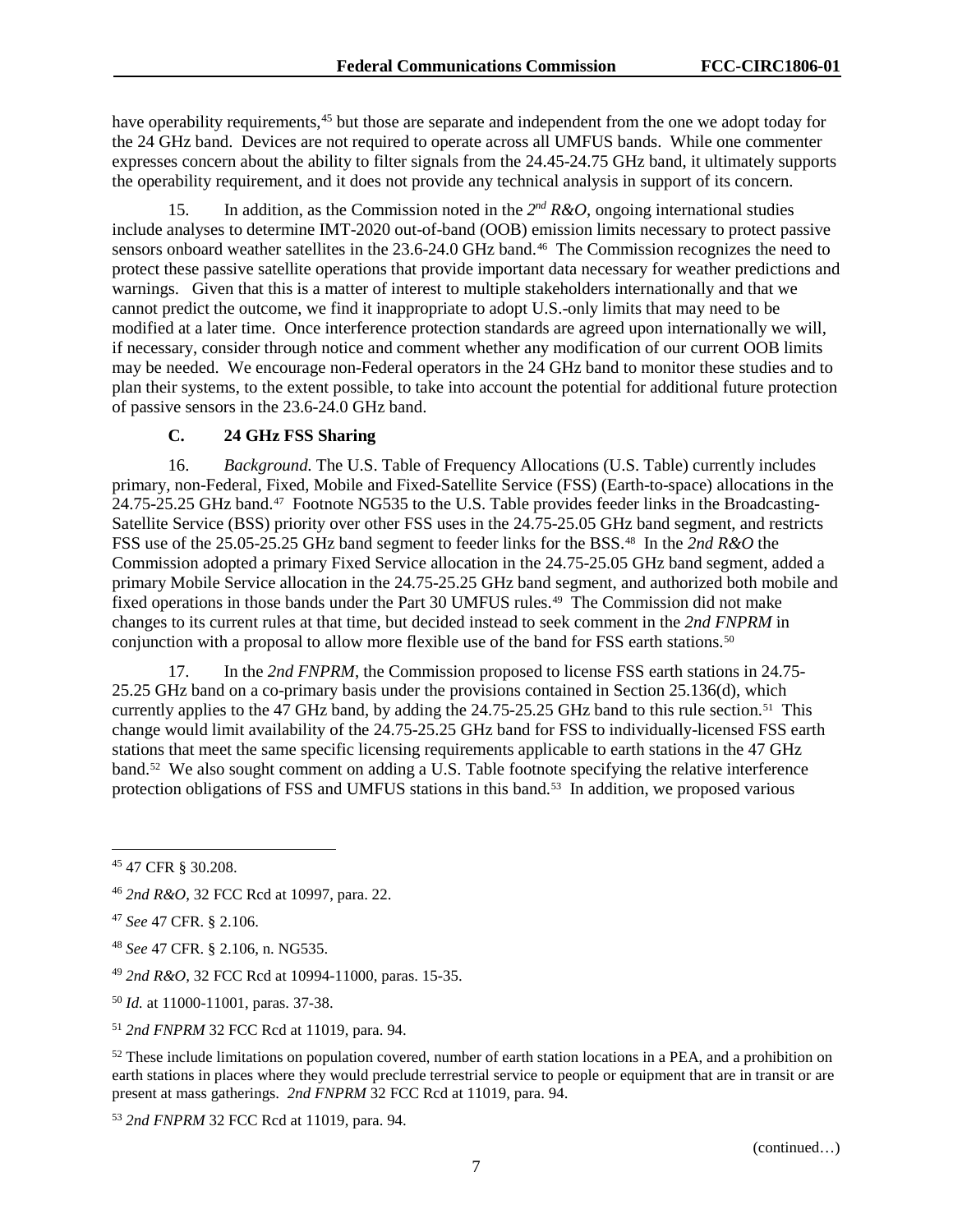have operability requirements,[45] but those are separate and independent from the one we adopt today for the 24 GHz band. Devices are not required to operate across all UMFUS bands. While one commenter expresses concern about the ability to filter signals from the 24.45-24.75 GHz band, it ultimately supports the operability requirement, and it does not provide any technical analysis in support of its concern.

15. In addition, as the Commission noted in the *2nd R&O*, ongoing international studies include analyses to determine IMT-2020 out-of-band (OOB) emission limits necessary to protect passive sensors onboard weather satellites in the 23.6-24.0 GHz band.[46] The Commission recognizes the need to protect these passive satellite operations that provide important data necessary for weather predictions and warnings. Given that this is a matter of interest to multiple stakeholders internationally and that we cannot predict the outcome, we find it inappropriate to adopt U.S.-only limits that may need to be modified at a later time. Once interference protection standards are agreed upon internationally we will, if necessary, consider through notice and comment whether any modification of our current OOB limits may be needed. We encourage non-Federal operators in the 24 GHz band to monitor these studies and to plan their systems, to the extent possible, to take into account the potential for additional future protection of passive sensors in the 23.6-24.0 GHz band.

### C. 24 GHz FSS Sharing

16. *Background.* The U.S. Table of Frequency Allocations (U.S. Table) currently includes primary, non-Federal, Fixed, Mobile and Fixed-Satellite Service (FSS) (Earth-to-space) allocations in the 24.75-25.25 GHz band.[47] Footnote NG535 to the U.S. Table provides feeder links in the Broadcasting-Satellite Service (BSS) priority over other FSS uses in the 24.75-25.05 GHz band segment, and restricts FSS use of the 25.05-25.25 GHz band segment to feeder links for the BSS.[48] In the *2nd R&O* the Commission adopted a primary Fixed Service allocation in the 24.75-25.05 GHz band segment, added a primary Mobile Service allocation in the 24.75-25.25 GHz band segment, and authorized both mobile and fixed operations in those bands under the Part 30 UMFUS rules.[49] The Commission did not make changes to its current rules at that time, but decided instead to seek comment in the *2nd FNPRM* in conjunction with a proposal to allow more flexible use of the band for FSS earth stations.[50]

17. In the *2nd FNPRM*, the Commission proposed to license FSS earth stations in 24.75-25.25 GHz band on a co-primary basis under the provisions contained in Section 25.136(d), which currently applies to the 47 GHz band, by adding the 24.75-25.25 GHz band to this rule section.[51] This change would limit availability of the 24.75-25.25 GHz band for FSS to individually-licensed FSS earth stations that meet the same specific licensing requirements applicable to earth stations in the 47 GHz band.[52] We also sought comment on adding a U.S. Table footnote specifying the relative interference protection obligations of FSS and UMFUS stations in this band.[53] In addition, we proposed various

---

[45] 47 CFR § 30.208.

[46] *2nd R&O*, 32 FCC Rcd at 10997, para. 22.

[47] *See* 47 CFR. § 2.106.

[48] *See* 47 CFR. § 2.106, n. NG535.

[49] *2nd R&O,* 32 FCC Rcd at 10994-11000, paras. 15-35.

[50] *Id.* at 11000-11001, paras. 37-38.

[51] *2nd FNPRM* 32 FCC Rcd at 11019, para. 94.

[52] These include limitations on population covered, number of earth station locations in a PEA, and a prohibition on earth stations in places where they would preclude terrestrial service to people or equipment that are in transit or are present at mass gatherings. *2nd FNPRM* 32 FCC Rcd at 11019, para. 94.

[53] *2nd FNPRM* 32 FCC Rcd at 11019, para. 94.

(continued…)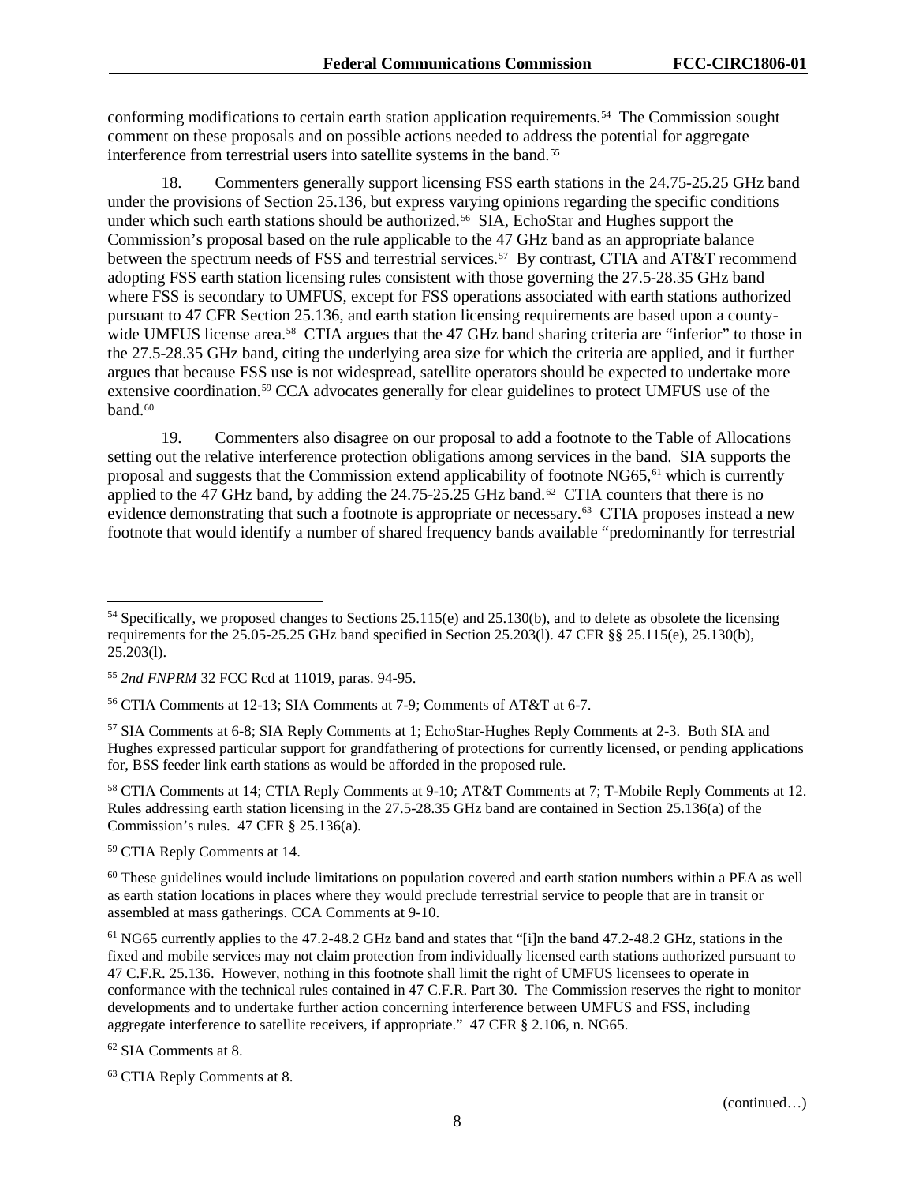conforming modifications to certain earth station application requirements.[54] The Commission sought comment on these proposals and on possible actions needed to address the potential for aggregate interference from terrestrial users into satellite systems in the band.[55]

18. Commenters generally support licensing FSS earth stations in the 24.75-25.25 GHz band under the provisions of Section 25.136, but express varying opinions regarding the specific conditions under which such earth stations should be authorized.[56] SIA, EchoStar and Hughes support the Commission's proposal based on the rule applicable to the 47 GHz band as an appropriate balance between the spectrum needs of FSS and terrestrial services.[57] By contrast, CTIA and AT&T recommend adopting FSS earth station licensing rules consistent with those governing the 27.5-28.35 GHz band where FSS is secondary to UMFUS, except for FSS operations associated with earth stations authorized pursuant to 47 CFR Section 25.136, and earth station licensing requirements are based upon a county-wide UMFUS license area.[58] CTIA argues that the 47 GHz band sharing criteria are "inferior" to those in the 27.5-28.35 GHz band, citing the underlying area size for which the criteria are applied, and it further argues that because FSS use is not widespread, satellite operators should be expected to undertake more extensive coordination.[59] CCA advocates generally for clear guidelines to protect UMFUS use of the band.[60]

19. Commenters also disagree on our proposal to add a footnote to the Table of Allocations setting out the relative interference protection obligations among services in the band. SIA supports the proposal and suggests that the Commission extend applicability of footnote NG65,[61] which is currently applied to the 47 GHz band, by adding the 24.75-25.25 GHz band.[62] CTIA counters that there is no evidence demonstrating that such a footnote is appropriate or necessary.[63] CTIA proposes instead a new footnote that would identify a number of shared frequency bands available "predominantly for terrestrial

---

[54] Specifically, we proposed changes to Sections 25.115(e) and 25.130(b), and to delete as obsolete the licensing requirements for the 25.05-25.25 GHz band specified in Section 25.203(l). 47 CFR §§ 25.115(e), 25.130(b), 25.203(l).

[55] *2nd FNPRM* 32 FCC Rcd at 11019, paras. 94-95.

[56] CTIA Comments at 12-13; SIA Comments at 7-9; Comments of AT&T at 6-7.

[57] SIA Comments at 6-8; SIA Reply Comments at 1; EchoStar-Hughes Reply Comments at 2-3. Both SIA and Hughes expressed particular support for grandfathering of protections for currently licensed, or pending applications for, BSS feeder link earth stations as would be afforded in the proposed rule.

[58] CTIA Comments at 14; CTIA Reply Comments at 9-10; AT&T Comments at 7; T-Mobile Reply Comments at 12. Rules addressing earth station licensing in the 27.5-28.35 GHz band are contained in Section 25.136(a) of the Commission's rules. 47 CFR § 25.136(a).

[59] CTIA Reply Comments at 14.

[60] These guidelines would include limitations on population covered and earth station numbers within a PEA as well as earth station locations in places where they would preclude terrestrial service to people that are in transit or assembled at mass gatherings. CCA Comments at 9-10.

[61] NG65 currently applies to the 47.2-48.2 GHz band and states that "[i]n the band 47.2-48.2 GHz, stations in the fixed and mobile services may not claim protection from individually licensed earth stations authorized pursuant to 47 C.F.R. 25.136. However, nothing in this footnote shall limit the right of UMFUS licensees to operate in conformance with the technical rules contained in 47 C.F.R. Part 30. The Commission reserves the right to monitor developments and to undertake further action concerning interference between UMFUS and FSS, including aggregate interference to satellite receivers, if appropriate." 47 CFR § 2.106, n. NG65.

[62] SIA Comments at 8.

[63] CTIA Reply Comments at 8.

(continued…)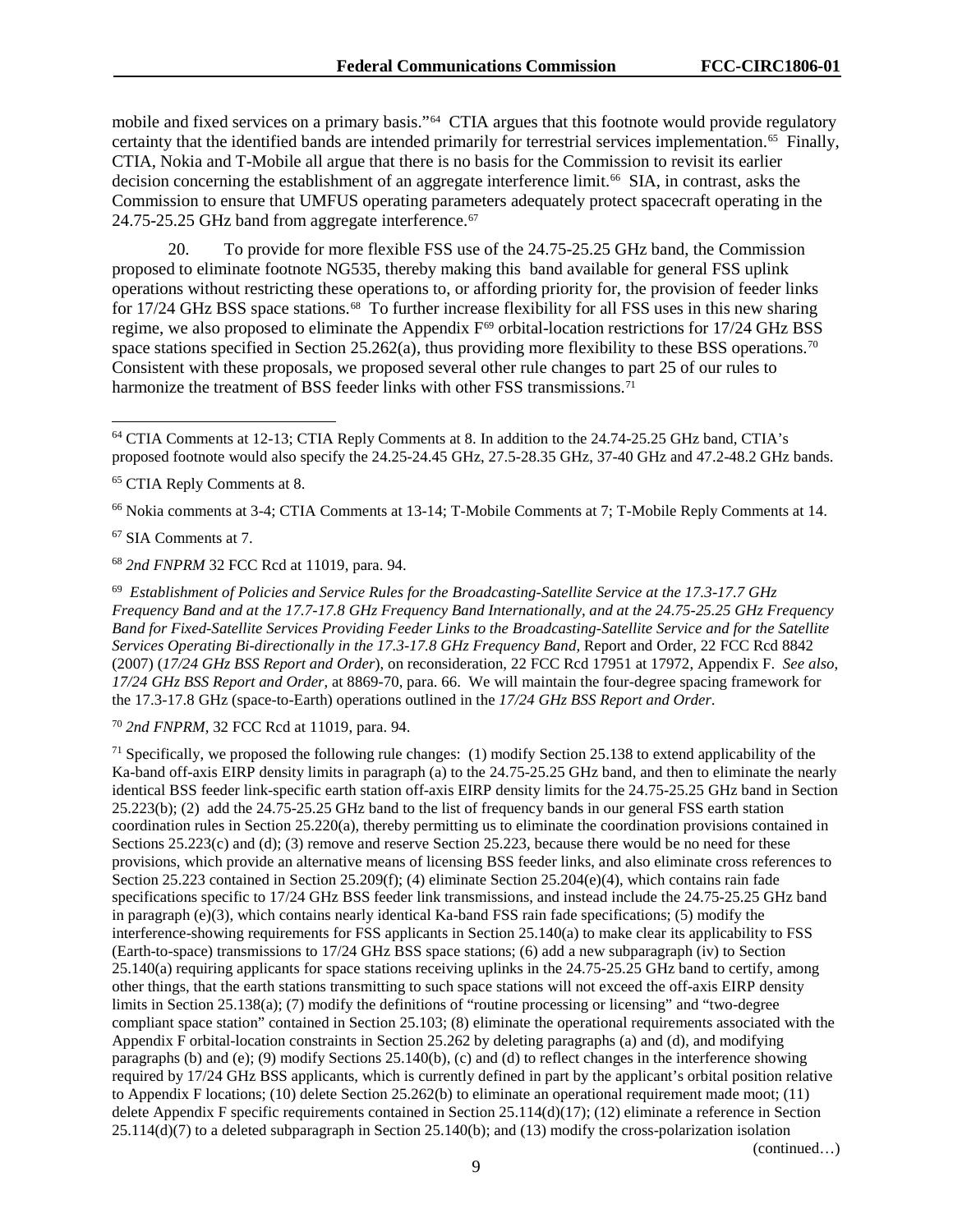mobile and fixed services on a primary basis."[64] CTIA argues that this footnote would provide regulatory certainty that the identified bands are intended primarily for terrestrial services implementation.[65] Finally, CTIA, Nokia and T-Mobile all argue that there is no basis for the Commission to revisit its earlier decision concerning the establishment of an aggregate interference limit.[66] SIA, in contrast, asks the Commission to ensure that UMFUS operating parameters adequately protect spacecraft operating in the 24.75-25.25 GHz band from aggregate interference.[67]

20. To provide for more flexible FSS use of the 24.75-25.25 GHz band, the Commission proposed to eliminate footnote NG535, thereby making this band available for general FSS uplink operations without restricting these operations to, or affording priority for, the provision of feeder links for 17/24 GHz BSS space stations.[68] To further increase flexibility for all FSS uses in this new sharing regime, we also proposed to eliminate the Appendix F[69] orbital-location restrictions for 17/24 GHz BSS space stations specified in Section 25.262(a), thus providing more flexibility to these BSS operations.[70] Consistent with these proposals, we proposed several other rule changes to part 25 of our rules to harmonize the treatment of BSS feeder links with other FSS transmissions.[71]

---

[64] CTIA Comments at 12-13; CTIA Reply Comments at 8. In addition to the 24.74-25.25 GHz band, CTIA's proposed footnote would also specify the 24.25-24.45 GHz, 27.5-28.35 GHz, 37-40 GHz and 47.2-48.2 GHz bands.

[65] CTIA Reply Comments at 8.

[66] Nokia comments at 3-4; CTIA Comments at 13-14; T-Mobile Comments at 7; T-Mobile Reply Comments at 14.

[67] SIA Comments at 7.

[68] *2nd FNPRM* 32 FCC Rcd at 11019, para. 94.

[69] *Establishment of Policies and Service Rules for the Broadcasting-Satellite Service at the 17.3-17.7 GHz Frequency Band and at the 17.7-17.8 GHz Frequency Band Internationally, and at the 24.75-25.25 GHz Frequency Band for Fixed-Satellite Services Providing Feeder Links to the Broadcasting-Satellite Service and for the Satellite Services Operating Bi-directionally in the 17.3-17.8 GHz Frequency Band,* Report and Order, 22 FCC Rcd 8842 (2007) (*17/24 GHz BSS Report and Order*), on reconsideration, 22 FCC Rcd 17951 at 17972, Appendix F. *See also, 17/24 GHz BSS Report and Order*, at 8869-70, para. 66. We will maintain the four-degree spacing framework for the 17.3-17.8 GHz (space-to-Earth) operations outlined in the *17/24 GHz BSS Report and Order*.

[70] *2nd FNPRM*, 32 FCC Rcd at 11019, para. 94.

[71] Specifically, we proposed the following rule changes: (1) modify Section 25.138 to extend applicability of the Ka-band off-axis EIRP density limits in paragraph (a) to the 24.75-25.25 GHz band, and then to eliminate the nearly identical BSS feeder link-specific earth station off-axis EIRP density limits for the 24.75-25.25 GHz band in Section 25.223(b); (2) add the 24.75-25.25 GHz band to the list of frequency bands in our general FSS earth station coordination rules in Section 25.220(a), thereby permitting us to eliminate the coordination provisions contained in Sections 25.223(c) and (d); (3) remove and reserve Section 25.223, because there would be no need for these provisions, which provide an alternative means of licensing BSS feeder links, and also eliminate cross references to Section 25.223 contained in Section 25.209(f); (4) eliminate Section 25.204(e)(4), which contains rain fade specifications specific to 17/24 GHz BSS feeder link transmissions, and instead include the 24.75-25.25 GHz band in paragraph (e)(3), which contains nearly identical Ka-band FSS rain fade specifications; (5) modify the interference-showing requirements for FSS applicants in Section 25.140(a) to make clear its applicability to FSS (Earth-to-space) transmissions to 17/24 GHz BSS space stations; (6) add a new subparagraph (iv) to Section 25.140(a) requiring applicants for space stations receiving uplinks in the 24.75-25.25 GHz band to certify, among other things, that the earth stations transmitting to such space stations will not exceed the off-axis EIRP density limits in Section 25.138(a); (7) modify the definitions of "routine processing or licensing" and "two-degree compliant space station" contained in Section 25.103; (8) eliminate the operational requirements associated with the Appendix F orbital-location constraints in Section 25.262 by deleting paragraphs (a) and (d), and modifying paragraphs (b) and (e); (9) modify Sections 25.140(b), (c) and (d) to reflect changes in the interference showing required by 17/24 GHz BSS applicants, which is currently defined in part by the applicant's orbital position relative to Appendix F locations; (10) delete Section 25.262(b) to eliminate an operational requirement made moot; (11) delete Appendix F specific requirements contained in Section 25.114(d)(17); (12) eliminate a reference in Section 25.114(d)(7) to a deleted subparagraph in Section 25.140(b); and (13) modify the cross-polarization isolation

(continued…)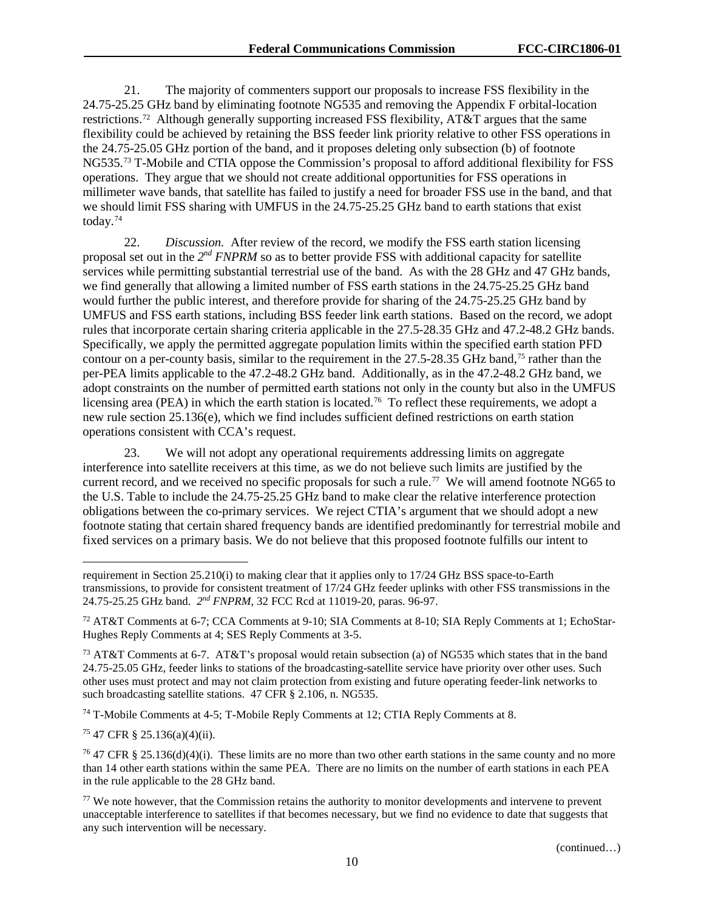21. The majority of commenters support our proposals to increase FSS flexibility in the 24.75-25.25 GHz band by eliminating footnote NG535 and removing the Appendix F orbital-location restrictions.[72] Although generally supporting increased FSS flexibility, AT&T argues that the same flexibility could be achieved by retaining the BSS feeder link priority relative to other FSS operations in the 24.75-25.05 GHz portion of the band, and it proposes deleting only subsection (b) of footnote NG535.[73] T-Mobile and CTIA oppose the Commission's proposal to afford additional flexibility for FSS operations. They argue that we should not create additional opportunities for FSS operations in millimeter wave bands, that satellite has failed to justify a need for broader FSS use in the band, and that we should limit FSS sharing with UMFUS in the 24.75-25.25 GHz band to earth stations that exist today.[74]

22. *Discussion.* After review of the record, we modify the FSS earth station licensing proposal set out in the *2nd FNPRM* so as to better provide FSS with additional capacity for satellite services while permitting substantial terrestrial use of the band. As with the 28 GHz and 47 GHz bands, we find generally that allowing a limited number of FSS earth stations in the 24.75-25.25 GHz band would further the public interest, and therefore provide for sharing of the 24.75-25.25 GHz band by UMFUS and FSS earth stations, including BSS feeder link earth stations. Based on the record, we adopt rules that incorporate certain sharing criteria applicable in the 27.5-28.35 GHz and 47.2-48.2 GHz bands. Specifically, we apply the permitted aggregate population limits within the specified earth station PFD contour on a per-county basis, similar to the requirement in the 27.5-28.35 GHz band,[75] rather than the per-PEA limits applicable to the 47.2-48.2 GHz band. Additionally, as in the 47.2-48.2 GHz band, we adopt constraints on the number of permitted earth stations not only in the county but also in the UMFUS licensing area (PEA) in which the earth station is located.[76] To reflect these requirements, we adopt a new rule section 25.136(e), which we find includes sufficient defined restrictions on earth station operations consistent with CCA's request.

23. We will not adopt any operational requirements addressing limits on aggregate interference into satellite receivers at this time, as we do not believe such limits are justified by the current record, and we received no specific proposals for such a rule.[77] We will amend footnote NG65 to the U.S. Table to include the 24.75-25.25 GHz band to make clear the relative interference protection obligations between the co-primary services. We reject CTIA's argument that we should adopt a new footnote stating that certain shared frequency bands are identified predominantly for terrestrial mobile and fixed services on a primary basis. We do not believe that this proposed footnote fulfills our intent to

---

requirement in Section 25.210(i) to making clear that it applies only to 17/24 GHz BSS space-to-Earth transmissions, to provide for consistent treatment of 17/24 GHz feeder uplinks with other FSS transmissions in the 24.75-25.25 GHz band. *2nd FNPRM*, 32 FCC Rcd at 11019-20, paras. 96-97.

[72] AT&T Comments at 6-7; CCA Comments at 9-10; SIA Comments at 8-10; SIA Reply Comments at 1; EchoStar-Hughes Reply Comments at 4; SES Reply Comments at 3-5.

[73] AT&T Comments at 6-7. AT&T's proposal would retain subsection (a) of NG535 which states that in the band 24.75-25.05 GHz, feeder links to stations of the broadcasting-satellite service have priority over other uses. Such other uses must protect and may not claim protection from existing and future operating feeder-link networks to such broadcasting satellite stations. 47 CFR § 2.106, n. NG535.

[74] T-Mobile Comments at 4-5; T-Mobile Reply Comments at 12; CTIA Reply Comments at 8.

[75] 47 CFR § 25.136(a)(4)(ii).

[76] 47 CFR § 25.136(d)(4)(i). These limits are no more than two other earth stations in the same county and no more than 14 other earth stations within the same PEA. There are no limits on the number of earth stations in each PEA in the rule applicable to the 28 GHz band.

[77] We note however, that the Commission retains the authority to monitor developments and intervene to prevent unacceptable interference to satellites if that becomes necessary, but we find no evidence to date that suggests that any such intervention will be necessary.

(continued…)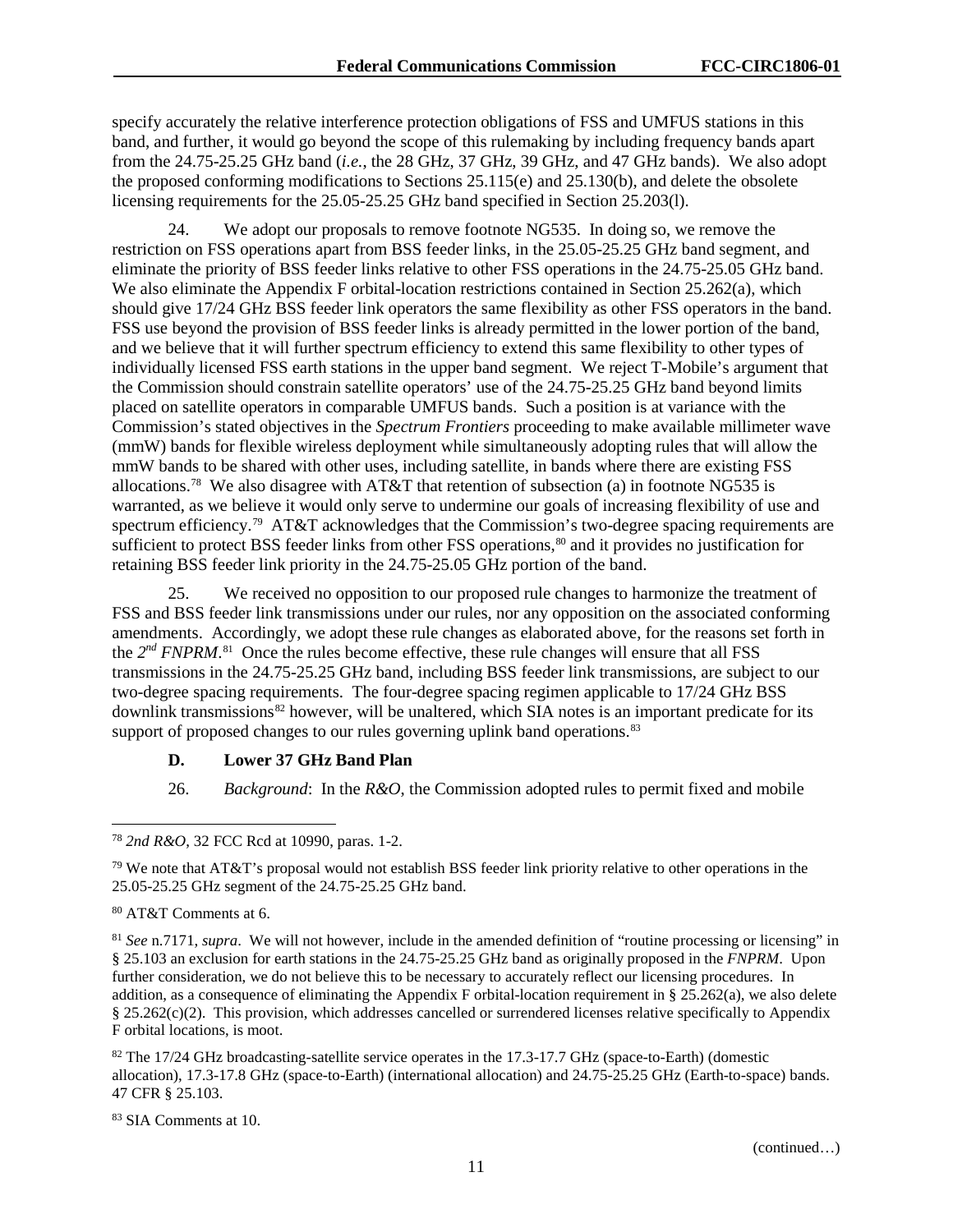specify accurately the relative interference protection obligations of FSS and UMFUS stations in this band, and further, it would go beyond the scope of this rulemaking by including frequency bands apart from the 24.75-25.25 GHz band (*i.e.*, the 28 GHz, 37 GHz, 39 GHz, and 47 GHz bands). We also adopt the proposed conforming modifications to Sections 25.115(e) and 25.130(b), and delete the obsolete licensing requirements for the 25.05-25.25 GHz band specified in Section 25.203(l).

24. We adopt our proposals to remove footnote NG535. In doing so, we remove the restriction on FSS operations apart from BSS feeder links, in the 25.05-25.25 GHz band segment, and eliminate the priority of BSS feeder links relative to other FSS operations in the 24.75-25.05 GHz band. We also eliminate the Appendix F orbital-location restrictions contained in Section 25.262(a), which should give 17/24 GHz BSS feeder link operators the same flexibility as other FSS operators in the band. FSS use beyond the provision of BSS feeder links is already permitted in the lower portion of the band, and we believe that it will further spectrum efficiency to extend this same flexibility to other types of individually licensed FSS earth stations in the upper band segment. We reject T-Mobile's argument that the Commission should constrain satellite operators' use of the 24.75-25.25 GHz band beyond limits placed on satellite operators in comparable UMFUS bands. Such a position is at variance with the Commission's stated objectives in the *Spectrum Frontiers* proceeding to make available millimeter wave (mmW) bands for flexible wireless deployment while simultaneously adopting rules that will allow the mmW bands to be shared with other uses, including satellite, in bands where there are existing FSS allocations.[78] We also disagree with AT&T that retention of subsection (a) in footnote NG535 is warranted, as we believe it would only serve to undermine our goals of increasing flexibility of use and spectrum efficiency.[79] AT&T acknowledges that the Commission's two-degree spacing requirements are sufficient to protect BSS feeder links from other FSS operations,[80] and it provides no justification for retaining BSS feeder link priority in the 24.75-25.05 GHz portion of the band.

25. We received no opposition to our proposed rule changes to harmonize the treatment of FSS and BSS feeder link transmissions under our rules, nor any opposition on the associated conforming amendments. Accordingly, we adopt these rule changes as elaborated above, for the reasons set forth in the *2nd FNPRM*.[81] Once the rules become effective, these rule changes will ensure that all FSS transmissions in the 24.75-25.25 GHz band, including BSS feeder link transmissions, are subject to our two-degree spacing requirements. The four-degree spacing regimen applicable to 17/24 GHz BSS downlink transmissions[82] however, will be unaltered, which SIA notes is an important predicate for its support of proposed changes to our rules governing uplink band operations.[83]

### D. Lower 37 GHz Band Plan

26. *Background*: In the *R&O*, the Commission adopted rules to permit fixed and mobile

---

[78] *2nd R&O*, 32 FCC Rcd at 10990, paras. 1-2.

[79] We note that AT&T's proposal would not establish BSS feeder link priority relative to other operations in the 25.05-25.25 GHz segment of the 24.75-25.25 GHz band.

[80] AT&T Comments at 6.

[81] *See* n.7171, *supra*. We will not however, include in the amended definition of "routine processing or licensing" in § 25.103 an exclusion for earth stations in the 24.75-25.25 GHz band as originally proposed in the *FNPRM*. Upon further consideration, we do not believe this to be necessary to accurately reflect our licensing procedures. In addition, as a consequence of eliminating the Appendix F orbital-location requirement in § 25.262(a), we also delete § 25.262(c)(2). This provision, which addresses cancelled or surrendered licenses relative specifically to Appendix F orbital locations, is moot.

[82] The 17/24 GHz broadcasting-satellite service operates in the 17.3-17.7 GHz (space-to-Earth) (domestic allocation), 17.3-17.8 GHz (space-to-Earth) (international allocation) and 24.75-25.25 GHz (Earth-to-space) bands. 47 CFR § 25.103.

[83] SIA Comments at 10.

(continued…)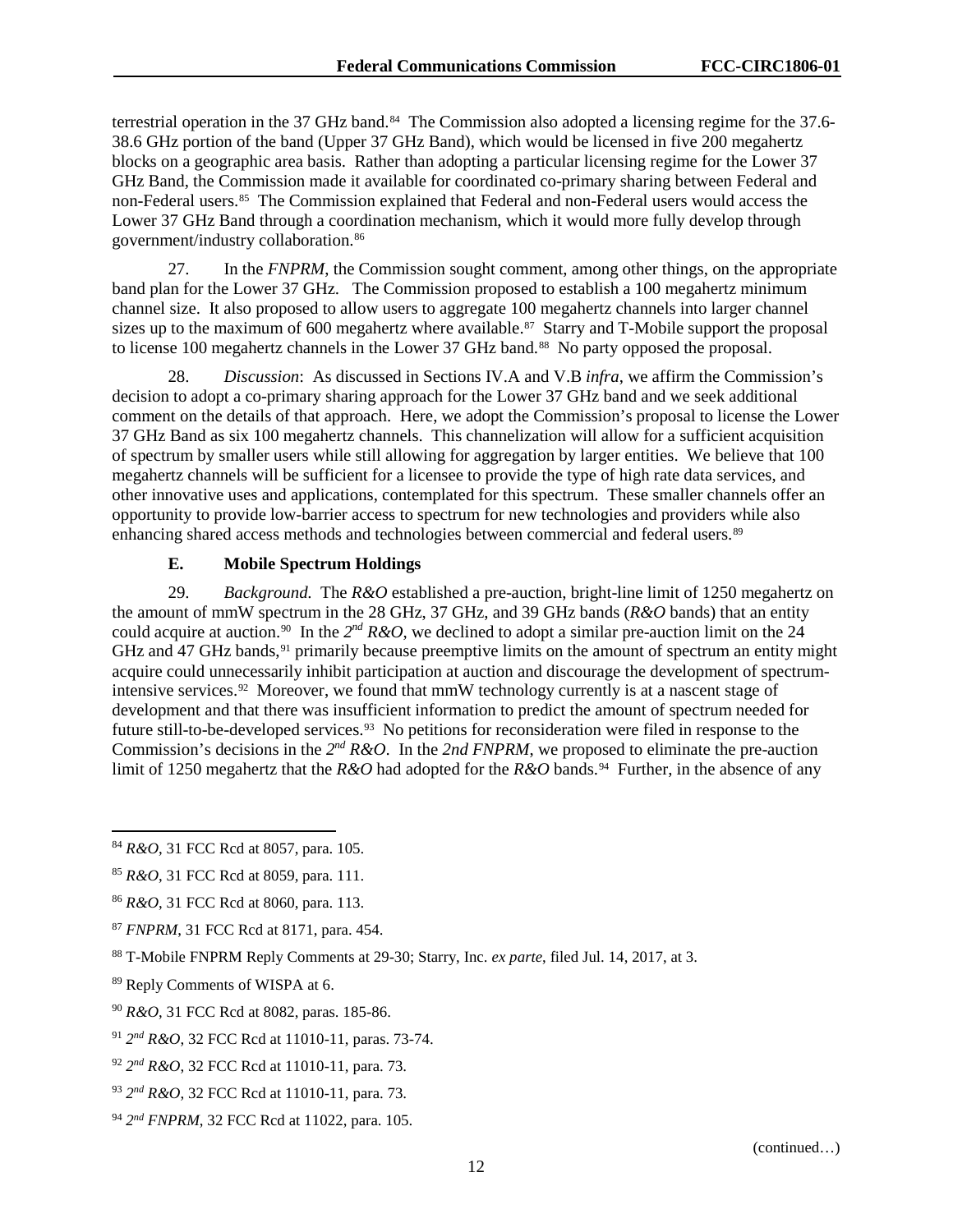terrestrial operation in the 37 GHz band.[84] The Commission also adopted a licensing regime for the 37.6-38.6 GHz portion of the band (Upper 37 GHz Band), which would be licensed in five 200 megahertz blocks on a geographic area basis. Rather than adopting a particular licensing regime for the Lower 37 GHz Band, the Commission made it available for coordinated co-primary sharing between Federal and non-Federal users.[85] The Commission explained that Federal and non-Federal users would access the Lower 37 GHz Band through a coordination mechanism, which it would more fully develop through government/industry collaboration.[86]

27. In the *FNPRM*, the Commission sought comment, among other things, on the appropriate band plan for the Lower 37 GHz. The Commission proposed to establish a 100 megahertz minimum channel size. It also proposed to allow users to aggregate 100 megahertz channels into larger channel sizes up to the maximum of 600 megahertz where available.[87] Starry and T-Mobile support the proposal to license 100 megahertz channels in the Lower 37 GHz band.[88] No party opposed the proposal.

28. *Discussion*: As discussed in Sections IV.A and V.B *infra*, we affirm the Commission's decision to adopt a co-primary sharing approach for the Lower 37 GHz band and we seek additional comment on the details of that approach. Here, we adopt the Commission's proposal to license the Lower 37 GHz Band as six 100 megahertz channels. This channelization will allow for a sufficient acquisition of spectrum by smaller users while still allowing for aggregation by larger entities. We believe that 100 megahertz channels will be sufficient for a licensee to provide the type of high rate data services, and other innovative uses and applications, contemplated for this spectrum. These smaller channels offer an opportunity to provide low-barrier access to spectrum for new technologies and providers while also enhancing shared access methods and technologies between commercial and federal users.[89]

### E. Mobile Spectrum Holdings

29. *Background.* The *R&O* established a pre-auction, bright-line limit of 1250 megahertz on the amount of mmW spectrum in the 28 GHz, 37 GHz, and 39 GHz bands (*R&O* bands) that an entity could acquire at auction.[90] In the *2nd R&O*, we declined to adopt a similar pre-auction limit on the 24 GHz and 47 GHz bands,[91] primarily because preemptive limits on the amount of spectrum an entity might acquire could unnecessarily inhibit participation at auction and discourage the development of spectrum-intensive services.[92] Moreover, we found that mmW technology currently is at a nascent stage of development and that there was insufficient information to predict the amount of spectrum needed for future still-to-be-developed services.[93] No petitions for reconsideration were filed in response to the Commission's decisions in the *2nd R&O*. In the *2nd FNPRM*, we proposed to eliminate the pre-auction limit of 1250 megahertz that the *R&O* had adopted for the *R&O* bands.[94] Further, in the absence of any

---

[84] *R&O*, 31 FCC Rcd at 8057, para. 105.

[85] *R&O*, 31 FCC Rcd at 8059, para. 111.

[86] *R&O*, 31 FCC Rcd at 8060, para. 113.

[87] *FNPRM*, 31 FCC Rcd at 8171, para. 454.

[88] T-Mobile FNPRM Reply Comments at 29-30; Starry, Inc. *ex parte*, filed Jul. 14, 2017, at 3.

[89] Reply Comments of WISPA at 6.

[90] *R&O*, 31 FCC Rcd at 8082, paras. 185-86.

[91] *2nd R&O*, 32 FCC Rcd at 11010-11, paras. 73-74.

[92] *2nd R&O*, 32 FCC Rcd at 11010-11, para. 73.

[93] *2nd R&O*, 32 FCC Rcd at 11010-11, para. 73.

[94] *2nd FNPRM*, 32 FCC Rcd at 11022, para. 105.

(continued…)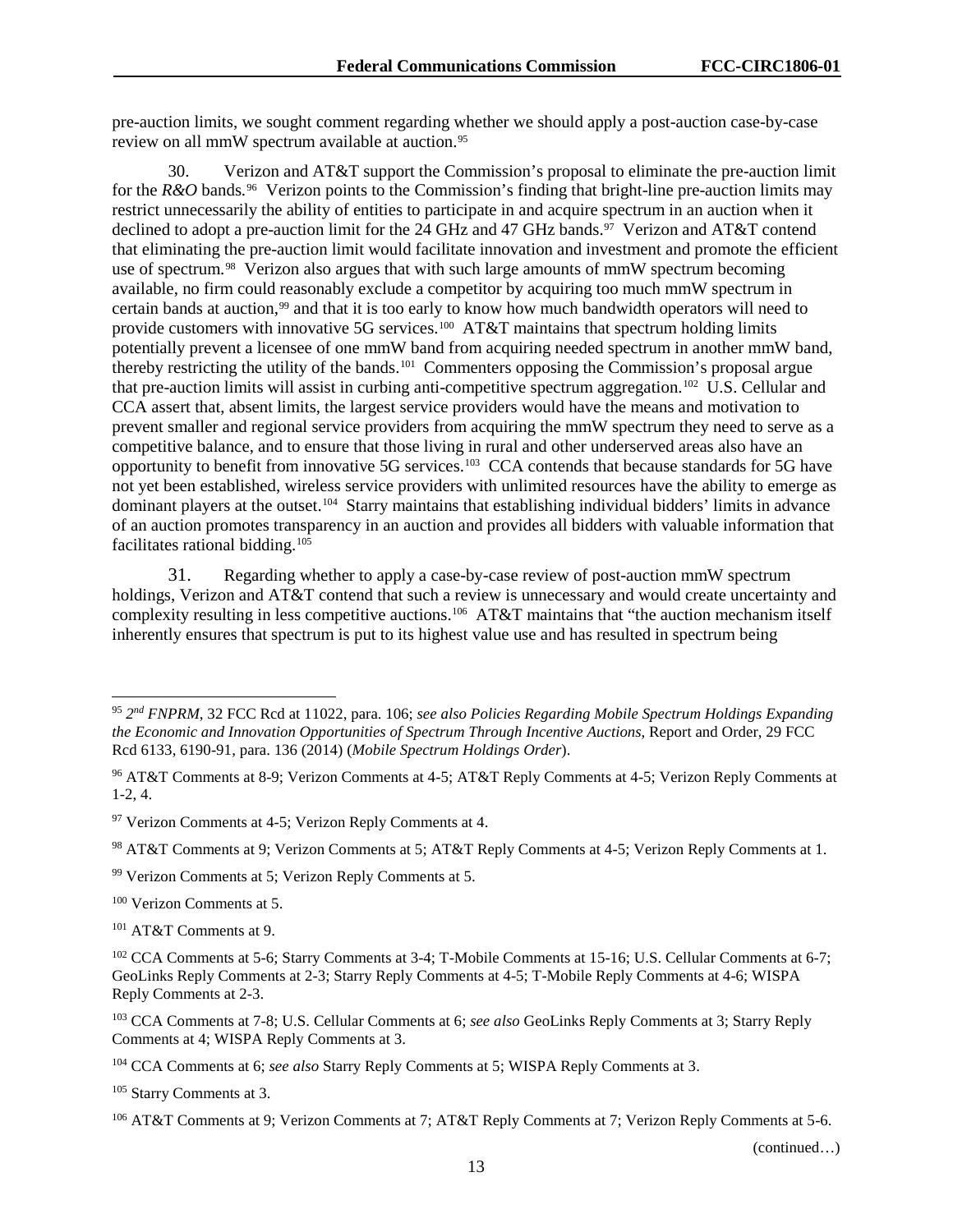pre-auction limits, we sought comment regarding whether we should apply a post-auction case-by-case review on all mmW spectrum available at auction.[95]

30. Verizon and AT&T support the Commission's proposal to eliminate the pre-auction limit for the *R&O* bands.[96] Verizon points to the Commission's finding that bright-line pre-auction limits may restrict unnecessarily the ability of entities to participate in and acquire spectrum in an auction when it declined to adopt a pre-auction limit for the 24 GHz and 47 GHz bands.[97] Verizon and AT&T contend that eliminating the pre-auction limit would facilitate innovation and investment and promote the efficient use of spectrum.[98] Verizon also argues that with such large amounts of mmW spectrum becoming available, no firm could reasonably exclude a competitor by acquiring too much mmW spectrum in certain bands at auction,[99] and that it is too early to know how much bandwidth operators will need to provide customers with innovative 5G services.[100] AT&T maintains that spectrum holding limits potentially prevent a licensee of one mmW band from acquiring needed spectrum in another mmW band, thereby restricting the utility of the bands.[101] Commenters opposing the Commission's proposal argue that pre-auction limits will assist in curbing anti-competitive spectrum aggregation.[102] U.S. Cellular and CCA assert that, absent limits, the largest service providers would have the means and motivation to prevent smaller and regional service providers from acquiring the mmW spectrum they need to serve as a competitive balance, and to ensure that those living in rural and other underserved areas also have an opportunity to benefit from innovative 5G services.[103] CCA contends that because standards for 5G have not yet been established, wireless service providers with unlimited resources have the ability to emerge as dominant players at the outset.[104] Starry maintains that establishing individual bidders' limits in advance of an auction promotes transparency in an auction and provides all bidders with valuable information that facilitates rational bidding.[105]

31. Regarding whether to apply a case-by-case review of post-auction mmW spectrum holdings, Verizon and AT&T contend that such a review is unnecessary and would create uncertainty and complexity resulting in less competitive auctions.[106] AT&T maintains that "the auction mechanism itself inherently ensures that spectrum is put to its highest value use and has resulted in spectrum being

---

[95] *2nd FNPRM*, 32 FCC Rcd at 11022, para. 106; *see also Policies Regarding Mobile Spectrum Holdings Expanding the Economic and Innovation Opportunities of Spectrum Through Incentive Auctions*, Report and Order, 29 FCC Rcd 6133, 6190-91, para. 136 (2014) (*Mobile Spectrum Holdings Order*).

[96] AT&T Comments at 8-9; Verizon Comments at 4-5; AT&T Reply Comments at 4-5; Verizon Reply Comments at 1-2, 4.

[97] Verizon Comments at 4-5; Verizon Reply Comments at 4.

[98] AT&T Comments at 9; Verizon Comments at 5; AT&T Reply Comments at 4-5; Verizon Reply Comments at 1.

[99] Verizon Comments at 5; Verizon Reply Comments at 5.

[100] Verizon Comments at 5.

[101] AT&T Comments at 9.

[102] CCA Comments at 5-6; Starry Comments at 3-4; T-Mobile Comments at 15-16; U.S. Cellular Comments at 6-7; GeoLinks Reply Comments at 2-3; Starry Reply Comments at 4-5; T-Mobile Reply Comments at 4-6; WISPA Reply Comments at 2-3.

[103] CCA Comments at 7-8; U.S. Cellular Comments at 6; *see also* GeoLinks Reply Comments at 3; Starry Reply Comments at 4; WISPA Reply Comments at 3.

[104] CCA Comments at 6; *see also* Starry Reply Comments at 5; WISPA Reply Comments at 3.

[105] Starry Comments at 3.

[106] AT&T Comments at 9; Verizon Comments at 7; AT&T Reply Comments at 7; Verizon Reply Comments at 5-6.

(continued…)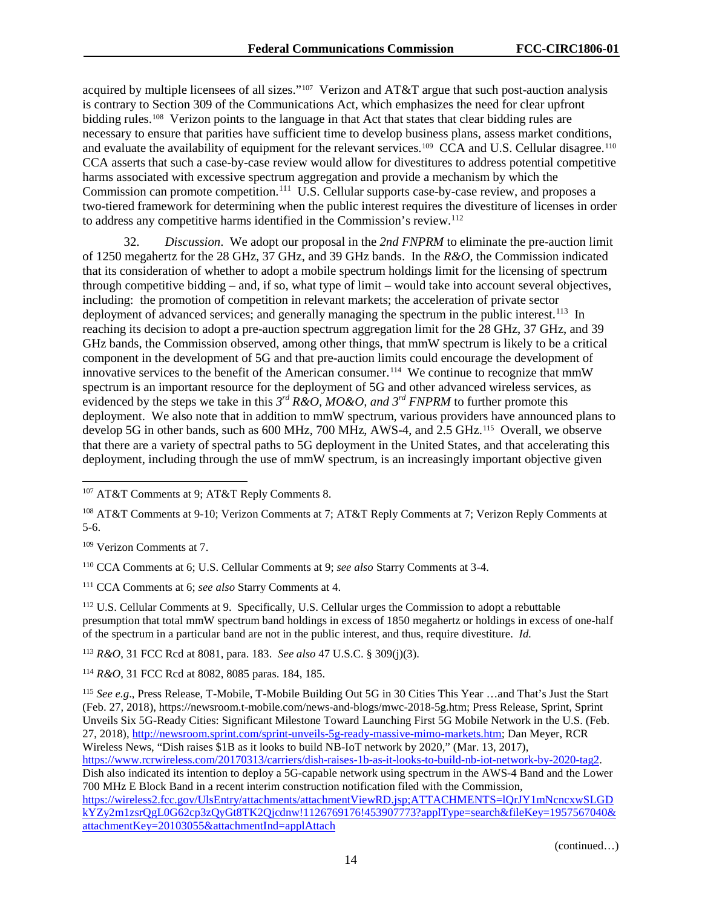acquired by multiple licensees of all sizes."[107] Verizon and AT&T argue that such post-auction analysis is contrary to Section 309 of the Communications Act, which emphasizes the need for clear upfront bidding rules.[108] Verizon points to the language in that Act that states that clear bidding rules are necessary to ensure that parities have sufficient time to develop business plans, assess market conditions, and evaluate the availability of equipment for the relevant services.[109] CCA and U.S. Cellular disagree.[110] CCA asserts that such a case-by-case review would allow for divestitures to address potential competitive harms associated with excessive spectrum aggregation and provide a mechanism by which the Commission can promote competition.[111] U.S. Cellular supports case-by-case review, and proposes a two-tiered framework for determining when the public interest requires the divestiture of licenses in order to address any competitive harms identified in the Commission's review.[112]

32. *Discussion*. We adopt our proposal in the *2nd FNPRM* to eliminate the pre-auction limit of 1250 megahertz for the 28 GHz, 37 GHz, and 39 GHz bands. In the *R&O*, the Commission indicated that its consideration of whether to adopt a mobile spectrum holdings limit for the licensing of spectrum through competitive bidding – and, if so, what type of limit – would take into account several objectives, including: the promotion of competition in relevant markets; the acceleration of private sector deployment of advanced services; and generally managing the spectrum in the public interest.[113] In reaching its decision to adopt a pre-auction spectrum aggregation limit for the 28 GHz, 37 GHz, and 39 GHz bands, the Commission observed, among other things, that mmW spectrum is likely to be a critical component in the development of 5G and that pre-auction limits could encourage the development of innovative services to the benefit of the American consumer.[114] We continue to recognize that mmW spectrum is an important resource for the deployment of 5G and other advanced wireless services, as evidenced by the steps we take in this *3rd R&O, MO&O, and 3rd FNPRM* to further promote this deployment. We also note that in addition to mmW spectrum, various providers have announced plans to develop 5G in other bands, such as 600 MHz, 700 MHz, AWS-4, and 2.5 GHz.[115] Overall, we observe that there are a variety of spectral paths to 5G deployment in the United States, and that accelerating this deployment, including through the use of mmW spectrum, is an increasingly important objective given

---

[107] AT&T Comments at 9; AT&T Reply Comments 8.

[108] AT&T Comments at 9-10; Verizon Comments at 7; AT&T Reply Comments at 7; Verizon Reply Comments at 5-6.

[109] Verizon Comments at 7.

[110] CCA Comments at 6; U.S. Cellular Comments at 9; *see also* Starry Comments at 3-4.

[111] CCA Comments at 6; *see also* Starry Comments at 4.

[112] U.S. Cellular Comments at 9. Specifically, U.S. Cellular urges the Commission to adopt a rebuttable presumption that total mmW spectrum band holdings in excess of 1850 megahertz or holdings in excess of one-half of the spectrum in a particular band are not in the public interest, and thus, require divestiture. *Id.*

[113] *R&O*, 31 FCC Rcd at 8081, para. 183. *See also* 47 U.S.C. § 309(j)(3).

[114] *R&O*, 31 FCC Rcd at 8082, 8085 paras. 184, 185.

[115] *See e.g*., Press Release, T-Mobile, T-Mobile Building Out 5G in 30 Cities This Year …and That's Just the Start (Feb. 27, 2018), https://newsroom.t-mobile.com/news-and-blogs/mwc-2018-5g.htm; Press Release, Sprint, Sprint Unveils Six 5G-Ready Cities: Significant Milestone Toward Launching First 5G Mobile Network in the U.S. (Feb. 27, 2018), http://newsroom.sprint.com/sprint-unveils-5g-ready-massive-mimo-markets.htm; Dan Meyer, RCR Wireless News, "Dish raises $1B as it looks to build NB-IoT network by 2020," (Mar. 13, 2017), https://www.rcrwireless.com/20170313/carriers/dish-raises-1b-as-it-looks-to-build-nb-iot-network-by-2020-tag2. Dish also indicated its intention to deploy a 5G-capable network using spectrum in the AWS-4 Band and the Lower 700 MHz E Block Band in a recent interim construction notification filed with the Commission, https://wireless2.fcc.gov/UlsEntry/attachments/attachmentViewRD.jsp;ATTACHMENTS=lQrJY1mNcncxwSLGDkYZy2m1zsrQgL0G62cp3zQyGt8TK2Qjcdnw!1126769176!453907773?applType=search&fileKey=1957567040&attachmentKey=20103055&attachmentInd=applAttach

(continued…)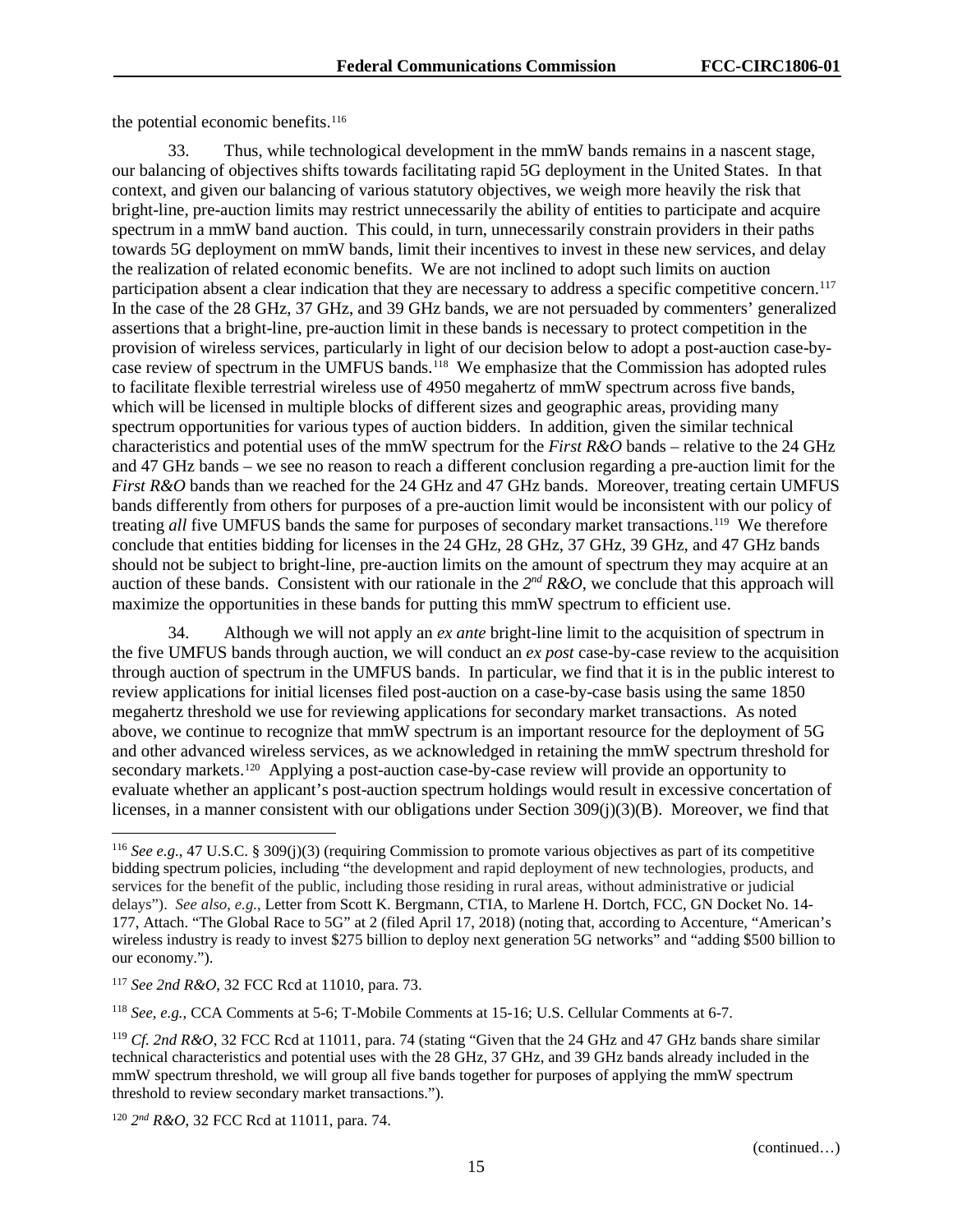the potential economic benefits.[116]

33. Thus, while technological development in the mmW bands remains in a nascent stage, our balancing of objectives shifts towards facilitating rapid 5G deployment in the United States. In that context, and given our balancing of various statutory objectives, we weigh more heavily the risk that bright-line, pre-auction limits may restrict unnecessarily the ability of entities to participate and acquire spectrum in a mmW band auction. This could, in turn, unnecessarily constrain providers in their paths towards 5G deployment on mmW bands, limit their incentives to invest in these new services, and delay the realization of related economic benefits. We are not inclined to adopt such limits on auction participation absent a clear indication that they are necessary to address a specific competitive concern.[117] In the case of the 28 GHz, 37 GHz, and 39 GHz bands, we are not persuaded by commenters' generalized assertions that a bright-line, pre-auction limit in these bands is necessary to protect competition in the provision of wireless services, particularly in light of our decision below to adopt a post-auction case-by-case review of spectrum in the UMFUS bands.[118] We emphasize that the Commission has adopted rules to facilitate flexible terrestrial wireless use of 4950 megahertz of mmW spectrum across five bands, which will be licensed in multiple blocks of different sizes and geographic areas, providing many spectrum opportunities for various types of auction bidders. In addition, given the similar technical characteristics and potential uses of the mmW spectrum for the *First R&O* bands – relative to the 24 GHz and 47 GHz bands – we see no reason to reach a different conclusion regarding a pre-auction limit for the *First R&O* bands than we reached for the 24 GHz and 47 GHz bands. Moreover, treating certain UMFUS bands differently from others for purposes of a pre-auction limit would be inconsistent with our policy of treating *all* five UMFUS bands the same for purposes of secondary market transactions.[119] We therefore conclude that entities bidding for licenses in the 24 GHz, 28 GHz, 37 GHz, 39 GHz, and 47 GHz bands should not be subject to bright-line, pre-auction limits on the amount of spectrum they may acquire at an auction of these bands. Consistent with our rationale in the *2nd R&O*, we conclude that this approach will maximize the opportunities in these bands for putting this mmW spectrum to efficient use.

34. Although we will not apply an *ex ante* bright-line limit to the acquisition of spectrum in the five UMFUS bands through auction, we will conduct an *ex post* case-by-case review to the acquisition through auction of spectrum in the UMFUS bands. In particular, we find that it is in the public interest to review applications for initial licenses filed post-auction on a case-by-case basis using the same 1850 megahertz threshold we use for reviewing applications for secondary market transactions. As noted above, we continue to recognize that mmW spectrum is an important resource for the deployment of 5G and other advanced wireless services, as we acknowledged in retaining the mmW spectrum threshold for secondary markets.[120] Applying a post-auction case-by-case review will provide an opportunity to evaluate whether an applicant's post-auction spectrum holdings would result in excessive concertation of licenses, in a manner consistent with our obligations under Section 309(j)(3)(B). Moreover, we find that

---

[116] *See e.g.*, 47 U.S.C. § 309(j)(3) (requiring Commission to promote various objectives as part of its competitive bidding spectrum policies, including "the development and rapid deployment of new technologies, products, and services for the benefit of the public, including those residing in rural areas, without administrative or judicial delays"). *See also*, *e.g.*, Letter from Scott K. Bergmann, CTIA, to Marlene H. Dortch, FCC, GN Docket No. 14-177, Attach. "The Global Race to 5G" at 2 (filed April 17, 2018) (noting that, according to Accenture, "American's wireless industry is ready to invest $275 billion to deploy next generation 5G networks" and "adding $500 billion to our economy.").

[117] *See 2nd R&O*, 32 FCC Rcd at 11010, para. 73.

[118] *See, e.g.*, CCA Comments at 5-6; T-Mobile Comments at 15-16; U.S. Cellular Comments at 6-7.

[119] *Cf. 2nd R&O*, 32 FCC Rcd at 11011, para. 74 (stating "Given that the 24 GHz and 47 GHz bands share similar technical characteristics and potential uses with the 28 GHz, 37 GHz, and 39 GHz bands already included in the mmW spectrum threshold, we will group all five bands together for purposes of applying the mmW spectrum threshold to review secondary market transactions.").

[120] *2nd R&O*, 32 FCC Rcd at 11011, para. 74.

(continued…)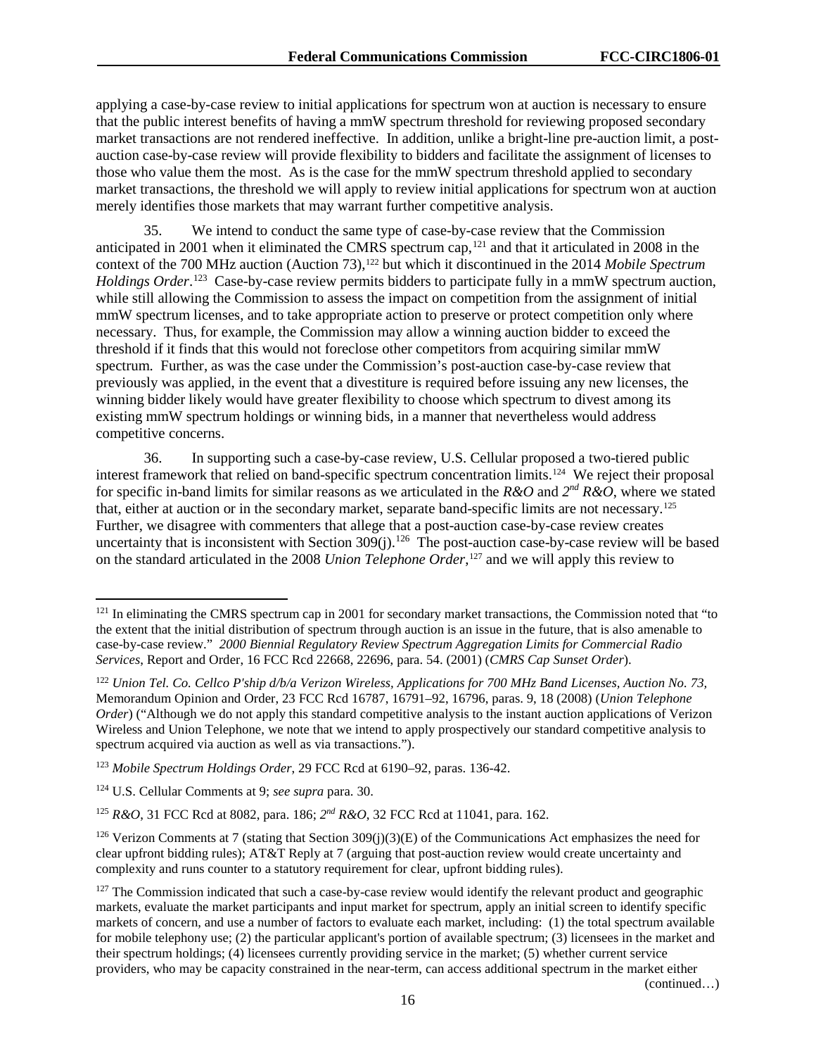applying a case-by-case review to initial applications for spectrum won at auction is necessary to ensure that the public interest benefits of having a mmW spectrum threshold for reviewing proposed secondary market transactions are not rendered ineffective. In addition, unlike a bright-line pre-auction limit, a post-auction case-by-case review will provide flexibility to bidders and facilitate the assignment of licenses to those who value them the most. As is the case for the mmW spectrum threshold applied to secondary market transactions, the threshold we will apply to review initial applications for spectrum won at auction merely identifies those markets that may warrant further competitive analysis.

35. We intend to conduct the same type of case-by-case review that the Commission anticipated in 2001 when it eliminated the CMRS spectrum cap,[121] and that it articulated in 2008 in the context of the 700 MHz auction (Auction 73),[122] but which it discontinued in the 2014 *Mobile Spectrum Holdings Order*.[123] Case-by-case review permits bidders to participate fully in a mmW spectrum auction, while still allowing the Commission to assess the impact on competition from the assignment of initial mmW spectrum licenses, and to take appropriate action to preserve or protect competition only where necessary. Thus, for example, the Commission may allow a winning auction bidder to exceed the threshold if it finds that this would not foreclose other competitors from acquiring similar mmW spectrum. Further, as was the case under the Commission's post-auction case-by-case review that previously was applied, in the event that a divestiture is required before issuing any new licenses, the winning bidder likely would have greater flexibility to choose which spectrum to divest among its existing mmW spectrum holdings or winning bids, in a manner that nevertheless would address competitive concerns.

36. In supporting such a case-by-case review, U.S. Cellular proposed a two-tiered public interest framework that relied on band-specific spectrum concentration limits.[124] We reject their proposal for specific in-band limits for similar reasons as we articulated in the *R&O* and *2nd R&O*, where we stated that, either at auction or in the secondary market, separate band-specific limits are not necessary.[125] Further, we disagree with commenters that allege that a post-auction case-by-case review creates uncertainty that is inconsistent with Section 309(j).[126] The post-auction case-by-case review will be based on the standard articulated in the 2008 *Union Telephone Order*,[127] and we will apply this review to

---

[121] In eliminating the CMRS spectrum cap in 2001 for secondary market transactions, the Commission noted that "to the extent that the initial distribution of spectrum through auction is an issue in the future, that is also amenable to case-by-case review." *2000 Biennial Regulatory Review Spectrum Aggregation Limits for Commercial Radio Services*, Report and Order, 16 FCC Rcd 22668, 22696, para. 54. (2001) (*CMRS Cap Sunset Order*).

[122] *Union Tel. Co. Cellco P'ship d/b/a Verizon Wireless, Applications for 700 MHz Band Licenses, Auction No. 73,* Memorandum Opinion and Order, 23 FCC Rcd 16787, 16791–92, 16796, paras. 9, 18 (2008) (*Union Telephone Order*) ("Although we do not apply this standard competitive analysis to the instant auction applications of Verizon Wireless and Union Telephone, we note that we intend to apply prospectively our standard competitive analysis to spectrum acquired via auction as well as via transactions.").

[123] *Mobile Spectrum Holdings Order*, 29 FCC Rcd at 6190–92, paras. 136-42.

[124] U.S. Cellular Comments at 9; *see supra* para. 30.

[125] *R&O*, 31 FCC Rcd at 8082, para. 186; *2nd R&O*, 32 FCC Rcd at 11041, para. 162.

[126] Verizon Comments at 7 (stating that Section 309(j)(3)(E) of the Communications Act emphasizes the need for clear upfront bidding rules); AT&T Reply at 7 (arguing that post-auction review would create uncertainty and complexity and runs counter to a statutory requirement for clear, upfront bidding rules).

[127] The Commission indicated that such a case-by-case review would identify the relevant product and geographic markets, evaluate the market participants and input market for spectrum, apply an initial screen to identify specific markets of concern, and use a number of factors to evaluate each market, including: (1) the total spectrum available for mobile telephony use; (2) the particular applicant's portion of available spectrum; (3) licensees in the market and their spectrum holdings; (4) licensees currently providing service in the market; (5) whether current service providers, who may be capacity constrained in the near-term, can access additional spectrum in the market either

(continued…)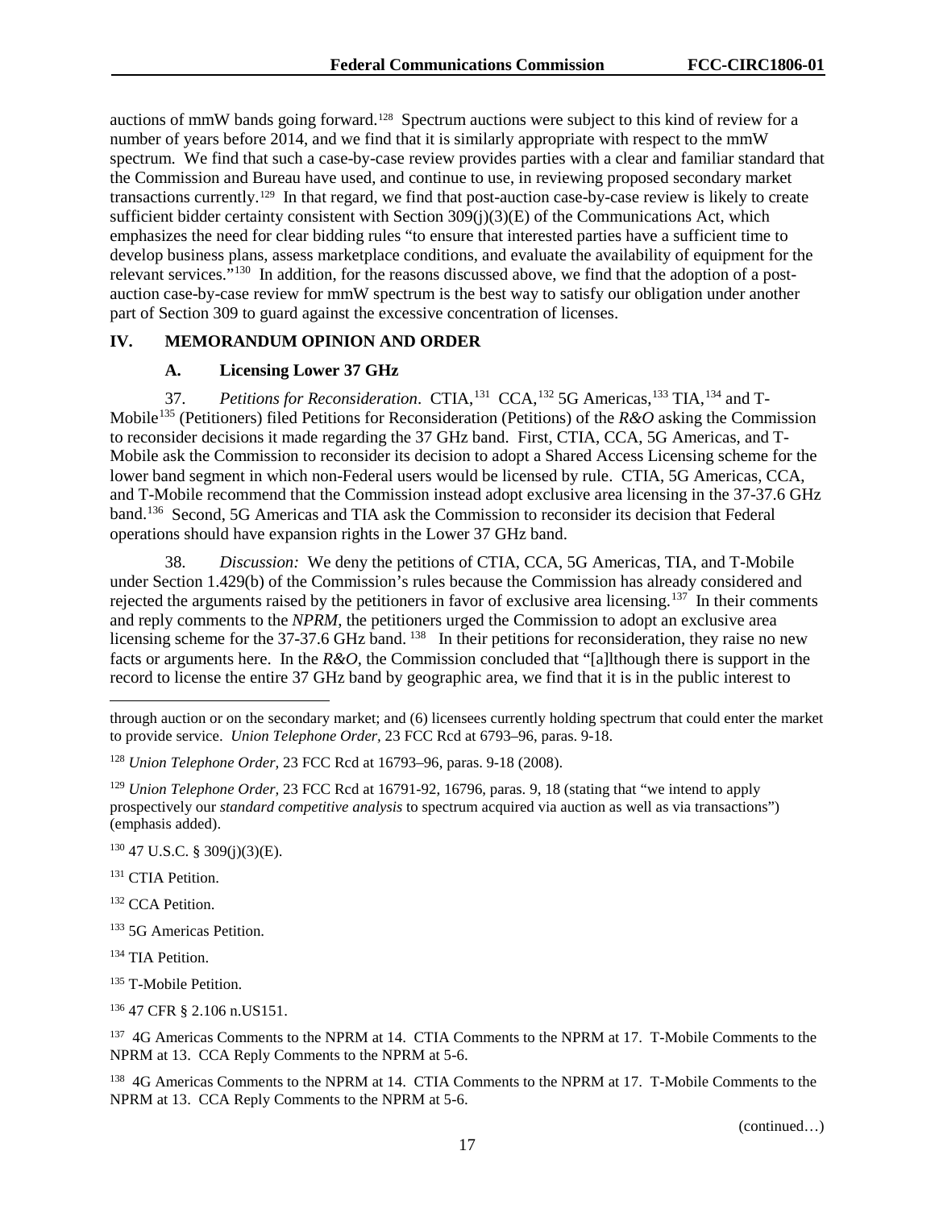auctions of mmW bands going forward.[128] Spectrum auctions were subject to this kind of review for a number of years before 2014, and we find that it is similarly appropriate with respect to the mmW spectrum. We find that such a case-by-case review provides parties with a clear and familiar standard that the Commission and Bureau have used, and continue to use, in reviewing proposed secondary market transactions currently.[129] In that regard, we find that post-auction case-by-case review is likely to create sufficient bidder certainty consistent with Section 309(j)(3)(E) of the Communications Act, which emphasizes the need for clear bidding rules "to ensure that interested parties have a sufficient time to develop business plans, assess marketplace conditions, and evaluate the availability of equipment for the relevant services."[130] In addition, for the reasons discussed above, we find that the adoption of a post-auction case-by-case review for mmW spectrum is the best way to satisfy our obligation under another part of Section 309 to guard against the excessive concentration of licenses.

## IV. MEMORANDUM OPINION AND ORDER

### A. Licensing Lower 37 GHz

37. *Petitions for Reconsideration*. CTIA,[131] CCA,[132] 5G Americas,[133] TIA,[134] and T-Mobile[135] (Petitioners) filed Petitions for Reconsideration (Petitions) of the *R&O* asking the Commission to reconsider decisions it made regarding the 37 GHz band. First, CTIA, CCA, 5G Americas, and T-Mobile ask the Commission to reconsider its decision to adopt a Shared Access Licensing scheme for the lower band segment in which non-Federal users would be licensed by rule. CTIA, 5G Americas, CCA, and T-Mobile recommend that the Commission instead adopt exclusive area licensing in the 37-37.6 GHz band.[136] Second, 5G Americas and TIA ask the Commission to reconsider its decision that Federal operations should have expansion rights in the Lower 37 GHz band.

38. *Discussion:* We deny the petitions of CTIA, CCA, 5G Americas, TIA, and T-Mobile under Section 1.429(b) of the Commission's rules because the Commission has already considered and rejected the arguments raised by the petitioners in favor of exclusive area licensing.[137] In their comments and reply comments to the *NPRM*, the petitioners urged the Commission to adopt an exclusive area licensing scheme for the 37-37.6 GHz band.[138] In their petitions for reconsideration, they raise no new facts or arguments here. In the *R&O*, the Commission concluded that "[a]lthough there is support in the record to license the entire 37 GHz band by geographic area, we find that it is in the public interest to

---

through auction or on the secondary market; and (6) licensees currently holding spectrum that could enter the market to provide service. *Union Telephone Order*, 23 FCC Rcd at 6793–96, paras. 9-18.

[128] *Union Telephone Order*, 23 FCC Rcd at 16793–96, paras. 9-18 (2008).

[129] *Union Telephone Order*, 23 FCC Rcd at 16791-92, 16796, paras. 9, 18 (stating that "we intend to apply prospectively our *standard competitive analysis* to spectrum acquired via auction as well as via transactions") (emphasis added).

[130] 47 U.S.C. § 309(j)(3)(E).

[131] CTIA Petition.

[132] CCA Petition.

[133] 5G Americas Petition.

[134] TIA Petition.

[135] T-Mobile Petition.

[136] 47 CFR § 2.106 n.US151.

[137] 4G Americas Comments to the NPRM at 14. CTIA Comments to the NPRM at 17. T-Mobile Comments to the NPRM at 13. CCA Reply Comments to the NPRM at 5-6.

[138] 4G Americas Comments to the NPRM at 14. CTIA Comments to the NPRM at 17. T-Mobile Comments to the NPRM at 13. CCA Reply Comments to the NPRM at 5-6.

(continued…)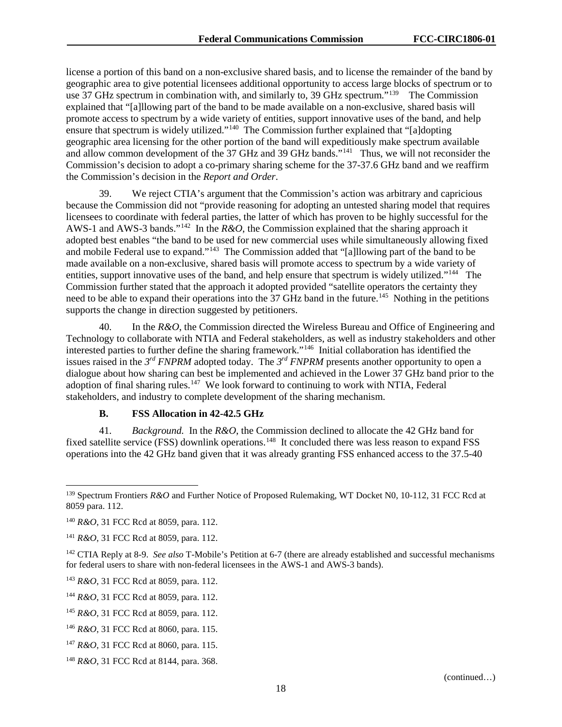license a portion of this band on a non-exclusive shared basis, and to license the remainder of the band by geographic area to give potential licensees additional opportunity to access large blocks of spectrum or to use 37 GHz spectrum in combination with, and similarly to, 39 GHz spectrum."[139] The Commission explained that "[a]llowing part of the band to be made available on a non-exclusive, shared basis will promote access to spectrum by a wide variety of entities, support innovative uses of the band, and help ensure that spectrum is widely utilized."[140] The Commission further explained that "[a]dopting geographic area licensing for the other portion of the band will expeditiously make spectrum available and allow common development of the 37 GHz and 39 GHz bands."[141] Thus, we will not reconsider the Commission's decision to adopt a co-primary sharing scheme for the 37-37.6 GHz band and we reaffirm the Commission's decision in the *Report and Order*.

39. We reject CTIA's argument that the Commission's action was arbitrary and capricious because the Commission did not "provide reasoning for adopting an untested sharing model that requires licensees to coordinate with federal parties, the latter of which has proven to be highly successful for the AWS-1 and AWS-3 bands."[142] In the *R&O*, the Commission explained that the sharing approach it adopted best enables "the band to be used for new commercial uses while simultaneously allowing fixed and mobile Federal use to expand."[143] The Commission added that "[a]llowing part of the band to be made available on a non-exclusive, shared basis will promote access to spectrum by a wide variety of entities, support innovative uses of the band, and help ensure that spectrum is widely utilized."[144] The Commission further stated that the approach it adopted provided "satellite operators the certainty they need to be able to expand their operations into the 37 GHz band in the future.[145] Nothing in the petitions supports the change in direction suggested by petitioners.

40. In the *R&O*, the Commission directed the Wireless Bureau and Office of Engineering and Technology to collaborate with NTIA and Federal stakeholders, as well as industry stakeholders and other interested parties to further define the sharing framework."[146] Initial collaboration has identified the issues raised in the *3rd FNPRM* adopted today. The *3rd FNPRM* presents another opportunity to open a dialogue about how sharing can best be implemented and achieved in the Lower 37 GHz band prior to the adoption of final sharing rules.[147] We look forward to continuing to work with NTIA, Federal stakeholders, and industry to complete development of the sharing mechanism.

### B. FSS Allocation in 42-42.5 GHz

41. *Background.* In the *R&O*, the Commission declined to allocate the 42 GHz band for fixed satellite service (FSS) downlink operations.[148] It concluded there was less reason to expand FSS operations into the 42 GHz band given that it was already granting FSS enhanced access to the 37.5-40

---

[139] Spectrum Frontiers *R&O* and Further Notice of Proposed Rulemaking, WT Docket N0, 10-112, 31 FCC Rcd at 8059 para. 112.

[140] *R&O*, 31 FCC Rcd at 8059, para. 112.

[141] *R&O*, 31 FCC Rcd at 8059, para. 112.

[142] CTIA Reply at 8-9. *See also* T-Mobile's Petition at 6-7 (there are already established and successful mechanisms for federal users to share with non-federal licensees in the AWS-1 and AWS-3 bands).

[143] *R&O*, 31 FCC Rcd at 8059, para. 112.

[144] *R&O*, 31 FCC Rcd at 8059, para. 112.

[145] *R&O*, 31 FCC Rcd at 8059, para. 112.

[146] *R&O*, 31 FCC Rcd at 8060, para. 115.

[147] *R&O*, 31 FCC Rcd at 8060, para. 115.

[148] *R&O*, 31 FCC Rcd at 8144, para. 368.

(continued…)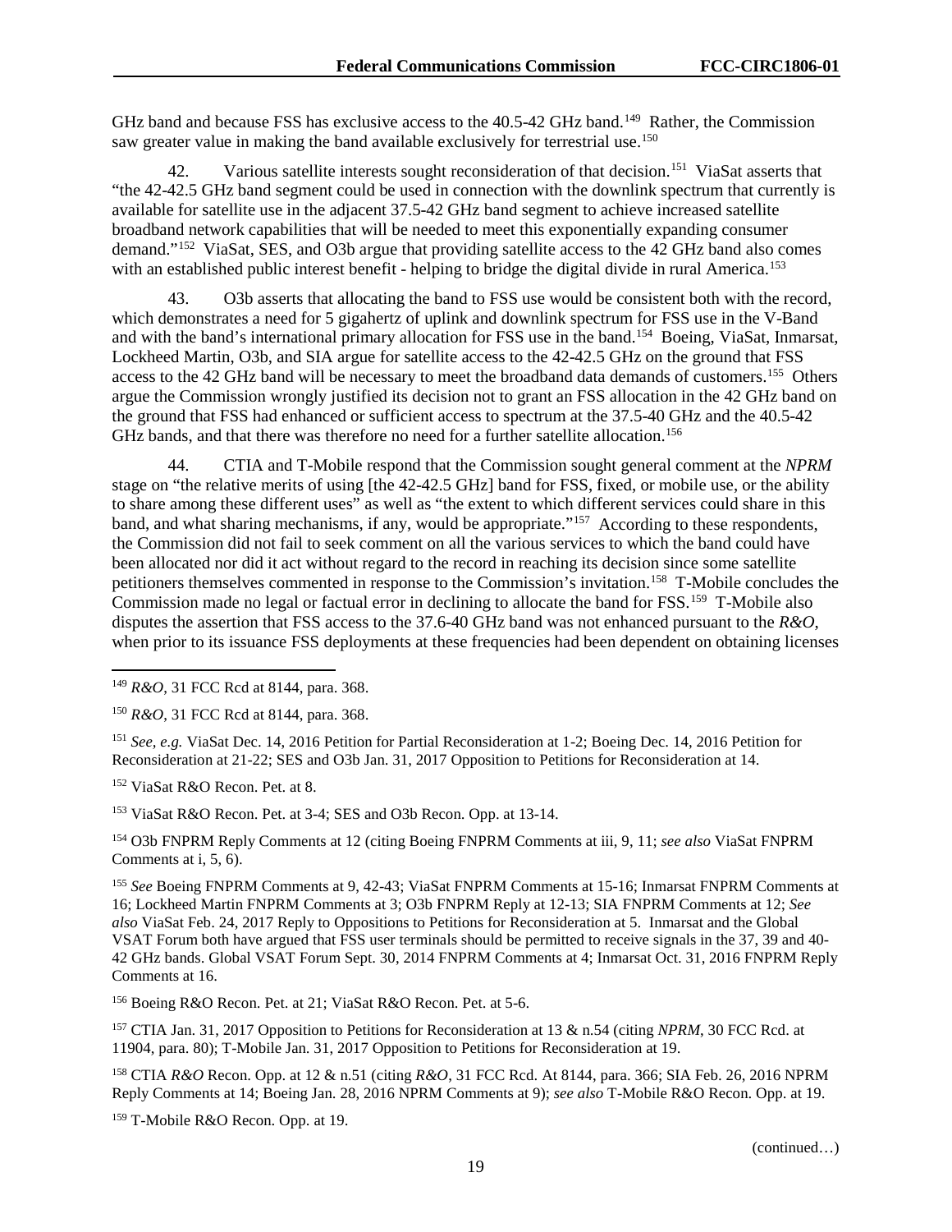GHz band and because FSS has exclusive access to the 40.5-42 GHz band.[149] Rather, the Commission saw greater value in making the band available exclusively for terrestrial use.[150]

42. Various satellite interests sought reconsideration of that decision.[151] ViaSat asserts that "the 42-42.5 GHz band segment could be used in connection with the downlink spectrum that currently is available for satellite use in the adjacent 37.5-42 GHz band segment to achieve increased satellite broadband network capabilities that will be needed to meet this exponentially expanding consumer demand."[152] ViaSat, SES, and O3b argue that providing satellite access to the 42 GHz band also comes with an established public interest benefit - helping to bridge the digital divide in rural America.[153]

43. O3b asserts that allocating the band to FSS use would be consistent both with the record, which demonstrates a need for 5 gigahertz of uplink and downlink spectrum for FSS use in the V-Band and with the band's international primary allocation for FSS use in the band.[154] Boeing, ViaSat, Inmarsat, Lockheed Martin, O3b, and SIA argue for satellite access to the 42-42.5 GHz on the ground that FSS access to the 42 GHz band will be necessary to meet the broadband data demands of customers.[155] Others argue the Commission wrongly justified its decision not to grant an FSS allocation in the 42 GHz band on the ground that FSS had enhanced or sufficient access to spectrum at the 37.5-40 GHz and the 40.5-42 GHz bands, and that there was therefore no need for a further satellite allocation.[156]

44. CTIA and T-Mobile respond that the Commission sought general comment at the *NPRM* stage on "the relative merits of using [the 42-42.5 GHz] band for FSS, fixed, or mobile use, or the ability to share among these different uses" as well as "the extent to which different services could share in this band, and what sharing mechanisms, if any, would be appropriate."[157] According to these respondents, the Commission did not fail to seek comment on all the various services to which the band could have been allocated nor did it act without regard to the record in reaching its decision since some satellite petitioners themselves commented in response to the Commission's invitation.[158] T-Mobile concludes the Commission made no legal or factual error in declining to allocate the band for FSS.[159] T-Mobile also disputes the assertion that FSS access to the 37.6-40 GHz band was not enhanced pursuant to the *R&O*, when prior to its issuance FSS deployments at these frequencies had been dependent on obtaining licenses

---

[149] *R&O*, 31 FCC Rcd at 8144, para. 368.

[150] *R&O*, 31 FCC Rcd at 8144, para. 368.

[151] *See, e.g.* ViaSat Dec. 14, 2016 Petition for Partial Reconsideration at 1-2; Boeing Dec. 14, 2016 Petition for Reconsideration at 21-22; SES and O3b Jan. 31, 2017 Opposition to Petitions for Reconsideration at 14.

[152] ViaSat R&O Recon. Pet. at 8.

[153] ViaSat R&O Recon. Pet. at 3-4; SES and O3b Recon. Opp. at 13-14.

[154] O3b FNPRM Reply Comments at 12 (citing Boeing FNPRM Comments at iii, 9, 11; *see also* ViaSat FNPRM Comments at i, 5, 6).

[155] *See* Boeing FNPRM Comments at 9, 42-43; ViaSat FNPRM Comments at 15-16; Inmarsat FNPRM Comments at 16; Lockheed Martin FNPRM Comments at 3; O3b FNPRM Reply at 12-13; SIA FNPRM Comments at 12; *See also* ViaSat Feb. 24, 2017 Reply to Oppositions to Petitions for Reconsideration at 5. Inmarsat and the Global VSAT Forum both have argued that FSS user terminals should be permitted to receive signals in the 37, 39 and 40-42 GHz bands. Global VSAT Forum Sept. 30, 2014 FNPRM Comments at 4; Inmarsat Oct. 31, 2016 FNPRM Reply Comments at 16.

[156] Boeing R&O Recon. Pet. at 21; ViaSat R&O Recon. Pet. at 5-6.

[157] CTIA Jan. 31, 2017 Opposition to Petitions for Reconsideration at 13 & n.54 (citing *NPRM*, 30 FCC Rcd. at 11904, para. 80); T-Mobile Jan. 31, 2017 Opposition to Petitions for Reconsideration at 19.

[158] CTIA *R&O* Recon. Opp. at 12 & n.51 (citing *R&O*, 31 FCC Rcd. At 8144, para. 366; SIA Feb. 26, 2016 NPRM Reply Comments at 14; Boeing Jan. 28, 2016 NPRM Comments at 9); *see also* T-Mobile R&O Recon. Opp. at 19.

[159] T-Mobile R&O Recon. Opp. at 19.

(continued…)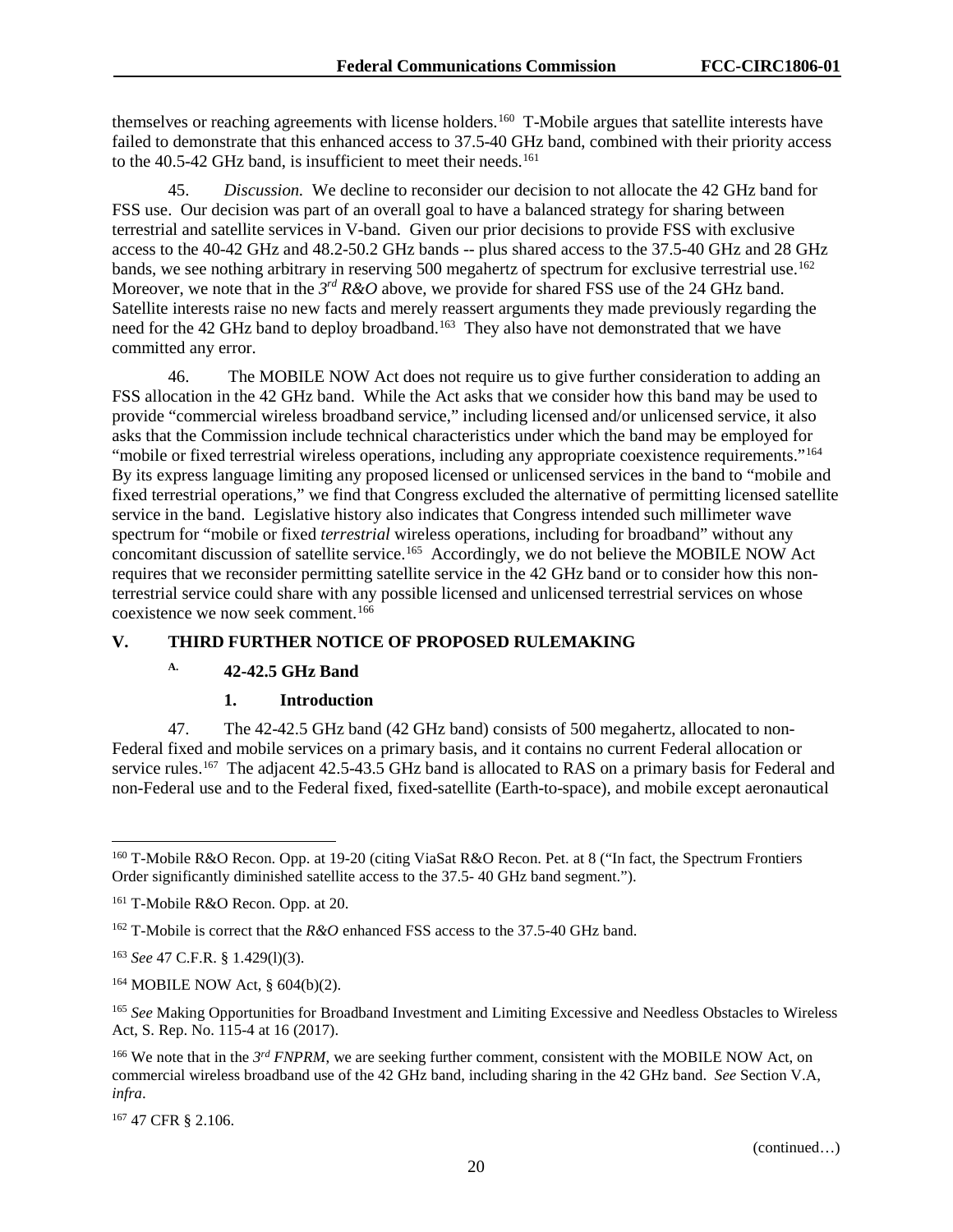themselves or reaching agreements with license holders.[160] T-Mobile argues that satellite interests have failed to demonstrate that this enhanced access to 37.5-40 GHz band, combined with their priority access to the 40.5-42 GHz band, is insufficient to meet their needs.[161]

45. *Discussion.* We decline to reconsider our decision to not allocate the 42 GHz band for FSS use. Our decision was part of an overall goal to have a balanced strategy for sharing between terrestrial and satellite services in V-band. Given our prior decisions to provide FSS with exclusive access to the 40-42 GHz and 48.2-50.2 GHz bands -- plus shared access to the 37.5-40 GHz and 28 GHz bands, we see nothing arbitrary in reserving 500 megahertz of spectrum for exclusive terrestrial use.[162] Moreover, we note that in the *3rd R&O* above, we provide for shared FSS use of the 24 GHz band. Satellite interests raise no new facts and merely reassert arguments they made previously regarding the need for the 42 GHz band to deploy broadband.[163] They also have not demonstrated that we have committed any error.

46. The MOBILE NOW Act does not require us to give further consideration to adding an FSS allocation in the 42 GHz band. While the Act asks that we consider how this band may be used to provide "commercial wireless broadband service," including licensed and/or unlicensed service, it also asks that the Commission include technical characteristics under which the band may be employed for "mobile or fixed terrestrial wireless operations, including any appropriate coexistence requirements."[164] By its express language limiting any proposed licensed or unlicensed services in the band to "mobile and fixed terrestrial operations," we find that Congress excluded the alternative of permitting licensed satellite service in the band. Legislative history also indicates that Congress intended such millimeter wave spectrum for "mobile or fixed *terrestrial* wireless operations, including for broadband" without any concomitant discussion of satellite service.[165] Accordingly, we do not believe the MOBILE NOW Act requires that we reconsider permitting satellite service in the 42 GHz band or to consider how this non-terrestrial service could share with any possible licensed and unlicensed terrestrial services on whose coexistence we now seek comment.[166]

## V. THIRD FURTHER NOTICE OF PROPOSED RULEMAKING

### A. 42-42.5 GHz Band

#### 1. Introduction

47. The 42-42.5 GHz band (42 GHz band) consists of 500 megahertz, allocated to non-Federal fixed and mobile services on a primary basis, and it contains no current Federal allocation or service rules.[167] The adjacent 42.5-43.5 GHz band is allocated to RAS on a primary basis for Federal and non-Federal use and to the Federal fixed, fixed-satellite (Earth-to-space), and mobile except aeronautical

---

[160] T-Mobile R&O Recon. Opp. at 19-20 (citing ViaSat R&O Recon. Pet. at 8 ("In fact, the Spectrum Frontiers Order significantly diminished satellite access to the 37.5- 40 GHz band segment.").

[161] T-Mobile R&O Recon. Opp. at 20.

[162] T-Mobile is correct that the *R&O* enhanced FSS access to the 37.5-40 GHz band.

[163] *See* 47 C.F.R. § 1.429(l)(3).

[164] MOBILE NOW Act, § 604(b)(2).

[165] *See* Making Opportunities for Broadband Investment and Limiting Excessive and Needless Obstacles to Wireless Act, S. Rep. No. 115-4 at 16 (2017).

[166] We note that in the *3rd FNPRM*, we are seeking further comment, consistent with the MOBILE NOW Act, on commercial wireless broadband use of the 42 GHz band, including sharing in the 42 GHz band. *See* Section V.A, *infra*.

[167] 47 CFR § 2.106.

(continued…)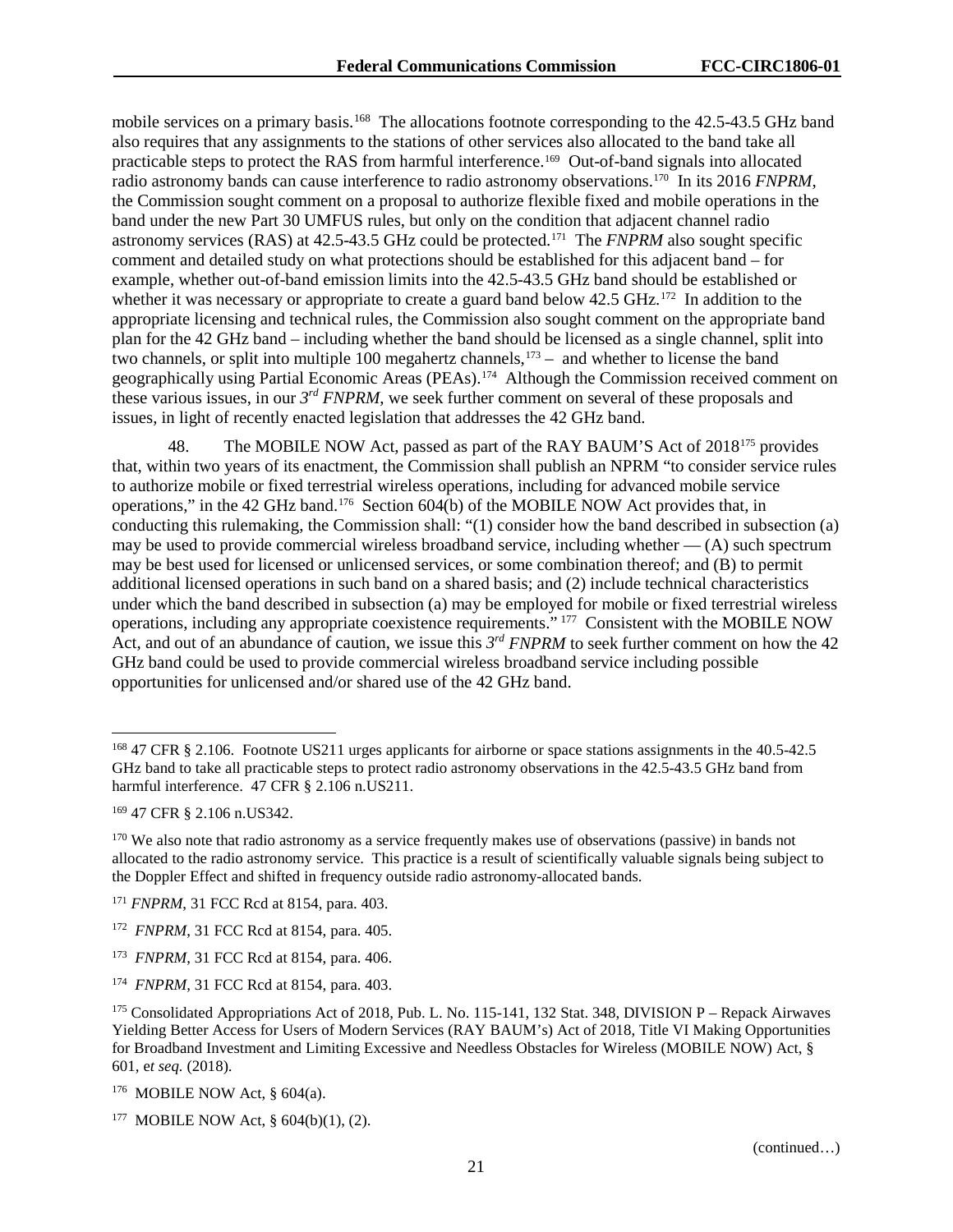mobile services on a primary basis.[168] The allocations footnote corresponding to the 42.5-43.5 GHz band also requires that any assignments to the stations of other services also allocated to the band take all practicable steps to protect the RAS from harmful interference.[169] Out-of-band signals into allocated radio astronomy bands can cause interference to radio astronomy observations.[170] In its 2016 *FNPRM*, the Commission sought comment on a proposal to authorize flexible fixed and mobile operations in the band under the new Part 30 UMFUS rules, but only on the condition that adjacent channel radio astronomy services (RAS) at 42.5-43.5 GHz could be protected.[171] The *FNPRM* also sought specific comment and detailed study on what protections should be established for this adjacent band – for example, whether out-of-band emission limits into the 42.5-43.5 GHz band should be established or whether it was necessary or appropriate to create a guard band below 42.5 GHz.[172] In addition to the appropriate licensing and technical rules, the Commission also sought comment on the appropriate band plan for the 42 GHz band – including whether the band should be licensed as a single channel, split into two channels, or split into multiple 100 megahertz channels,[173] – and whether to license the band geographically using Partial Economic Areas (PEAs).[174] Although the Commission received comment on these various issues, in our *3rd FNPRM*, we seek further comment on several of these proposals and issues, in light of recently enacted legislation that addresses the 42 GHz band.

48. The MOBILE NOW Act, passed as part of the RAY BAUM'S Act of 2018[175] provides that, within two years of its enactment, the Commission shall publish an NPRM "to consider service rules to authorize mobile or fixed terrestrial wireless operations, including for advanced mobile service operations," in the 42 GHz band.[176] Section 604(b) of the MOBILE NOW Act provides that, in conducting this rulemaking, the Commission shall: "(1) consider how the band described in subsection (a) may be used to provide commercial wireless broadband service, including whether — (A) such spectrum may be best used for licensed or unlicensed services, or some combination thereof; and (B) to permit additional licensed operations in such band on a shared basis; and (2) include technical characteristics under which the band described in subsection (a) may be employed for mobile or fixed terrestrial wireless operations, including any appropriate coexistence requirements."[177] Consistent with the MOBILE NOW Act, and out of an abundance of caution, we issue this *3rd FNPRM* to seek further comment on how the 42 GHz band could be used to provide commercial wireless broadband service including possible opportunities for unlicensed and/or shared use of the 42 GHz band.

---

[168] 47 CFR § 2.106. Footnote US211 urges applicants for airborne or space stations assignments in the 40.5-42.5 GHz band to take all practicable steps to protect radio astronomy observations in the 42.5-43.5 GHz band from harmful interference. 47 CFR § 2.106 n.US211.

[169] 47 CFR § 2.106 n.US342.

[170] We also note that radio astronomy as a service frequently makes use of observations (passive) in bands not allocated to the radio astronomy service. This practice is a result of scientifically valuable signals being subject to the Doppler Effect and shifted in frequency outside radio astronomy-allocated bands.

[171] *FNPRM*, 31 FCC Rcd at 8154, para. 403.

[172] *FNPRM*, 31 FCC Rcd at 8154, para. 405.

[173] *FNPRM*, 31 FCC Rcd at 8154, para. 406.

[174] *FNPRM*, 31 FCC Rcd at 8154, para. 403.

[175] Consolidated Appropriations Act of 2018, Pub. L. No. 115-141, 132 Stat. 348, DIVISION P – Repack Airwaves Yielding Better Access for Users of Modern Services (RAY BAUM's) Act of 2018, Title VI Making Opportunities for Broadband Investment and Limiting Excessive and Needless Obstacles for Wireless (MOBILE NOW) Act, § 601, e*t seq.* (2018).

[176] MOBILE NOW Act, § 604(a).

[177] MOBILE NOW Act, § 604(b)(1), (2).

(continued…)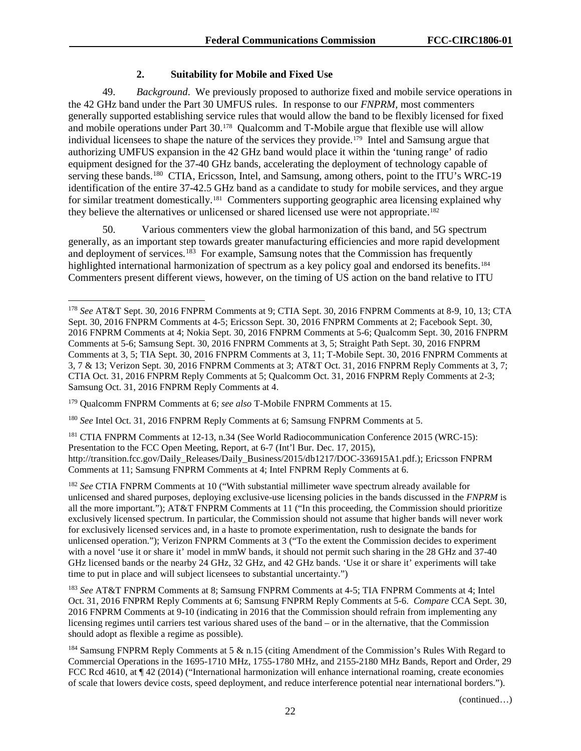### 2. Suitability for Mobile and Fixed Use

49. *Background*. We previously proposed to authorize fixed and mobile service operations in the 42 GHz band under the Part 30 UMFUS rules. In response to our *FNPRM*, most commenters generally supported establishing service rules that would allow the band to be flexibly licensed for fixed and mobile operations under Part 30.[178] Qualcomm and T-Mobile argue that flexible use will allow individual licensees to shape the nature of the services they provide.[179] Intel and Samsung argue that authorizing UMFUS expansion in the 42 GHz band would place it within the 'tuning range' of radio equipment designed for the 37-40 GHz bands, accelerating the deployment of technology capable of serving these bands.[180] CTIA, Ericsson, Intel, and Samsung, among others, point to the ITU's WRC-19 identification of the entire 37-42.5 GHz band as a candidate to study for mobile services, and they argue for similar treatment domestically.[181] Commenters supporting geographic area licensing explained why they believe the alternatives or unlicensed or shared licensed use were not appropriate.[182]

50. Various commenters view the global harmonization of this band, and 5G spectrum generally, as an important step towards greater manufacturing efficiencies and more rapid development and deployment of services.[183] For example, Samsung notes that the Commission has frequently highlighted international harmonization of spectrum as a key policy goal and endorsed its benefits.[184] Commenters present different views, however, on the timing of US action on the band relative to ITU

---

[178] *See* AT&T Sept. 30, 2016 FNPRM Comments at 9; CTIA Sept. 30, 2016 FNPRM Comments at 8-9, 10, 13; CTA Sept. 30, 2016 FNPRM Comments at 4-5; Ericsson Sept. 30, 2016 FNPRM Comments at 2; Facebook Sept. 30, 2016 FNPRM Comments at 4; Nokia Sept. 30, 2016 FNPRM Comments at 5-6; Qualcomm Sept. 30, 2016 FNPRM Comments at 5-6; Samsung Sept. 30, 2016 FNPRM Comments at 3, 5; Straight Path Sept. 30, 2016 FNPRM Comments at 3, 5; TIA Sept. 30, 2016 FNPRM Comments at 3, 11; T-Mobile Sept. 30, 2016 FNPRM Comments at 3, 7 & 13; Verizon Sept. 30, 2016 FNPRM Comments at 3; AT&T Oct. 31, 2016 FNPRM Reply Comments at 3, 7; CTIA Oct. 31, 2016 FNPRM Reply Comments at 5; Qualcomm Oct. 31, 2016 FNPRM Reply Comments at 2-3; Samsung Oct. 31, 2016 FNPRM Reply Comments at 4.

[179] Qualcomm FNPRM Comments at 6; *see also* T-Mobile FNPRM Comments at 15.

[180] *See* Intel Oct. 31, 2016 FNPRM Reply Comments at 6; Samsung FNPRM Comments at 5.

[181] CTIA FNPRM Comments at 12-13, n.34 (See World Radiocommunication Conference 2015 (WRC-15): Presentation to the FCC Open Meeting, Report, at 6-7 (Int'l Bur. Dec. 17, 2015), http://transition.fcc.gov/Daily_Releases/Daily_Business/2015/db1217/DOC-336915A1.pdf.); Ericsson FNPRM Comments at 11; Samsung FNPRM Comments at 4; Intel FNPRM Reply Comments at 6.

[182] *See* CTIA FNPRM Comments at 10 ("With substantial millimeter wave spectrum already available for unlicensed and shared purposes, deploying exclusive-use licensing policies in the bands discussed in the *FNPRM* is all the more important."); AT&T FNPRM Comments at 11 ("In this proceeding, the Commission should prioritize exclusively licensed spectrum. In particular, the Commission should not assume that higher bands will never work for exclusively licensed services and, in a haste to promote experimentation, rush to designate the bands for unlicensed operation."); Verizon FNPRM Comments at 3 ("To the extent the Commission decides to experiment with a novel 'use it or share it' model in mmW bands, it should not permit such sharing in the 28 GHz and 37-40 GHz licensed bands or the nearby 24 GHz, 32 GHz, and 42 GHz bands. 'Use it or share it' experiments will take time to put in place and will subject licensees to substantial uncertainty.")

[183] *See* AT&T FNPRM Comments at 8; Samsung FNPRM Comments at 4-5; TIA FNPRM Comments at 4; Intel Oct. 31, 2016 FNPRM Reply Comments at 6; Samsung FNPRM Reply Comments at 5-6. *Compare* CCA Sept. 30, 2016 FNPRM Comments at 9-10 (indicating in 2016 that the Commission should refrain from implementing any licensing regimes until carriers test various shared uses of the band – or in the alternative, that the Commission should adopt as flexible a regime as possible).

[184] Samsung FNPRM Reply Comments at 5 & n.15 (citing Amendment of the Commission's Rules With Regard to Commercial Operations in the 1695-1710 MHz, 1755-1780 MHz, and 2155-2180 MHz Bands, Report and Order, 29 FCC Rcd 4610, at ¶ 42 (2014) ("International harmonization will enhance international roaming, create economies of scale that lowers device costs, speed deployment, and reduce interference potential near international borders.").

(continued…)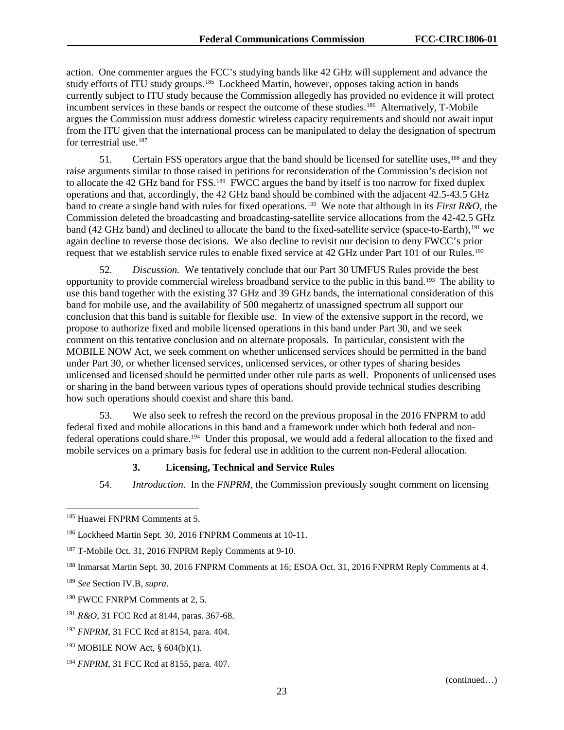action. One commenter argues the FCC's studying bands like 42 GHz will supplement and advance the study efforts of ITU study groups.[185] Lockheed Martin, however, opposes taking action in bands currently subject to ITU study because the Commission allegedly has provided no evidence it will protect incumbent services in these bands or respect the outcome of these studies.[186] Alternatively, T-Mobile argues the Commission must address domestic wireless capacity requirements and should not await input from the ITU given that the international process can be manipulated to delay the designation of spectrum for terrestrial use.[187]

51. Certain FSS operators argue that the band should be licensed for satellite uses,[188] and they raise arguments similar to those raised in petitions for reconsideration of the Commission's decision not to allocate the 42 GHz band for FSS.[189] FWCC argues the band by itself is too narrow for fixed duplex operations and that, accordingly, the 42 GHz band should be combined with the adjacent 42.5-43.5 GHz band to create a single band with rules for fixed operations.[190] We note that although in its *First R&O*, the Commission deleted the broadcasting and broadcasting-satellite service allocations from the 42-42.5 GHz band (42 GHz band) and declined to allocate the band to the fixed-satellite service (space-to-Earth),[191] we again decline to reverse those decisions. We also decline to revisit our decision to deny FWCC's prior request that we establish service rules to enable fixed service at 42 GHz under Part 101 of our Rules.[192]

52. *Discussion.* We tentatively conclude that our Part 30 UMFUS Rules provide the best opportunity to provide commercial wireless broadband service to the public in this band.[193] The ability to use this band together with the existing 37 GHz and 39 GHz bands, the international consideration of this band for mobile use, and the availability of 500 megahertz of unassigned spectrum all support our conclusion that this band is suitable for flexible use. In view of the extensive support in the record, we propose to authorize fixed and mobile licensed operations in this band under Part 30, and we seek comment on this tentative conclusion and on alternate proposals. In particular, consistent with the MOBILE NOW Act, we seek comment on whether unlicensed services should be permitted in the band under Part 30, or whether licensed services, unlicensed services, or other types of sharing besides unlicensed and licensed should be permitted under other rule parts as well. Proponents of unlicensed uses or sharing in the band between various types of operations should provide technical studies describing how such operations should coexist and share this band.

53. We also seek to refresh the record on the previous proposal in the 2016 FNPRM to add federal fixed and mobile allocations in this band and a framework under which both federal and non-federal operations could share.[194] Under this proposal, we would add a federal allocation to the fixed and mobile services on a primary basis for federal use in addition to the current non-Federal allocation.

### 3. Licensing, Technical and Service Rules

54. *Introduction.* In the *FNPRM*, the Commission previously sought comment on licensing

---

[185] Huawei FNPRM Comments at 5.

[186] Lockheed Martin Sept. 30, 2016 FNPRM Comments at 10-11.

[187] T-Mobile Oct. 31, 2016 FNPRM Reply Comments at 9-10.

[188] Inmarsat Martin Sept. 30, 2016 FNPRM Comments at 16; ESOA Oct. 31, 2016 FNPRM Reply Comments at 4.

[189] *See* Section IV.B, *supra*.

[190] FWCC FNRPM Comments at 2, 5.

[191] *R&O*, 31 FCC Rcd at 8144, paras. 367-68.

[192] *FNPRM*, 31 FCC Rcd at 8154, para. 404.

[193] MOBILE NOW Act, § 604(b)(1).

[194] *FNPRM*, 31 FCC Rcd at 8155, para. 407.

(continued…)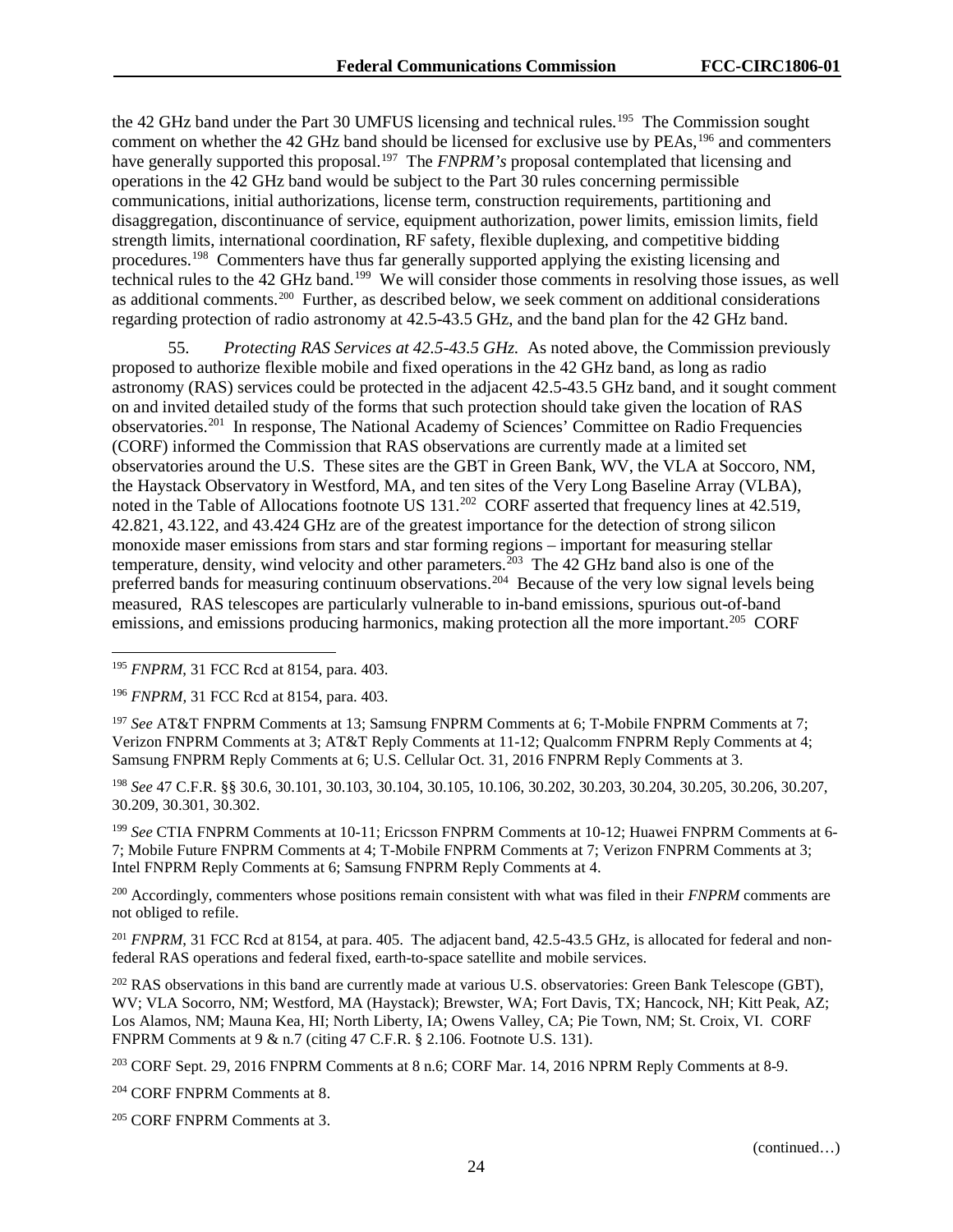the 42 GHz band under the Part 30 UMFUS licensing and technical rules.[195] The Commission sought comment on whether the 42 GHz band should be licensed for exclusive use by PEAs,[196] and commenters have generally supported this proposal.[197] The *FNPRM's* proposal contemplated that licensing and operations in the 42 GHz band would be subject to the Part 30 rules concerning permissible communications, initial authorizations, license term, construction requirements, partitioning and disaggregation, discontinuance of service, equipment authorization, power limits, emission limits, field strength limits, international coordination, RF safety, flexible duplexing, and competitive bidding procedures.[198] Commenters have thus far generally supported applying the existing licensing and technical rules to the 42 GHz band.[199] We will consider those comments in resolving those issues, as well as additional comments.[200] Further, as described below, we seek comment on additional considerations regarding protection of radio astronomy at 42.5-43.5 GHz, and the band plan for the 42 GHz band.

55. *Protecting RAS Services at 42.5-43.5 GHz.* As noted above, the Commission previously proposed to authorize flexible mobile and fixed operations in the 42 GHz band, as long as radio astronomy (RAS) services could be protected in the adjacent 42.5-43.5 GHz band, and it sought comment on and invited detailed study of the forms that such protection should take given the location of RAS observatories.[201] In response, The National Academy of Sciences' Committee on Radio Frequencies (CORF) informed the Commission that RAS observations are currently made at a limited set observatories around the U.S. These sites are the GBT in Green Bank, WV, the VLA at Soccoro, NM, the Haystack Observatory in Westford, MA, and ten sites of the Very Long Baseline Array (VLBA), noted in the Table of Allocations footnote US 131.[202] CORF asserted that frequency lines at 42.519, 42.821, 43.122, and 43.424 GHz are of the greatest importance for the detection of strong silicon monoxide maser emissions from stars and star forming regions – important for measuring stellar temperature, density, wind velocity and other parameters.[203] The 42 GHz band also is one of the preferred bands for measuring continuum observations.[204] Because of the very low signal levels being measured, RAS telescopes are particularly vulnerable to in-band emissions, spurious out-of-band emissions, and emissions producing harmonics, making protection all the more important.[205] CORF

---

[195] *FNPRM*, 31 FCC Rcd at 8154, para. 403.

[196] *FNPRM*, 31 FCC Rcd at 8154, para. 403.

[197] *See* AT&T FNPRM Comments at 13; Samsung FNPRM Comments at 6; T-Mobile FNPRM Comments at 7; Verizon FNPRM Comments at 3; AT&T Reply Comments at 11-12; Qualcomm FNPRM Reply Comments at 4; Samsung FNPRM Reply Comments at 6; U.S. Cellular Oct. 31, 2016 FNPRM Reply Comments at 3.

[198] *See* 47 C.F.R. §§ 30.6, 30.101, 30.103, 30.104, 30.105, 10.106, 30.202, 30.203, 30.204, 30.205, 30.206, 30.207, 30.209, 30.301, 30.302.

[199] *See* CTIA FNPRM Comments at 10-11; Ericsson FNPRM Comments at 10-12; Huawei FNPRM Comments at 6-7; Mobile Future FNPRM Comments at 4; T-Mobile FNPRM Comments at 7; Verizon FNPRM Comments at 3; Intel FNPRM Reply Comments at 6; Samsung FNPRM Reply Comments at 4.

[200] Accordingly, commenters whose positions remain consistent with what was filed in their *FNPRM* comments are not obliged to refile.

[201] *FNPRM*, 31 FCC Rcd at 8154, at para. 405. The adjacent band, 42.5-43.5 GHz, is allocated for federal and non-federal RAS operations and federal fixed, earth-to-space satellite and mobile services.

[202] RAS observations in this band are currently made at various U.S. observatories: Green Bank Telescope (GBT), WV; VLA Socorro, NM; Westford, MA (Haystack); Brewster, WA; Fort Davis, TX; Hancock, NH; Kitt Peak, AZ; Los Alamos, NM; Mauna Kea, HI; North Liberty, IA; Owens Valley, CA; Pie Town, NM; St. Croix, VI. CORF FNPRM Comments at 9 & n.7 (citing 47 C.F.R. § 2.106. Footnote U.S. 131).

[203] CORF Sept. 29, 2016 FNPRM Comments at 8 n.6; CORF Mar. 14, 2016 NPRM Reply Comments at 8-9.

[204] CORF FNPRM Comments at 8.

[205] CORF FNPRM Comments at 3.

(continued…)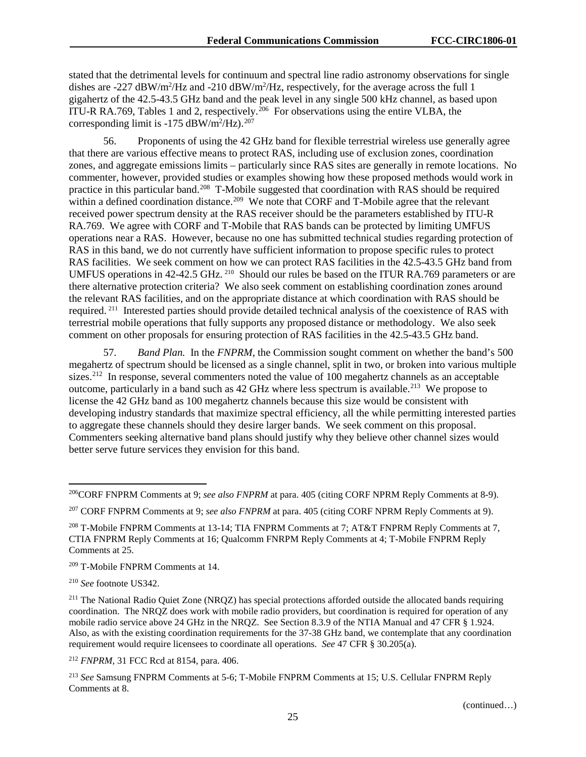stated that the detrimental levels for continuum and spectral line radio astronomy observations for single dishes are -227 dBW/$m^2$/Hz and -210 dBW/$m^2$/Hz, respectively, for the average across the full 1 gigahertz of the 42.5-43.5 GHz band and the peak level in any single 500 kHz channel, as based upon ITU-R RA.769, Tables 1 and 2, respectively.[206] For observations using the entire VLBA, the corresponding limit is -175 dBW/$m^2$/Hz).[207]

56. Proponents of using the 42 GHz band for flexible terrestrial wireless use generally agree that there are various effective means to protect RAS, including use of exclusion zones, coordination zones, and aggregate emissions limits – particularly since RAS sites are generally in remote locations. No commenter, however, provided studies or examples showing how these proposed methods would work in practice in this particular band.[208] T-Mobile suggested that coordination with RAS should be required within a defined coordination distance.[209] We note that CORF and T-Mobile agree that the relevant received power spectrum density at the RAS receiver should be the parameters established by ITU-R RA.769. We agree with CORF and T-Mobile that RAS bands can be protected by limiting UMFUS operations near a RAS. However, because no one has submitted technical studies regarding protection of RAS in this band, we do not currently have sufficient information to propose specific rules to protect RAS facilities. We seek comment on how we can protect RAS facilities in the 42.5-43.5 GHz band from UMFUS operations in 42-42.5 GHz.[210] Should our rules be based on the ITUR RA.769 parameters or are there alternative protection criteria? We also seek comment on establishing coordination zones around the relevant RAS facilities, and on the appropriate distance at which coordination with RAS should be required.[211] Interested parties should provide detailed technical analysis of the coexistence of RAS with terrestrial mobile operations that fully supports any proposed distance or methodology. We also seek comment on other proposals for ensuring protection of RAS facilities in the 42.5-43.5 GHz band.

57. *Band Plan.* In the *FNPRM*, the Commission sought comment on whether the band's 500 megahertz of spectrum should be licensed as a single channel, split in two, or broken into various multiple sizes.[212] In response, several commenters noted the value of 100 megahertz channels as an acceptable outcome, particularly in a band such as 42 GHz where less spectrum is available.[213] We propose to license the 42 GHz band as 100 megahertz channels because this size would be consistent with developing industry standards that maximize spectral efficiency, all the while permitting interested parties to aggregate these channels should they desire larger bands. We seek comment on this proposal. Commenters seeking alternative band plans should justify why they believe other channel sizes would better serve future services they envision for this band.

---

[206] CORF FNPRM Comments at 9; *see also FNPRM* at para. 405 (citing CORF NPRM Reply Comments at 8-9).

[207] CORF FNPRM Comments at 9; *see also FNPRM* at para. 405 (citing CORF NPRM Reply Comments at 9).

[208] T-Mobile FNPRM Comments at 13-14; TIA FNPRM Comments at 7; AT&T FNPRM Reply Comments at 7, CTIA FNPRM Reply Comments at 16; Qualcomm FNRPM Reply Comments at 4; T-Mobile FNPRM Reply Comments at 25.

[209] T-Mobile FNPRM Comments at 14.

[210] *See* footnote US342.

[211] The National Radio Quiet Zone (NRQZ) has special protections afforded outside the allocated bands requiring coordination. The NRQZ does work with mobile radio providers, but coordination is required for operation of any mobile radio service above 24 GHz in the NRQZ. See Section 8.3.9 of the NTIA Manual and 47 CFR § 1.924. Also, as with the existing coordination requirements for the 37-38 GHz band, we contemplate that any coordination requirement would require licensees to coordinate all operations. *See* 47 CFR § 30.205(a).

[212] *FNPRM*, 31 FCC Rcd at 8154, para. 406.

[213] *See* Samsung FNPRM Comments at 5-6; T-Mobile FNPRM Comments at 15; U.S. Cellular FNPRM Reply Comments at 8.

(continued…)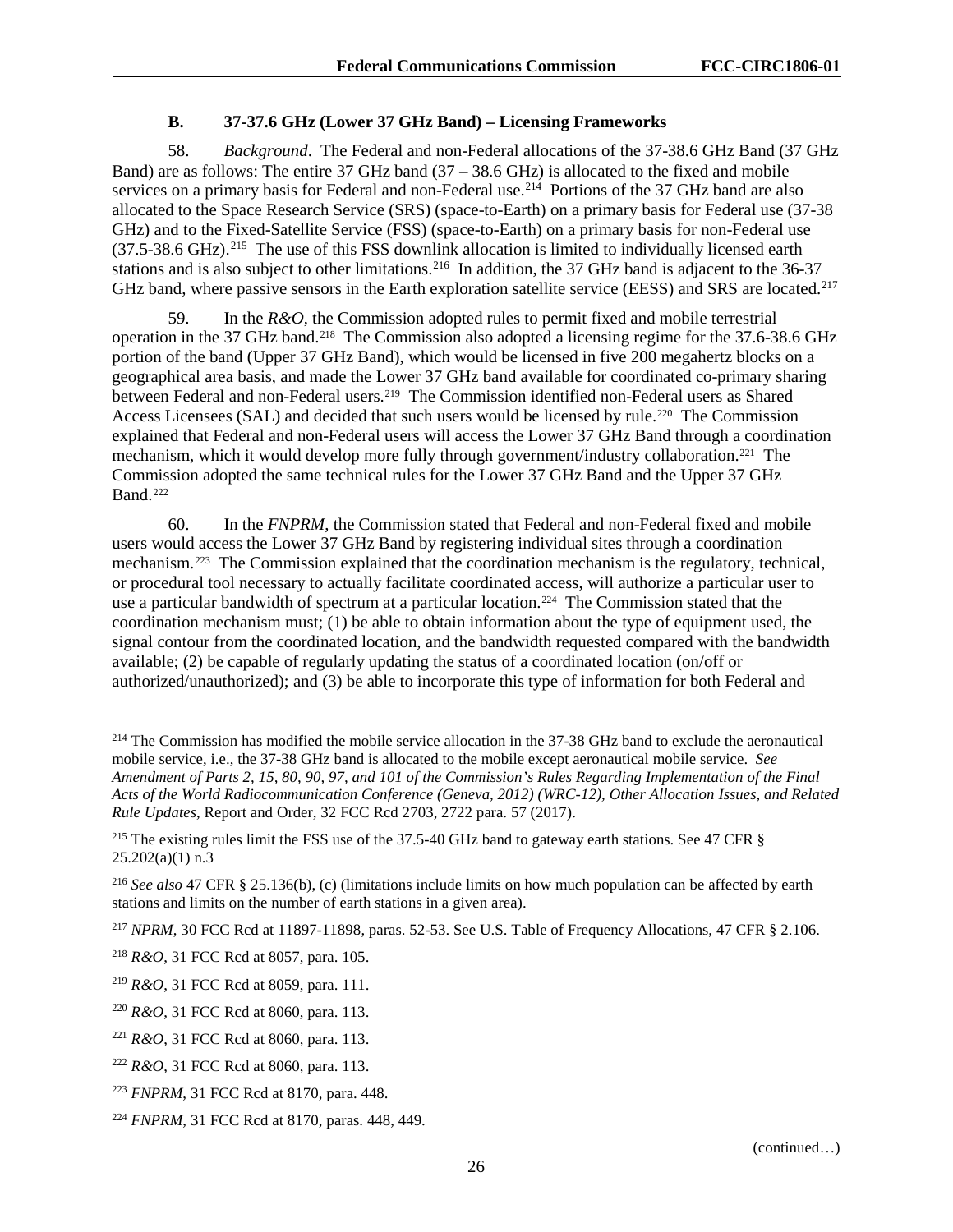### B. 37-37.6 GHz (Lower 37 GHz Band) – Licensing Frameworks

58. *Background*. The Federal and non-Federal allocations of the 37-38.6 GHz Band (37 GHz Band) are as follows: The entire 37 GHz band (37 – 38.6 GHz) is allocated to the fixed and mobile services on a primary basis for Federal and non-Federal use.[214] Portions of the 37 GHz band are also allocated to the Space Research Service (SRS) (space-to-Earth) on a primary basis for Federal use (37-38 GHz) and to the Fixed-Satellite Service (FSS) (space-to-Earth) on a primary basis for non-Federal use (37.5-38.6 GHz).[215] The use of this FSS downlink allocation is limited to individually licensed earth stations and is also subject to other limitations.[216] In addition, the 37 GHz band is adjacent to the 36-37 GHz band, where passive sensors in the Earth exploration satellite service (EESS) and SRS are located.[217]

59. In the *R&O*, the Commission adopted rules to permit fixed and mobile terrestrial operation in the 37 GHz band.[218] The Commission also adopted a licensing regime for the 37.6-38.6 GHz portion of the band (Upper 37 GHz Band), which would be licensed in five 200 megahertz blocks on a geographical area basis, and made the Lower 37 GHz band available for coordinated co-primary sharing between Federal and non-Federal users.[219] The Commission identified non-Federal users as Shared Access Licensees (SAL) and decided that such users would be licensed by rule.[220] The Commission explained that Federal and non-Federal users will access the Lower 37 GHz Band through a coordination mechanism, which it would develop more fully through government/industry collaboration.[221] The Commission adopted the same technical rules for the Lower 37 GHz Band and the Upper 37 GHz Band.[222]

60. In the *FNPRM*, the Commission stated that Federal and non-Federal fixed and mobile users would access the Lower 37 GHz Band by registering individual sites through a coordination mechanism.[223] The Commission explained that the coordination mechanism is the regulatory, technical, or procedural tool necessary to actually facilitate coordinated access, will authorize a particular user to use a particular bandwidth of spectrum at a particular location.[224] The Commission stated that the coordination mechanism must; (1) be able to obtain information about the type of equipment used, the signal contour from the coordinated location, and the bandwidth requested compared with the bandwidth available; (2) be capable of regularly updating the status of a coordinated location (on/off or authorized/unauthorized); and (3) be able to incorporate this type of information for both Federal and

---

[214] The Commission has modified the mobile service allocation in the 37-38 GHz band to exclude the aeronautical mobile service, i.e., the 37-38 GHz band is allocated to the mobile except aeronautical mobile service. *See Amendment of Parts 2, 15, 80, 90, 97, and 101 of the Commission's Rules Regarding Implementation of the Final Acts of the World Radiocommunication Conference (Geneva, 2012) (WRC-12), Other Allocation Issues, and Related Rule Updates*, Report and Order, 32 FCC Rcd 2703, 2722 para. 57 (2017).

[215] The existing rules limit the FSS use of the 37.5-40 GHz band to gateway earth stations. See 47 CFR § 25.202(a)(1) n.3

[216] *See also* 47 CFR § 25.136(b), (c) (limitations include limits on how much population can be affected by earth stations and limits on the number of earth stations in a given area).

[217] *NPRM*, 30 FCC Rcd at 11897-11898, paras. 52-53. See U.S. Table of Frequency Allocations, 47 CFR § 2.106.

[218] *R&O*, 31 FCC Rcd at 8057, para. 105.

[219] *R&O*, 31 FCC Rcd at 8059, para. 111.

[220] *R&O*, 31 FCC Rcd at 8060, para. 113.

[221] *R&O*, 31 FCC Rcd at 8060, para. 113.

[222] *R&O*, 31 FCC Rcd at 8060, para. 113.

[223] *FNPRM*, 31 FCC Rcd at 8170, para. 448.

[224] *FNPRM*, 31 FCC Rcd at 8170, paras. 448, 449.

(continued…)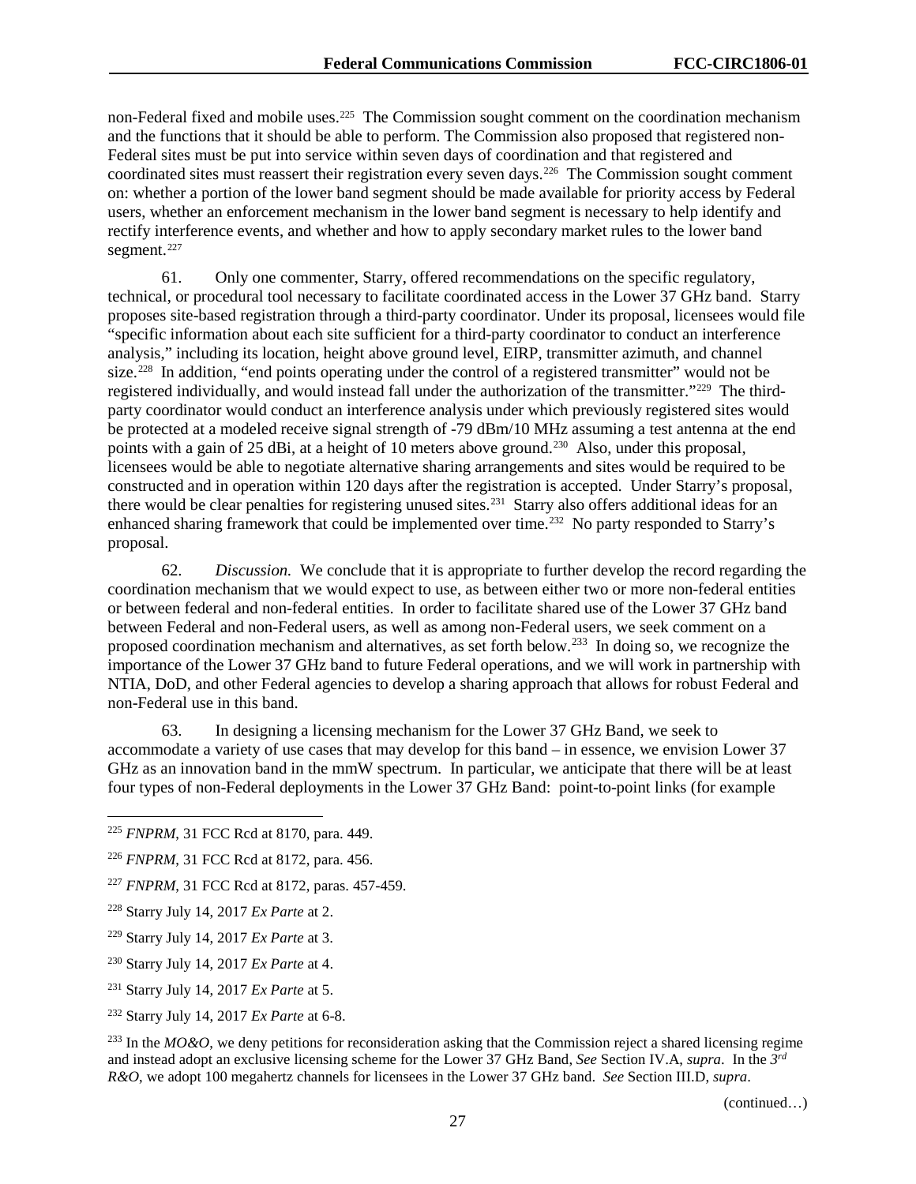non-Federal fixed and mobile uses.[225] The Commission sought comment on the coordination mechanism and the functions that it should be able to perform. The Commission also proposed that registered non-Federal sites must be put into service within seven days of coordination and that registered and coordinated sites must reassert their registration every seven days.[226] The Commission sought comment on: whether a portion of the lower band segment should be made available for priority access by Federal users, whether an enforcement mechanism in the lower band segment is necessary to help identify and rectify interference events, and whether and how to apply secondary market rules to the lower band segment.[227]

61. Only one commenter, Starry, offered recommendations on the specific regulatory, technical, or procedural tool necessary to facilitate coordinated access in the Lower 37 GHz band. Starry proposes site-based registration through a third-party coordinator. Under its proposal, licensees would file "specific information about each site sufficient for a third-party coordinator to conduct an interference analysis," including its location, height above ground level, EIRP, transmitter azimuth, and channel size.[228] In addition, "end points operating under the control of a registered transmitter" would not be registered individually, and would instead fall under the authorization of the transmitter."[229] The third-party coordinator would conduct an interference analysis under which previously registered sites would be protected at a modeled receive signal strength of -79 dBm/10 MHz assuming a test antenna at the end points with a gain of 25 dBi, at a height of 10 meters above ground.[230] Also, under this proposal, licensees would be able to negotiate alternative sharing arrangements and sites would be required to be constructed and in operation within 120 days after the registration is accepted. Under Starry's proposal, there would be clear penalties for registering unused sites.[231] Starry also offers additional ideas for an enhanced sharing framework that could be implemented over time.[232] No party responded to Starry's proposal.

62. *Discussion.* We conclude that it is appropriate to further develop the record regarding the coordination mechanism that we would expect to use, as between either two or more non-federal entities or between federal and non-federal entities. In order to facilitate shared use of the Lower 37 GHz band between Federal and non-Federal users, as well as among non-Federal users, we seek comment on a proposed coordination mechanism and alternatives, as set forth below.[233] In doing so, we recognize the importance of the Lower 37 GHz band to future Federal operations, and we will work in partnership with NTIA, DoD, and other Federal agencies to develop a sharing approach that allows for robust Federal and non-Federal use in this band.

63. In designing a licensing mechanism for the Lower 37 GHz Band, we seek to accommodate a variety of use cases that may develop for this band – in essence, we envision Lower 37 GHz as an innovation band in the mmW spectrum. In particular, we anticipate that there will be at least four types of non-Federal deployments in the Lower 37 GHz Band: point-to-point links (for example

---

[225] *FNPRM*, 31 FCC Rcd at 8170, para. 449.

[226] *FNPRM*, 31 FCC Rcd at 8172, para. 456.

[227] *FNPRM*, 31 FCC Rcd at 8172, paras. 457-459.

[228] Starry July 14, 2017 *Ex Parte* at 2.

[229] Starry July 14, 2017 *Ex Parte* at 3.

[230] Starry July 14, 2017 *Ex Parte* at 4.

[231] Starry July 14, 2017 *Ex Parte* at 5.

[232] Starry July 14, 2017 *Ex Parte* at 6-8.

[233] In the *MO&O*, we deny petitions for reconsideration asking that the Commission reject a shared licensing regime and instead adopt an exclusive licensing scheme for the Lower 37 GHz Band, *See* Section IV.A, *supra*. In the *3rd R&O*, we adopt 100 megahertz channels for licensees in the Lower 37 GHz band. *See* Section III.D, *supra*.

(continued…)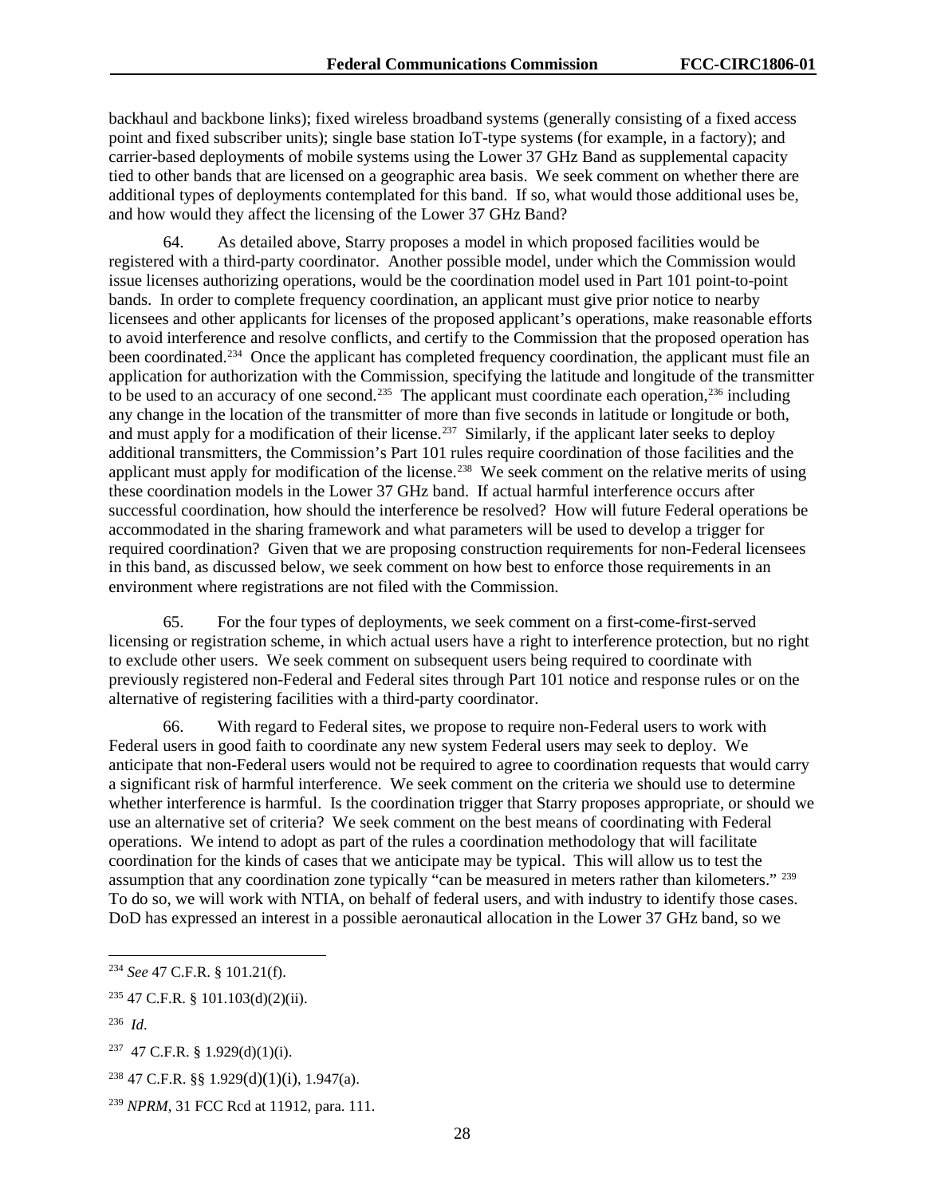backhaul and backbone links); fixed wireless broadband systems (generally consisting of a fixed access point and fixed subscriber units); single base station IoT-type systems (for example, in a factory); and carrier-based deployments of mobile systems using the Lower 37 GHz Band as supplemental capacity tied to other bands that are licensed on a geographic area basis. We seek comment on whether there are additional types of deployments contemplated for this band. If so, what would those additional uses be, and how would they affect the licensing of the Lower 37 GHz Band?

64. As detailed above, Starry proposes a model in which proposed facilities would be registered with a third-party coordinator. Another possible model, under which the Commission would issue licenses authorizing operations, would be the coordination model used in Part 101 point-to-point bands. In order to complete frequency coordination, an applicant must give prior notice to nearby licensees and other applicants for licenses of the proposed applicant's operations, make reasonable efforts to avoid interference and resolve conflicts, and certify to the Commission that the proposed operation has been coordinated.[234] Once the applicant has completed frequency coordination, the applicant must file an application for authorization with the Commission, specifying the latitude and longitude of the transmitter to be used to an accuracy of one second.[235] The applicant must coordinate each operation,[236] including any change in the location of the transmitter of more than five seconds in latitude or longitude or both, and must apply for a modification of their license.[237] Similarly, if the applicant later seeks to deploy additional transmitters, the Commission's Part 101 rules require coordination of those facilities and the applicant must apply for modification of the license.[238] We seek comment on the relative merits of using these coordination models in the Lower 37 GHz band. If actual harmful interference occurs after successful coordination, how should the interference be resolved? How will future Federal operations be accommodated in the sharing framework and what parameters will be used to develop a trigger for required coordination? Given that we are proposing construction requirements for non-Federal licensees in this band, as discussed below, we seek comment on how best to enforce those requirements in an environment where registrations are not filed with the Commission.

65. For the four types of deployments, we seek comment on a first-come-first-served licensing or registration scheme, in which actual users have a right to interference protection, but no right to exclude other users. We seek comment on subsequent users being required to coordinate with previously registered non-Federal and Federal sites through Part 101 notice and response rules or on the alternative of registering facilities with a third-party coordinator.

66. With regard to Federal sites, we propose to require non-Federal users to work with Federal users in good faith to coordinate any new system Federal users may seek to deploy. We anticipate that non-Federal users would not be required to agree to coordination requests that would carry a significant risk of harmful interference. We seek comment on the criteria we should use to determine whether interference is harmful. Is the coordination trigger that Starry proposes appropriate, or should we use an alternative set of criteria? We seek comment on the best means of coordinating with Federal operations. We intend to adopt as part of the rules a coordination methodology that will facilitate coordination for the kinds of cases that we anticipate may be typical. This will allow us to test the assumption that any coordination zone typically "can be measured in meters rather than kilometers." [239] To do so, we will work with NTIA, on behalf of federal users, and with industry to identify those cases. DoD has expressed an interest in a possible aeronautical allocation in the Lower 37 GHz band, so we

---

[234] *See* 47 C.F.R. § 101.21(f).

[235] 47 C.F.R. § 101.103(d)(2)(ii).

[236] *Id*.

[237] 47 C.F.R. § 1.929(d)(1)(i).

[238] 47 C.F.R. §§ 1.929(d)(1)(i), 1.947(a).

[239] *NPRM*, 31 FCC Rcd at 11912, para. 111.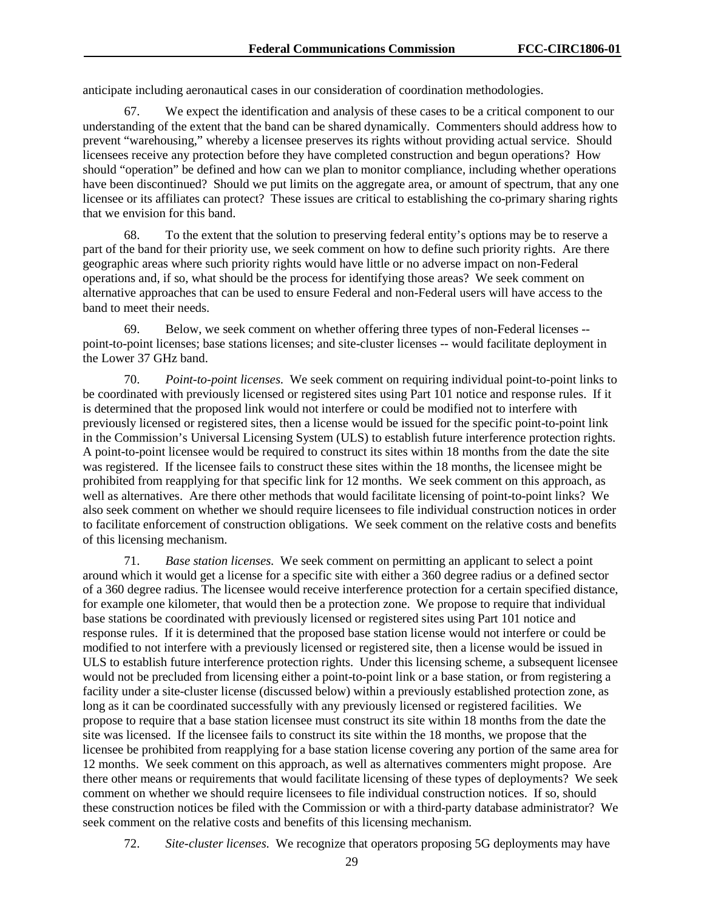anticipate including aeronautical cases in our consideration of coordination methodologies.

67. We expect the identification and analysis of these cases to be a critical component to our understanding of the extent that the band can be shared dynamically. Commenters should address how to prevent "warehousing," whereby a licensee preserves its rights without providing actual service. Should licensees receive any protection before they have completed construction and begun operations? How should "operation" be defined and how can we plan to monitor compliance, including whether operations have been discontinued? Should we put limits on the aggregate area, or amount of spectrum, that any one licensee or its affiliates can protect? These issues are critical to establishing the co-primary sharing rights that we envision for this band.

68. To the extent that the solution to preserving federal entity's options may be to reserve a part of the band for their priority use, we seek comment on how to define such priority rights. Are there geographic areas where such priority rights would have little or no adverse impact on non-Federal operations and, if so, what should be the process for identifying those areas? We seek comment on alternative approaches that can be used to ensure Federal and non-Federal users will have access to the band to meet their needs.

69. Below, we seek comment on whether offering three types of non-Federal licenses -- point-to-point licenses; base stations licenses; and site-cluster licenses -- would facilitate deployment in the Lower 37 GHz band.

70. *Point-to-point licenses.* We seek comment on requiring individual point-to-point links to be coordinated with previously licensed or registered sites using Part 101 notice and response rules. If it is determined that the proposed link would not interfere or could be modified not to interfere with previously licensed or registered sites, then a license would be issued for the specific point-to-point link in the Commission's Universal Licensing System (ULS) to establish future interference protection rights. A point-to-point licensee would be required to construct its sites within 18 months from the date the site was registered. If the licensee fails to construct these sites within the 18 months, the licensee might be prohibited from reapplying for that specific link for 12 months. We seek comment on this approach, as well as alternatives. Are there other methods that would facilitate licensing of point-to-point links? We also seek comment on whether we should require licensees to file individual construction notices in order to facilitate enforcement of construction obligations. We seek comment on the relative costs and benefits of this licensing mechanism.

71. *Base station licenses.* We seek comment on permitting an applicant to select a point around which it would get a license for a specific site with either a 360 degree radius or a defined sector of a 360 degree radius. The licensee would receive interference protection for a certain specified distance, for example one kilometer, that would then be a protection zone. We propose to require that individual base stations be coordinated with previously licensed or registered sites using Part 101 notice and response rules. If it is determined that the proposed base station license would not interfere or could be modified to not interfere with a previously licensed or registered site, then a license would be issued in ULS to establish future interference protection rights. Under this licensing scheme, a subsequent licensee would not be precluded from licensing either a point-to-point link or a base station, or from registering a facility under a site-cluster license (discussed below) within a previously established protection zone, as long as it can be coordinated successfully with any previously licensed or registered facilities. We propose to require that a base station licensee must construct its site within 18 months from the date the site was licensed. If the licensee fails to construct its site within the 18 months, we propose that the licensee be prohibited from reapplying for a base station license covering any portion of the same area for 12 months. We seek comment on this approach, as well as alternatives commenters might propose. Are there other means or requirements that would facilitate licensing of these types of deployments? We seek comment on whether we should require licensees to file individual construction notices. If so, should these construction notices be filed with the Commission or with a third-party database administrator? We seek comment on the relative costs and benefits of this licensing mechanism.

72. *Site-cluster licenses.* We recognize that operators proposing 5G deployments may have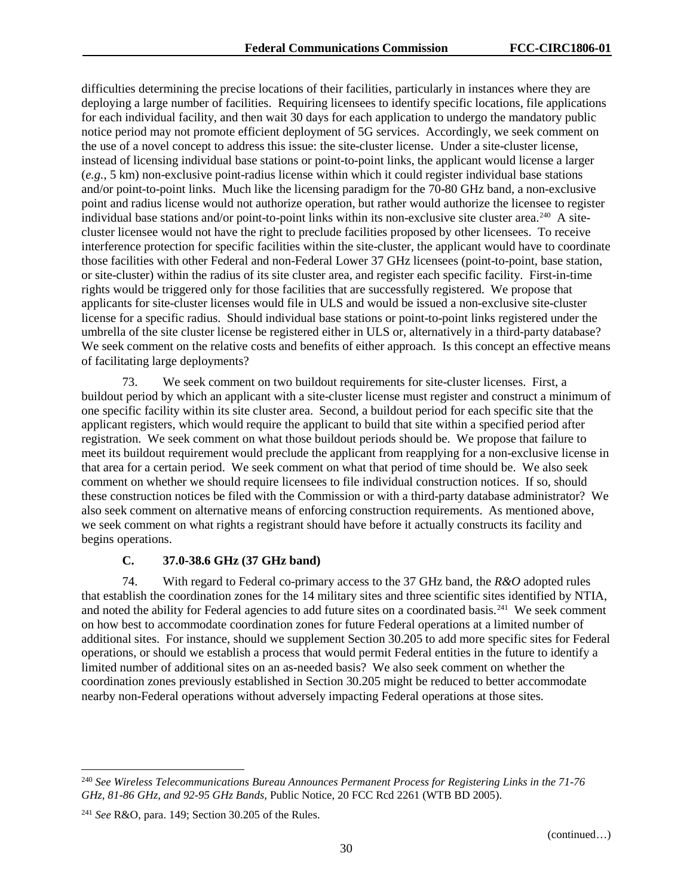difficulties determining the precise locations of their facilities, particularly in instances where they are deploying a large number of facilities. Requiring licensees to identify specific locations, file applications for each individual facility, and then wait 30 days for each application to undergo the mandatory public notice period may not promote efficient deployment of 5G services. Accordingly, we seek comment on the use of a novel concept to address this issue: the site-cluster license. Under a site-cluster license, instead of licensing individual base stations or point-to-point links, the applicant would license a larger (*e.g.*, 5 km) non-exclusive point-radius license within which it could register individual base stations and/or point-to-point links. Much like the licensing paradigm for the 70-80 GHz band, a non-exclusive point and radius license would not authorize operation, but rather would authorize the licensee to register individual base stations and/or point-to-point links within its non-exclusive site cluster area.[240] A site-cluster licensee would not have the right to preclude facilities proposed by other licensees. To receive interference protection for specific facilities within the site-cluster, the applicant would have to coordinate those facilities with other Federal and non-Federal Lower 37 GHz licensees (point-to-point, base station, or site-cluster) within the radius of its site cluster area, and register each specific facility. First-in-time rights would be triggered only for those facilities that are successfully registered. We propose that applicants for site-cluster licenses would file in ULS and would be issued a non-exclusive site-cluster license for a specific radius. Should individual base stations or point-to-point links registered under the umbrella of the site cluster license be registered either in ULS or, alternatively in a third-party database? We seek comment on the relative costs and benefits of either approach. Is this concept an effective means of facilitating large deployments?

73. We seek comment on two buildout requirements for site-cluster licenses. First, a buildout period by which an applicant with a site-cluster license must register and construct a minimum of one specific facility within its site cluster area. Second, a buildout period for each specific site that the applicant registers, which would require the applicant to build that site within a specified period after registration. We seek comment on what those buildout periods should be. We propose that failure to meet its buildout requirement would preclude the applicant from reapplying for a non-exclusive license in that area for a certain period. We seek comment on what that period of time should be. We also seek comment on whether we should require licensees to file individual construction notices. If so, should these construction notices be filed with the Commission or with a third-party database administrator? We also seek comment on alternative means of enforcing construction requirements. As mentioned above, we seek comment on what rights a registrant should have before it actually constructs its facility and begins operations.

### C. 37.0-38.6 GHz (37 GHz band)

74. With regard to Federal co-primary access to the 37 GHz band, the *R&O* adopted rules that establish the coordination zones for the 14 military sites and three scientific sites identified by NTIA, and noted the ability for Federal agencies to add future sites on a coordinated basis.[241] We seek comment on how best to accommodate coordination zones for future Federal operations at a limited number of additional sites. For instance, should we supplement Section 30.205 to add more specific sites for Federal operations, or should we establish a process that would permit Federal entities in the future to identify a limited number of additional sites on an as-needed basis? We also seek comment on whether the coordination zones previously established in Section 30.205 might be reduced to better accommodate nearby non-Federal operations without adversely impacting Federal operations at those sites.

---

[240] *See Wireless Telecommunications Bureau Announces Permanent Process for Registering Links in the 71-76 GHz, 81-86 GHz, and 92-95 GHz Bands*, Public Notice, 20 FCC Rcd 2261 (WTB BD 2005).

[241] *See* R&O, para. 149; Section 30.205 of the Rules.

(continued…)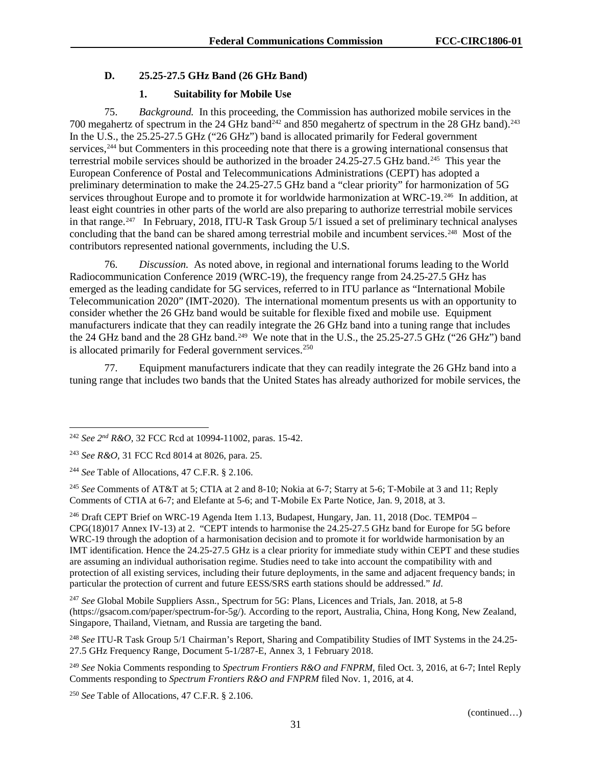### D. 25.25-27.5 GHz Band (26 GHz Band)

#### 1. Suitability for Mobile Use

75. *Background.* In this proceeding, the Commission has authorized mobile services in the 700 megahertz of spectrum in the 24 GHz band[242] and 850 megahertz of spectrum in the 28 GHz band).[243] In the U.S., the 25.25-27.5 GHz ("26 GHz") band is allocated primarily for Federal government services,[244] but Commenters in this proceeding note that there is a growing international consensus that terrestrial mobile services should be authorized in the broader 24.25-27.5 GHz band.[245] This year the European Conference of Postal and Telecommunications Administrations (CEPT) has adopted a preliminary determination to make the 24.25-27.5 GHz band a "clear priority" for harmonization of 5G services throughout Europe and to promote it for worldwide harmonization at WRC-19.[246] In addition, at least eight countries in other parts of the world are also preparing to authorize terrestrial mobile services in that range.[247] In February, 2018, ITU-R Task Group 5/1 issued a set of preliminary technical analyses concluding that the band can be shared among terrestrial mobile and incumbent services.[248] Most of the contributors represented national governments, including the U.S.

76. *Discussion.* As noted above, in regional and international forums leading to the World Radiocommunication Conference 2019 (WRC-19), the frequency range from 24.25-27.5 GHz has emerged as the leading candidate for 5G services, referred to in ITU parlance as "International Mobile Telecommunication 2020" (IMT-2020). The international momentum presents us with an opportunity to consider whether the 26 GHz band would be suitable for flexible fixed and mobile use. Equipment manufacturers indicate that they can readily integrate the 26 GHz band into a tuning range that includes the 24 GHz band and the 28 GHz band.[249] We note that in the U.S., the 25.25-27.5 GHz ("26 GHz") band is allocated primarily for Federal government services.[250]

77. Equipment manufacturers indicate that they can readily integrate the 26 GHz band into a tuning range that includes two bands that the United States has already authorized for mobile services, the

---

[242] *See 2nd R&O,* 32 FCC Rcd at 10994-11002, paras. 15-42.

[243] *See R&O,* 31 FCC Rcd 8014 at 8026, para. 25.

[244] *See* Table of Allocations, 47 C.F.R. § 2.106.

[245] *See* Comments of AT&T at 5; CTIA at 2 and 8-10; Nokia at 6-7; Starry at 5-6; T-Mobile at 3 and 11; Reply Comments of CTIA at 6-7; and Elefante at 5-6; and T-Mobile Ex Parte Notice, Jan. 9, 2018, at 3.

[246] Draft CEPT Brief on WRC-19 Agenda Item 1.13, Budapest, Hungary, Jan. 11, 2018 (Doc. TEMP04 – CPG(18)017 Annex IV-13) at 2. "CEPT intends to harmonise the 24.25-27.5 GHz band for Europe for 5G before WRC-19 through the adoption of a harmonisation decision and to promote it for worldwide harmonisation by an IMT identification. Hence the 24.25-27.5 GHz is a clear priority for immediate study within CEPT and these studies are assuming an individual authorisation regime. Studies need to take into account the compatibility with and protection of all existing services, including their future deployments, in the same and adjacent frequency bands; in particular the protection of current and future EESS/SRS earth stations should be addressed." *Id*.

[247] *See* Global Mobile Suppliers Assn., Spectrum for 5G: Plans, Licences and Trials, Jan. 2018, at 5-8 (https://gsacom.com/paper/spectrum-for-5g/). According to the report, Australia, China, Hong Kong, New Zealand, Singapore, Thailand, Vietnam, and Russia are targeting the band.

[248] *See* ITU-R Task Group 5/1 Chairman's Report, Sharing and Compatibility Studies of IMT Systems in the 24.25-27.5 GHz Frequency Range, Document 5-1/287-E, Annex 3, 1 February 2018.

[249] *See* Nokia Comments responding to *Spectrum Frontiers R&O and FNPRM*, filed Oct. 3, 2016, at 6-7; Intel Reply Comments responding to *Spectrum Frontiers R&O and FNPRM* filed Nov. 1, 2016, at 4.

[250] *See* Table of Allocations, 47 C.F.R. § 2.106.

(continued…)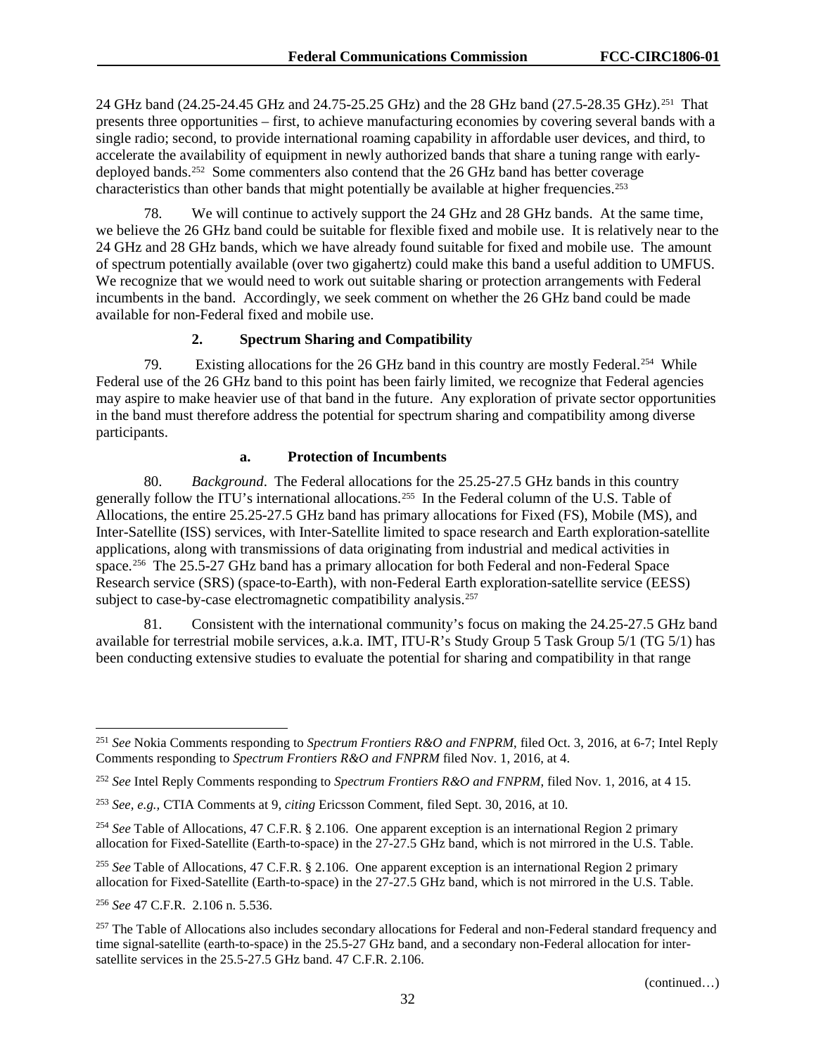24 GHz band (24.25-24.45 GHz and 24.75-25.25 GHz) and the 28 GHz band (27.5-28.35 GHz).[251] That presents three opportunities – first, to achieve manufacturing economies by covering several bands with a single radio; second, to provide international roaming capability in affordable user devices, and third, to accelerate the availability of equipment in newly authorized bands that share a tuning range with early-deployed bands.[252] Some commenters also contend that the 26 GHz band has better coverage characteristics than other bands that might potentially be available at higher frequencies.[253]

78. We will continue to actively support the 24 GHz and 28 GHz bands. At the same time, we believe the 26 GHz band could be suitable for flexible fixed and mobile use. It is relatively near to the 24 GHz and 28 GHz bands, which we have already found suitable for fixed and mobile use. The amount of spectrum potentially available (over two gigahertz) could make this band a useful addition to UMFUS. We recognize that we would need to work out suitable sharing or protection arrangements with Federal incumbents in the band. Accordingly, we seek comment on whether the 26 GHz band could be made available for non-Federal fixed and mobile use.

### 2. Spectrum Sharing and Compatibility

79. Existing allocations for the 26 GHz band in this country are mostly Federal.[254] While Federal use of the 26 GHz band to this point has been fairly limited, we recognize that Federal agencies may aspire to make heavier use of that band in the future. Any exploration of private sector opportunities in the band must therefore address the potential for spectrum sharing and compatibility among diverse participants.

#### a. Protection of Incumbents

80. *Background*. The Federal allocations for the 25.25-27.5 GHz bands in this country generally follow the ITU's international allocations.[255] In the Federal column of the U.S. Table of Allocations, the entire 25.25-27.5 GHz band has primary allocations for Fixed (FS), Mobile (MS), and Inter-Satellite (ISS) services, with Inter-Satellite limited to space research and Earth exploration-satellite applications, along with transmissions of data originating from industrial and medical activities in space.[256] The 25.5-27 GHz band has a primary allocation for both Federal and non-Federal Space Research service (SRS) (space-to-Earth), with non-Federal Earth exploration-satellite service (EESS) subject to case-by-case electromagnetic compatibility analysis.[257]

81. Consistent with the international community's focus on making the 24.25-27.5 GHz band available for terrestrial mobile services, a.k.a. IMT, ITU-R's Study Group 5 Task Group 5/1 (TG 5/1) has been conducting extensive studies to evaluate the potential for sharing and compatibility in that range

---

[251] *See* Nokia Comments responding to *Spectrum Frontiers R&O and FNPRM*, filed Oct. 3, 2016, at 6-7; Intel Reply Comments responding to *Spectrum Frontiers R&O and FNPRM* filed Nov. 1, 2016, at 4.

[252] *See* Intel Reply Comments responding to *Spectrum Frontiers R&O and FNPRM*, filed Nov. 1, 2016, at 4 15.

[253] *See, e.g.,* CTIA Comments at 9, *citing* Ericsson Comment, filed Sept. 30, 2016, at 10.

[254] *See* Table of Allocations, 47 C.F.R. § 2.106. One apparent exception is an international Region 2 primary allocation for Fixed-Satellite (Earth-to-space) in the 27-27.5 GHz band, which is not mirrored in the U.S. Table.

[255] *See* Table of Allocations, 47 C.F.R. § 2.106. One apparent exception is an international Region 2 primary allocation for Fixed-Satellite (Earth-to-space) in the 27-27.5 GHz band, which is not mirrored in the U.S. Table.

[256] *See* 47 C.F.R. 2.106 n. 5.536.

[257] The Table of Allocations also includes secondary allocations for Federal and non-Federal standard frequency and time signal-satellite (earth-to-space) in the 25.5-27 GHz band, and a secondary non-Federal allocation for inter-satellite services in the 25.5-27.5 GHz band. 47 C.F.R. 2.106.

(continued…)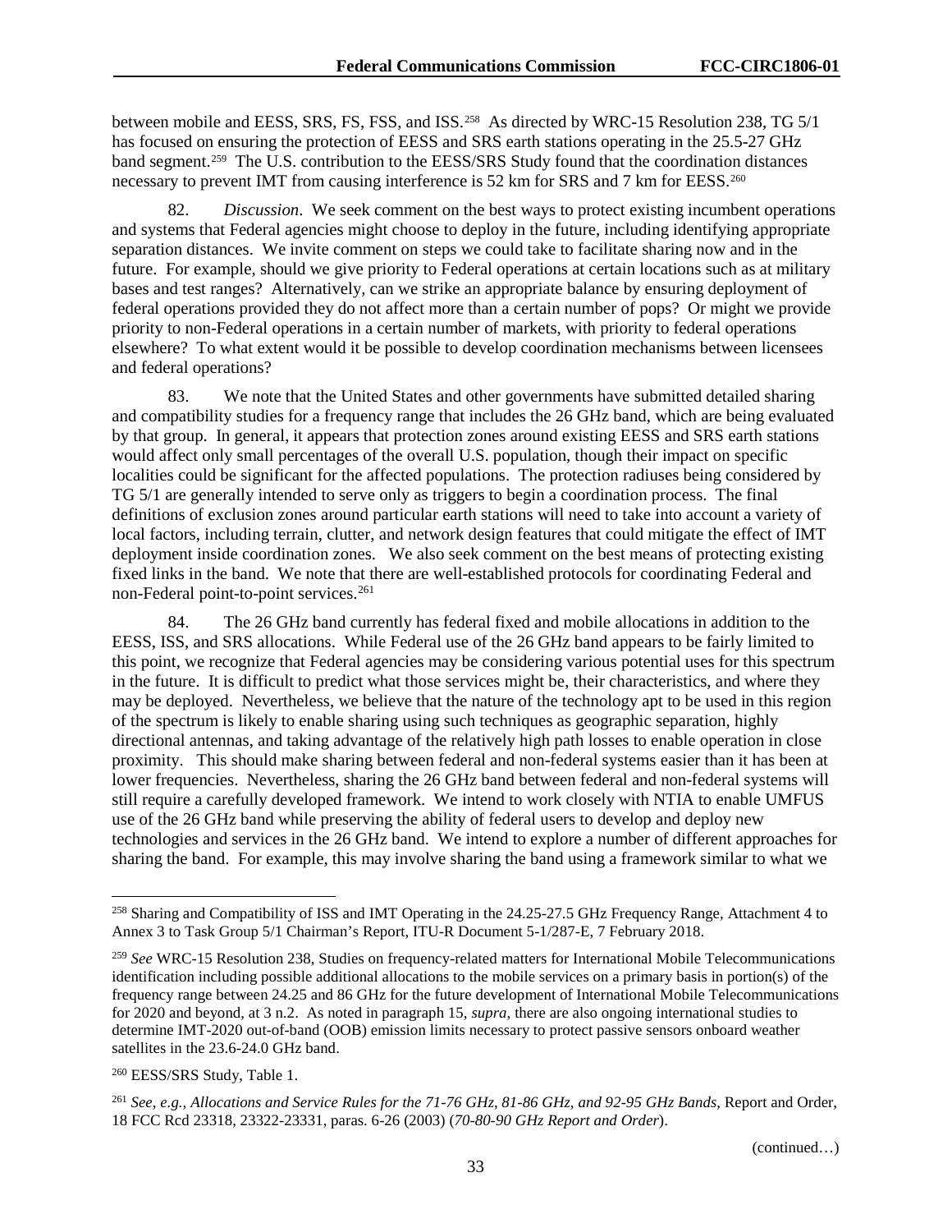between mobile and EESS, SRS, FS, FSS, and ISS.[258] As directed by WRC-15 Resolution 238, TG 5/1 has focused on ensuring the protection of EESS and SRS earth stations operating in the 25.5-27 GHz band segment.[259] The U.S. contribution to the EESS/SRS Study found that the coordination distances necessary to prevent IMT from causing interference is 52 km for SRS and 7 km for EESS.[260]

82. *Discussion*. We seek comment on the best ways to protect existing incumbent operations and systems that Federal agencies might choose to deploy in the future, including identifying appropriate separation distances. We invite comment on steps we could take to facilitate sharing now and in the future. For example, should we give priority to Federal operations at certain locations such as at military bases and test ranges? Alternatively, can we strike an appropriate balance by ensuring deployment of federal operations provided they do not affect more than a certain number of pops? Or might we provide priority to non-Federal operations in a certain number of markets, with priority to federal operations elsewhere? To what extent would it be possible to develop coordination mechanisms between licensees and federal operations?

83. We note that the United States and other governments have submitted detailed sharing and compatibility studies for a frequency range that includes the 26 GHz band, which are being evaluated by that group. In general, it appears that protection zones around existing EESS and SRS earth stations would affect only small percentages of the overall U.S. population, though their impact on specific localities could be significant for the affected populations. The protection radiuses being considered by TG 5/1 are generally intended to serve only as triggers to begin a coordination process. The final definitions of exclusion zones around particular earth stations will need to take into account a variety of local factors, including terrain, clutter, and network design features that could mitigate the effect of IMT deployment inside coordination zones. We also seek comment on the best means of protecting existing fixed links in the band. We note that there are well-established protocols for coordinating Federal and non-Federal point-to-point services.[261]

84. The 26 GHz band currently has federal fixed and mobile allocations in addition to the EESS, ISS, and SRS allocations. While Federal use of the 26 GHz band appears to be fairly limited to this point, we recognize that Federal agencies may be considering various potential uses for this spectrum in the future. It is difficult to predict what those services might be, their characteristics, and where they may be deployed. Nevertheless, we believe that the nature of the technology apt to be used in this region of the spectrum is likely to enable sharing using such techniques as geographic separation, highly directional antennas, and taking advantage of the relatively high path losses to enable operation in close proximity. This should make sharing between federal and non-federal systems easier than it has been at lower frequencies. Nevertheless, sharing the 26 GHz band between federal and non-federal systems will still require a carefully developed framework. We intend to work closely with NTIA to enable UMFUS use of the 26 GHz band while preserving the ability of federal users to develop and deploy new technologies and services in the 26 GHz band. We intend to explore a number of different approaches for sharing the band. For example, this may involve sharing the band using a framework similar to what we

---

[258] Sharing and Compatibility of ISS and IMT Operating in the 24.25-27.5 GHz Frequency Range, Attachment 4 to Annex 3 to Task Group 5/1 Chairman's Report, ITU-R Document 5-1/287-E, 7 February 2018.

[259] *See* WRC-15 Resolution 238, Studies on frequency-related matters for International Mobile Telecommunications identification including possible additional allocations to the mobile services on a primary basis in portion(s) of the frequency range between 24.25 and 86 GHz for the future development of International Mobile Telecommunications for 2020 and beyond, at 3 n.2. As noted in paragraph 15, *supra*, there are also ongoing international studies to determine IMT-2020 out-of-band (OOB) emission limits necessary to protect passive sensors onboard weather satellites in the 23.6-24.0 GHz band.

[260] EESS/SRS Study, Table 1.

[261] *See, e.g., Allocations and Service Rules for the 71-76 GHz, 81-86 GHz, and 92-95 GHz Bands*, Report and Order, 18 FCC Rcd 23318, 23322-23331, paras. 6-26 (2003) (*70-80-90 GHz Report and Order*).

(continued…)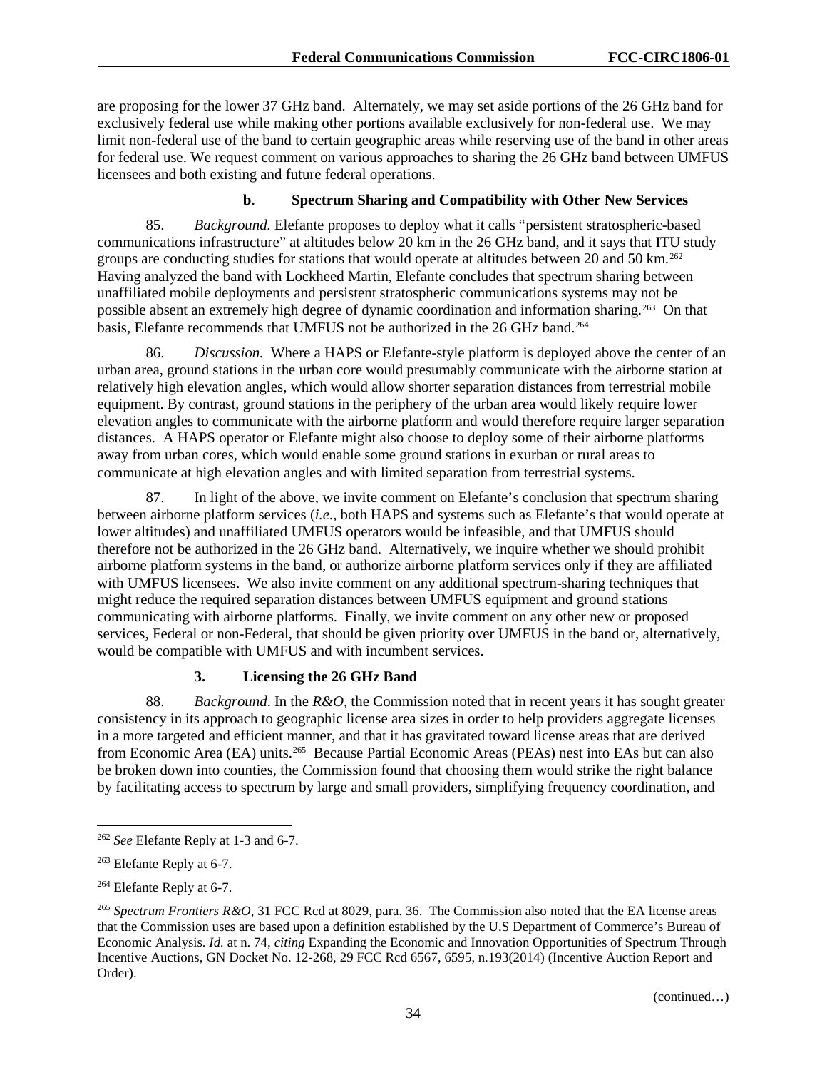are proposing for the lower 37 GHz band. Alternately, we may set aside portions of the 26 GHz band for exclusively federal use while making other portions available exclusively for non-federal use. We may limit non-federal use of the band to certain geographic areas while reserving use of the band in other areas for federal use. We request comment on various approaches to sharing the 26 GHz band between UMFUS licensees and both existing and future federal operations.

#### b. Spectrum Sharing and Compatibility with Other New Services

85. *Background.* Elefante proposes to deploy what it calls "persistent stratospheric-based communications infrastructure" at altitudes below 20 km in the 26 GHz band, and it says that ITU study groups are conducting studies for stations that would operate at altitudes between 20 and 50 km.[262] Having analyzed the band with Lockheed Martin, Elefante concludes that spectrum sharing between unaffiliated mobile deployments and persistent stratospheric communications systems may not be possible absent an extremely high degree of dynamic coordination and information sharing.[263] On that basis, Elefante recommends that UMFUS not be authorized in the 26 GHz band.[264]

86. *Discussion.* Where a HAPS or Elefante-style platform is deployed above the center of an urban area, ground stations in the urban core would presumably communicate with the airborne station at relatively high elevation angles, which would allow shorter separation distances from terrestrial mobile equipment. By contrast, ground stations in the periphery of the urban area would likely require lower elevation angles to communicate with the airborne platform and would therefore require larger separation distances. A HAPS operator or Elefante might also choose to deploy some of their airborne platforms away from urban cores, which would enable some ground stations in exurban or rural areas to communicate at high elevation angles and with limited separation from terrestrial systems.

87. In light of the above, we invite comment on Elefante's conclusion that spectrum sharing between airborne platform services (*i.e.*, both HAPS and systems such as Elefante's that would operate at lower altitudes) and unaffiliated UMFUS operators would be infeasible, and that UMFUS should therefore not be authorized in the 26 GHz band. Alternatively, we inquire whether we should prohibit airborne platform systems in the band, or authorize airborne platform services only if they are affiliated with UMFUS licensees. We also invite comment on any additional spectrum-sharing techniques that might reduce the required separation distances between UMFUS equipment and ground stations communicating with airborne platforms. Finally, we invite comment on any other new or proposed services, Federal or non-Federal, that should be given priority over UMFUS in the band or, alternatively, would be compatible with UMFUS and with incumbent services.

### 3. Licensing the 26 GHz Band

88. *Background*. In the *R&O*, the Commission noted that in recent years it has sought greater consistency in its approach to geographic license area sizes in order to help providers aggregate licenses in a more targeted and efficient manner, and that it has gravitated toward license areas that are derived from Economic Area (EA) units.[265] Because Partial Economic Areas (PEAs) nest into EAs but can also be broken down into counties, the Commission found that choosing them would strike the right balance by facilitating access to spectrum by large and small providers, simplifying frequency coordination, and

---

[262] *See* Elefante Reply at 1-3 and 6-7.

[263] Elefante Reply at 6-7.

[264] Elefante Reply at 6-7.

[265] *Spectrum Frontiers R&O*, 31 FCC Rcd at 8029, para. 36. The Commission also noted that the EA license areas that the Commission uses are based upon a definition established by the U.S Department of Commerce's Bureau of Economic Analysis. *Id.* at n. 74, *citing* Expanding the Economic and Innovation Opportunities of Spectrum Through Incentive Auctions, GN Docket No. 12-268, 29 FCC Rcd 6567, 6595, n.193(2014) (Incentive Auction Report and Order).

(continued…)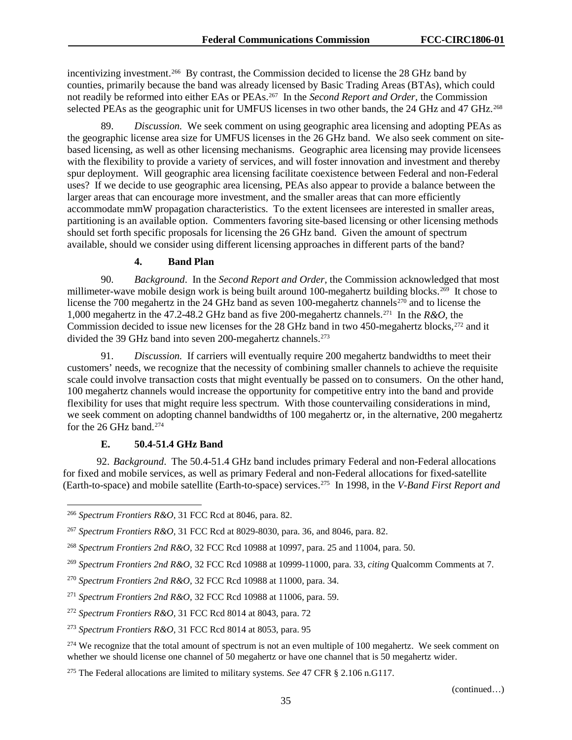incentivizing investment.[266] By contrast, the Commission decided to license the 28 GHz band by counties, primarily because the band was already licensed by Basic Trading Areas (BTAs), which could not readily be reformed into either EAs or PEAs.[267] In the *Second Report and Order*, the Commission selected PEAs as the geographic unit for UMFUS licenses in two other bands, the 24 GHz and 47 GHz.[268]

89. *Discussion.* We seek comment on using geographic area licensing and adopting PEAs as the geographic license area size for UMFUS licenses in the 26 GHz band. We also seek comment on site-based licensing, as well as other licensing mechanisms. Geographic area licensing may provide licensees with the flexibility to provide a variety of services, and will foster innovation and investment and thereby spur deployment. Will geographic area licensing facilitate coexistence between Federal and non-Federal uses? If we decide to use geographic area licensing, PEAs also appear to provide a balance between the larger areas that can encourage more investment, and the smaller areas that can more efficiently accommodate mmW propagation characteristics. To the extent licensees are interested in smaller areas, partitioning is an available option. Commenters favoring site-based licensing or other licensing methods should set forth specific proposals for licensing the 26 GHz band. Given the amount of spectrum available, should we consider using different licensing approaches in different parts of the band?

#### 4. Band Plan

90. *Background*. In the *Second Report and Order*, the Commission acknowledged that most millimeter-wave mobile design work is being built around 100-megahertz building blocks.[269] It chose to license the 700 megahertz in the 24 GHz band as seven 100-megahertz channels[270] and to license the 1,000 megahertz in the 47.2-48.2 GHz band as five 200-megahertz channels.[271] In the *R&O*, the Commission decided to issue new licenses for the 28 GHz band in two 450-megahertz blocks,[272] and it divided the 39 GHz band into seven 200-megahertz channels.[273]

91. *Discussion.* If carriers will eventually require 200 megahertz bandwidths to meet their customers' needs, we recognize that the necessity of combining smaller channels to achieve the requisite scale could involve transaction costs that might eventually be passed on to consumers. On the other hand, 100 megahertz channels would increase the opportunity for competitive entry into the band and provide flexibility for uses that might require less spectrum. With those countervailing considerations in mind, we seek comment on adopting channel bandwidths of 100 megahertz or, in the alternative, 200 megahertz for the 26 GHz band.[274]

### E. 50.4-51.4 GHz Band

92. *Background*. The 50.4-51.4 GHz band includes primary Federal and non-Federal allocations for fixed and mobile services, as well as primary Federal and non-Federal allocations for fixed-satellite (Earth-to-space) and mobile satellite (Earth-to-space) services.[275] In 1998, in the *V-Band First Report and*

---

[266] *Spectrum Frontiers R&O*, 31 FCC Rcd at 8046, para. 82.

[267] *Spectrum Frontiers R&O*, 31 FCC Rcd at 8029-8030, para. 36, and 8046, para. 82.

[268] *Spectrum Frontiers 2nd R&O*, 32 FCC Rcd 10988 at 10997, para. 25 and 11004, para. 50.

[269] *Spectrum Frontiers 2nd R&O*, 32 FCC Rcd 10988 at 10999-11000, para. 33, *citing* Qualcomm Comments at 7.

[270] *Spectrum Frontiers 2nd R&O*, 32 FCC Rcd 10988 at 11000, para. 34.

[271] *Spectrum Frontiers 2nd R&O*, 32 FCC Rcd 10988 at 11006, para. 59.

[272] *Spectrum Frontiers R&O*, 31 FCC Rcd 8014 at 8043, para. 72

[273] *Spectrum Frontiers R&O*, 31 FCC Rcd 8014 at 8053, para. 95

[274] We recognize that the total amount of spectrum is not an even multiple of 100 megahertz. We seek comment on whether we should license one channel of 50 megahertz or have one channel that is 50 megahertz wider.

[275] The Federal allocations are limited to military systems. *See* 47 CFR § 2.106 n.G117.

(continued…)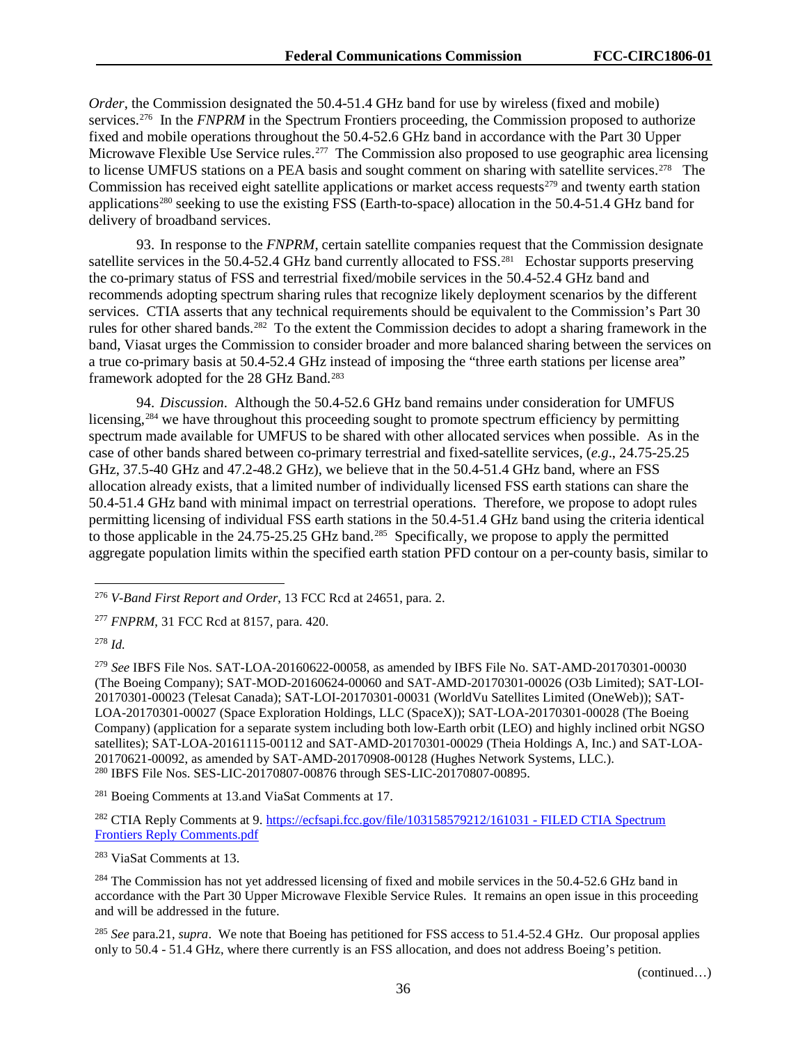*Order*, the Commission designated the 50.4-51.4 GHz band for use by wireless (fixed and mobile) services.[276] In the *FNPRM* in the Spectrum Frontiers proceeding, the Commission proposed to authorize fixed and mobile operations throughout the 50.4-52.6 GHz band in accordance with the Part 30 Upper Microwave Flexible Use Service rules.[277] The Commission also proposed to use geographic area licensing to license UMFUS stations on a PEA basis and sought comment on sharing with satellite services.[278] The Commission has received eight satellite applications or market access requests[279] and twenty earth station applications[280] seeking to use the existing FSS (Earth-to-space) allocation in the 50.4-51.4 GHz band for delivery of broadband services.

93. In response to the *FNPRM*, certain satellite companies request that the Commission designate satellite services in the 50.4-52.4 GHz band currently allocated to FSS.[281] Echostar supports preserving the co-primary status of FSS and terrestrial fixed/mobile services in the 50.4-52.4 GHz band and recommends adopting spectrum sharing rules that recognize likely deployment scenarios by the different services. CTIA asserts that any technical requirements should be equivalent to the Commission's Part 30 rules for other shared bands.[282] To the extent the Commission decides to adopt a sharing framework in the band, Viasat urges the Commission to consider broader and more balanced sharing between the services on a true co-primary basis at 50.4-52.4 GHz instead of imposing the "three earth stations per license area" framework adopted for the 28 GHz Band.[283]

94. *Discussion*. Although the 50.4-52.6 GHz band remains under consideration for UMFUS licensing,[284] we have throughout this proceeding sought to promote spectrum efficiency by permitting spectrum made available for UMFUS to be shared with other allocated services when possible. As in the case of other bands shared between co-primary terrestrial and fixed-satellite services, (*e.g*., 24.75-25.25 GHz, 37.5-40 GHz and 47.2-48.2 GHz), we believe that in the 50.4-51.4 GHz band, where an FSS allocation already exists, that a limited number of individually licensed FSS earth stations can share the 50.4-51.4 GHz band with minimal impact on terrestrial operations. Therefore, we propose to adopt rules permitting licensing of individual FSS earth stations in the 50.4-51.4 GHz band using the criteria identical to those applicable in the 24.75-25.25 GHz band.[285] Specifically, we propose to apply the permitted aggregate population limits within the specified earth station PFD contour on a per-county basis, similar to

---

[276] *V-Band First Report and Order*, 13 FCC Rcd at 24651, para. 2.

[277] *FNPRM*, 31 FCC Rcd at 8157, para. 420.

[278] *Id.*

[279] *See* IBFS File Nos. SAT-LOA-20160622-00058, as amended by IBFS File No. SAT-AMD-20170301-00030 (The Boeing Company); SAT-MOD-20160624-00060 and SAT-AMD-20170301-00026 (O3b Limited); SAT-LOI-20170301-00023 (Telesat Canada); SAT-LOI-20170301-00031 (WorldVu Satellites Limited (OneWeb)); SAT-LOA-20170301-00027 (Space Exploration Holdings, LLC (SpaceX)); SAT-LOA-20170301-00028 (The Boeing Company) (application for a separate system including both low-Earth orbit (LEO) and highly inclined orbit NGSO satellites); SAT-LOA-20161115-00112 and SAT-AMD-20170301-00029 (Theia Holdings A, Inc.) and SAT-LOA-20170621-00092, as amended by SAT-AMD-20170908-00128 (Hughes Network Systems, LLC.).

[280] IBFS File Nos. SES-LIC-20170807-00876 through SES-LIC-20170807-00895.

[281] Boeing Comments at 13.and ViaSat Comments at 17.

[282] CTIA Reply Comments at 9. [https://ecfsapi.fcc.gov/file/103158579212/161031 - FILED CTIA Spectrum Frontiers Reply Comments.pdf](https://ecfsapi.fcc.gov/file/103158579212/161031 - FILED CTIA Spectrum Frontiers Reply Comments.pdf)

[283] ViaSat Comments at 13.

[284] The Commission has not yet addressed licensing of fixed and mobile services in the 50.4-52.6 GHz band in accordance with the Part 30 Upper Microwave Flexible Service Rules. It remains an open issue in this proceeding and will be addressed in the future.

[285] *See* para.21, *supra*. We note that Boeing has petitioned for FSS access to 51.4-52.4 GHz. Our proposal applies only to 50.4 - 51.4 GHz, where there currently is an FSS allocation, and does not address Boeing's petition.

(continued…)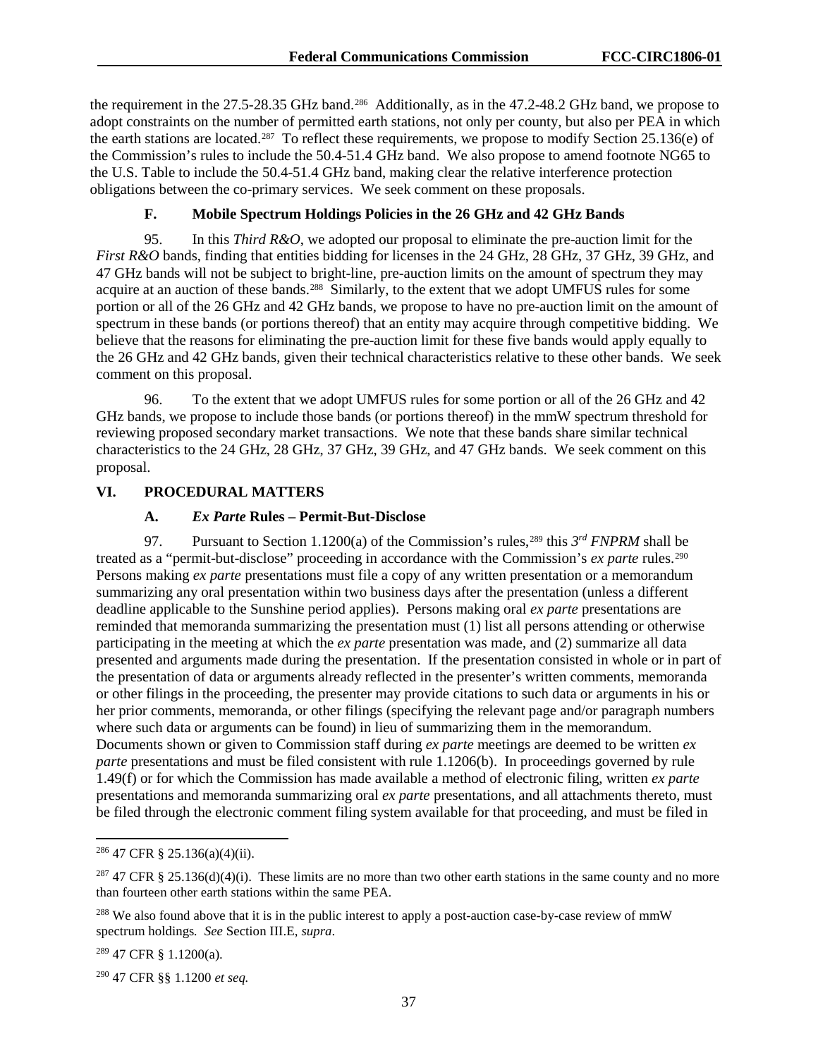the requirement in the 27.5-28.35 GHz band.[286] Additionally, as in the 47.2-48.2 GHz band, we propose to adopt constraints on the number of permitted earth stations, not only per county, but also per PEA in which the earth stations are located.[287] To reflect these requirements, we propose to modify Section 25.136(e) of the Commission's rules to include the 50.4-51.4 GHz band. We also propose to amend footnote NG65 to the U.S. Table to include the 50.4-51.4 GHz band, making clear the relative interference protection obligations between the co-primary services. We seek comment on these proposals.

### F. Mobile Spectrum Holdings Policies in the 26 GHz and 42 GHz Bands

95. In this *Third R&O*, we adopted our proposal to eliminate the pre-auction limit for the *First R&O* bands, finding that entities bidding for licenses in the 24 GHz, 28 GHz, 37 GHz, 39 GHz, and 47 GHz bands will not be subject to bright-line, pre-auction limits on the amount of spectrum they may acquire at an auction of these bands.[288] Similarly, to the extent that we adopt UMFUS rules for some portion or all of the 26 GHz and 42 GHz bands, we propose to have no pre-auction limit on the amount of spectrum in these bands (or portions thereof) that an entity may acquire through competitive bidding. We believe that the reasons for eliminating the pre-auction limit for these five bands would apply equally to the 26 GHz and 42 GHz bands, given their technical characteristics relative to these other bands. We seek comment on this proposal.

96. To the extent that we adopt UMFUS rules for some portion or all of the 26 GHz and 42 GHz bands, we propose to include those bands (or portions thereof) in the mmW spectrum threshold for reviewing proposed secondary market transactions. We note that these bands share similar technical characteristics to the 24 GHz, 28 GHz, 37 GHz, 39 GHz, and 47 GHz bands. We seek comment on this proposal.

## VI. PROCEDURAL MATTERS

### A. *Ex Parte* Rules – Permit-But-Disclose

97. Pursuant to Section 1.1200(a) of the Commission's rules,[289] this *3rd FNPRM* shall be treated as a "permit-but-disclose" proceeding in accordance with the Commission's *ex parte* rules.[290] Persons making *ex parte* presentations must file a copy of any written presentation or a memorandum summarizing any oral presentation within two business days after the presentation (unless a different deadline applicable to the Sunshine period applies). Persons making oral *ex parte* presentations are reminded that memoranda summarizing the presentation must (1) list all persons attending or otherwise participating in the meeting at which the *ex parte* presentation was made, and (2) summarize all data presented and arguments made during the presentation. If the presentation consisted in whole or in part of the presentation of data or arguments already reflected in the presenter's written comments, memoranda or other filings in the proceeding, the presenter may provide citations to such data or arguments in his or her prior comments, memoranda, or other filings (specifying the relevant page and/or paragraph numbers where such data or arguments can be found) in lieu of summarizing them in the memorandum. Documents shown or given to Commission staff during *ex parte* meetings are deemed to be written *ex parte* presentations and must be filed consistent with rule 1.1206(b). In proceedings governed by rule 1.49(f) or for which the Commission has made available a method of electronic filing, written *ex parte* presentations and memoranda summarizing oral *ex parte* presentations, and all attachments thereto, must be filed through the electronic comment filing system available for that proceeding, and must be filed in

---

[286] 47 CFR § 25.136(a)(4)(ii).

[287] 47 CFR § 25.136(d)(4)(i). These limits are no more than two other earth stations in the same county and no more than fourteen other earth stations within the same PEA.

[288] We also found above that it is in the public interest to apply a post-auction case-by-case review of mmW spectrum holdings. *See* Section III.E, *supra*.

[289] 47 CFR § 1.1200(a).

[290] 47 CFR §§ 1.1200 *et seq.*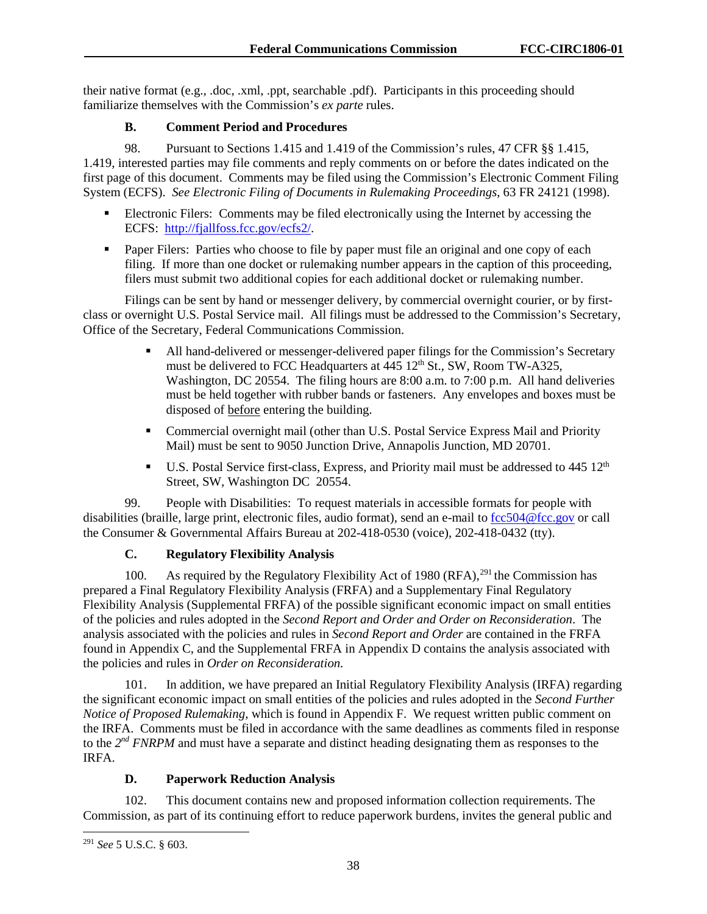their native format (e.g., .doc, .xml, .ppt, searchable .pdf). Participants in this proceeding should familiarize themselves with the Commission's *ex parte* rules.

### B. Comment Period and Procedures

98. Pursuant to Sections 1.415 and 1.419 of the Commission's rules, 47 CFR §§ 1.415, 1.419, interested parties may file comments and reply comments on or before the dates indicated on the first page of this document. Comments may be filed using the Commission's Electronic Comment Filing System (ECFS). *See Electronic Filing of Documents in Rulemaking Proceedings*, 63 FR 24121 (1998).

- Electronic Filers: Comments may be filed electronically using the Internet by accessing the ECFS: [http://fjallfoss.fcc.gov/ecfs2/](http://fjallfoss.fcc.gov/ecfs2/).
- Paper Filers: Parties who choose to file by paper must file an original and one copy of each filing. If more than one docket or rulemaking number appears in the caption of this proceeding, filers must submit two additional copies for each additional docket or rulemaking number.

Filings can be sent by hand or messenger delivery, by commercial overnight courier, or by first-class or overnight U.S. Postal Service mail. All filings must be addressed to the Commission's Secretary, Office of the Secretary, Federal Communications Commission.

- All hand-delivered or messenger-delivered paper filings for the Commission's Secretary must be delivered to FCC Headquarters at 445 12th St., SW, Room TW-A325, Washington, DC 20554. The filing hours are 8:00 a.m. to 7:00 p.m. All hand deliveries must be held together with rubber bands or fasteners. Any envelopes and boxes must be disposed of before entering the building.
- Commercial overnight mail (other than U.S. Postal Service Express Mail and Priority Mail) must be sent to 9050 Junction Drive, Annapolis Junction, MD 20701.
- U.S. Postal Service first-class, Express, and Priority mail must be addressed to 445 12th Street, SW, Washington DC 20554.

99. People with Disabilities: To request materials in accessible formats for people with disabilities (braille, large print, electronic files, audio format), send an e-mail to [fcc504@fcc.gov](mailto:fcc504@fcc.gov) or call the Consumer & Governmental Affairs Bureau at 202-418-0530 (voice), 202-418-0432 (tty).

### C. Regulatory Flexibility Analysis

100. As required by the Regulatory Flexibility Act of 1980 (RFA),[291] the Commission has prepared a Final Regulatory Flexibility Analysis (FRFA) and a Supplementary Final Regulatory Flexibility Analysis (Supplemental FRFA) of the possible significant economic impact on small entities of the policies and rules adopted in the *Second Report and Order and Order on Reconsideration*. The analysis associated with the policies and rules in *Second Report and Order* are contained in the FRFA found in Appendix C, and the Supplemental FRFA in Appendix D contains the analysis associated with the policies and rules in *Order on Reconsideration*.

101. In addition, we have prepared an Initial Regulatory Flexibility Analysis (IRFA) regarding the significant economic impact on small entities of the policies and rules adopted in the *Second Further Notice of Proposed Rulemaking*, which is found in Appendix F. We request written public comment on the IRFA. Comments must be filed in accordance with the same deadlines as comments filed in response to the *2nd FNRPM* and must have a separate and distinct heading designating them as responses to the IRFA.

### D. Paperwork Reduction Analysis

102. This document contains new and proposed information collection requirements. The Commission, as part of its continuing effort to reduce paperwork burdens, invites the general public and

---

[291] *See* 5 U.S.C. § 603.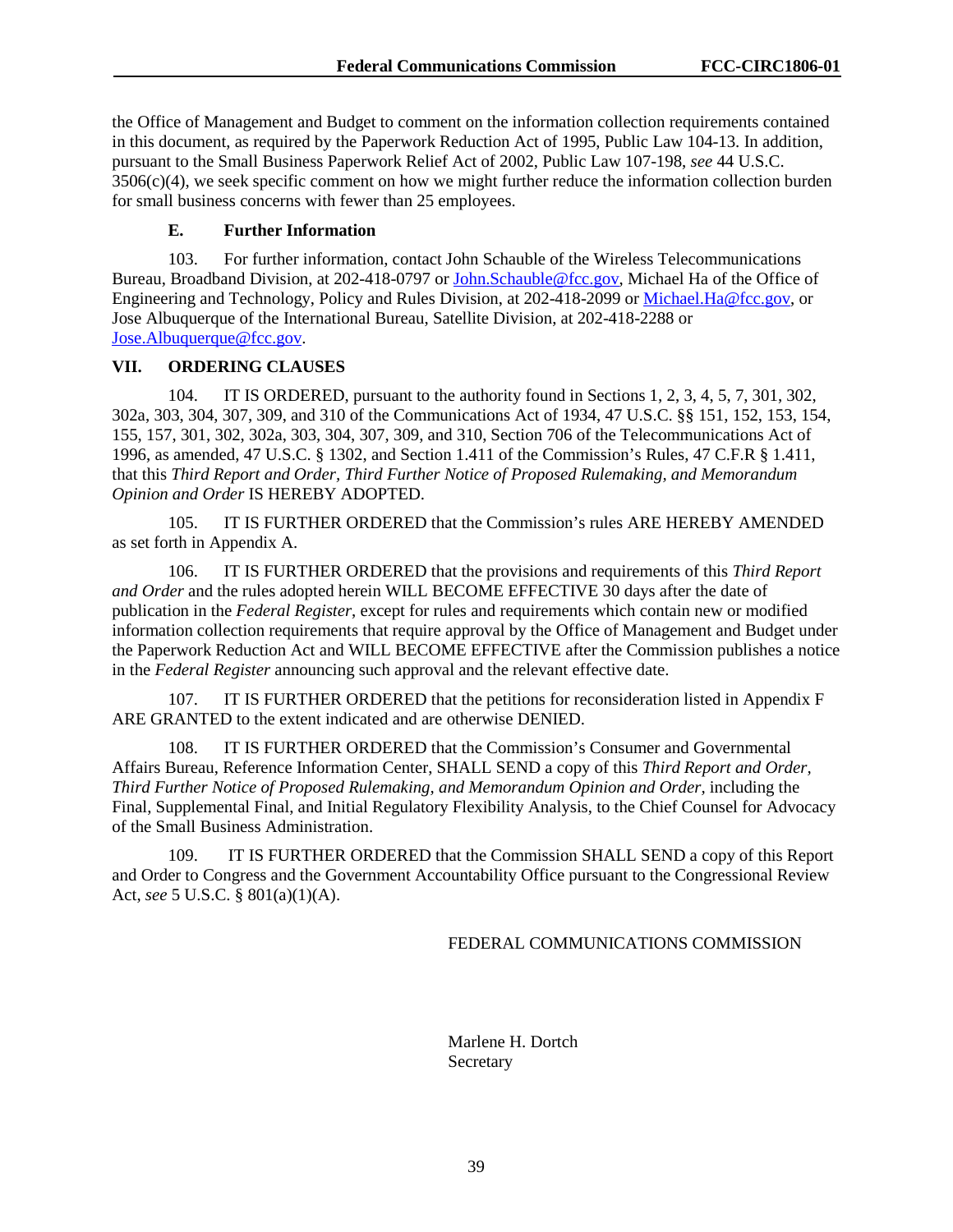the Office of Management and Budget to comment on the information collection requirements contained in this document, as required by the Paperwork Reduction Act of 1995, Public Law 104-13. In addition, pursuant to the Small Business Paperwork Relief Act of 2002, Public Law 107-198, *see* 44 U.S.C. 3506(c)(4), we seek specific comment on how we might further reduce the information collection burden for small business concerns with fewer than 25 employees.

### E. Further Information

103. For further information, contact John Schauble of the Wireless Telecommunications Bureau, Broadband Division, at 202-418-0797 or John.Schauble@fcc.gov, Michael Ha of the Office of Engineering and Technology, Policy and Rules Division, at 202-418-2099 or Michael.Ha@fcc.gov, or Jose Albuquerque of the International Bureau, Satellite Division, at 202-418-2288 or Jose.Albuquerque@fcc.gov.

## VII. ORDERING CLAUSES

104. IT IS ORDERED, pursuant to the authority found in Sections 1, 2, 3, 4, 5, 7, 301, 302, 302a, 303, 304, 307, 309, and 310 of the Communications Act of 1934, 47 U.S.C. §§ 151, 152, 153, 154, 155, 157, 301, 302, 302a, 303, 304, 307, 309, and 310, Section 706 of the Telecommunications Act of 1996, as amended, 47 U.S.C. § 1302, and Section 1.411 of the Commission's Rules, 47 C.F.R § 1.411, that this *Third Report and Order, Third Further Notice of Proposed Rulemaking, and Memorandum Opinion and Order* IS HEREBY ADOPTED.

105. IT IS FURTHER ORDERED that the Commission's rules ARE HEREBY AMENDED as set forth in Appendix A.

106. IT IS FURTHER ORDERED that the provisions and requirements of this *Third Report and Order* and the rules adopted herein WILL BECOME EFFECTIVE 30 days after the date of publication in the *Federal Register*, except for rules and requirements which contain new or modified information collection requirements that require approval by the Office of Management and Budget under the Paperwork Reduction Act and WILL BECOME EFFECTIVE after the Commission publishes a notice in the *Federal Register* announcing such approval and the relevant effective date.

107. IT IS FURTHER ORDERED that the petitions for reconsideration listed in Appendix F ARE GRANTED to the extent indicated and are otherwise DENIED.

108. IT IS FURTHER ORDERED that the Commission's Consumer and Governmental Affairs Bureau, Reference Information Center, SHALL SEND a copy of this *Third Report and Order, Third Further Notice of Proposed Rulemaking, and Memorandum Opinion and Order*, including the Final, Supplemental Final, and Initial Regulatory Flexibility Analysis, to the Chief Counsel for Advocacy of the Small Business Administration.

109. IT IS FURTHER ORDERED that the Commission SHALL SEND a copy of this Report and Order to Congress and the Government Accountability Office pursuant to the Congressional Review Act, *see* 5 U.S.C. § 801(a)(1)(A).

FEDERAL COMMUNICATIONS COMMISSION

Marlene H. Dortch
Secretary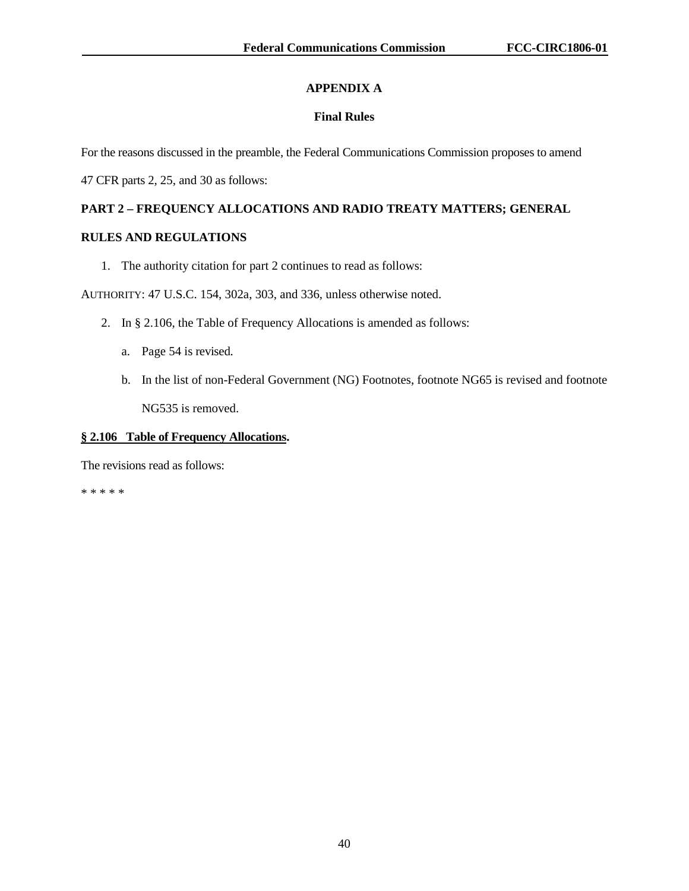## APPENDIX A

### Final Rules

For the reasons discussed in the preamble, the Federal Communications Commission proposes to amend 47 CFR parts 2, 25, and 30 as follows:

**PART 2 – FREQUENCY ALLOCATIONS AND RADIO TREATY MATTERS; GENERAL RULES AND REGULATIONS**

1. The authority citation for part 2 continues to read as follows:

AUTHORITY: 47 U.S.C. 154, 302a, 303, and 336, unless otherwise noted.

2. In § 2.106, the Table of Frequency Allocations is amended as follows:

   a. Page 54 is revised.

   b. In the list of non-Federal Government (NG) Footnotes, footnote NG65 is revised and footnote NG535 is removed.

**§ 2.106 Table of Frequency Allocations.**

The revisions read as follows:

* * * * *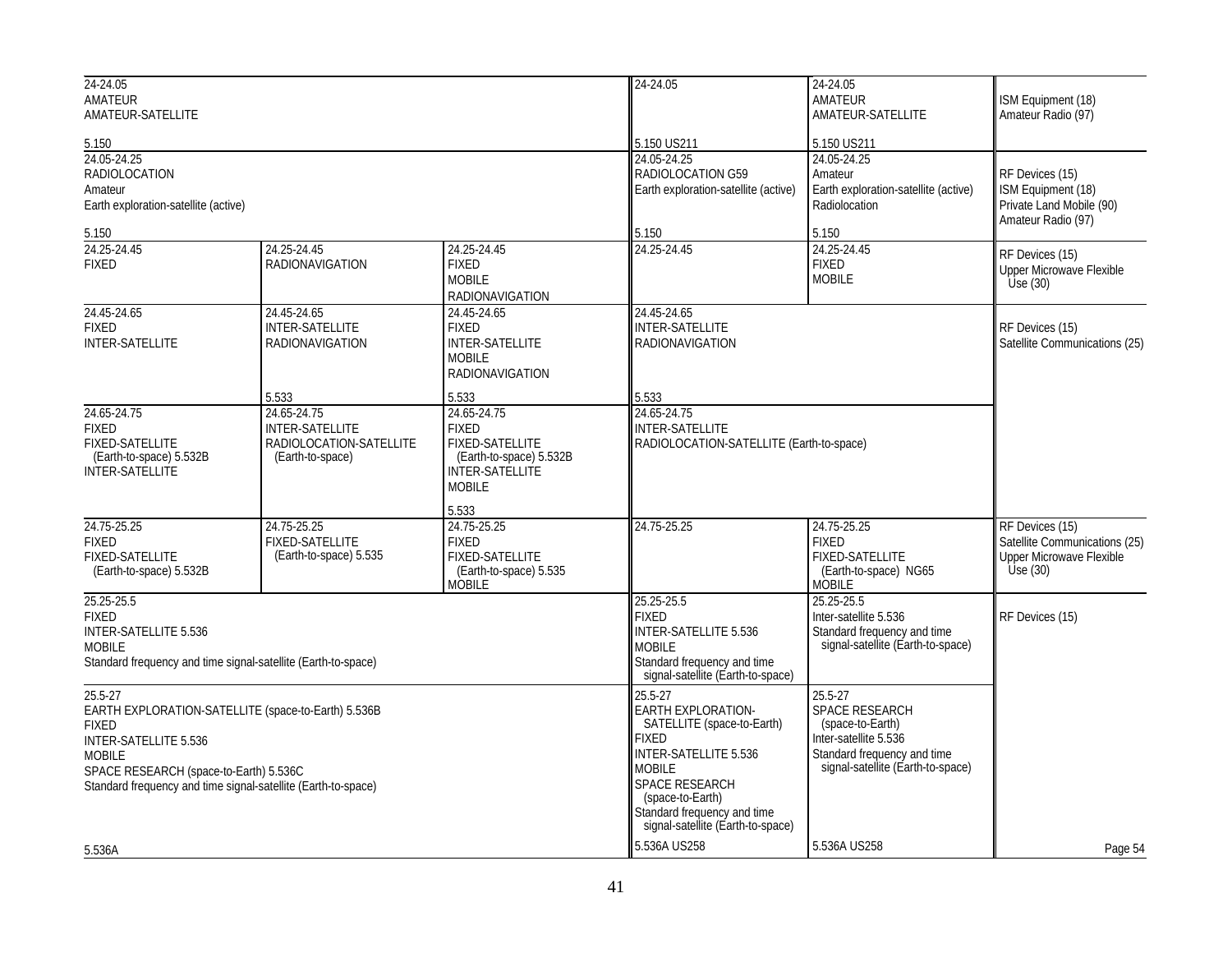| Region 1 Table | Region 2 Table | Region 3 Table | Federal Table | Non-Federal Table | FCC Rule Part(s) |
|---|---|---|---|---|---|
| 24-24.05<br>AMATEUR<br>AMATEUR-SATELLITE<br><br>5.150 | | | 24-24.05<br><br>5.150 US211 | 24-24.05<br>AMATEUR<br>AMATEUR-SATELLITE<br><br>5.150 US211 | ISM Equipment (18)<br>Amateur Radio (97) |
| 24.05-24.25<br>RADIOLOCATION<br>Amateur<br>Earth exploration-satellite (active)<br><br>5.150 | | | 24.05-24.25<br>RADIOLOCATION G59<br>Earth exploration-satellite (active)<br><br>5.150 | 24.05-24.25<br>Amateur<br>Earth exploration-satellite (active)<br>Radiolocation<br><br>5.150 | RF Devices (15)<br>ISM Equipment (18)<br>Private Land Mobile (90)<br>Amateur Radio (97) |
| 24.25-24.45<br>FIXED | 24.25-24.45<br>RADIONAVIGATION | 24.25-24.45<br>FIXED<br>MOBILE<br>RADIONAVIGATION | 24.25-24.45 | 24.25-24.45<br>FIXED<br>MOBILE | RF Devices (15)<br>Upper Microwave Flexible Use (30) |
| 24.45-24.65<br>FIXED<br>INTER-SATELLITE | 24.45-24.65<br>INTER-SATELLITE<br>RADIONAVIGATION<br><br>5.533 | 24.45-24.65<br>FIXED<br>INTER-SATELLITE<br>MOBILE<br>RADIONAVIGATION<br><br>5.533 | 24.45-24.65<br>INTER-SATELLITE<br>RADIONAVIGATION<br><br>5.533 | | RF Devices (15)<br>Satellite Communications (25) |
| 24.65-24.75<br>FIXED<br>FIXED-SATELLITE (Earth-to-space) 5.532B<br>INTER-SATELLITE | 24.65-24.75<br>INTER-SATELLITE<br>RADIOLOCATION-SATELLITE (Earth-to-space) | 24.65-24.75<br>FIXED<br>FIXED-SATELLITE (Earth-to-space) 5.532B<br>INTER-SATELLITE<br>MOBILE<br><br>5.533 | 24.65-24.75<br>INTER-SATELLITE<br>RADIOLOCATION-SATELLITE (Earth-to-space) | | |
| 24.75-25.25<br>FIXED<br>FIXED-SATELLITE (Earth-to-space) 5.532B | 24.75-25.25<br>FIXED-SATELLITE (Earth-to-space) 5.535 | 24.75-25.25<br>FIXED<br>FIXED-SATELLITE (Earth-to-space) 5.535<br>MOBILE | 24.75-25.25 | 24.75-25.25<br>FIXED<br>FIXED-SATELLITE (Earth-to-space) NG65<br>MOBILE | RF Devices (15)<br>Satellite Communications (25)<br>Upper Microwave Flexible Use (30) |
| 25.25-25.5<br>FIXED<br>INTER-SATELLITE 5.536<br>MOBILE<br>Standard frequency and time signal-satellite (Earth-to-space) | | | 25.25-25.5<br>FIXED<br>INTER-SATELLITE 5.536<br>MOBILE<br>Standard frequency and time signal-satellite (Earth-to-space) | 25.25-25.5<br>Inter-satellite 5.536<br>Standard frequency and time signal-satellite (Earth-to-space) | RF Devices (15) |
| 25.5-27<br>EARTH EXPLORATION-SATELLITE (space-to-Earth) 5.536B<br>FIXED<br>INTER-SATELLITE 5.536<br>MOBILE<br>SPACE RESEARCH (space-to-Earth) 5.536C<br>Standard frequency and time signal-satellite (Earth-to-space)<br><br>5.536A | | | 25.5-27<br>EARTH EXPLORATION-SATELLITE (space-to-Earth)<br>FIXED<br>INTER-SATELLITE 5.536<br>MOBILE<br>SPACE RESEARCH (space-to-Earth)<br>Standard frequency and time signal-satellite (Earth-to-space)<br><br>5.536A US258 | 25.5-27<br>SPACE RESEARCH (space-to-Earth)<br>Inter-satellite 5.536<br>Standard frequency and time signal-satellite (Earth-to-space)<br><br>5.536A US258 | |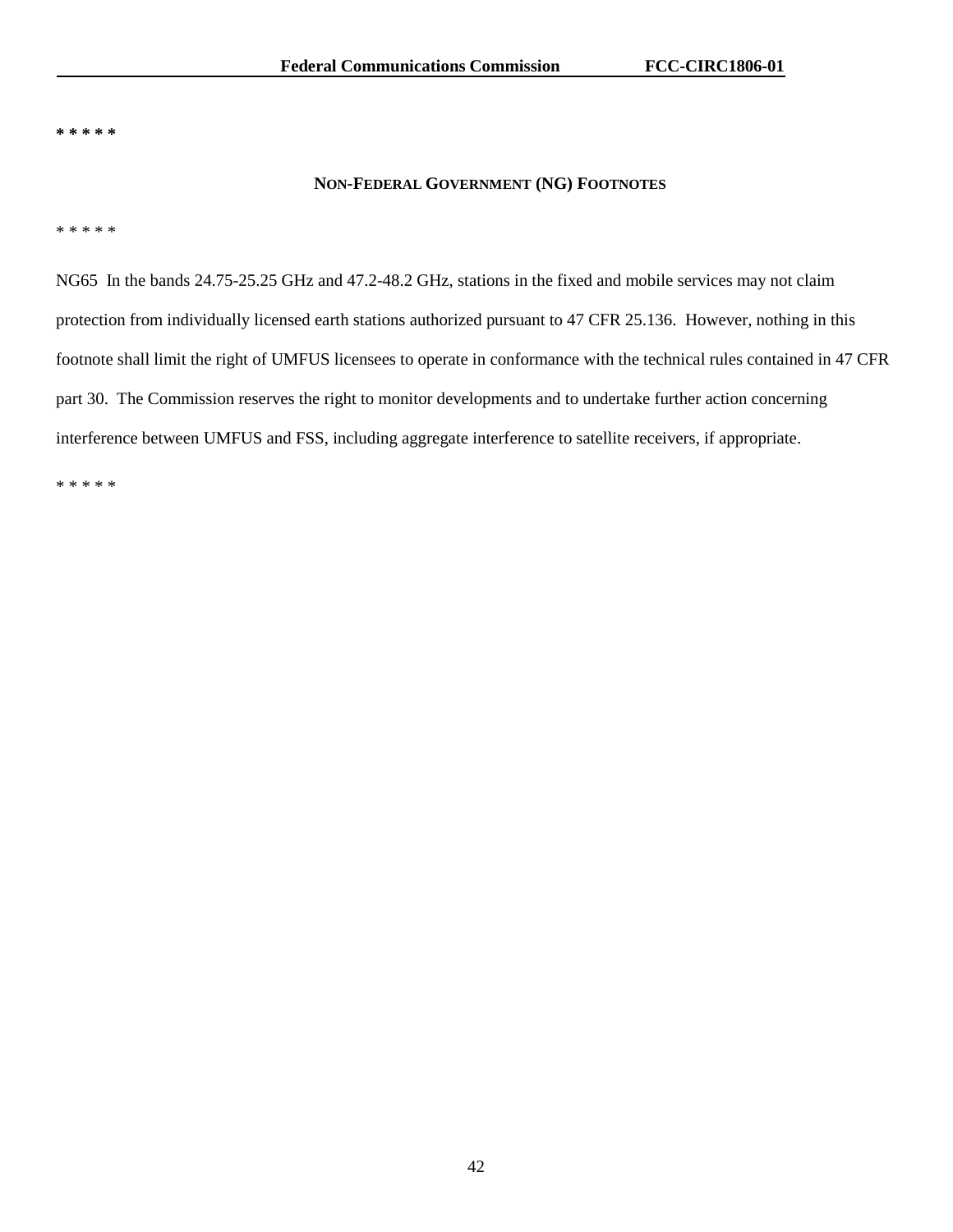* * * * *

**NON-FEDERAL GOVERNMENT (NG) FOOTNOTES**

* * * * *

NG65 In the bands 24.75-25.25 GHz and 47.2-48.2 GHz, stations in the fixed and mobile services may not claim protection from individually licensed earth stations authorized pursuant to 47 CFR 25.136. However, nothing in this footnote shall limit the right of UMFUS licensees to operate in conformance with the technical rules contained in 47 CFR part 30. The Commission reserves the right to monitor developments and to undertake further action concerning interference between UMFUS and FSS, including aggregate interference to satellite receivers, if appropriate.

* * * * *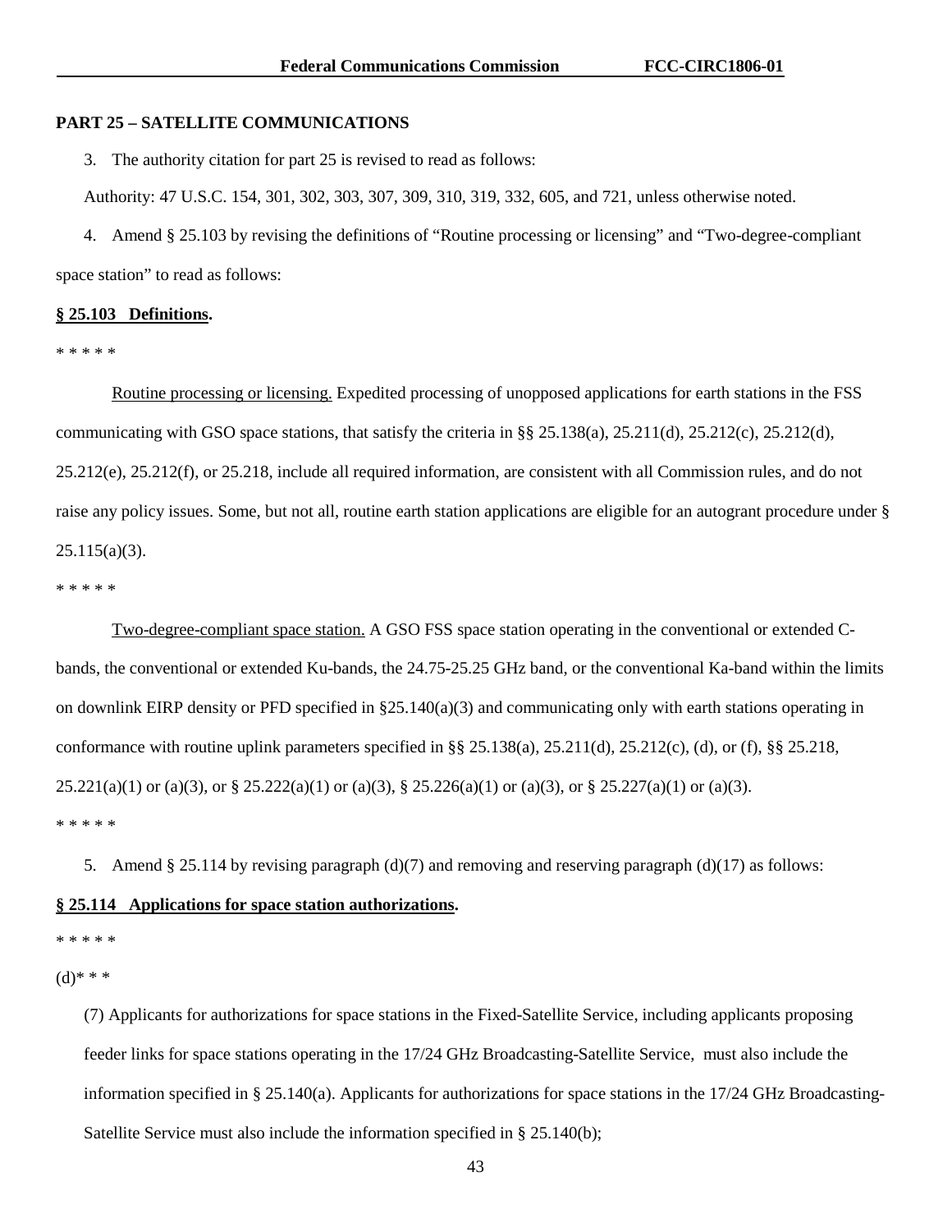**PART 25 – SATELLITE COMMUNICATIONS**

3. The authority citation for part 25 is revised to read as follows:

Authority: 47 U.S.C. 154, 301, 302, 303, 307, 309, 310, 319, 332, 605, and 721, unless otherwise noted.

4. Amend § 25.103 by revising the definitions of "Routine processing or licensing" and "Two-degree-compliant space station" to read as follows:

**§ 25.103 Definitions.**

* * * * *

Routine processing or licensing. Expedited processing of unopposed applications for earth stations in the FSS communicating with GSO space stations, that satisfy the criteria in §§ 25.138(a), 25.211(d), 25.212(c), 25.212(d), 25.212(e), 25.212(f), or 25.218, include all required information, are consistent with all Commission rules, and do not raise any policy issues. Some, but not all, routine earth station applications are eligible for an autogrant procedure under § 25.115(a)(3).

* * * * *

Two-degree-compliant space station. A GSO FSS space station operating in the conventional or extended C-bands, the conventional or extended Ku-bands, the 24.75-25.25 GHz band, or the conventional Ka-band within the limits on downlink EIRP density or PFD specified in §25.140(a)(3) and communicating only with earth stations operating in conformance with routine uplink parameters specified in §§ 25.138(a), 25.211(d), 25.212(c), (d), or (f), §§ 25.218, 25.221(a)(1) or (a)(3), or § 25.222(a)(1) or (a)(3), § 25.226(a)(1) or (a)(3), or § 25.227(a)(1) or (a)(3).

* * * * *

5. Amend § 25.114 by revising paragraph (d)(7) and removing and reserving paragraph (d)(17) as follows:

**§ 25.114 Applications for space station authorizations.**

* * * * *

(d)* * *

(7) Applicants for authorizations for space stations in the Fixed-Satellite Service, including applicants proposing feeder links for space stations operating in the 17/24 GHz Broadcasting-Satellite Service, must also include the information specified in § 25.140(a). Applicants for authorizations for space stations in the 17/24 GHz Broadcasting-Satellite Service must also include the information specified in § 25.140(b);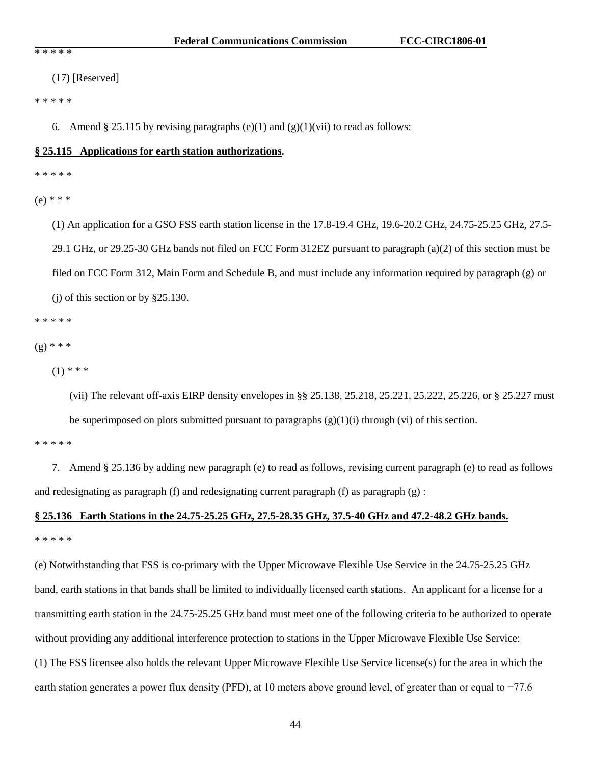\* \* \* \* \*

(17) [Reserved]

\* \* \* \* \*

6. Amend § 25.115 by revising paragraphs (e)(1) and (g)(1)(vii) to read as follows:

**§ 25.115 Applications for earth station authorizations.**

\* \* \* \* \*

(e) \* \* \*

(1) An application for a GSO FSS earth station license in the 17.8-19.4 GHz, 19.6-20.2 GHz, 24.75-25.25 GHz, 27.5-29.1 GHz, or 29.25-30 GHz bands not filed on FCC Form 312EZ pursuant to paragraph (a)(2) of this section must be filed on FCC Form 312, Main Form and Schedule B, and must include any information required by paragraph (g) or (j) of this section or by §25.130.

\* \* \* \* \*

(g) \* \* \*

(1) \* \* \*

(vii) The relevant off-axis EIRP density envelopes in §§ 25.138, 25.218, 25.221, 25.222, 25.226, or § 25.227 must be superimposed on plots submitted pursuant to paragraphs (g)(1)(i) through (vi) of this section.

\* \* \* \* \*

7. Amend § 25.136 by adding new paragraph (e) to read as follows, revising current paragraph (e) to read as follows and redesignating as paragraph (f) and redesignating current paragraph (f) as paragraph (g) :

**§ 25.136 Earth Stations in the 24.75-25.25 GHz, 27.5-28.35 GHz, 37.5-40 GHz and 47.2-48.2 GHz bands.**

\* \* \* \* \*

(e) Notwithstanding that FSS is co-primary with the Upper Microwave Flexible Use Service in the 24.75-25.25 GHz band, earth stations in that bands shall be limited to individually licensed earth stations. An applicant for a license for a transmitting earth station in the 24.75-25.25 GHz band must meet one of the following criteria to be authorized to operate without providing any additional interference protection to stations in the Upper Microwave Flexible Use Service:

(1) The FSS licensee also holds the relevant Upper Microwave Flexible Use Service license(s) for the area in which the earth station generates a power flux density (PFD), at 10 meters above ground level, of greater than or equal to −77.6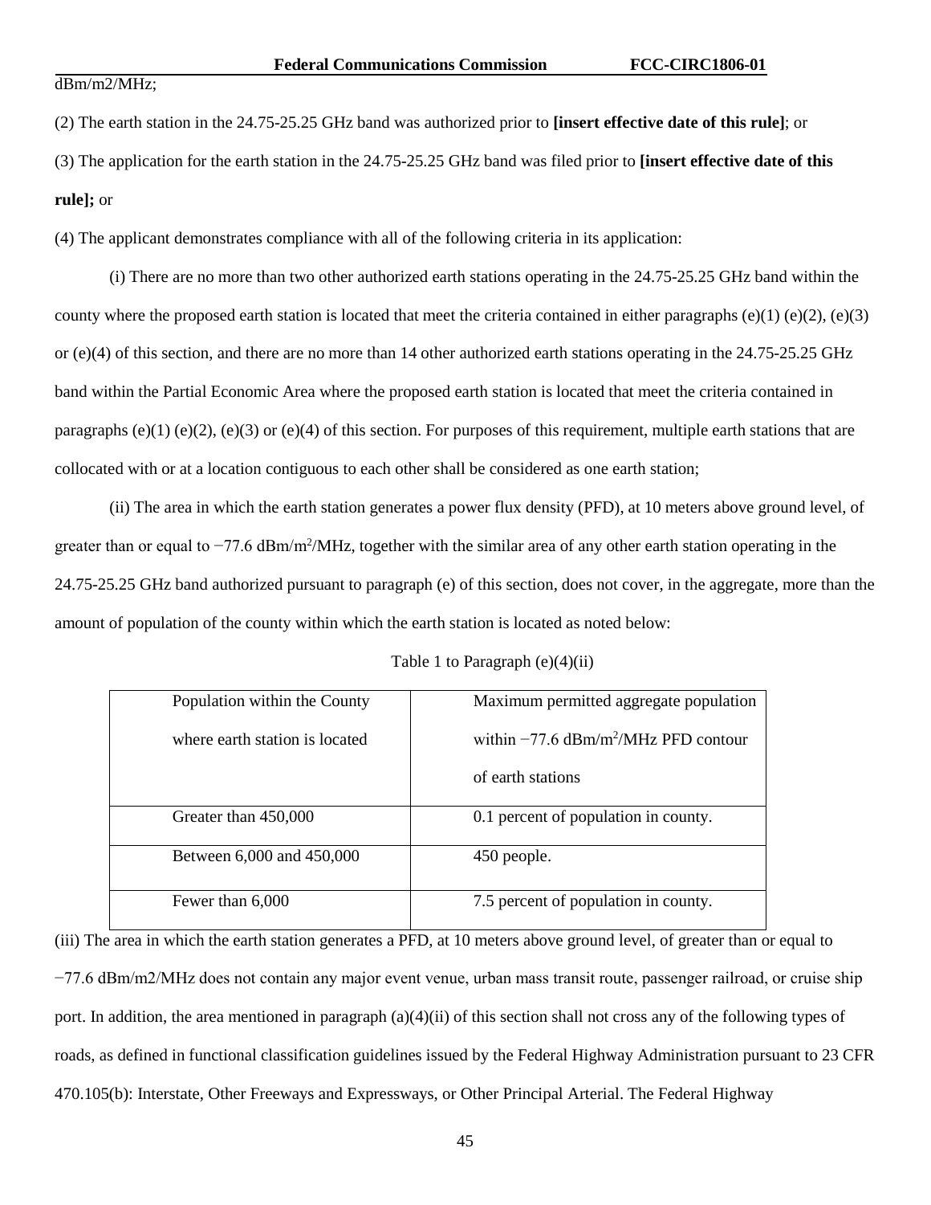dBm/m2/MHz;

(2) The earth station in the 24.75-25.25 GHz band was authorized prior to **[insert effective date of this rule]**; or

(3) The application for the earth station in the 24.75-25.25 GHz band was filed prior to **[insert effective date of this rule];** or

(4) The applicant demonstrates compliance with all of the following criteria in its application:

(i) There are no more than two other authorized earth stations operating in the 24.75-25.25 GHz band within the county where the proposed earth station is located that meet the criteria contained in either paragraphs (e)(1) (e)(2), (e)(3) or (e)(4) of this section, and there are no more than 14 other authorized earth stations operating in the 24.75-25.25 GHz band within the Partial Economic Area where the proposed earth station is located that meet the criteria contained in paragraphs (e)(1) (e)(2), (e)(3) or (e)(4) of this section. For purposes of this requirement, multiple earth stations that are collocated with or at a location contiguous to each other shall be considered as one earth station;

(ii) The area in which the earth station generates a power flux density (PFD), at 10 meters above ground level, of greater than or equal to −77.6 dBm/$m^2$/MHz, together with the similar area of any other earth station operating in the 24.75-25.25 GHz band authorized pursuant to paragraph (e) of this section, does not cover, in the aggregate, more than the amount of population of the county within which the earth station is located as noted below:

Table 1 to Paragraph (e)(4)(ii)

| Population within the County where earth station is located | Maximum permitted aggregate population within −77.6 dBm/$m^2$/MHz PFD contour of earth stations |
|---|---|
| Greater than 450,000 | 0.1 percent of population in county. |
| Between 6,000 and 450,000 | 450 people. |
| Fewer than 6,000 | 7.5 percent of population in county. |

(iii) The area in which the earth station generates a PFD, at 10 meters above ground level, of greater than or equal to −77.6 dBm/m2/MHz does not contain any major event venue, urban mass transit route, passenger railroad, or cruise ship port. In addition, the area mentioned in paragraph (a)(4)(ii) of this section shall not cross any of the following types of roads, as defined in functional classification guidelines issued by the Federal Highway Administration pursuant to 23 CFR 470.105(b): Interstate, Other Freeways and Expressways, or Other Principal Arterial. The Federal Highway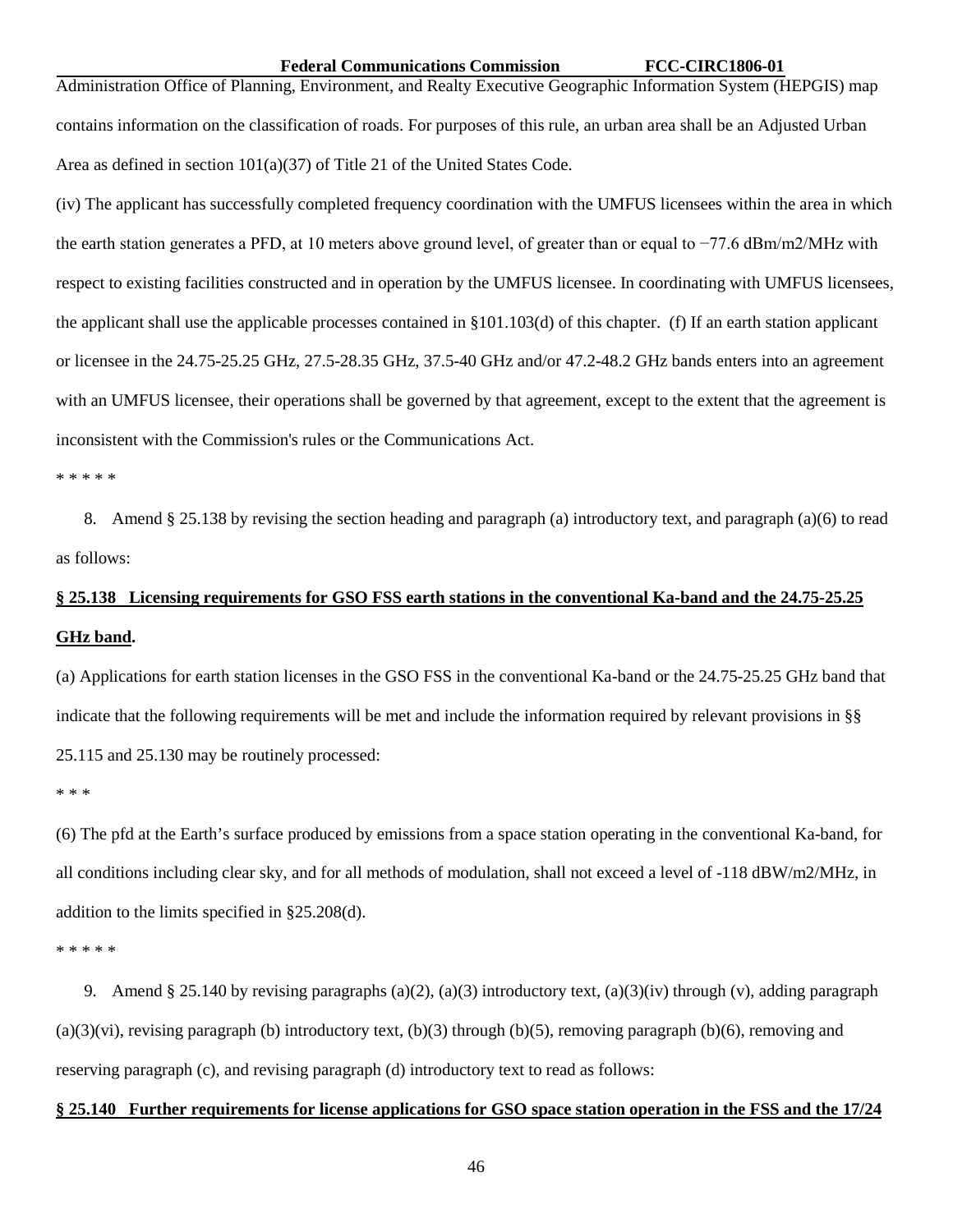Administration Office of Planning, Environment, and Realty Executive Geographic Information System (HEPGIS) map contains information on the classification of roads. For purposes of this rule, an urban area shall be an Adjusted Urban Area as defined in section 101(a)(37) of Title 21 of the United States Code.

(iv) The applicant has successfully completed frequency coordination with the UMFUS licensees within the area in which the earth station generates a PFD, at 10 meters above ground level, of greater than or equal to −77.6 dBm/m2/MHz with respect to existing facilities constructed and in operation by the UMFUS licensee. In coordinating with UMFUS licensees, the applicant shall use the applicable processes contained in §101.103(d) of this chapter. (f) If an earth station applicant or licensee in the 24.75-25.25 GHz, 27.5-28.35 GHz, 37.5-40 GHz and/or 47.2-48.2 GHz bands enters into an agreement with an UMFUS licensee, their operations shall be governed by that agreement, except to the extent that the agreement is inconsistent with the Commission's rules or the Communications Act.

* * * * *

8. Amend § 25.138 by revising the section heading and paragraph (a) introductory text, and paragraph (a)(6) to read as follows:

**§ 25.138 Licensing requirements for GSO FSS earth stations in the conventional Ka-band and the 24.75-25.25 GHz band.**

(a) Applications for earth station licenses in the GSO FSS in the conventional Ka-band or the 24.75-25.25 GHz band that indicate that the following requirements will be met and include the information required by relevant provisions in §§ 25.115 and 25.130 may be routinely processed:

* * *

(6) The pfd at the Earth's surface produced by emissions from a space station operating in the conventional Ka-band, for all conditions including clear sky, and for all methods of modulation, shall not exceed a level of -118 dBW/m2/MHz, in addition to the limits specified in §25.208(d).

* * * * *

9. Amend § 25.140 by revising paragraphs (a)(2), (a)(3) introductory text, (a)(3)(iv) through (v), adding paragraph (a)(3)(vi), revising paragraph (b) introductory text, (b)(3) through (b)(5), removing paragraph (b)(6), removing and reserving paragraph (c), and revising paragraph (d) introductory text to read as follows:

**§ 25.140 Further requirements for license applications for GSO space station operation in the FSS and the 17/24**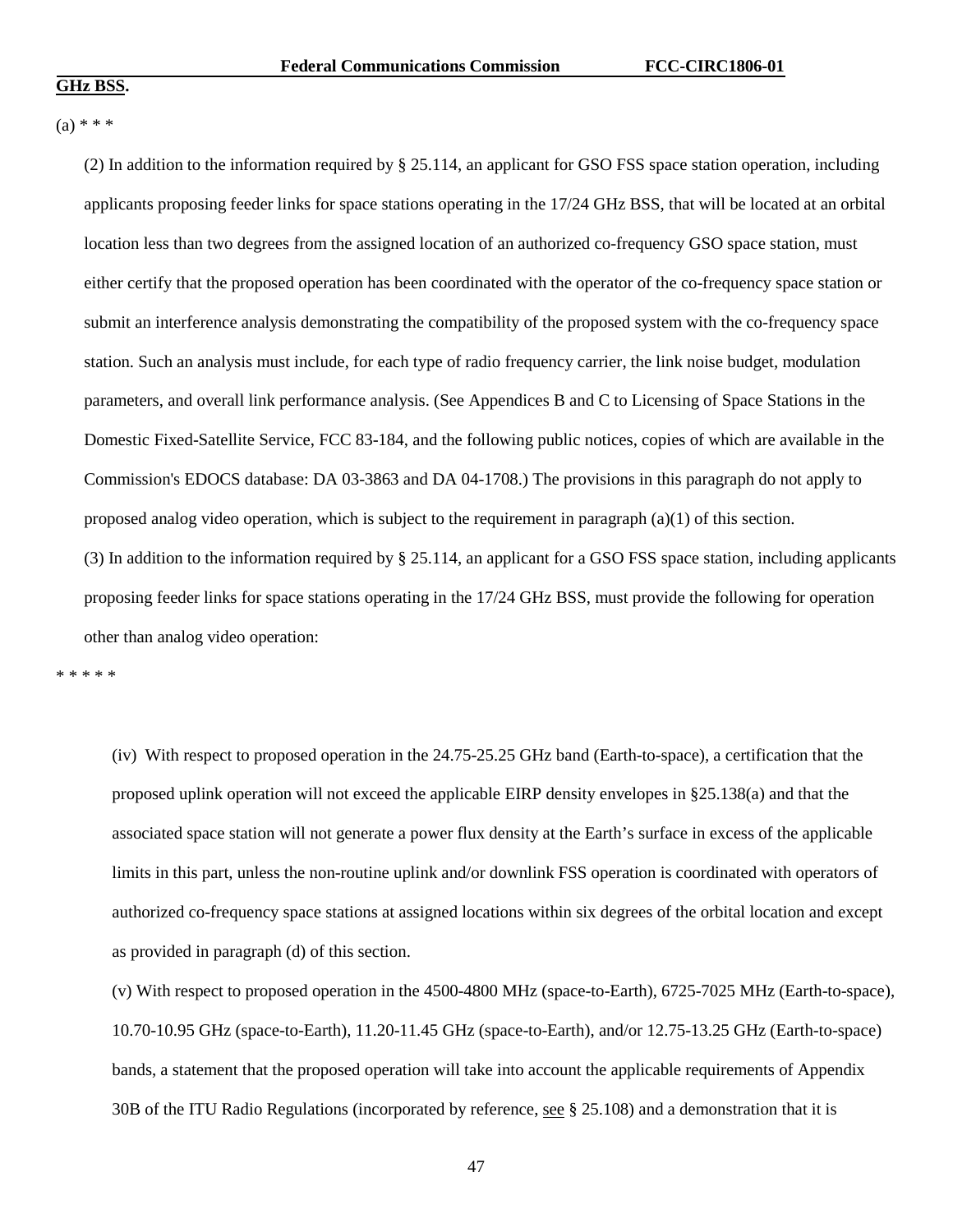**GHz BSS.**

(a) * * *

(2) In addition to the information required by § 25.114, an applicant for GSO FSS space station operation, including applicants proposing feeder links for space stations operating in the 17/24 GHz BSS, that will be located at an orbital location less than two degrees from the assigned location of an authorized co-frequency GSO space station, must either certify that the proposed operation has been coordinated with the operator of the co-frequency space station or submit an interference analysis demonstrating the compatibility of the proposed system with the co-frequency space station. Such an analysis must include, for each type of radio frequency carrier, the link noise budget, modulation parameters, and overall link performance analysis. (See Appendices B and C to Licensing of Space Stations in the Domestic Fixed-Satellite Service, FCC 83-184, and the following public notices, copies of which are available in the Commission's EDOCS database: DA 03-3863 and DA 04-1708.) The provisions in this paragraph do not apply to proposed analog video operation, which is subject to the requirement in paragraph (a)(1) of this section.

(3) In addition to the information required by § 25.114, an applicant for a GSO FSS space station, including applicants proposing feeder links for space stations operating in the 17/24 GHz BSS, must provide the following for operation other than analog video operation:

* * * * *

(iv) With respect to proposed operation in the 24.75-25.25 GHz band (Earth-to-space), a certification that the proposed uplink operation will not exceed the applicable EIRP density envelopes in §25.138(a) and that the associated space station will not generate a power flux density at the Earth's surface in excess of the applicable limits in this part, unless the non-routine uplink and/or downlink FSS operation is coordinated with operators of authorized co-frequency space stations at assigned locations within six degrees of the orbital location and except as provided in paragraph (d) of this section.

(v) With respect to proposed operation in the 4500-4800 MHz (space-to-Earth), 6725-7025 MHz (Earth-to-space), 10.70-10.95 GHz (space-to-Earth), 11.20-11.45 GHz (space-to-Earth), and/or 12.75-13.25 GHz (Earth-to-space) bands, a statement that the proposed operation will take into account the applicable requirements of Appendix 30B of the ITU Radio Regulations (incorporated by reference, see § 25.108) and a demonstration that it is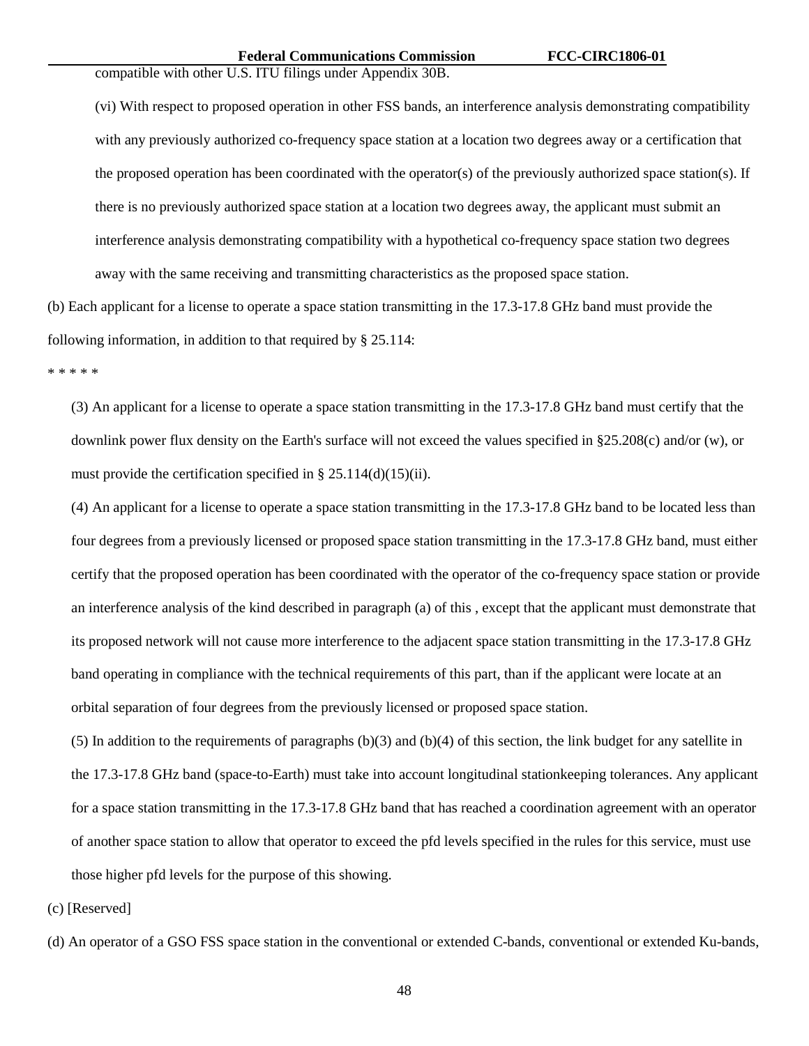compatible with other U.S. ITU filings under Appendix 30B.

(vi) With respect to proposed operation in other FSS bands, an interference analysis demonstrating compatibility with any previously authorized co-frequency space station at a location two degrees away or a certification that the proposed operation has been coordinated with the operator(s) of the previously authorized space station(s). If there is no previously authorized space station at a location two degrees away, the applicant must submit an interference analysis demonstrating compatibility with a hypothetical co-frequency space station two degrees away with the same receiving and transmitting characteristics as the proposed space station.

(b) Each applicant for a license to operate a space station transmitting in the 17.3-17.8 GHz band must provide the following information, in addition to that required by § 25.114:

\* \* \* \* \*

(3) An applicant for a license to operate a space station transmitting in the 17.3-17.8 GHz band must certify that the downlink power flux density on the Earth's surface will not exceed the values specified in §25.208(c) and/or (w), or must provide the certification specified in § 25.114(d)(15)(ii).

(4) An applicant for a license to operate a space station transmitting in the 17.3-17.8 GHz band to be located less than four degrees from a previously licensed or proposed space station transmitting in the 17.3-17.8 GHz band, must either certify that the proposed operation has been coordinated with the operator of the co-frequency space station or provide an interference analysis of the kind described in paragraph (a) of this , except that the applicant must demonstrate that its proposed network will not cause more interference to the adjacent space station transmitting in the 17.3-17.8 GHz band operating in compliance with the technical requirements of this part, than if the applicant were locate at an orbital separation of four degrees from the previously licensed or proposed space station.

(5) In addition to the requirements of paragraphs (b)(3) and (b)(4) of this section, the link budget for any satellite in the 17.3-17.8 GHz band (space-to-Earth) must take into account longitudinal stationkeeping tolerances. Any applicant for a space station transmitting in the 17.3-17.8 GHz band that has reached a coordination agreement with an operator of another space station to allow that operator to exceed the pfd levels specified in the rules for this service, must use those higher pfd levels for the purpose of this showing.

(c) [Reserved]

(d) An operator of a GSO FSS space station in the conventional or extended C-bands, conventional or extended Ku-bands,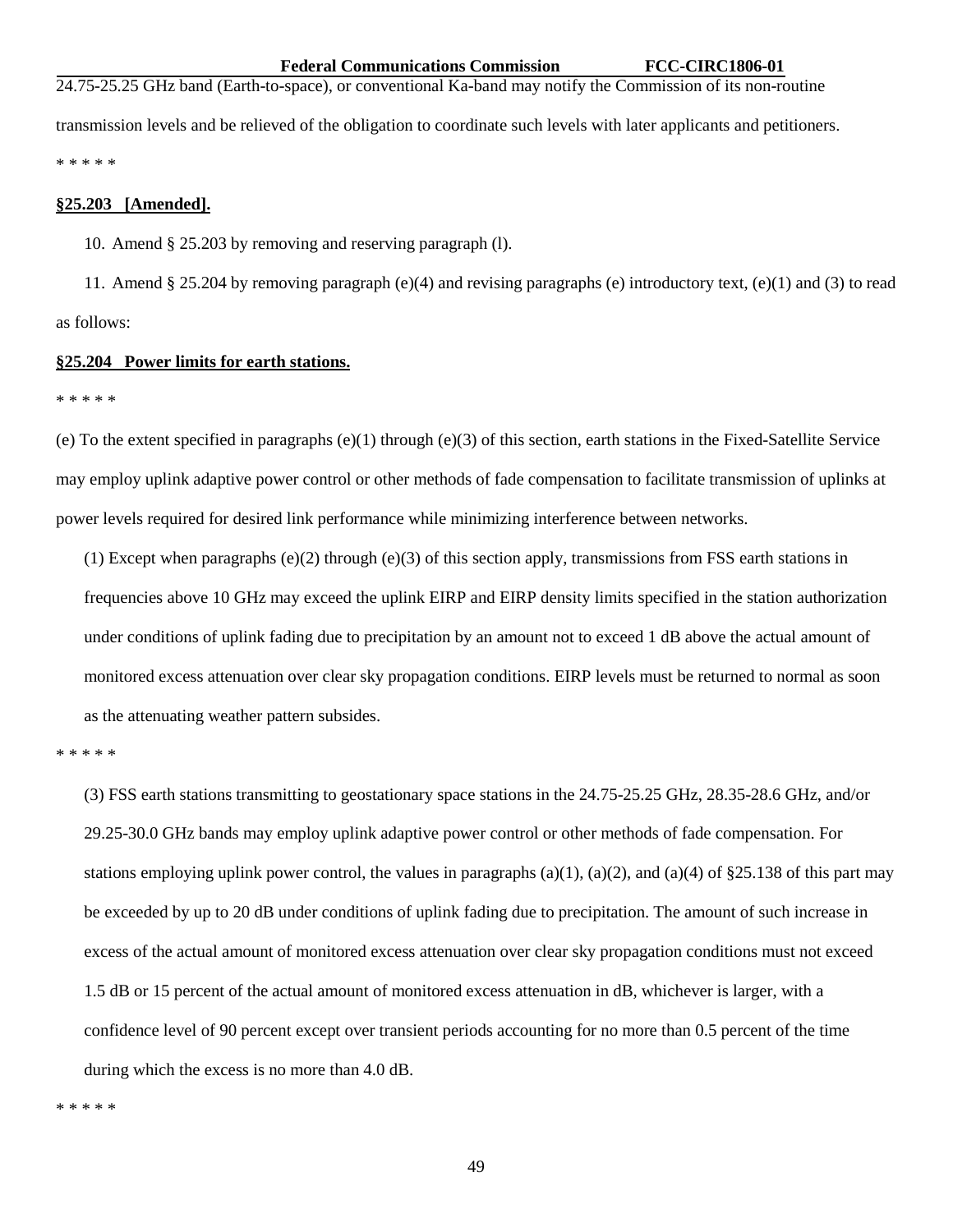24.75-25.25 GHz band (Earth-to-space), or conventional Ka-band may notify the Commission of its non-routine transmission levels and be relieved of the obligation to coordinate such levels with later applicants and petitioners.

* * * * *

**§25.203 [Amended].**

10. Amend § 25.203 by removing and reserving paragraph (l).

11. Amend § 25.204 by removing paragraph (e)(4) and revising paragraphs (e) introductory text, (e)(1) and (3) to read as follows:

**§25.204 Power limits for earth stations.**

* * * * *

(e) To the extent specified in paragraphs (e)(1) through (e)(3) of this section, earth stations in the Fixed-Satellite Service may employ uplink adaptive power control or other methods of fade compensation to facilitate transmission of uplinks at power levels required for desired link performance while minimizing interference between networks.

(1) Except when paragraphs (e)(2) through (e)(3) of this section apply, transmissions from FSS earth stations in frequencies above 10 GHz may exceed the uplink EIRP and EIRP density limits specified in the station authorization under conditions of uplink fading due to precipitation by an amount not to exceed 1 dB above the actual amount of monitored excess attenuation over clear sky propagation conditions. EIRP levels must be returned to normal as soon as the attenuating weather pattern subsides.

* * * * *

(3) FSS earth stations transmitting to geostationary space stations in the 24.75-25.25 GHz, 28.35-28.6 GHz, and/or 29.25-30.0 GHz bands may employ uplink adaptive power control or other methods of fade compensation. For stations employing uplink power control, the values in paragraphs (a)(1), (a)(2), and (a)(4) of §25.138 of this part may be exceeded by up to 20 dB under conditions of uplink fading due to precipitation. The amount of such increase in excess of the actual amount of monitored excess attenuation over clear sky propagation conditions must not exceed 1.5 dB or 15 percent of the actual amount of monitored excess attenuation in dB, whichever is larger, with a confidence level of 90 percent except over transient periods accounting for no more than 0.5 percent of the time during which the excess is no more than 4.0 dB.

* * * * *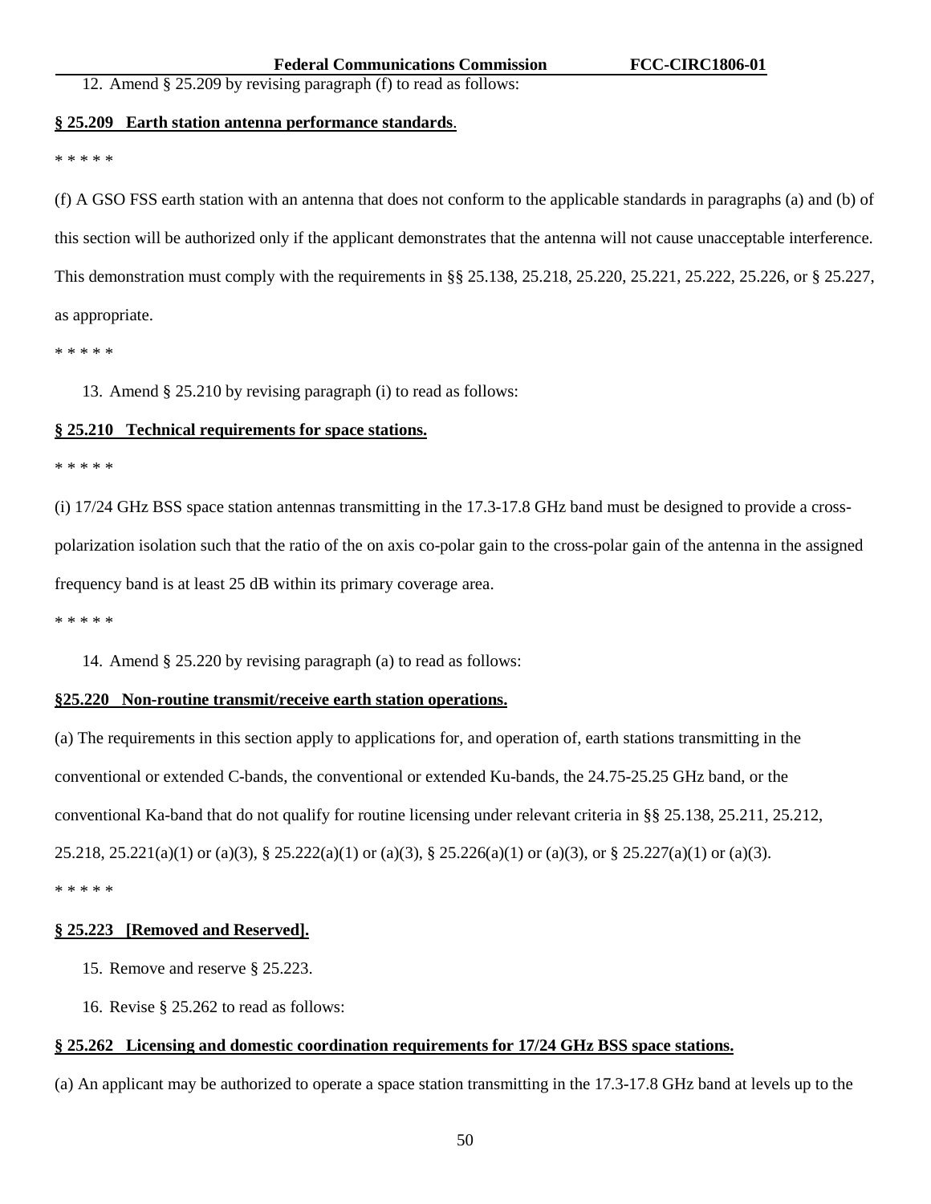12. Amend § 25.209 by revising paragraph (f) to read as follows:

**§ 25.209 Earth station antenna performance standards**.

\* \* \* \* \*

(f) A GSO FSS earth station with an antenna that does not conform to the applicable standards in paragraphs (a) and (b) of this section will be authorized only if the applicant demonstrates that the antenna will not cause unacceptable interference. This demonstration must comply with the requirements in §§ 25.138, 25.218, 25.220, 25.221, 25.222, 25.226, or § 25.227, as appropriate.

\* \* \* \* \*

13. Amend § 25.210 by revising paragraph (i) to read as follows:

**§ 25.210 Technical requirements for space stations.**

\* \* \* \* \*

(i) 17/24 GHz BSS space station antennas transmitting in the 17.3-17.8 GHz band must be designed to provide a cross-polarization isolation such that the ratio of the on axis co-polar gain to the cross-polar gain of the antenna in the assigned frequency band is at least 25 dB within its primary coverage area.

\* \* \* \* \*

14. Amend § 25.220 by revising paragraph (a) to read as follows:

**§25.220 Non-routine transmit/receive earth station operations.**

(a) The requirements in this section apply to applications for, and operation of, earth stations transmitting in the conventional or extended C-bands, the conventional or extended Ku-bands, the 24.75-25.25 GHz band, or the conventional Ka-band that do not qualify for routine licensing under relevant criteria in §§ 25.138, 25.211, 25.212, 25.218, 25.221(a)(1) or (a)(3), § 25.222(a)(1) or (a)(3), § 25.226(a)(1) or (a)(3), or § 25.227(a)(1) or (a)(3).

\* \* \* \* \*

**§ 25.223 [Removed and Reserved].**

15. Remove and reserve § 25.223.

16. Revise § 25.262 to read as follows:

**§ 25.262 Licensing and domestic coordination requirements for 17/24 GHz BSS space stations.**

(a) An applicant may be authorized to operate a space station transmitting in the 17.3-17.8 GHz band at levels up to the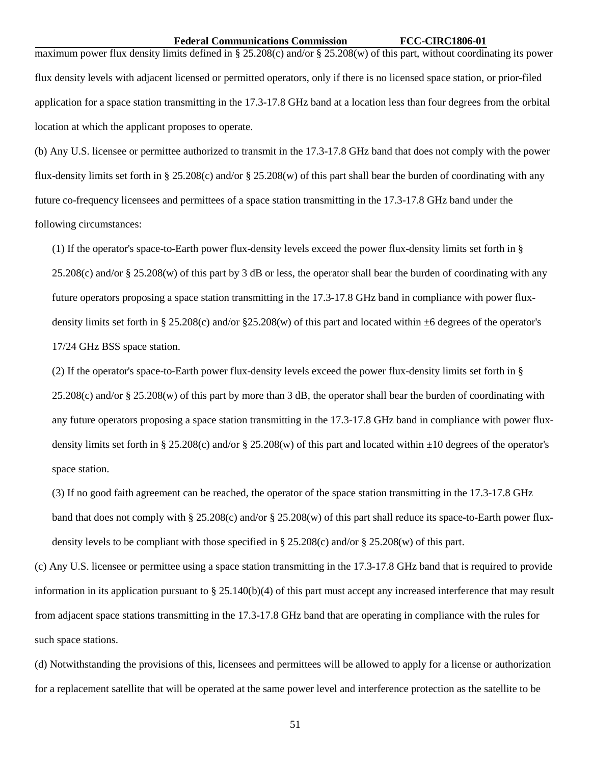maximum power flux density limits defined in § 25.208(c) and/or § 25.208(w) of this part, without coordinating its power flux density levels with adjacent licensed or permitted operators, only if there is no licensed space station, or prior-filed application for a space station transmitting in the 17.3-17.8 GHz band at a location less than four degrees from the orbital location at which the applicant proposes to operate.

(b) Any U.S. licensee or permittee authorized to transmit in the 17.3-17.8 GHz band that does not comply with the power flux-density limits set forth in § 25.208(c) and/or § 25.208(w) of this part shall bear the burden of coordinating with any future co-frequency licensees and permittees of a space station transmitting in the 17.3-17.8 GHz band under the following circumstances:

(1) If the operator's space-to-Earth power flux-density levels exceed the power flux-density limits set forth in § 25.208(c) and/or § 25.208(w) of this part by 3 dB or less, the operator shall bear the burden of coordinating with any future operators proposing a space station transmitting in the 17.3-17.8 GHz band in compliance with power flux-density limits set forth in § 25.208(c) and/or §25.208(w) of this part and located within ±6 degrees of the operator's 17/24 GHz BSS space station.

(2) If the operator's space-to-Earth power flux-density levels exceed the power flux-density limits set forth in § 25.208(c) and/or § 25.208(w) of this part by more than 3 dB, the operator shall bear the burden of coordinating with any future operators proposing a space station transmitting in the 17.3-17.8 GHz band in compliance with power flux-density limits set forth in § 25.208(c) and/or § 25.208(w) of this part and located within ±10 degrees of the operator's space station.

(3) If no good faith agreement can be reached, the operator of the space station transmitting in the 17.3-17.8 GHz band that does not comply with § 25.208(c) and/or § 25.208(w) of this part shall reduce its space-to-Earth power flux-density levels to be compliant with those specified in § 25.208(c) and/or § 25.208(w) of this part.

(c) Any U.S. licensee or permittee using a space station transmitting in the 17.3-17.8 GHz band that is required to provide information in its application pursuant to § 25.140(b)(4) of this part must accept any increased interference that may result from adjacent space stations transmitting in the 17.3-17.8 GHz band that are operating in compliance with the rules for such space stations.

(d) Notwithstanding the provisions of this, licensees and permittees will be allowed to apply for a license or authorization for a replacement satellite that will be operated at the same power level and interference protection as the satellite to be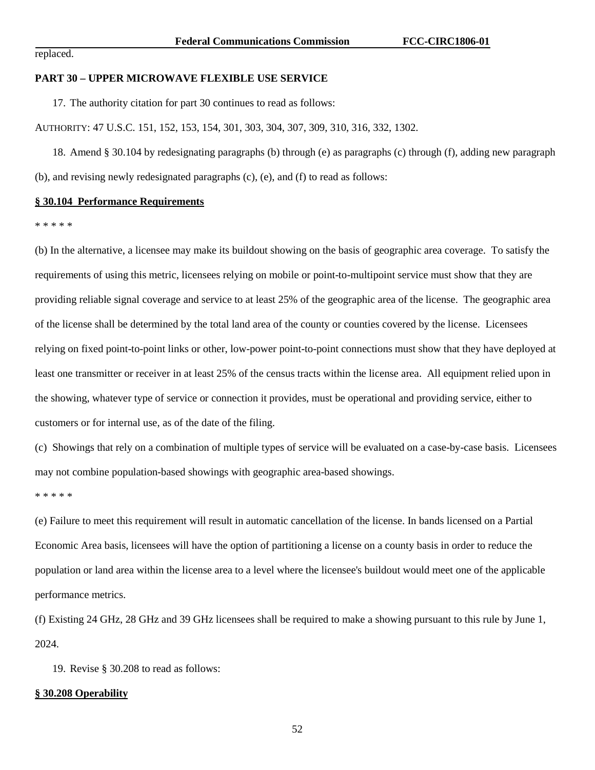replaced.

**PART 30 – UPPER MICROWAVE FLEXIBLE USE SERVICE**

17. The authority citation for part 30 continues to read as follows:

AUTHORITY: 47 U.S.C. 151, 152, 153, 154, 301, 303, 304, 307, 309, 310, 316, 332, 1302.

18. Amend § 30.104 by redesignating paragraphs (b) through (e) as paragraphs (c) through (f), adding new paragraph (b), and revising newly redesignated paragraphs (c), (e), and (f) to read as follows:

**§ 30.104 Performance Requirements**

* * * * *

(b) In the alternative, a licensee may make its buildout showing on the basis of geographic area coverage. To satisfy the requirements of using this metric, licensees relying on mobile or point-to-multipoint service must show that they are providing reliable signal coverage and service to at least 25% of the geographic area of the license. The geographic area of the license shall be determined by the total land area of the county or counties covered by the license. Licensees relying on fixed point-to-point links or other, low-power point-to-point connections must show that they have deployed at least one transmitter or receiver in at least 25% of the census tracts within the license area. All equipment relied upon in the showing, whatever type of service or connection it provides, must be operational and providing service, either to customers or for internal use, as of the date of the filing.

(c) Showings that rely on a combination of multiple types of service will be evaluated on a case-by-case basis. Licensees may not combine population-based showings with geographic area-based showings.

* * * * *

(e) Failure to meet this requirement will result in automatic cancellation of the license. In bands licensed on a Partial Economic Area basis, licensees will have the option of partitioning a license on a county basis in order to reduce the population or land area within the license area to a level where the licensee's buildout would meet one of the applicable performance metrics.

(f) Existing 24 GHz, 28 GHz and 39 GHz licensees shall be required to make a showing pursuant to this rule by June 1, 2024.

19. Revise § 30.208 to read as follows:

**§ 30.208 Operability**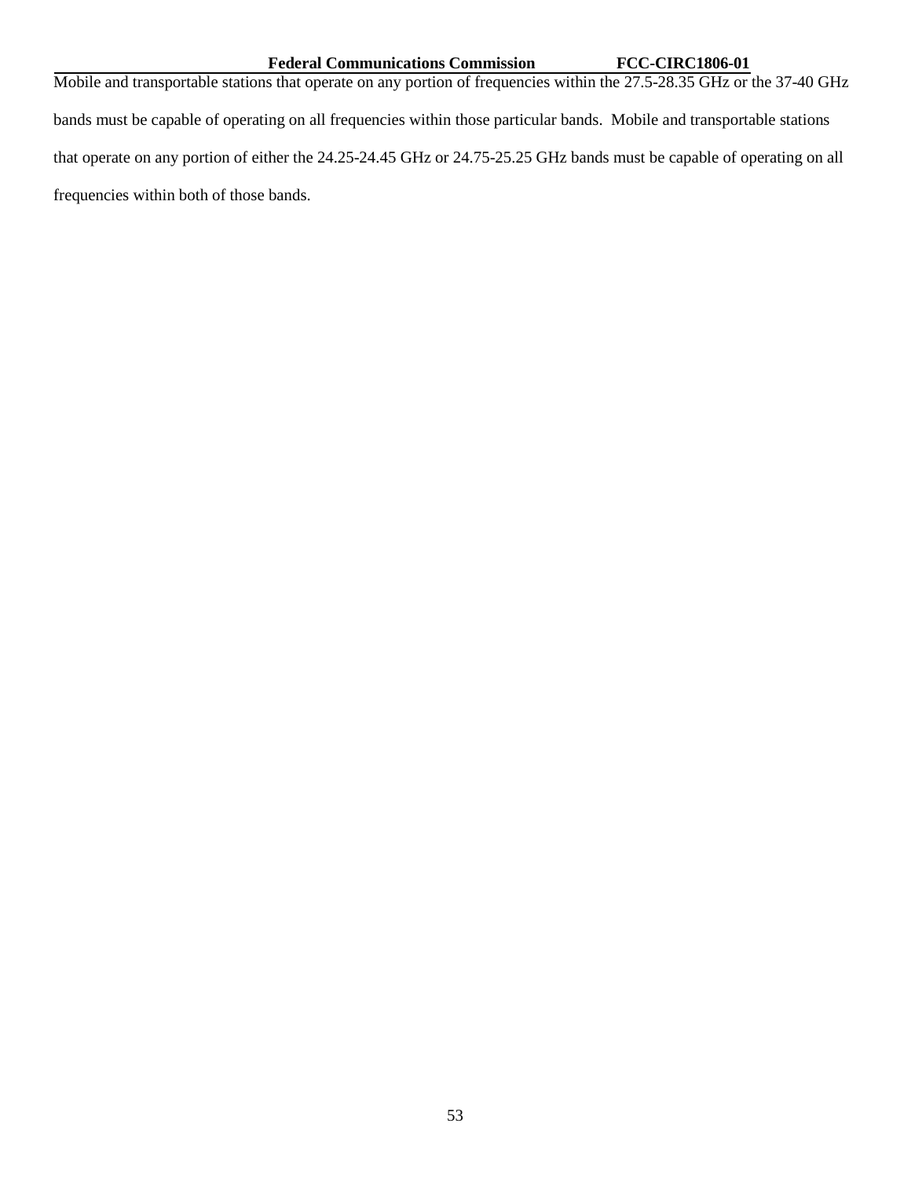Mobile and transportable stations that operate on any portion of frequencies within the 27.5-28.35 GHz or the 37-40 GHz bands must be capable of operating on all frequencies within those particular bands. Mobile and transportable stations that operate on any portion of either the 24.25-24.45 GHz or 24.75-25.25 GHz bands must be capable of operating on all frequencies within both of those bands.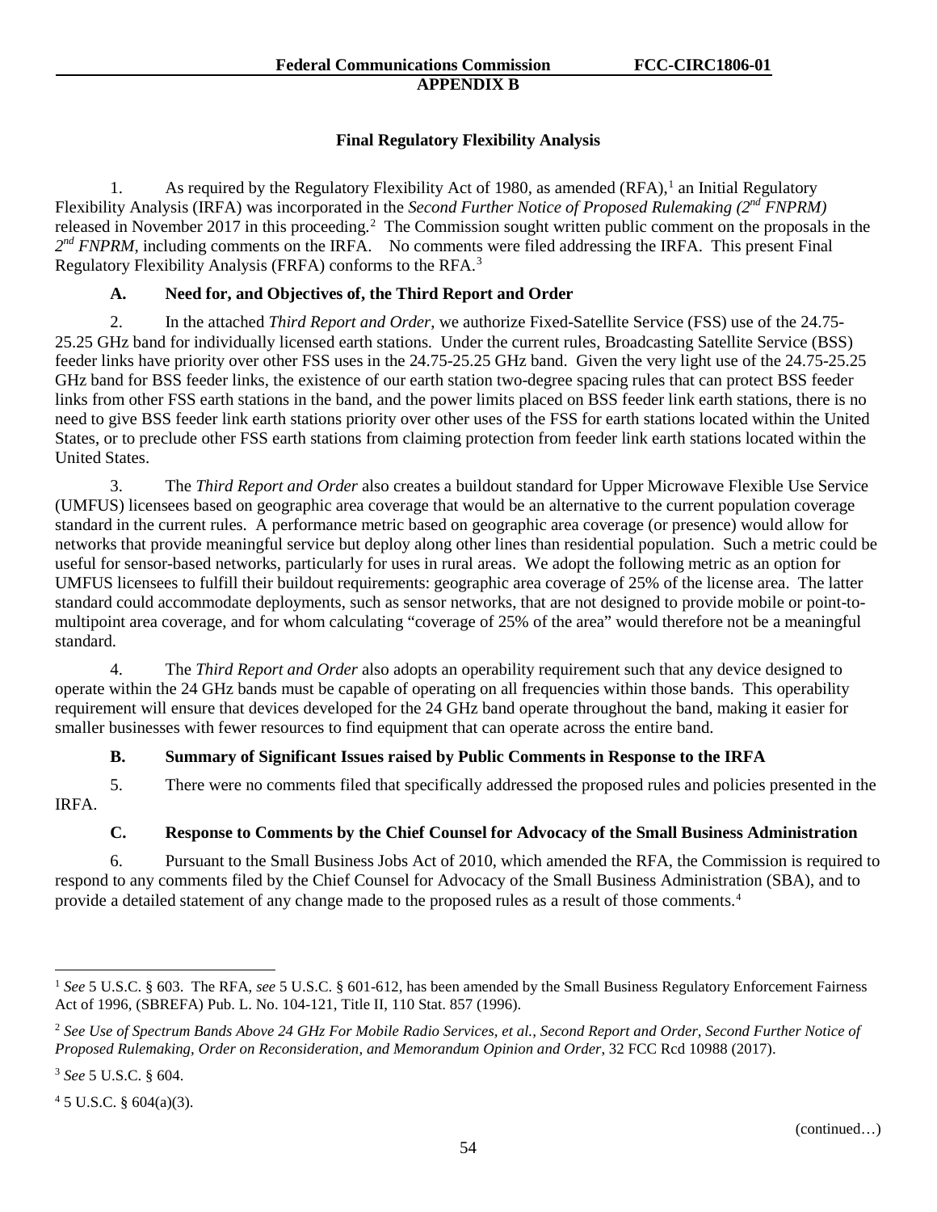## APPENDIX B

### Final Regulatory Flexibility Analysis

1. As required by the Regulatory Flexibility Act of 1980, as amended (RFA),[1] an Initial Regulatory Flexibility Analysis (IRFA) was incorporated in the *Second Further Notice of Proposed Rulemaking (2nd FNPRM)* released in November 2017 in this proceeding.[2] The Commission sought written public comment on the proposals in the *2nd FNPRM*, including comments on the IRFA. No comments were filed addressing the IRFA. This present Final Regulatory Flexibility Analysis (FRFA) conforms to the RFA.[3]

#### A. Need for, and Objectives of, the Third Report and Order

2. In the attached *Third Report and Order*, we authorize Fixed-Satellite Service (FSS) use of the 24.75-25.25 GHz band for individually licensed earth stations. Under the current rules, Broadcasting Satellite Service (BSS) feeder links have priority over other FSS uses in the 24.75-25.25 GHz band. Given the very light use of the 24.75-25.25 GHz band for BSS feeder links, the existence of our earth station two-degree spacing rules that can protect BSS feeder links from other FSS earth stations in the band, and the power limits placed on BSS feeder link earth stations, there is no need to give BSS feeder link earth stations priority over other uses of the FSS for earth stations located within the United States, or to preclude other FSS earth stations from claiming protection from feeder link earth stations located within the United States.

3. The *Third Report and Order* also creates a buildout standard for Upper Microwave Flexible Use Service (UMFUS) licensees based on geographic area coverage that would be an alternative to the current population coverage standard in the current rules. A performance metric based on geographic area coverage (or presence) would allow for networks that provide meaningful service but deploy along other lines than residential population. Such a metric could be useful for sensor-based networks, particularly for uses in rural areas. We adopt the following metric as an option for UMFUS licensees to fulfill their buildout requirements: geographic area coverage of 25% of the license area. The latter standard could accommodate deployments, such as sensor networks, that are not designed to provide mobile or point-to-multipoint area coverage, and for whom calculating "coverage of 25% of the area" would therefore not be a meaningful standard.

4. The *Third Report and Order* also adopts an operability requirement such that any device designed to operate within the 24 GHz bands must be capable of operating on all frequencies within those bands. This operability requirement will ensure that devices developed for the 24 GHz band operate throughout the band, making it easier for smaller businesses with fewer resources to find equipment that can operate across the entire band.

#### B. Summary of Significant Issues raised by Public Comments in Response to the IRFA

5. There were no comments filed that specifically addressed the proposed rules and policies presented in the IRFA.

#### C. Response to Comments by the Chief Counsel for Advocacy of the Small Business Administration

6. Pursuant to the Small Business Jobs Act of 2010, which amended the RFA, the Commission is required to respond to any comments filed by the Chief Counsel for Advocacy of the Small Business Administration (SBA), and to provide a detailed statement of any change made to the proposed rules as a result of those comments.[4]

---

[1] *See* 5 U.S.C. § 603. The RFA, *see* 5 U.S.C. § 601-612, has been amended by the Small Business Regulatory Enforcement Fairness Act of 1996, (SBREFA) Pub. L. No. 104-121, Title II, 110 Stat. 857 (1996).

[2] *See Use of Spectrum Bands Above 24 GHz For Mobile Radio Services, et al., Second Report and Order, Second Further Notice of Proposed Rulemaking, Order on Reconsideration, and Memorandum Opinion and Order*, 32 FCC Rcd 10988 (2017).

[3] *See* 5 U.S.C. § 604.

[4] 5 U.S.C. § 604(a)(3).

(continued…)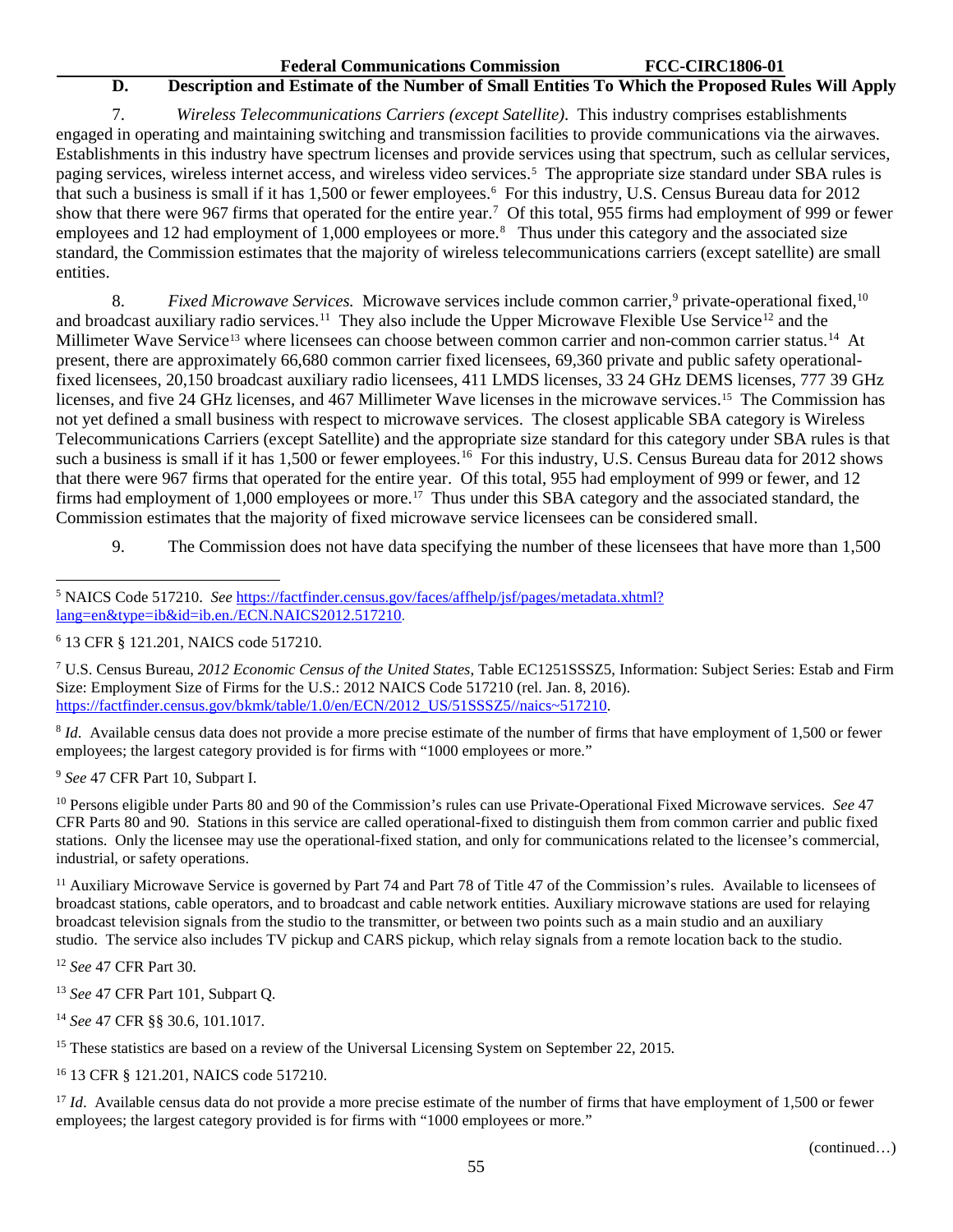### D. Description and Estimate of the Number of Small Entities To Which the Proposed Rules Will Apply

7. *Wireless Telecommunications Carriers (except Satellite).* This industry comprises establishments engaged in operating and maintaining switching and transmission facilities to provide communications via the airwaves. Establishments in this industry have spectrum licenses and provide services using that spectrum, such as cellular services, paging services, wireless internet access, and wireless video services.[5] The appropriate size standard under SBA rules is that such a business is small if it has 1,500 or fewer employees.[6] For this industry, U.S. Census Bureau data for 2012 show that there were 967 firms that operated for the entire year.[7] Of this total, 955 firms had employment of 999 or fewer employees and 12 had employment of 1,000 employees or more.[8] Thus under this category and the associated size standard, the Commission estimates that the majority of wireless telecommunications carriers (except satellite) are small entities.

8. *Fixed Microwave Services.* Microwave services include common carrier,[9] private-operational fixed,[10] and broadcast auxiliary radio services.[11] They also include the Upper Microwave Flexible Use Service[12] and the Millimeter Wave Service[13] where licensees can choose between common carrier and non-common carrier status.[14] At present, there are approximately 66,680 common carrier fixed licensees, 69,360 private and public safety operational-fixed licensees, 20,150 broadcast auxiliary radio licensees, 411 LMDS licenses, 33 24 GHz DEMS licenses, 777 39 GHz licenses, and five 24 GHz licenses, and 467 Millimeter Wave licenses in the microwave services.[15] The Commission has not yet defined a small business with respect to microwave services. The closest applicable SBA category is Wireless Telecommunications Carriers (except Satellite) and the appropriate size standard for this category under SBA rules is that such a business is small if it has 1,500 or fewer employees.[16] For this industry, U.S. Census Bureau data for 2012 shows that there were 967 firms that operated for the entire year. Of this total, 955 had employment of 999 or fewer, and 12 firms had employment of 1,000 employees or more.[17] Thus under this SBA category and the associated standard, the Commission estimates that the majority of fixed microwave service licensees can be considered small.

9. The Commission does not have data specifying the number of these licensees that have more than 1,500

---

[5] NAICS Code 517210. *See* https://factfinder.census.gov/faces/affhelp/jsf/pages/metadata.xhtml?lang=en&type=ib&id=ib.en./ECN.NAICS2012.517210.

[6] 13 CFR § 121.201, NAICS code 517210.

[7] U.S. Census Bureau, *2012 Economic Census of the United States*, Table EC1251SSSZ5, Information: Subject Series: Estab and Firm Size: Employment Size of Firms for the U.S.: 2012 NAICS Code 517210 (rel. Jan. 8, 2016). https://factfinder.census.gov/bkmk/table/1.0/en/ECN/2012_US/51SSSZ5//naics~517210.

[8] *Id*. Available census data does not provide a more precise estimate of the number of firms that have employment of 1,500 or fewer employees; the largest category provided is for firms with "1000 employees or more."

[9] *See* 47 CFR Part 10, Subpart I.

[10] Persons eligible under Parts 80 and 90 of the Commission's rules can use Private-Operational Fixed Microwave services. *See* 47 CFR Parts 80 and 90. Stations in this service are called operational-fixed to distinguish them from common carrier and public fixed stations. Only the licensee may use the operational-fixed station, and only for communications related to the licensee's commercial, industrial, or safety operations.

[11] Auxiliary Microwave Service is governed by Part 74 and Part 78 of Title 47 of the Commission's rules. Available to licensees of broadcast stations, cable operators, and to broadcast and cable network entities. Auxiliary microwave stations are used for relaying broadcast television signals from the studio to the transmitter, or between two points such as a main studio and an auxiliary studio. The service also includes TV pickup and CARS pickup, which relay signals from a remote location back to the studio.

[12] *See* 47 CFR Part 30.

[13] *See* 47 CFR Part 101, Subpart Q.

[14] *See* 47 CFR §§ 30.6, 101.1017.

[15] These statistics are based on a review of the Universal Licensing System on September 22, 2015.

[16] 13 CFR § 121.201, NAICS code 517210.

[17] *Id*. Available census data do not provide a more precise estimate of the number of firms that have employment of 1,500 or fewer employees; the largest category provided is for firms with "1000 employees or more."

(continued…)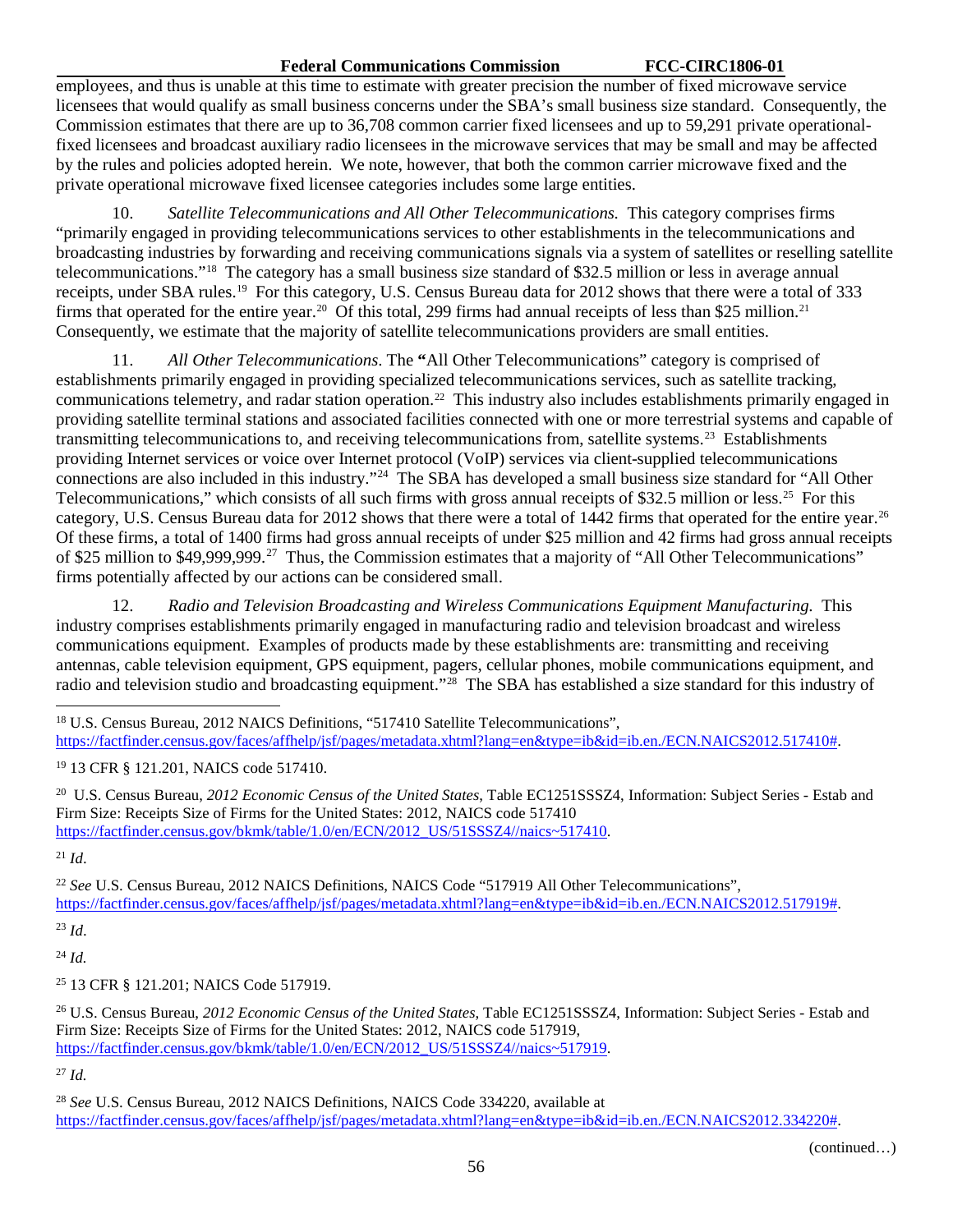employees, and thus is unable at this time to estimate with greater precision the number of fixed microwave service licensees that would qualify as small business concerns under the SBA's small business size standard. Consequently, the Commission estimates that there are up to 36,708 common carrier fixed licensees and up to 59,291 private operational-fixed licensees and broadcast auxiliary radio licensees in the microwave services that may be small and may be affected by the rules and policies adopted herein. We note, however, that both the common carrier microwave fixed and the private operational microwave fixed licensee categories includes some large entities.

10. *Satellite Telecommunications and All Other Telecommunications.* This category comprises firms "primarily engaged in providing telecommunications services to other establishments in the telecommunications and broadcasting industries by forwarding and receiving communications signals via a system of satellites or reselling satellite telecommunications."[18] The category has a small business size standard of $32.5 million or less in average annual receipts, under SBA rules.[19] For this category, U.S. Census Bureau data for 2012 shows that there were a total of 333 firms that operated for the entire year.[20] Of this total, 299 firms had annual receipts of less than $25 million.[21] Consequently, we estimate that the majority of satellite telecommunications providers are small entities.

11. *All Other Telecommunications*. The "All Other Telecommunications" category is comprised of establishments primarily engaged in providing specialized telecommunications services, such as satellite tracking, communications telemetry, and radar station operation.[22] This industry also includes establishments primarily engaged in providing satellite terminal stations and associated facilities connected with one or more terrestrial systems and capable of transmitting telecommunications to, and receiving telecommunications from, satellite systems.[23] Establishments providing Internet services or voice over Internet protocol (VoIP) services via client-supplied telecommunications connections are also included in this industry."[24] The SBA has developed a small business size standard for "All Other Telecommunications," which consists of all such firms with gross annual receipts of $32.5 million or less.[25] For this category, U.S. Census Bureau data for 2012 shows that there were a total of 1442 firms that operated for the entire year.[26] Of these firms, a total of 1400 firms had gross annual receipts of under $25 million and 42 firms had gross annual receipts of $25 million to $49,999,999.[27] Thus, the Commission estimates that a majority of "All Other Telecommunications" firms potentially affected by our actions can be considered small.

12. *Radio and Television Broadcasting and Wireless Communications Equipment Manufacturing.* This industry comprises establishments primarily engaged in manufacturing radio and television broadcast and wireless communications equipment. Examples of products made by these establishments are: transmitting and receiving antennas, cable television equipment, GPS equipment, pagers, cellular phones, mobile communications equipment, and radio and television studio and broadcasting equipment."[28] The SBA has established a size standard for this industry of

---

[18] U.S. Census Bureau, 2012 NAICS Definitions, "517410 Satellite Telecommunications", https://factfinder.census.gov/faces/affhelp/jsf/pages/metadata.xhtml?lang=en&type=ib&id=ib.en./ECN.NAICS2012.517410#.

[19] 13 CFR § 121.201, NAICS code 517410.

[20] U.S. Census Bureau, *2012 Economic Census of the United States*, Table EC1251SSSZ4, Information: Subject Series - Estab and Firm Size: Receipts Size of Firms for the United States: 2012, NAICS code 517410 https://factfinder.census.gov/bkmk/table/1.0/en/ECN/2012_US/51SSSZ4//naics~517410.

[21] *Id*.

[22] *See* U.S. Census Bureau, 2012 NAICS Definitions, NAICS Code "517919 All Other Telecommunications", https://factfinder.census.gov/faces/affhelp/jsf/pages/metadata.xhtml?lang=en&type=ib&id=ib.en./ECN.NAICS2012.517919#.

[23] *Id*.

[24] *Id.*

[25] 13 CFR § 121.201; NAICS Code 517919.

[26] U.S. Census Bureau, *2012 Economic Census of the United States*, Table EC1251SSSZ4, Information: Subject Series - Estab and Firm Size: Receipts Size of Firms for the United States: 2012, NAICS code 517919, https://factfinder.census.gov/bkmk/table/1.0/en/ECN/2012_US/51SSSZ4//naics~517919.

[27] *Id.*

[28] *See* U.S. Census Bureau, 2012 NAICS Definitions, NAICS Code 334220, available at https://factfinder.census.gov/faces/affhelp/jsf/pages/metadata.xhtml?lang=en&type=ib&id=ib.en./ECN.NAICS2012.334220#.

(continued…)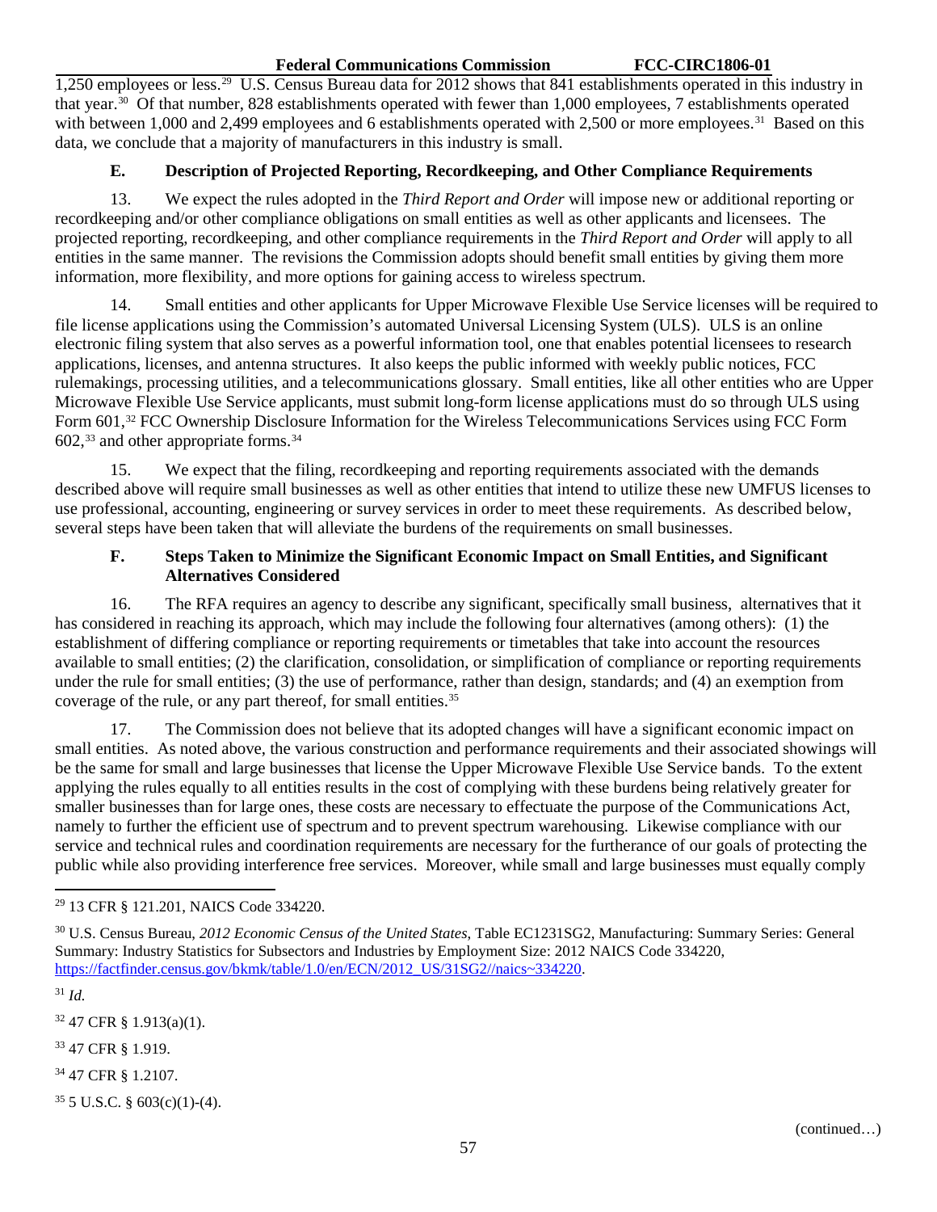1,250 employees or less.[29] U.S. Census Bureau data for 2012 shows that 841 establishments operated in this industry in that year.[30] Of that number, 828 establishments operated with fewer than 1,000 employees, 7 establishments operated with between 1,000 and 2,499 employees and 6 establishments operated with 2,500 or more employees.[31] Based on this data, we conclude that a majority of manufacturers in this industry is small.

### E. Description of Projected Reporting, Recordkeeping, and Other Compliance Requirements

13. We expect the rules adopted in the *Third Report and Order* will impose new or additional reporting or recordkeeping and/or other compliance obligations on small entities as well as other applicants and licensees. The projected reporting, recordkeeping, and other compliance requirements in the *Third Report and Order* will apply to all entities in the same manner. The revisions the Commission adopts should benefit small entities by giving them more information, more flexibility, and more options for gaining access to wireless spectrum.

14. Small entities and other applicants for Upper Microwave Flexible Use Service licenses will be required to file license applications using the Commission's automated Universal Licensing System (ULS). ULS is an online electronic filing system that also serves as a powerful information tool, one that enables potential licensees to research applications, licenses, and antenna structures. It also keeps the public informed with weekly public notices, FCC rulemakings, processing utilities, and a telecommunications glossary. Small entities, like all other entities who are Upper Microwave Flexible Use Service applicants, must submit long-form license applications must do so through ULS using Form 601,[32] FCC Ownership Disclosure Information for the Wireless Telecommunications Services using FCC Form 602,[33] and other appropriate forms.[34]

15. We expect that the filing, recordkeeping and reporting requirements associated with the demands described above will require small businesses as well as other entities that intend to utilize these new UMFUS licenses to use professional, accounting, engineering or survey services in order to meet these requirements. As described below, several steps have been taken that will alleviate the burdens of the requirements on small businesses.

### F. Steps Taken to Minimize the Significant Economic Impact on Small Entities, and Significant Alternatives Considered

16. The RFA requires an agency to describe any significant, specifically small business, alternatives that it has considered in reaching its approach, which may include the following four alternatives (among others): (1) the establishment of differing compliance or reporting requirements or timetables that take into account the resources available to small entities; (2) the clarification, consolidation, or simplification of compliance or reporting requirements under the rule for small entities; (3) the use of performance, rather than design, standards; and (4) an exemption from coverage of the rule, or any part thereof, for small entities.[35]

17. The Commission does not believe that its adopted changes will have a significant economic impact on small entities. As noted above, the various construction and performance requirements and their associated showings will be the same for small and large businesses that license the Upper Microwave Flexible Use Service bands. To the extent applying the rules equally to all entities results in the cost of complying with these burdens being relatively greater for smaller businesses than for large ones, these costs are necessary to effectuate the purpose of the Communications Act, namely to further the efficient use of spectrum and to prevent spectrum warehousing. Likewise compliance with our service and technical rules and coordination requirements are necessary for the furtherance of our goals of protecting the public while also providing interference free services. Moreover, while small and large businesses must equally comply

---

[29] 13 CFR § 121.201, NAICS Code 334220.

[30] U.S. Census Bureau, *2012 Economic Census of the United States*, Table EC1231SG2, Manufacturing: Summary Series: General Summary: Industry Statistics for Subsectors and Industries by Employment Size: 2012 NAICS Code 334220, https://factfinder.census.gov/bkmk/table/1.0/en/ECN/2012_US/31SG2//naics~334220.

[31] *Id.*

[32] 47 CFR § 1.913(a)(1).

[33] 47 CFR § 1.919.

[34] 47 CFR § 1.2107.

[35] 5 U.S.C. § 603(c)(1)-(4).

(continued…)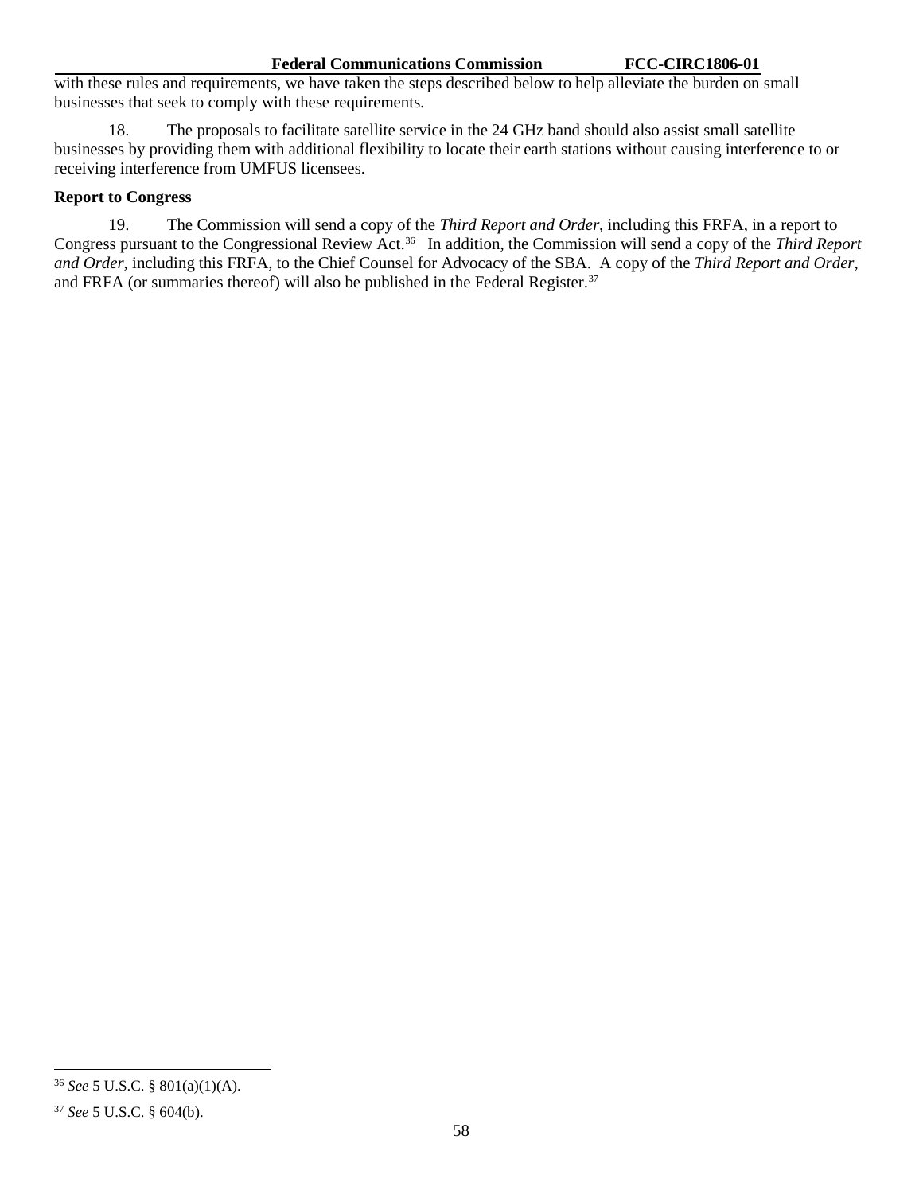with these rules and requirements, we have taken the steps described below to help alleviate the burden on small businesses that seek to comply with these requirements.

18. The proposals to facilitate satellite service in the 24 GHz band should also assist small satellite businesses by providing them with additional flexibility to locate their earth stations without causing interference to or receiving interference from UMFUS licensees.

**Report to Congress**

19. The Commission will send a copy of the *Third Report and Order*, including this FRFA, in a report to Congress pursuant to the Congressional Review Act.[36] In addition, the Commission will send a copy of the *Third Report and Order*, including this FRFA, to the Chief Counsel for Advocacy of the SBA. A copy of the *Third Report and Order*, and FRFA (or summaries thereof) will also be published in the Federal Register.[37]

---

[36] *See* 5 U.S.C. § 801(a)(1)(A).

[37] *See* 5 U.S.C. § 604(b).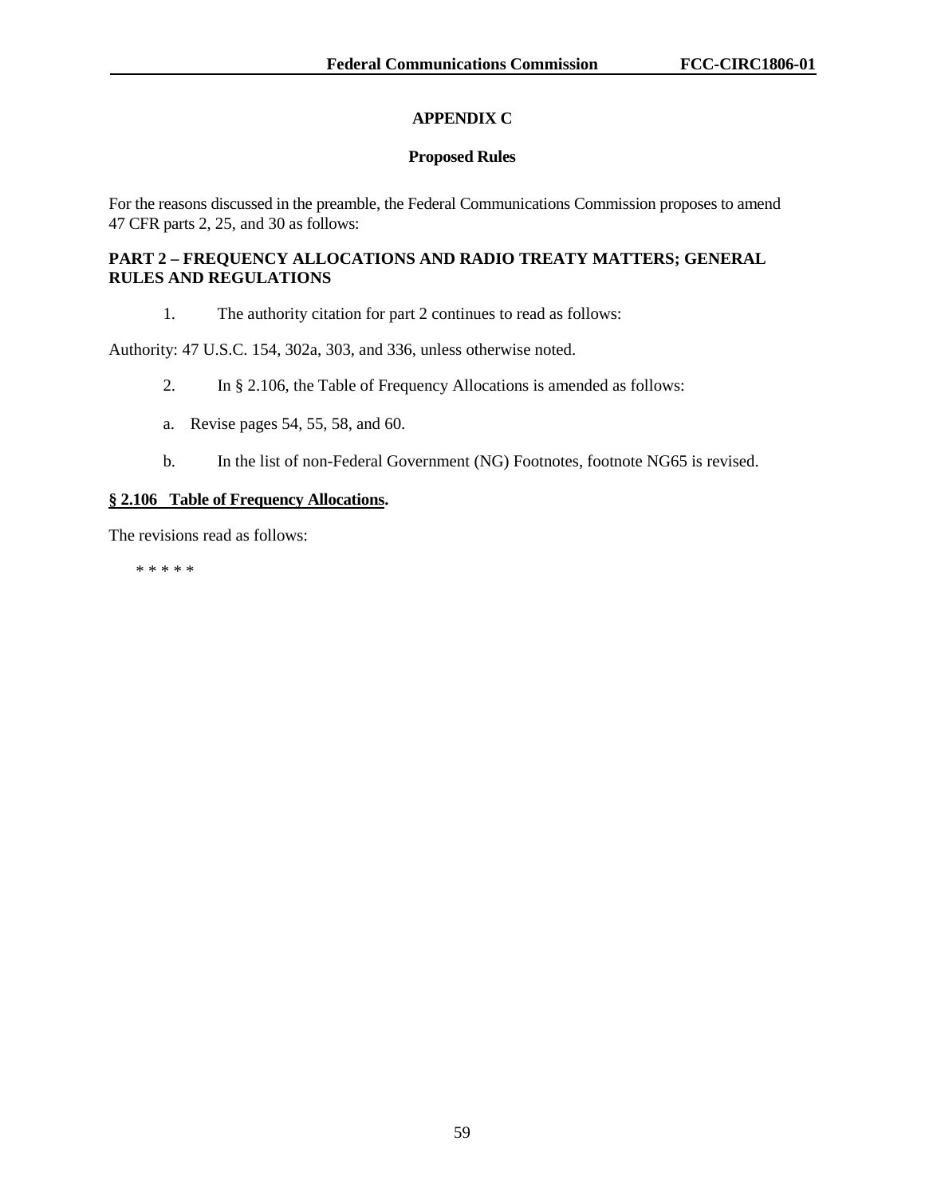## APPENDIX C

### Proposed Rules

For the reasons discussed in the preamble, the Federal Communications Commission proposes to amend 47 CFR parts 2, 25, and 30 as follows:

**PART 2 – FREQUENCY ALLOCATIONS AND RADIO TREATY MATTERS; GENERAL RULES AND REGULATIONS**

1. The authority citation for part 2 continues to read as follows:

Authority: 47 U.S.C. 154, 302a, 303, and 336, unless otherwise noted.

2. In § 2.106, the Table of Frequency Allocations is amended as follows:

a. Revise pages 54, 55, 58, and 60.

b. In the list of non-Federal Government (NG) Footnotes, footnote NG65 is revised.

**§ 2.106 Table of Frequency Allocations.**

The revisions read as follows:

\* \* \* \* \*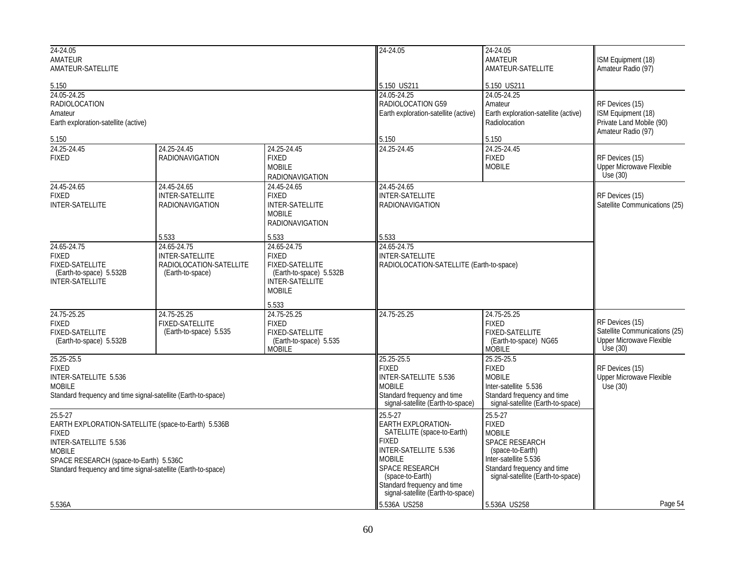| Region 1 Table | Region 2 Table | Region 3 Table | Federal Table | Non-Federal Table | FCC Rule Part(s) |
|---|---|---|---|---|---|
| 24-24.05<br>AMATEUR<br>AMATEUR-SATELLITE<br><br>5.150 | | | 24-24.05<br><br>5.150 US211 | 24-24.05<br>AMATEUR<br>AMATEUR-SATELLITE<br><br>5.150 US211 | ISM Equipment (18)<br>Amateur Radio (97) |
| 24.05-24.25<br>RADIOLOCATION<br>Amateur<br>Earth exploration-satellite (active)<br><br>5.150 | | | 24.05-24.25<br>RADIOLOCATION G59<br>Earth exploration-satellite (active)<br><br>5.150 | 24.05-24.25<br>Amateur<br>Earth exploration-satellite (active)<br>Radiolocation<br><br>5.150 | RF Devices (15)<br>ISM Equipment (18)<br>Private Land Mobile (90)<br>Amateur Radio (97) |
| 24.25-24.45<br>FIXED | 24.25-24.45<br>RADIONAVIGATION | 24.25-24.45<br>FIXED<br>MOBILE<br>RADIONAVIGATION | 24.25-24.45 | 24.25-24.45<br>FIXED<br>MOBILE | RF Devices (15)<br>Upper Microwave Flexible Use (30) |
| 24.45-24.65<br>FIXED<br>INTER-SATELLITE | 24.45-24.65<br>INTER-SATELLITE<br>RADIONAVIGATION<br><br>5.533 | 24.45-24.65<br>FIXED<br>INTER-SATELLITE<br>MOBILE<br>RADIONAVIGATION<br><br>5.533 | 24.45-24.65<br>INTER-SATELLITE<br>RADIONAVIGATION<br><br>5.533 | | RF Devices (15)<br>Satellite Communications (25) |
| 24.65-24.75<br>FIXED<br>FIXED-SATELLITE (Earth-to-space) 5.532B<br>INTER-SATELLITE | 24.65-24.75<br>INTER-SATELLITE<br>RADIOLOCATION-SATELLITE (Earth-to-space) | 24.65-24.75<br>FIXED<br>FIXED-SATELLITE (Earth-to-space) 5.532B<br>INTER-SATELLITE<br>MOBILE<br><br>5.533 | 24.65-24.75<br>INTER-SATELLITE<br>RADIOLOCATION-SATELLITE (Earth-to-space) | | |
| 24.75-25.25<br>FIXED<br>FIXED-SATELLITE (Earth-to-space) 5.532B | 24.75-25.25<br>FIXED-SATELLITE (Earth-to-space) 5.535 | 24.75-25.25<br>FIXED<br>FIXED-SATELLITE (Earth-to-space) 5.535<br>MOBILE | 24.75-25.25 | 24.75-25.25<br>FIXED<br>FIXED-SATELLITE (Earth-to-space) NG65<br>MOBILE | RF Devices (15)<br>Satellite Communications (25)<br>Upper Microwave Flexible Use (30) |
| 25.25-25.5<br>FIXED<br>INTER-SATELLITE 5.536<br>MOBILE<br>Standard frequency and time signal-satellite (Earth-to-space) | | | 25.25-25.5<br>FIXED<br>INTER-SATELLITE 5.536<br>MOBILE<br>Standard frequency and time signal-satellite (Earth-to-space) | 25.25-25.5<br>FIXED<br>MOBILE<br>Inter-satellite 5.536<br>Standard frequency and time signal-satellite (Earth-to-space) | RF Devices (15)<br>Upper Microwave Flexible Use (30) |
| 25.5-27<br>EARTH EXPLORATION-SATELLITE (space-to-Earth) 5.536B<br>FIXED<br>INTER-SATELLITE 5.536<br>MOBILE<br>SPACE RESEARCH (space-to-Earth) 5.536C<br>Standard frequency and time signal-satellite (Earth-to-space)<br><br>5.536A | | | 25.5-27<br>EARTH EXPLORATION-SATELLITE (space-to-Earth)<br>FIXED<br>INTER-SATELLITE 5.536<br>MOBILE<br>SPACE RESEARCH (space-to-Earth)<br>Standard frequency and time signal-satellite (Earth-to-space)<br><br>5.536A US258 | 25.5-27<br>FIXED<br>MOBILE<br>SPACE RESEARCH (space-to-Earth)<br>Inter-satellite 5.536<br>Standard frequency and time signal-satellite (Earth-to-space)<br><br>5.536A US258 | |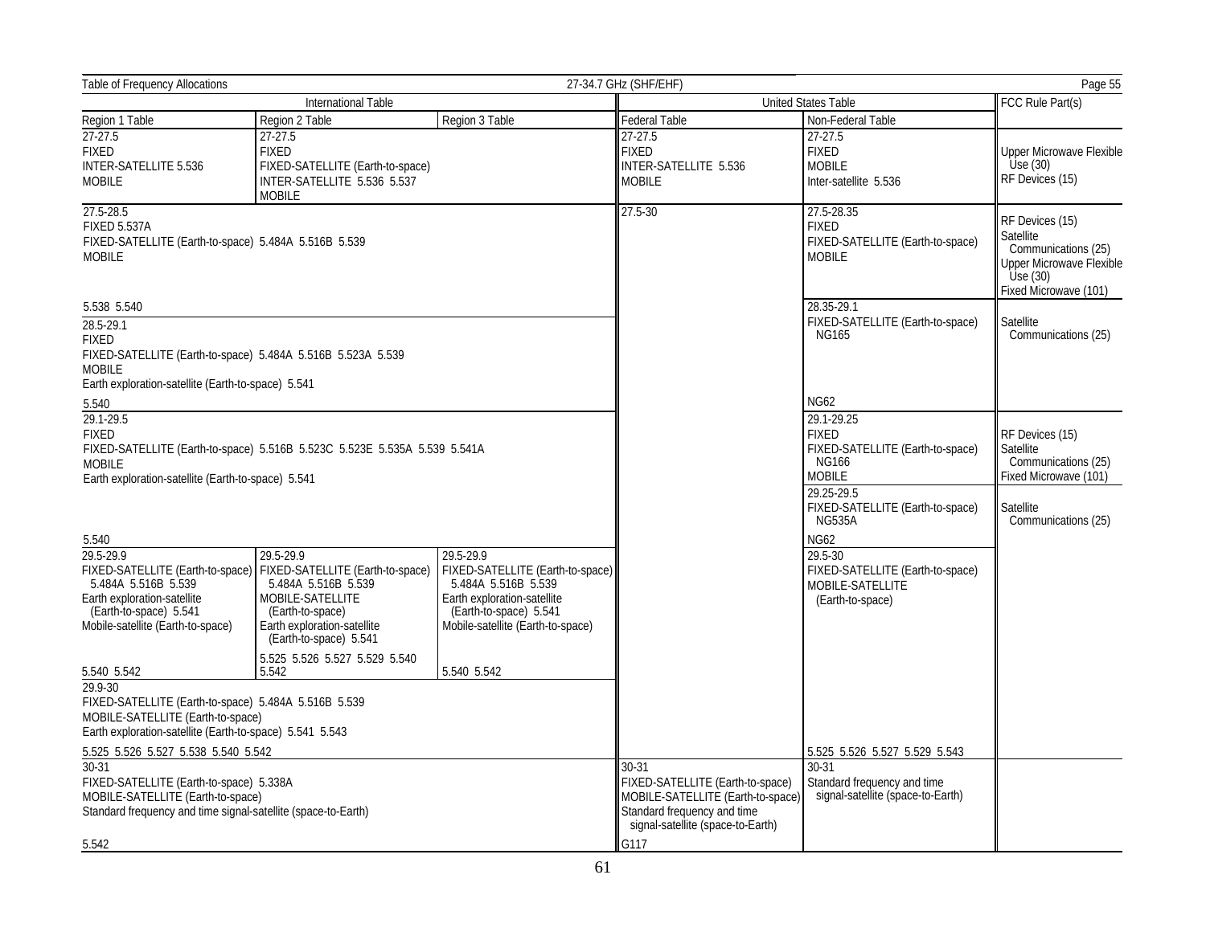| International Table | | | United States Table | | FCC Rule Part(s) |
|---|---|---|---|---|---|
| Region 1 Table | Region 2 Table | Region 3 Table | Federal Table | Non-Federal Table | |
| 27-27.5<br>FIXED<br>INTER-SATELLITE 5.536<br>MOBILE | 27-27.5<br>FIXED<br>FIXED-SATELLITE (Earth-to-space)<br>INTER-SATELLITE 5.536 5.537<br>MOBILE | | 27-27.5<br>FIXED<br>INTER-SATELLITE 5.536<br>MOBILE | 27-27.5<br>FIXED<br>MOBILE<br>Inter-satellite 5.536 | Upper Microwave Flexible Use (30)<br>RF Devices (15) |
| 27.5-28.5<br>FIXED 5.537A<br>FIXED-SATELLITE (Earth-to-space) 5.484A 5.516B 5.539<br>MOBILE<br><br>5.538 5.540 | | | 27.5-30 | 27.5-28.35<br>FIXED<br>FIXED-SATELLITE (Earth-to-space)<br>MOBILE | RF Devices (15)<br>Satellite Communications (25)<br>Upper Microwave Flexible Use (30)<br>Fixed Microwave (101) |
| 28.5-29.1<br>FIXED<br>FIXED-SATELLITE (Earth-to-space) 5.484A 5.516B 5.523A 5.539<br>MOBILE<br>Earth exploration-satellite (Earth-to-space) 5.541<br><br>5.540 | | | | 28.35-29.1<br>FIXED-SATELLITE (Earth-to-space) NG165<br><br>NG62 | Satellite Communications (25) |
| 29.1-29.5<br>FIXED<br>FIXED-SATELLITE (Earth-to-space) 5.516B 5.523C 5.523E 5.535A 5.539 5.541A<br>MOBILE<br>Earth exploration-satellite (Earth-to-space) 5.541<br><br>5.540 | | | | 29.1-29.25<br>FIXED<br>FIXED-SATELLITE (Earth-to-space) NG166<br>MOBILE | RF Devices (15)<br>Satellite Communications (25)<br>Fixed Microwave (101) |
| | | | | 29.25-29.5<br>FIXED-SATELLITE (Earth-to-space) NG535A<br><br>NG62 | Satellite Communications (25) |
| 29.5-29.9<br>FIXED-SATELLITE (Earth-to-space) 5.484A 5.516B 5.539<br>Earth exploration-satellite (Earth-to-space) 5.541<br>Mobile-satellite (Earth-to-space)<br><br>5.540 5.542 | 29.5-29.9<br>FIXED-SATELLITE (Earth-to-space) 5.484A 5.516B 5.539<br>MOBILE-SATELLITE (Earth-to-space)<br>Earth exploration-satellite (Earth-to-space) 5.541<br><br>5.525 5.526 5.527 5.529 5.540 5.542 | 29.5-29.9<br>FIXED-SATELLITE (Earth-to-space) 5.484A 5.516B 5.539<br>Earth exploration-satellite (Earth-to-space) 5.541<br>Mobile-satellite (Earth-to-space)<br><br>5.540 5.542 | | 29.5-30<br>FIXED-SATELLITE (Earth-to-space)<br>MOBILE-SATELLITE (Earth-to-space)<br><br>5.525 5.526 5.527 5.529 5.543 | |
| 29.9-30<br>FIXED-SATELLITE (Earth-to-space) 5.484A 5.516B 5.539<br>MOBILE-SATELLITE (Earth-to-space)<br>Earth exploration-satellite (Earth-to-space) 5.541 5.543<br><br>5.525 5.526 5.527 5.538 5.540 5.542 | | | | | |
| 30-31<br>FIXED-SATELLITE (Earth-to-space) 5.338A<br>MOBILE-SATELLITE (Earth-to-space)<br>Standard frequency and time signal-satellite (space-to-Earth)<br><br>5.542 | | | 30-31<br>FIXED-SATELLITE (Earth-to-space)<br>MOBILE-SATELLITE (Earth-to-space)<br>Standard frequency and time signal-satellite (space-to-Earth)<br><br>G117 | 30-31<br>Standard frequency and time signal-satellite (space-to-Earth) | |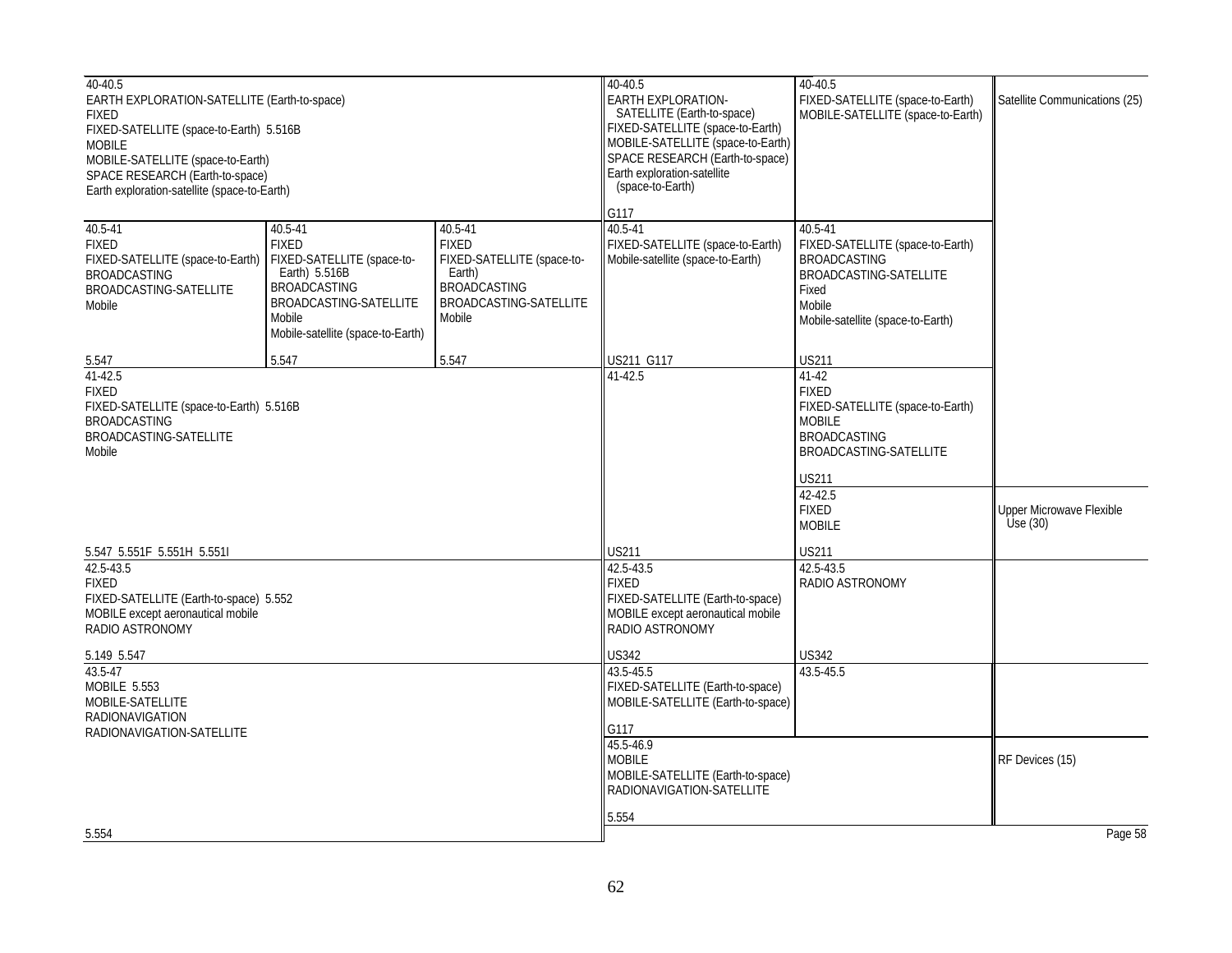| Region 1 Table | Region 2 Table | Region 3 Table | Federal Table | Non-Federal Table | FCC Rule Part(s) |
|---|---|---|---|---|---|
| 40-40.5<br>EARTH EXPLORATION-SATELLITE (Earth-to-space)<br>FIXED<br>FIXED-SATELLITE (space-to-Earth) 5.516B<br>MOBILE<br>MOBILE-SATELLITE (space-to-Earth)<br>SPACE RESEARCH (Earth-to-space)<br>Earth exploration-satellite (space-to-Earth) | | | 40-40.5<br>EARTH EXPLORATION-SATELLITE (Earth-to-space)<br>FIXED-SATELLITE (space-to-Earth)<br>MOBILE-SATELLITE (space-to-Earth)<br>SPACE RESEARCH (Earth-to-space)<br>Earth exploration-satellite (space-to-Earth)<br><br>G117 | 40-40.5<br>FIXED-SATELLITE (space-to-Earth)<br>MOBILE-SATELLITE (space-to-Earth) | Satellite Communications (25) |
| 40.5-41<br>FIXED<br>FIXED-SATELLITE (space-to-Earth)<br>BROADCASTING<br>BROADCASTING-SATELLITE<br>Mobile<br><br>5.547 | 40.5-41<br>FIXED<br>FIXED-SATELLITE (space-to-Earth) 5.516B<br>BROADCASTING<br>BROADCASTING-SATELLITE<br>Mobile<br>Mobile-satellite (space-to-Earth)<br><br>5.547 | 40.5-41<br>FIXED<br>FIXED-SATELLITE (space-to-Earth)<br>BROADCASTING<br>BROADCASTING-SATELLITE<br>Mobile<br><br>5.547 | 40.5-41<br>FIXED-SATELLITE (space-to-Earth)<br>Mobile-satellite (space-to-Earth)<br><br>US211 G117 | 40.5-41<br>FIXED-SATELLITE (space-to-Earth)<br>BROADCASTING<br>BROADCASTING-SATELLITE<br>Fixed<br>Mobile<br>Mobile-satellite (space-to-Earth)<br><br>US211 | |
| 41-42.5<br>FIXED<br>FIXED-SATELLITE (space-to-Earth) 5.516B<br>BROADCASTING<br>BROADCASTING-SATELLITE<br>Mobile<br><br>5.547 5.551F 5.551H 5.551I | | | 41-42.5<br><br>US211 | 41-42<br>FIXED<br>FIXED-SATELLITE (space-to-Earth)<br>MOBILE<br>BROADCASTING<br>BROADCASTING-SATELLITE<br><br>US211 | |
| | | | | 42-42.5<br>FIXED<br>MOBILE<br><br>US211 | Upper Microwave Flexible Use (30) |
| 42.5-43.5<br>FIXED<br>FIXED-SATELLITE (Earth-to-space) 5.552<br>MOBILE except aeronautical mobile<br>RADIO ASTRONOMY<br><br>5.149 5.547 | | | 42.5-43.5<br>FIXED<br>FIXED-SATELLITE (Earth-to-space)<br>MOBILE except aeronautical mobile<br>RADIO ASTRONOMY<br><br>US342 | 42.5-43.5<br>RADIO ASTRONOMY<br><br>US342 | |
| 43.5-47<br>MOBILE 5.553<br>MOBILE-SATELLITE<br>RADIONAVIGATION<br>RADIONAVIGATION-SATELLITE<br><br>5.554 | | | 43.5-45.5<br>FIXED-SATELLITE (Earth-to-space)<br>MOBILE-SATELLITE (Earth-to-space)<br><br>G117 | 43.5-45.5 | |
| | | | 45.5-46.9<br>MOBILE<br>MOBILE-SATELLITE (Earth-to-space)<br>RADIONAVIGATION-SATELLITE<br><br>5.554 | | RF Devices (15) |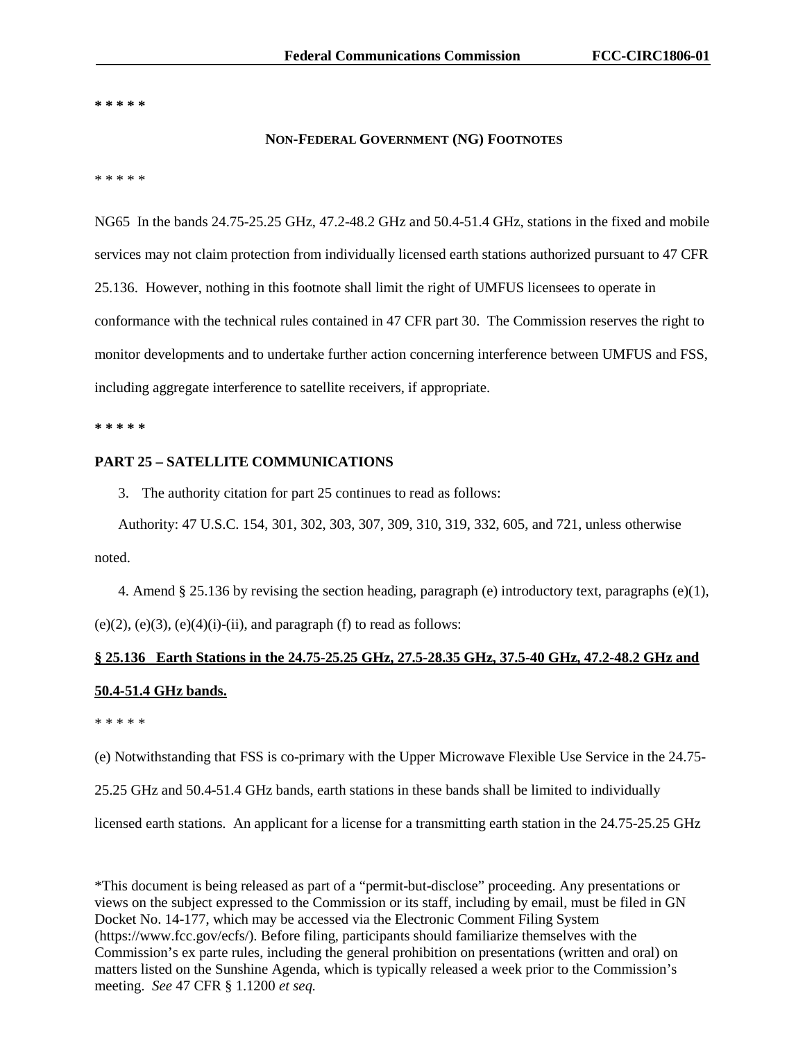**\* \* \* \* \***

**NON-FEDERAL GOVERNMENT (NG) FOOTNOTES**

\* \* \* \* \*

NG65 In the bands 24.75-25.25 GHz, 47.2-48.2 GHz and 50.4-51.4 GHz, stations in the fixed and mobile services may not claim protection from individually licensed earth stations authorized pursuant to 47 CFR 25.136. However, nothing in this footnote shall limit the right of UMFUS licensees to operate in conformance with the technical rules contained in 47 CFR part 30. The Commission reserves the right to monitor developments and to undertake further action concerning interference between UMFUS and FSS, including aggregate interference to satellite receivers, if appropriate.

**\* \* \* \* \***

**PART 25 – SATELLITE COMMUNICATIONS**

3. The authority citation for part 25 continues to read as follows:

Authority: 47 U.S.C. 154, 301, 302, 303, 307, 309, 310, 319, 332, 605, and 721, unless otherwise noted.

4. Amend § 25.136 by revising the section heading, paragraph (e) introductory text, paragraphs (e)(1), (e)(2), (e)(3), (e)(4)(i)-(ii), and paragraph (f) to read as follows:

**§ 25.136 Earth Stations in the 24.75-25.25 GHz, 27.5-28.35 GHz, 37.5-40 GHz, 47.2-48.2 GHz and 50.4-51.4 GHz bands.**

\* \* \* \* \*

(e) Notwithstanding that FSS is co-primary with the Upper Microwave Flexible Use Service in the 24.75-25.25 GHz and 50.4-51.4 GHz bands, earth stations in these bands shall be limited to individually licensed earth stations. An applicant for a license for a transmitting earth station in the 24.75-25.25 GHz

\*This document is being released as part of a "permit-but-disclose" proceeding. Any presentations or views on the subject expressed to the Commission or its staff, including by email, must be filed in GN Docket No. 14-177, which may be accessed via the Electronic Comment Filing System (https://www.fcc.gov/ecfs/). Before filing, participants should familiarize themselves with the Commission's ex parte rules, including the general prohibition on presentations (written and oral) on matters listed on the Sunshine Agenda, which is typically released a week prior to the Commission's meeting. *See* 47 CFR § 1.1200 *et seq.*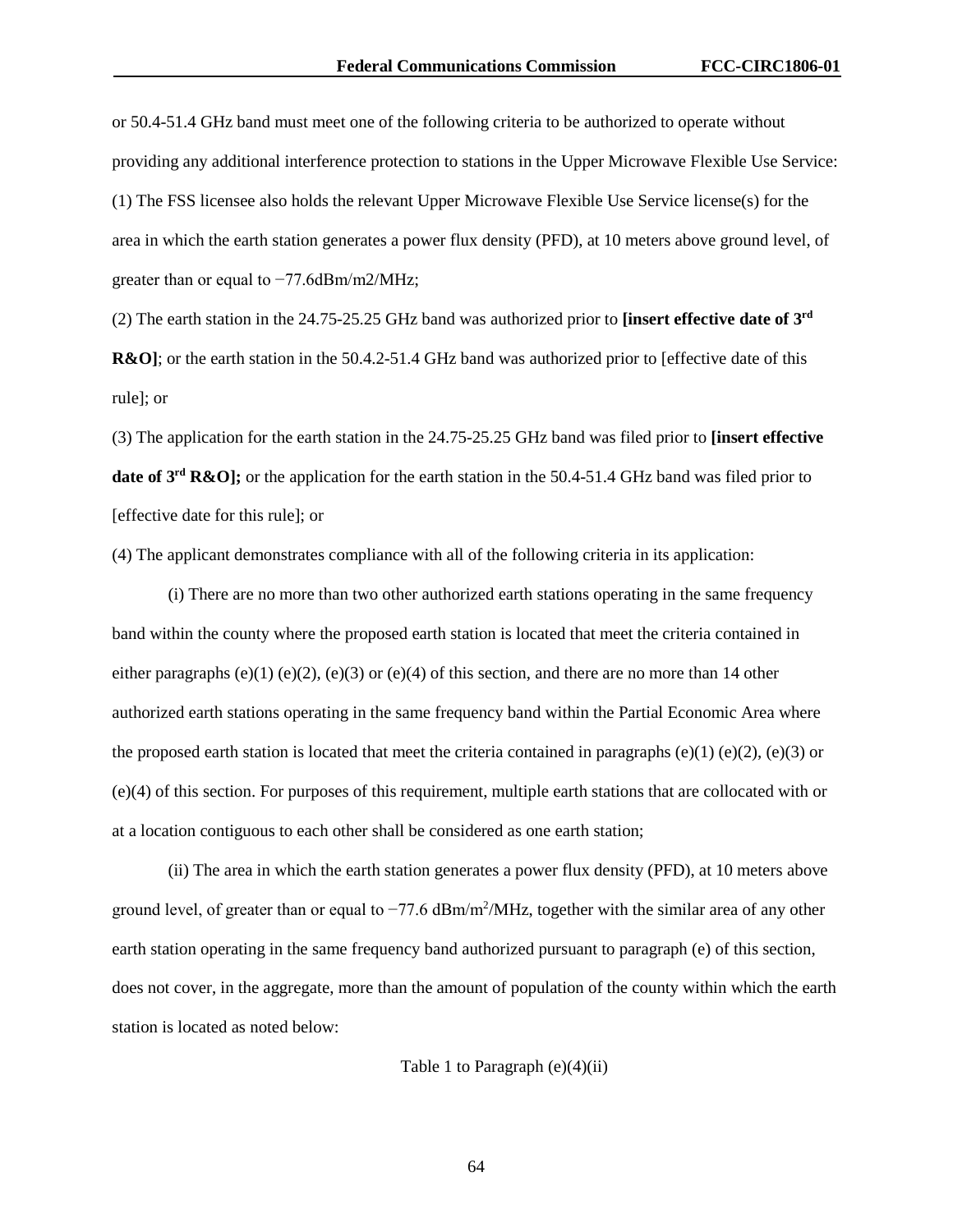or 50.4-51.4 GHz band must meet one of the following criteria to be authorized to operate without providing any additional interference protection to stations in the Upper Microwave Flexible Use Service:

(1) The FSS licensee also holds the relevant Upper Microwave Flexible Use Service license(s) for the area in which the earth station generates a power flux density (PFD), at 10 meters above ground level, of greater than or equal to −77.6dBm/m2/MHz;

(2) The earth station in the 24.75-25.25 GHz band was authorized prior to **[insert effective date of 3rd R&O]**; or the earth station in the 50.4.2-51.4 GHz band was authorized prior to [effective date of this rule]; or

(3) The application for the earth station in the 24.75-25.25 GHz band was filed prior to **[insert effective date of 3rd R&O];** or the application for the earth station in the 50.4-51.4 GHz band was filed prior to [effective date for this rule]; or

(4) The applicant demonstrates compliance with all of the following criteria in its application:

(i) There are no more than two other authorized earth stations operating in the same frequency band within the county where the proposed earth station is located that meet the criteria contained in either paragraphs (e)(1) (e)(2), (e)(3) or (e)(4) of this section, and there are no more than 14 other authorized earth stations operating in the same frequency band within the Partial Economic Area where the proposed earth station is located that meet the criteria contained in paragraphs (e)(1) (e)(2), (e)(3) or (e)(4) of this section. For purposes of this requirement, multiple earth stations that are collocated with or at a location contiguous to each other shall be considered as one earth station;

(ii) The area in which the earth station generates a power flux density (PFD), at 10 meters above ground level, of greater than or equal to −77.6 $\text{dBm/m}^2\text{/MHz}$, together with the similar area of any other earth station operating in the same frequency band authorized pursuant to paragraph (e) of this section, does not cover, in the aggregate, more than the amount of population of the county within which the earth station is located as noted below:

Table 1 to Paragraph (e)(4)(ii)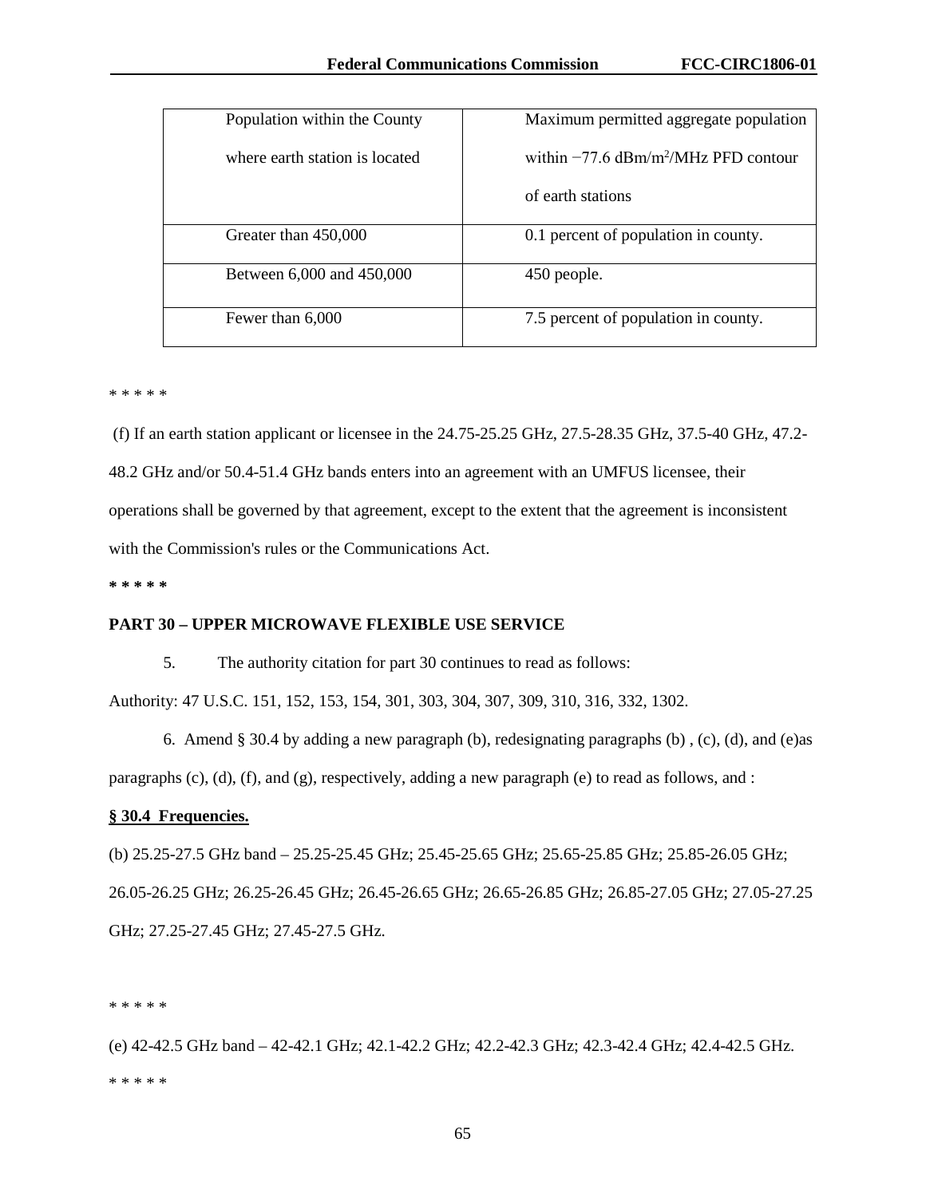| Population within the County where earth station is located | Maximum permitted aggregate population within −77.6 dBm/m[2]/MHz PFD contour of earth stations |
| --- | --- |
| Greater than 450,000 | 0.1 percent of population in county. |
| Between 6,000 and 450,000 | 450 people. |
| Fewer than 6,000 | 7.5 percent of population in county. |

\* \* \* \* \*

(f) If an earth station applicant or licensee in the 24.75-25.25 GHz, 27.5-28.35 GHz, 37.5-40 GHz, 47.2-48.2 GHz and/or 50.4-51.4 GHz bands enters into an agreement with an UMFUS licensee, their operations shall be governed by that agreement, except to the extent that the agreement is inconsistent with the Commission's rules or the Communications Act.

**\* \* \* \* \***

**PART 30 – UPPER MICROWAVE FLEXIBLE USE SERVICE**

5. The authority citation for part 30 continues to read as follows:

Authority: 47 U.S.C. 151, 152, 153, 154, 301, 303, 304, 307, 309, 310, 316, 332, 1302.

6. Amend § 30.4 by adding a new paragraph (b), redesignating paragraphs (b) , (c), (d), and (e)as paragraphs (c), (d), (f), and (g), respectively, adding a new paragraph (e) to read as follows, and :

**§ 30.4 Frequencies.**

(b) 25.25-27.5 GHz band – 25.25-25.45 GHz; 25.45-25.65 GHz; 25.65-25.85 GHz; 25.85-26.05 GHz; 26.05-26.25 GHz; 26.25-26.45 GHz; 26.45-26.65 GHz; 26.65-26.85 GHz; 26.85-27.05 GHz; 27.05-27.25 GHz; 27.25-27.45 GHz; 27.45-27.5 GHz.

\* \* \* \* \*

(e) 42-42.5 GHz band – 42-42.1 GHz; 42.1-42.2 GHz; 42.2-42.3 GHz; 42.3-42.4 GHz; 42.4-42.5 GHz.

\* \* \* \* \*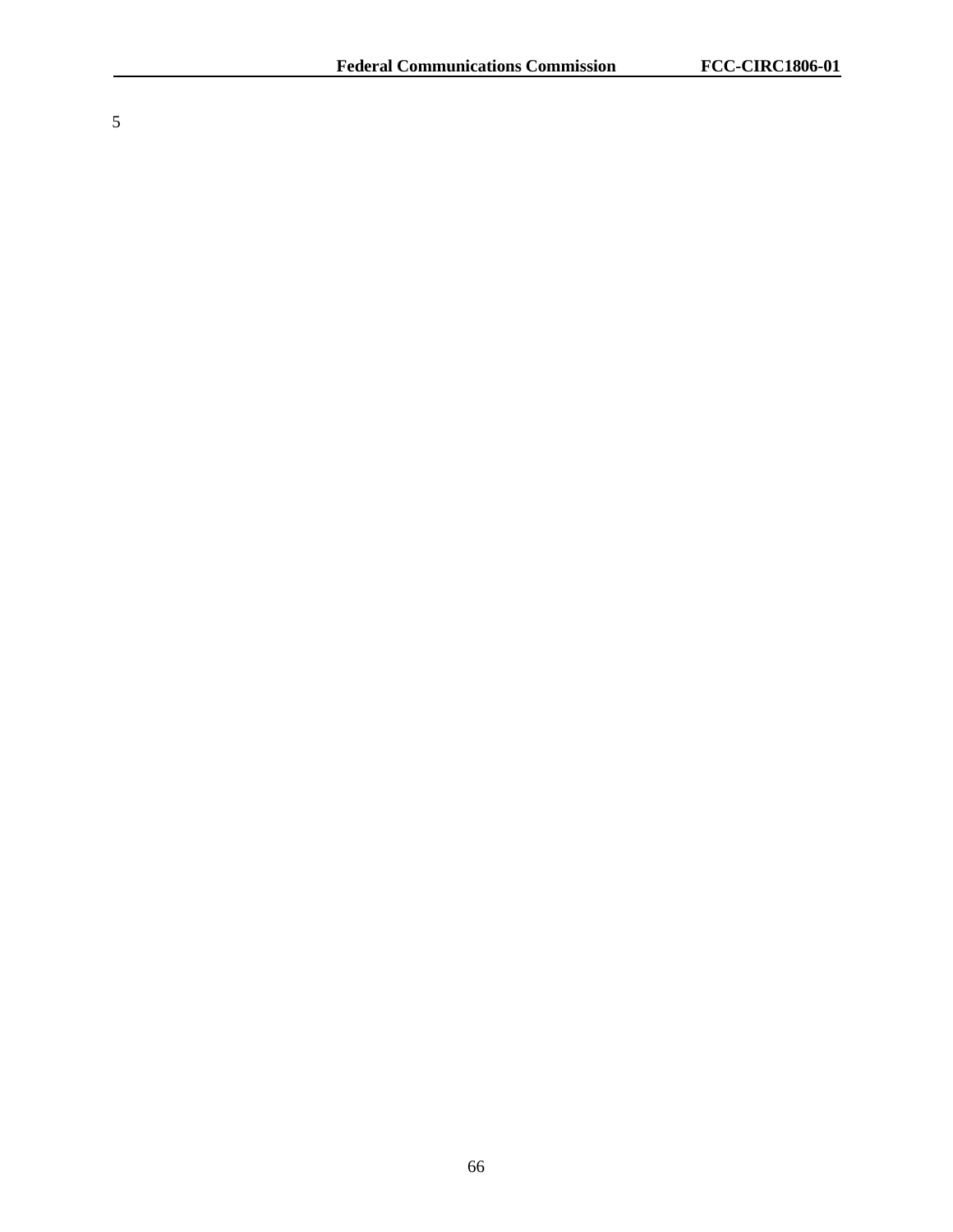5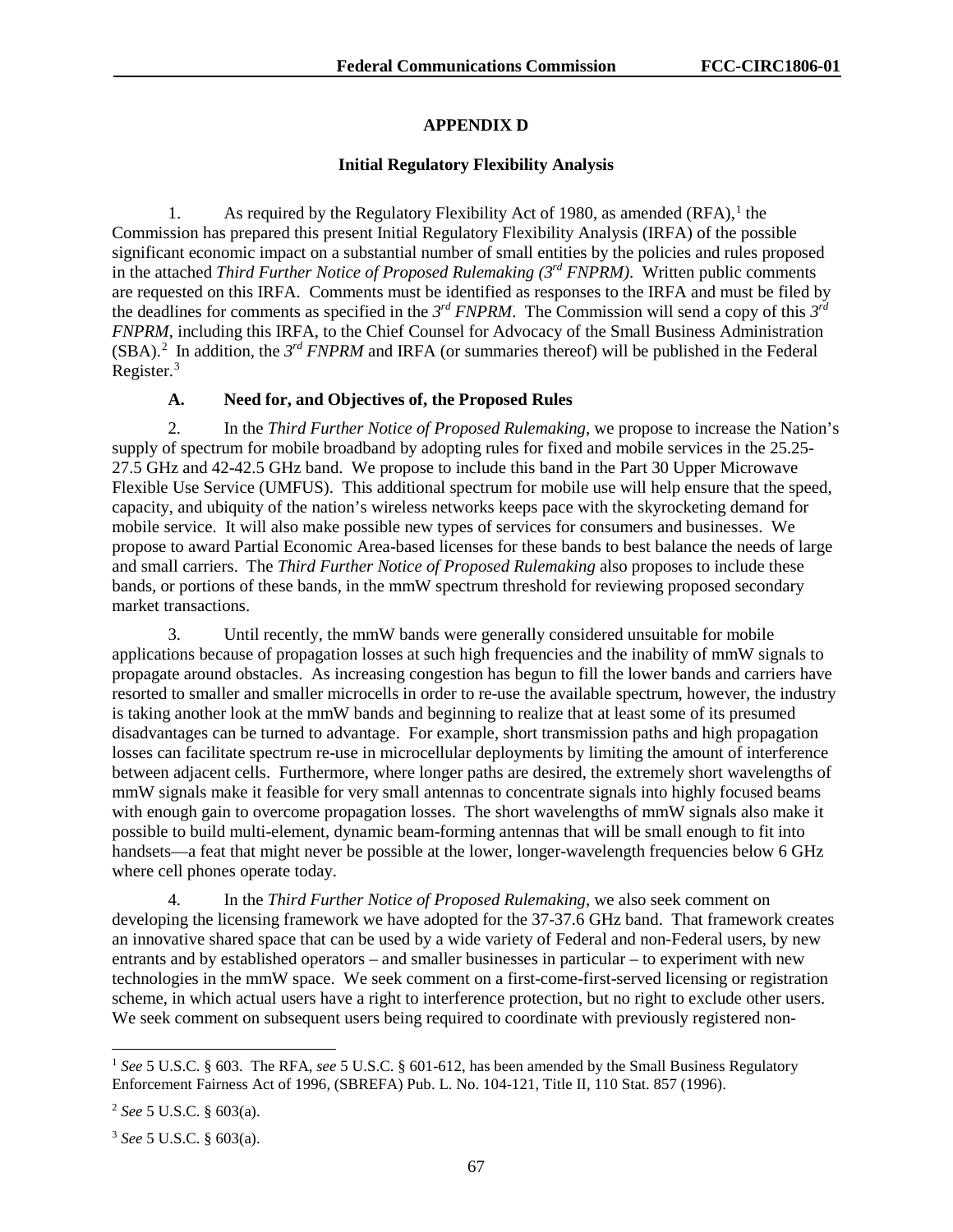# APPENDIX D

## Initial Regulatory Flexibility Analysis

1. As required by the Regulatory Flexibility Act of 1980, as amended (RFA),[1] the Commission has prepared this present Initial Regulatory Flexibility Analysis (IRFA) of the possible significant economic impact on a substantial number of small entities by the policies and rules proposed in the attached *Third Further Notice of Proposed Rulemaking (3rd FNPRM)*. Written public comments are requested on this IRFA. Comments must be identified as responses to the IRFA and must be filed by the deadlines for comments as specified in the *3rd FNPRM*. The Commission will send a copy of this *3rd FNPRM*, including this IRFA, to the Chief Counsel for Advocacy of the Small Business Administration (SBA).[2] In addition, the *3rd FNPRM* and IRFA (or summaries thereof) will be published in the Federal Register.[3]

### A. Need for, and Objectives of, the Proposed Rules

2. In the *Third Further Notice of Proposed Rulemaking*, we propose to increase the Nation's supply of spectrum for mobile broadband by adopting rules for fixed and mobile services in the 25.25-27.5 GHz and 42-42.5 GHz band. We propose to include this band in the Part 30 Upper Microwave Flexible Use Service (UMFUS). This additional spectrum for mobile use will help ensure that the speed, capacity, and ubiquity of the nation's wireless networks keeps pace with the skyrocketing demand for mobile service. It will also make possible new types of services for consumers and businesses. We propose to award Partial Economic Area-based licenses for these bands to best balance the needs of large and small carriers. The *Third Further Notice of Proposed Rulemaking* also proposes to include these bands, or portions of these bands, in the mmW spectrum threshold for reviewing proposed secondary market transactions.

3. Until recently, the mmW bands were generally considered unsuitable for mobile applications because of propagation losses at such high frequencies and the inability of mmW signals to propagate around obstacles. As increasing congestion has begun to fill the lower bands and carriers have resorted to smaller and smaller microcells in order to re-use the available spectrum, however, the industry is taking another look at the mmW bands and beginning to realize that at least some of its presumed disadvantages can be turned to advantage. For example, short transmission paths and high propagation losses can facilitate spectrum re-use in microcellular deployments by limiting the amount of interference between adjacent cells. Furthermore, where longer paths are desired, the extremely short wavelengths of mmW signals make it feasible for very small antennas to concentrate signals into highly focused beams with enough gain to overcome propagation losses. The short wavelengths of mmW signals also make it possible to build multi-element, dynamic beam-forming antennas that will be small enough to fit into handsets—a feat that might never be possible at the lower, longer-wavelength frequencies below 6 GHz where cell phones operate today.

4. In the *Third Further Notice of Proposed Rulemaking*, we also seek comment on developing the licensing framework we have adopted for the 37-37.6 GHz band. That framework creates an innovative shared space that can be used by a wide variety of Federal and non-Federal users, by new entrants and by established operators – and smaller businesses in particular – to experiment with new technologies in the mmW space. We seek comment on a first-come-first-served licensing or registration scheme, in which actual users have a right to interference protection, but no right to exclude other users. We seek comment on subsequent users being required to coordinate with previously registered non-

---

[1] *See* 5 U.S.C. § 603. The RFA, *see* 5 U.S.C. § 601-612, has been amended by the Small Business Regulatory Enforcement Fairness Act of 1996, (SBREFA) Pub. L. No. 104-121, Title II, 110 Stat. 857 (1996).

[2] *See* 5 U.S.C. § 603(a).

[3] *See* 5 U.S.C. § 603(a).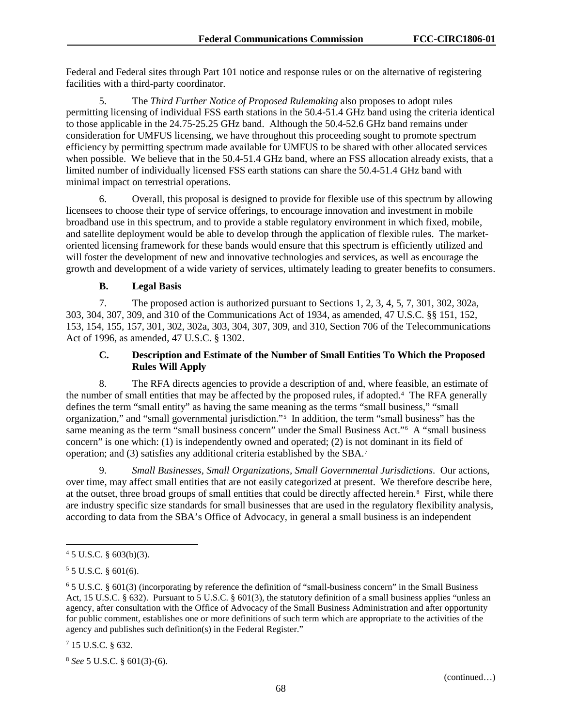Federal and Federal sites through Part 101 notice and response rules or on the alternative of registering facilities with a third-party coordinator.

5. The *Third Further Notice of Proposed Rulemaking* also proposes to adopt rules permitting licensing of individual FSS earth stations in the 50.4-51.4 GHz band using the criteria identical to those applicable in the 24.75-25.25 GHz band. Although the 50.4-52.6 GHz band remains under consideration for UMFUS licensing, we have throughout this proceeding sought to promote spectrum efficiency by permitting spectrum made available for UMFUS to be shared with other allocated services when possible. We believe that in the 50.4-51.4 GHz band, where an FSS allocation already exists, that a limited number of individually licensed FSS earth stations can share the 50.4-51.4 GHz band with minimal impact on terrestrial operations.

6. Overall, this proposal is designed to provide for flexible use of this spectrum by allowing licensees to choose their type of service offerings, to encourage innovation and investment in mobile broadband use in this spectrum, and to provide a stable regulatory environment in which fixed, mobile, and satellite deployment would be able to develop through the application of flexible rules. The market-oriented licensing framework for these bands would ensure that this spectrum is efficiently utilized and will foster the development of new and innovative technologies and services, as well as encourage the growth and development of a wide variety of services, ultimately leading to greater benefits to consumers.

### B. Legal Basis

7. The proposed action is authorized pursuant to Sections 1, 2, 3, 4, 5, 7, 301, 302, 302a, 303, 304, 307, 309, and 310 of the Communications Act of 1934, as amended, 47 U.S.C. §§ 151, 152, 153, 154, 155, 157, 301, 302, 302a, 303, 304, 307, 309, and 310, Section 706 of the Telecommunications Act of 1996, as amended, 47 U.S.C. § 1302.

### C. Description and Estimate of the Number of Small Entities To Which the Proposed Rules Will Apply

8. The RFA directs agencies to provide a description of and, where feasible, an estimate of the number of small entities that may be affected by the proposed rules, if adopted.[4] The RFA generally defines the term "small entity" as having the same meaning as the terms "small business," "small organization," and "small governmental jurisdiction."[5] In addition, the term "small business" has the same meaning as the term "small business concern" under the Small Business Act."[6] A "small business concern" is one which: (1) is independently owned and operated; (2) is not dominant in its field of operation; and (3) satisfies any additional criteria established by the SBA.[7]

9. *Small Businesses, Small Organizations, Small Governmental Jurisdictions*. Our actions, over time, may affect small entities that are not easily categorized at present. We therefore describe here, at the outset, three broad groups of small entities that could be directly affected herein.[8] First, while there are industry specific size standards for small businesses that are used in the regulatory flexibility analysis, according to data from the SBA's Office of Advocacy, in general a small business is an independent

---

[4] 5 U.S.C. § 603(b)(3).

[5] 5 U.S.C. § 601(6).

[6] 5 U.S.C. § 601(3) (incorporating by reference the definition of "small-business concern" in the Small Business Act, 15 U.S.C. § 632). Pursuant to 5 U.S.C. § 601(3), the statutory definition of a small business applies "unless an agency, after consultation with the Office of Advocacy of the Small Business Administration and after opportunity for public comment, establishes one or more definitions of such term which are appropriate to the activities of the agency and publishes such definition(s) in the Federal Register."

[7] 15 U.S.C. § 632.

[8] *See* 5 U.S.C. § 601(3)-(6).

(continued…)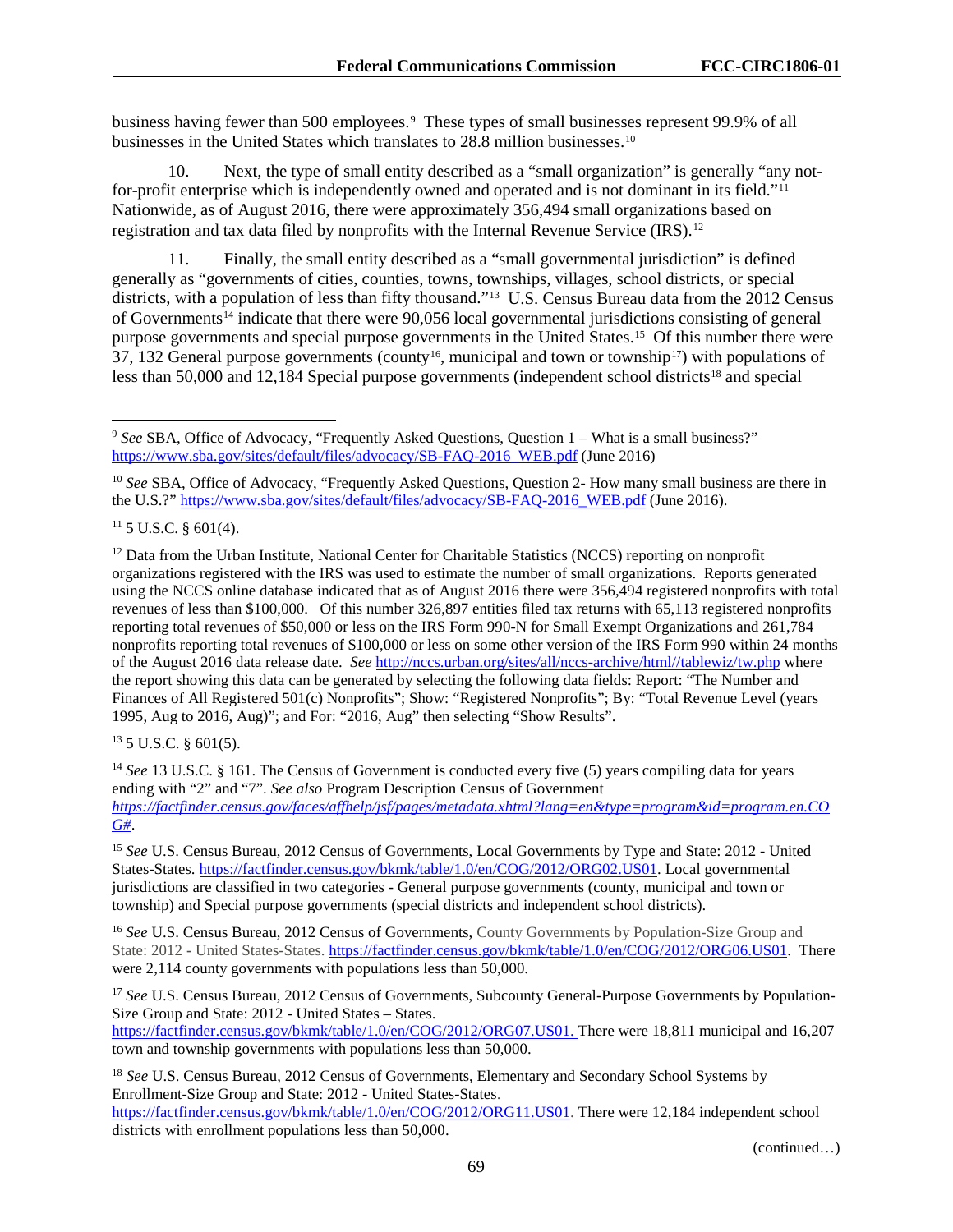business having fewer than 500 employees.[9] These types of small businesses represent 99.9% of all businesses in the United States which translates to 28.8 million businesses.[10]

10. Next, the type of small entity described as a "small organization" is generally "any not-for-profit enterprise which is independently owned and operated and is not dominant in its field."[11] Nationwide, as of August 2016, there were approximately 356,494 small organizations based on registration and tax data filed by nonprofits with the Internal Revenue Service (IRS).[12]

11. Finally, the small entity described as a "small governmental jurisdiction" is defined generally as "governments of cities, counties, towns, townships, villages, school districts, or special districts, with a population of less than fifty thousand."[13] U.S. Census Bureau data from the 2012 Census of Governments[14] indicate that there were 90,056 local governmental jurisdictions consisting of general purpose governments and special purpose governments in the United States.[15] Of this number there were 37, 132 General purpose governments (county[16], municipal and town or township[17]) with populations of less than 50,000 and 12,184 Special purpose governments (independent school districts[18] and special

---

[9] *See* SBA, Office of Advocacy, "Frequently Asked Questions, Question 1 – What is a small business?" https://www.sba.gov/sites/default/files/advocacy/SB-FAQ-2016_WEB.pdf (June 2016)

[10] *See* SBA, Office of Advocacy, "Frequently Asked Questions, Question 2- How many small business are there in the U.S.?" https://www.sba.gov/sites/default/files/advocacy/SB-FAQ-2016_WEB.pdf (June 2016).

[11] 5 U.S.C. § 601(4).

[12] Data from the Urban Institute, National Center for Charitable Statistics (NCCS) reporting on nonprofit organizations registered with the IRS was used to estimate the number of small organizations. Reports generated using the NCCS online database indicated that as of August 2016 there were 356,494 registered nonprofits with total revenues of less than $100,000. Of this number 326,897 entities filed tax returns with 65,113 registered nonprofits reporting total revenues of $50,000 or less on the IRS Form 990-N for Small Exempt Organizations and 261,784 nonprofits reporting total revenues of $100,000 or less on some other version of the IRS Form 990 within 24 months of the August 2016 data release date. *See* http://nccs.urban.org/sites/all/nccs-archive/html//tablewiz/tw.php where the report showing this data can be generated by selecting the following data fields: Report: "The Number and Finances of All Registered 501(c) Nonprofits"; Show: "Registered Nonprofits"; By: "Total Revenue Level (years 1995, Aug to 2016, Aug)"; and For: "2016, Aug" then selecting "Show Results".

[13] 5 U.S.C. § 601(5).

[14] *See* 13 U.S.C. § 161. The Census of Government is conducted every five (5) years compiling data for years ending with "2" and "7". *See also* Program Description Census of Government *https://factfinder.census.gov/faces/affhelp/jsf/pages/metadata.xhtml?lang=en&type=program&id=program.en.COG#.*

[15] *See* U.S. Census Bureau, 2012 Census of Governments, Local Governments by Type and State: 2012 - United States-States. https://factfinder.census.gov/bkmk/table/1.0/en/COG/2012/ORG02.US01. Local governmental jurisdictions are classified in two categories - General purpose governments (county, municipal and town or township) and Special purpose governments (special districts and independent school districts).

[16] *See* U.S. Census Bureau, 2012 Census of Governments, County Governments by Population-Size Group and State: 2012 - United States-States. https://factfinder.census.gov/bkmk/table/1.0/en/COG/2012/ORG06.US01. There were 2,114 county governments with populations less than 50,000.

[17] *See* U.S. Census Bureau, 2012 Census of Governments, Subcounty General-Purpose Governments by Population-Size Group and State: 2012 - United States – States. https://factfinder.census.gov/bkmk/table/1.0/en/COG/2012/ORG07.US01. There were 18,811 municipal and 16,207 town and township governments with populations less than 50,000.

[18] *See* U.S. Census Bureau, 2012 Census of Governments, Elementary and Secondary School Systems by Enrollment-Size Group and State: 2012 - United States-States. https://factfinder.census.gov/bkmk/table/1.0/en/COG/2012/ORG11.US01. There were 12,184 independent school districts with enrollment populations less than 50,000.

(continued…)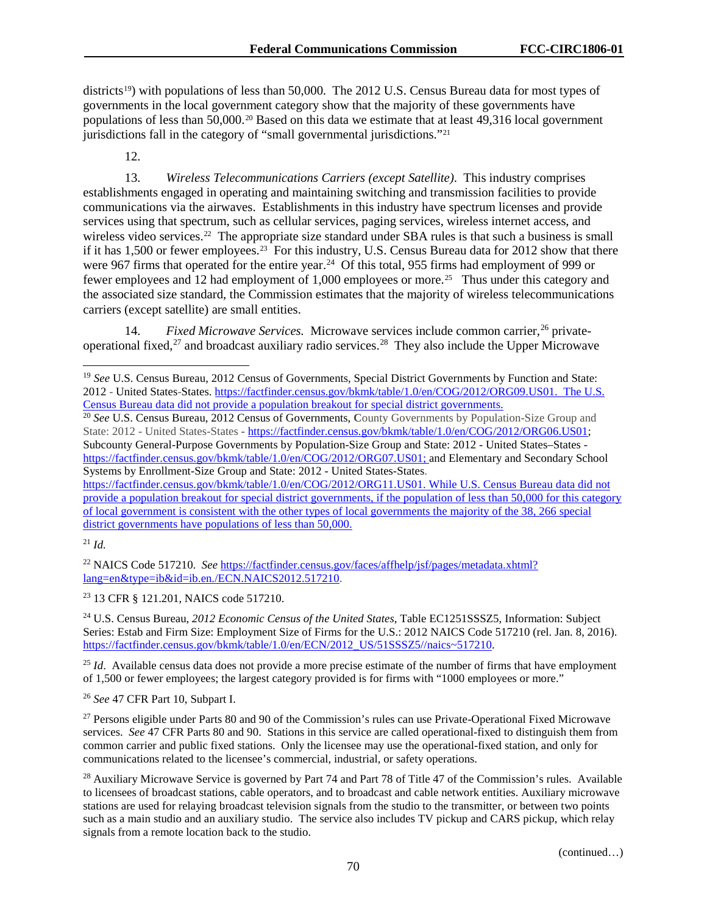districts[19]) with populations of less than 50,000. The 2012 U.S. Census Bureau data for most types of governments in the local government category show that the majority of these governments have populations of less than 50,000.[20] Based on this data we estimate that at least 49,316 local government jurisdictions fall in the category of "small governmental jurisdictions."[21]

12.

13. *Wireless Telecommunications Carriers (except Satellite)*. This industry comprises establishments engaged in operating and maintaining switching and transmission facilities to provide communications via the airwaves. Establishments in this industry have spectrum licenses and provide services using that spectrum, such as cellular services, paging services, wireless internet access, and wireless video services.[22] The appropriate size standard under SBA rules is that such a business is small if it has 1,500 or fewer employees.[23] For this industry, U.S. Census Bureau data for 2012 show that there were 967 firms that operated for the entire year.[24] Of this total, 955 firms had employment of 999 or fewer employees and 12 had employment of 1,000 employees or more.[25] Thus under this category and the associated size standard, the Commission estimates that the majority of wireless telecommunications carriers (except satellite) are small entities.

14. *Fixed Microwave Services.* Microwave services include common carrier,[26] private-operational fixed,[27] and broadcast auxiliary radio services.[28] They also include the Upper Microwave

---

[19] *See* U.S. Census Bureau, 2012 Census of Governments, Special District Governments by Function and State: 2012 - United States-States. https://factfinder.census.gov/bkmk/table/1.0/en/COG/2012/ORG09.US01. The U.S. Census Bureau data did not provide a population breakout for special district governments.

[20] *See* U.S. Census Bureau, 2012 Census of Governments, County Governments by Population-Size Group and State: 2012 - United States-States - https://factfinder.census.gov/bkmk/table/1.0/en/COG/2012/ORG06.US01; Subcounty General-Purpose Governments by Population-Size Group and State: 2012 - United States–States - https://factfinder.census.gov/bkmk/table/1.0/en/COG/2012/ORG07.US01; and Elementary and Secondary School Systems by Enrollment-Size Group and State: 2012 - United States-States. https://factfinder.census.gov/bkmk/table/1.0/en/COG/2012/ORG11.US01. While U.S. Census Bureau data did not provide a population breakout for special district governments, if the population of less than 50,000 for this category of local government is consistent with the other types of local governments the majority of the 38, 266 special district governments have populations of less than 50,000.

[21] *Id.*

[22] NAICS Code 517210. *See* https://factfinder.census.gov/faces/affhelp/jsf/pages/metadata.xhtml?lang=en&type=ib&id=ib.en./ECN.NAICS2012.517210.

[23] 13 CFR § 121.201, NAICS code 517210.

[24] U.S. Census Bureau, *2012 Economic Census of the United States*, Table EC1251SSSZ5, Information: Subject Series: Estab and Firm Size: Employment Size of Firms for the U.S.: 2012 NAICS Code 517210 (rel. Jan. 8, 2016). https://factfinder.census.gov/bkmk/table/1.0/en/ECN/2012_US/51SSSZ5//naics~517210.

[25] *Id*. Available census data does not provide a more precise estimate of the number of firms that have employment of 1,500 or fewer employees; the largest category provided is for firms with "1000 employees or more."

[26] *See* 47 CFR Part 10, Subpart I.

[27] Persons eligible under Parts 80 and 90 of the Commission's rules can use Private-Operational Fixed Microwave services. *See* 47 CFR Parts 80 and 90. Stations in this service are called operational-fixed to distinguish them from common carrier and public fixed stations. Only the licensee may use the operational-fixed station, and only for communications related to the licensee's commercial, industrial, or safety operations.

[28] Auxiliary Microwave Service is governed by Part 74 and Part 78 of Title 47 of the Commission's rules. Available to licensees of broadcast stations, cable operators, and to broadcast and cable network entities. Auxiliary microwave stations are used for relaying broadcast television signals from the studio to the transmitter, or between two points such as a main studio and an auxiliary studio. The service also includes TV pickup and CARS pickup, which relay signals from a remote location back to the studio.

(continued…)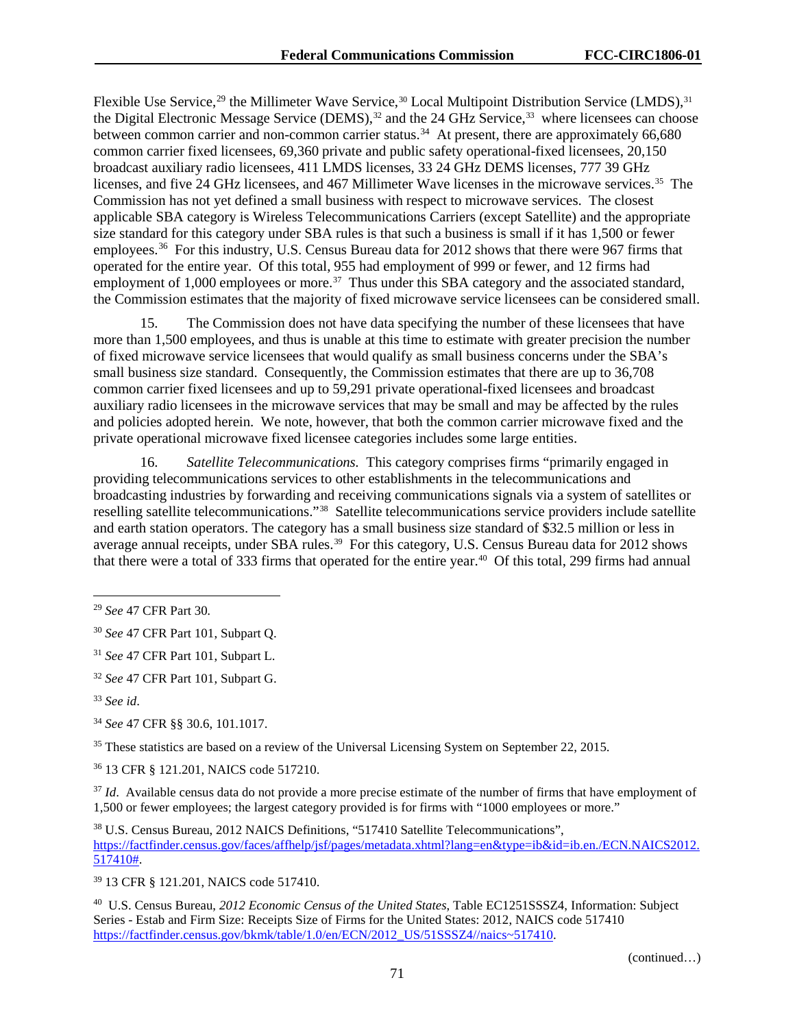Flexible Use Service,[29] the Millimeter Wave Service,[30] Local Multipoint Distribution Service (LMDS),[31] the Digital Electronic Message Service (DEMS),[32] and the 24 GHz Service,[33] where licensees can choose between common carrier and non-common carrier status.[34] At present, there are approximately 66,680 common carrier fixed licensees, 69,360 private and public safety operational-fixed licensees, 20,150 broadcast auxiliary radio licensees, 411 LMDS licenses, 33 24 GHz DEMS licenses, 777 39 GHz licenses, and five 24 GHz licensees, and 467 Millimeter Wave licenses in the microwave services.[35] The Commission has not yet defined a small business with respect to microwave services. The closest applicable SBA category is Wireless Telecommunications Carriers (except Satellite) and the appropriate size standard for this category under SBA rules is that such a business is small if it has 1,500 or fewer employees.[36] For this industry, U.S. Census Bureau data for 2012 shows that there were 967 firms that operated for the entire year. Of this total, 955 had employment of 999 or fewer, and 12 firms had employment of 1,000 employees or more.[37] Thus under this SBA category and the associated standard, the Commission estimates that the majority of fixed microwave service licensees can be considered small.

15. The Commission does not have data specifying the number of these licensees that have more than 1,500 employees, and thus is unable at this time to estimate with greater precision the number of fixed microwave service licensees that would qualify as small business concerns under the SBA's small business size standard. Consequently, the Commission estimates that there are up to 36,708 common carrier fixed licensees and up to 59,291 private operational-fixed licensees and broadcast auxiliary radio licensees in the microwave services that may be small and may be affected by the rules and policies adopted herein. We note, however, that both the common carrier microwave fixed and the private operational microwave fixed licensee categories includes some large entities.

16. *Satellite Telecommunications.* This category comprises firms "primarily engaged in providing telecommunications services to other establishments in the telecommunications and broadcasting industries by forwarding and receiving communications signals via a system of satellites or reselling satellite telecommunications."[38] Satellite telecommunications service providers include satellite and earth station operators. The category has a small business size standard of $32.5 million or less in average annual receipts, under SBA rules.[39] For this category, U.S. Census Bureau data for 2012 shows that there were a total of 333 firms that operated for the entire year.[40] Of this total, 299 firms had annual

---

[29] *See* 47 CFR Part 30.

[30] *See* 47 CFR Part 101, Subpart Q.

[31] *See* 47 CFR Part 101, Subpart L.

[32] *See* 47 CFR Part 101, Subpart G.

[33] *See id*.

[34] *See* 47 CFR §§ 30.6, 101.1017.

[35] These statistics are based on a review of the Universal Licensing System on September 22, 2015.

[36] 13 CFR § 121.201, NAICS code 517210.

[37] *Id*. Available census data do not provide a more precise estimate of the number of firms that have employment of 1,500 or fewer employees; the largest category provided is for firms with "1000 employees or more."

[38] U.S. Census Bureau, 2012 NAICS Definitions, "517410 Satellite Telecommunications", https://factfinder.census.gov/faces/affhelp/jsf/pages/metadata.xhtml?lang=en&type=ib&id=ib.en./ECN.NAICS2012.517410#.

[39] 13 CFR § 121.201, NAICS code 517410.

[40] U.S. Census Bureau, *2012 Economic Census of the United States*, Table EC1251SSSZ4, Information: Subject Series - Estab and Firm Size: Receipts Size of Firms for the United States: 2012, NAICS code 517410 https://factfinder.census.gov/bkmk/table/1.0/en/ECN/2012_US/51SSSZ4//naics~517410.

(continued…)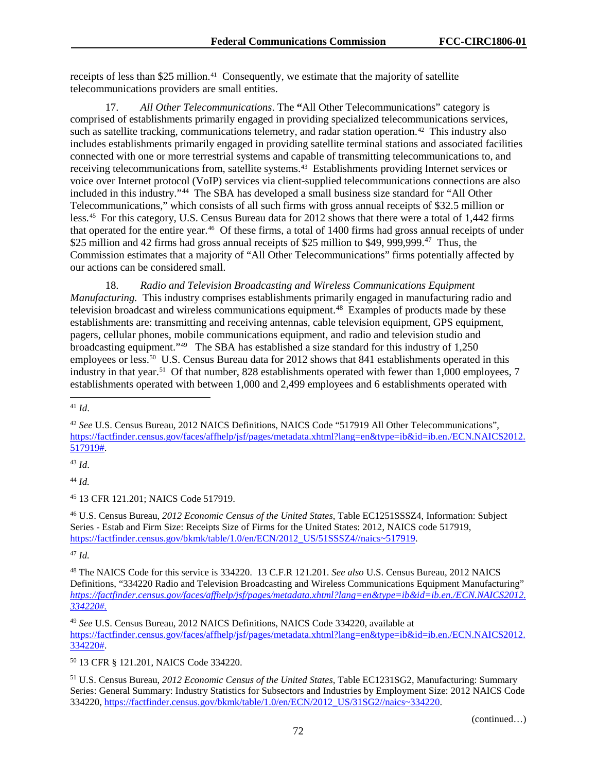receipts of less than $25 million.[41] Consequently, we estimate that the majority of satellite telecommunications providers are small entities.

17. *All Other Telecommunications*. The **"**All Other Telecommunications" category is comprised of establishments primarily engaged in providing specialized telecommunications services, such as satellite tracking, communications telemetry, and radar station operation.[42] This industry also includes establishments primarily engaged in providing satellite terminal stations and associated facilities connected with one or more terrestrial systems and capable of transmitting telecommunications to, and receiving telecommunications from, satellite systems.[43] Establishments providing Internet services or voice over Internet protocol (VoIP) services via client-supplied telecommunications connections are also included in this industry."[44] The SBA has developed a small business size standard for "All Other Telecommunications," which consists of all such firms with gross annual receipts of $32.5 million or less.[45] For this category, U.S. Census Bureau data for 2012 shows that there were a total of 1,442 firms that operated for the entire year.[46] Of these firms, a total of 1400 firms had gross annual receipts of under $25 million and 42 firms had gross annual receipts of $25 million to $49, 999,999.[47] Thus, the Commission estimates that a majority of "All Other Telecommunications" firms potentially affected by our actions can be considered small.

18. *Radio and Television Broadcasting and Wireless Communications Equipment Manufacturing.* This industry comprises establishments primarily engaged in manufacturing radio and television broadcast and wireless communications equipment.[48] Examples of products made by these establishments are: transmitting and receiving antennas, cable television equipment, GPS equipment, pagers, cellular phones, mobile communications equipment, and radio and television studio and broadcasting equipment."[49] The SBA has established a size standard for this industry of 1,250 employees or less.[50] U.S. Census Bureau data for 2012 shows that 841 establishments operated in this industry in that year.[51] Of that number, 828 establishments operated with fewer than 1,000 employees, 7 establishments operated with between 1,000 and 2,499 employees and 6 establishments operated with

---

[41] *Id*.

[42] *See* U.S. Census Bureau, 2012 NAICS Definitions, NAICS Code "517919 All Other Telecommunications", https://factfinder.census.gov/faces/affhelp/jsf/pages/metadata.xhtml?lang=en&type=ib&id=ib.en./ECN.NAICS2012.517919#.

[43] *Id*.

[44] *Id.*

[45] 13 CFR 121.201; NAICS Code 517919.

[46] U.S. Census Bureau, *2012 Economic Census of the United States*, Table EC1251SSSZ4, Information: Subject Series - Estab and Firm Size: Receipts Size of Firms for the United States: 2012, NAICS code 517919, https://factfinder.census.gov/bkmk/table/1.0/en/ECN/2012_US/51SSSZ4//naics~517919.

[47] *Id.*

[48] The NAICS Code for this service is 334220. 13 C.F.R 121.201. *See also* U.S. Census Bureau, 2012 NAICS Definitions, "334220 Radio and Television Broadcasting and Wireless Communications Equipment Manufacturing" *https://factfinder.census.gov/faces/affhelp/jsf/pages/metadata.xhtml?lang=en&type=ib&id=ib.en./ECN.NAICS2012.334220#.*

[49] *See* U.S. Census Bureau, 2012 NAICS Definitions, NAICS Code 334220, available at https://factfinder.census.gov/faces/affhelp/jsf/pages/metadata.xhtml?lang=en&type=ib&id=ib.en./ECN.NAICS2012.334220#.

[50] 13 CFR § 121.201, NAICS Code 334220.

[51] U.S. Census Bureau, *2012 Economic Census of the United States*, Table EC1231SG2, Manufacturing: Summary Series: General Summary: Industry Statistics for Subsectors and Industries by Employment Size: 2012 NAICS Code 334220, https://factfinder.census.gov/bkmk/table/1.0/en/ECN/2012_US/31SG2//naics~334220.

(continued…)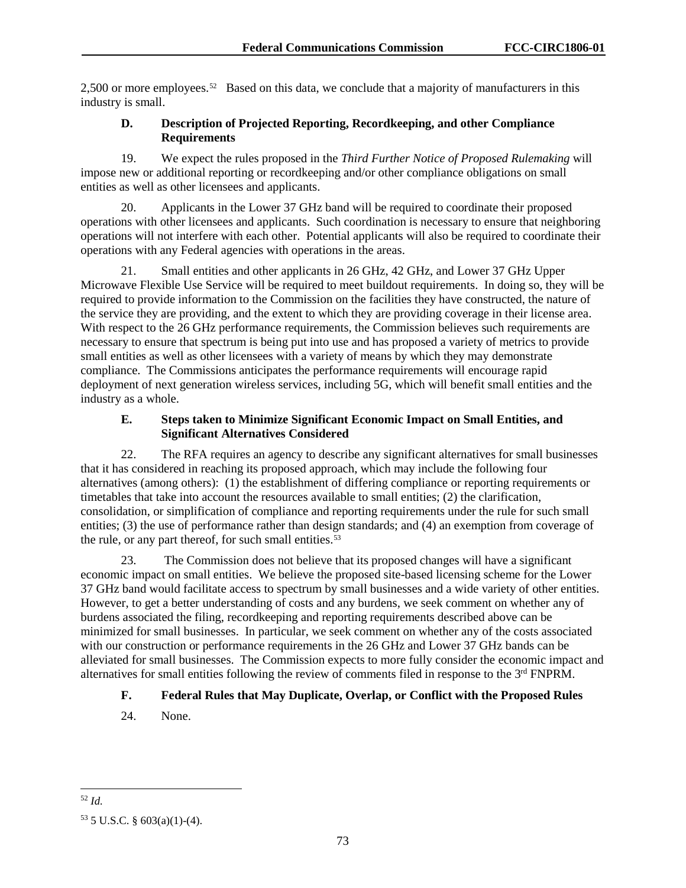2,500 or more employees.[52] Based on this data, we conclude that a majority of manufacturers in this industry is small.

### D. Description of Projected Reporting, Recordkeeping, and other Compliance Requirements

19. We expect the rules proposed in the *Third Further Notice of Proposed Rulemaking* will impose new or additional reporting or recordkeeping and/or other compliance obligations on small entities as well as other licensees and applicants.

20. Applicants in the Lower 37 GHz band will be required to coordinate their proposed operations with other licensees and applicants. Such coordination is necessary to ensure that neighboring operations will not interfere with each other. Potential applicants will also be required to coordinate their operations with any Federal agencies with operations in the areas.

21. Small entities and other applicants in 26 GHz, 42 GHz, and Lower 37 GHz Upper Microwave Flexible Use Service will be required to meet buildout requirements. In doing so, they will be required to provide information to the Commission on the facilities they have constructed, the nature of the service they are providing, and the extent to which they are providing coverage in their license area. With respect to the 26 GHz performance requirements, the Commission believes such requirements are necessary to ensure that spectrum is being put into use and has proposed a variety of metrics to provide small entities as well as other licensees with a variety of means by which they may demonstrate compliance. The Commissions anticipates the performance requirements will encourage rapid deployment of next generation wireless services, including 5G, which will benefit small entities and the industry as a whole.

### E. Steps taken to Minimize Significant Economic Impact on Small Entities, and Significant Alternatives Considered

22. The RFA requires an agency to describe any significant alternatives for small businesses that it has considered in reaching its proposed approach, which may include the following four alternatives (among others): (1) the establishment of differing compliance or reporting requirements or timetables that take into account the resources available to small entities; (2) the clarification, consolidation, or simplification of compliance and reporting requirements under the rule for such small entities; (3) the use of performance rather than design standards; and (4) an exemption from coverage of the rule, or any part thereof, for such small entities.[53]

23. The Commission does not believe that its proposed changes will have a significant economic impact on small entities. We believe the proposed site-based licensing scheme for the Lower 37 GHz band would facilitate access to spectrum by small businesses and a wide variety of other entities. However, to get a better understanding of costs and any burdens, we seek comment on whether any of burdens associated the filing, recordkeeping and reporting requirements described above can be minimized for small businesses. In particular, we seek comment on whether any of the costs associated with our construction or performance requirements in the 26 GHz and Lower 37 GHz bands can be alleviated for small businesses. The Commission expects to more fully consider the economic impact and alternatives for small entities following the review of comments filed in response to the 3rd FNPRM.

### F. Federal Rules that May Duplicate, Overlap, or Conflict with the Proposed Rules

24. None.

---

[52] *Id.*

[53] 5 U.S.C. § 603(a)(1)-(4).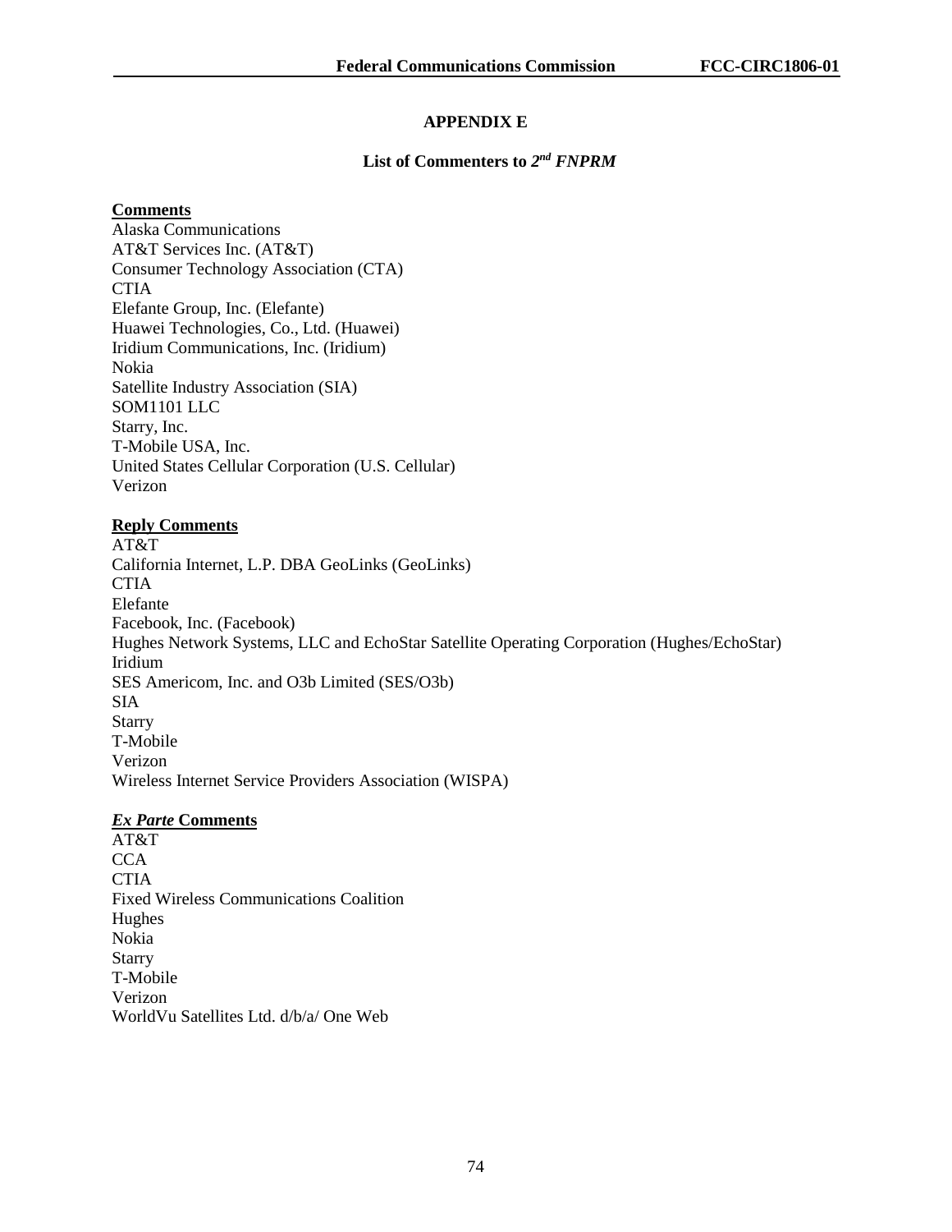# APPENDIX E

## List of Commenters to $2^{nd}$ *FNPRM*

**Comments**

Alaska Communications
AT&T Services Inc. (AT&T)
Consumer Technology Association (CTA)
CTIA
Elefante Group, Inc. (Elefante)
Huawei Technologies, Co., Ltd. (Huawei)
Iridium Communications, Inc. (Iridium)
Nokia
Satellite Industry Association (SIA)
SOM1101 LLC
Starry, Inc.
T-Mobile USA, Inc.
United States Cellular Corporation (U.S. Cellular)
Verizon

**Reply Comments**

AT&T
California Internet, L.P. DBA GeoLinks (GeoLinks)
CTIA
Elefante
Facebook, Inc. (Facebook)
Hughes Network Systems, LLC and EchoStar Satellite Operating Corporation (Hughes/EchoStar)
Iridium
SES Americom, Inc. and O3b Limited (SES/O3b)
SIA
Starry
T-Mobile
Verizon
Wireless Internet Service Providers Association (WISPA)

***Ex Parte* Comments**

AT&T
CCA
CTIA
Fixed Wireless Communications Coalition
Hughes
Nokia
Starry
T-Mobile
Verizon
WorldVu Satellites Ltd. d/b/a/ One Web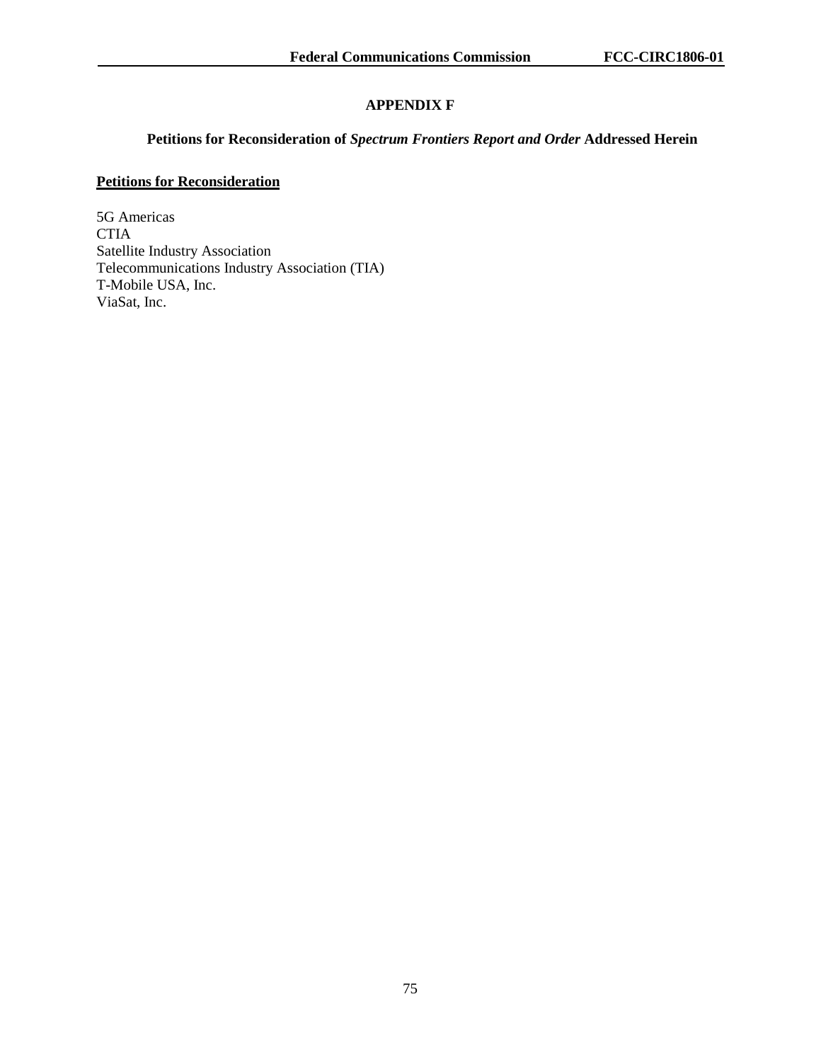## APPENDIX F

### Petitions for Reconsideration of *Spectrum Frontiers Report and Order* Addressed Herein

**Petitions for Reconsideration**

5G Americas
CTIA
Satellite Industry Association
Telecommunications Industry Association (TIA)
T-Mobile USA, Inc.
ViaSat, Inc.